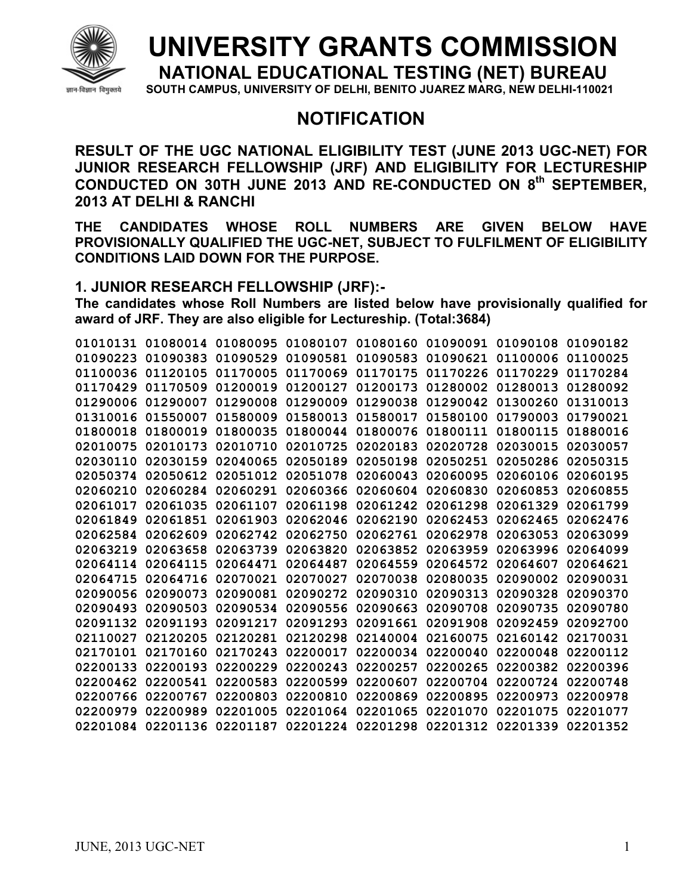# UNIVERSITY GRANTS COMMISSION

## NATIONAL EDUCATIONAL TESTING (NET) BUREAU

**SOUTH CAMPUS, UNIVERSITY OF DELHI, BENITO JUAREZ MARG, NEW DELHI-110021**

## NOTIFICATION

**RESULT OF THE UGC NATIONAL ELIGIBILITY TEST (JUNE 2013 UGC-NET) FOR JUNIOR RESEARCH FELLOWSHIP (JRF) AND ELIGIBILITY FOR LECTURESHIP CONDUCTED ON 30TH JUNE 2013 AND RE-CONDUCTED ON 8th SEPTEMBER, 2013 AT DELHI & RANCHI**

**THE CANDIDATES WHOSE ROLL NUMBERS ARE GIVEN BELOW HAVE PROVISIONALLY QUALIFIED THE UGC-NET, SUBJECT TO FULFILMENT OF ELIGIBILITY CONDITIONS LAID DOWN FOR THE PURPOSE.**

### 1. JUNIOR RESEARCH FELLOWSHIP (JRF):-

**The candidates whose Roll Numbers are listed below have provisionally qualified for award of JRF. They are also eligible for Lectureship. (Total:3684)**

```
01010131 01080014 01080095 01080107 01080160 01090091 01090108 01090182
01090223 01090383 01090529 01090581 01090583 01090621 01100006 01100025
01100036 01120105 01170005 01170069 01170175 01170226 01170229 01170284
01170429 01170509 01200019 01200127 01200173 01280002 01280013 01280092
01290006 01290007 01290008 01290009 01290038 01290042 01300260 01310013
01310016 01550007 01580009 01580013 01580017 01580100 01790003 01790021
01800018 01800019 01800035 01800044 01800076 01800111 01800115 01880016
02010075 02010173 02010710 02010725 02020183 02020728 02030015 02030057
02030110 02030159 02040065 02050189 02050198 02050251 02050286 02050315
02050374 02050612 02051012 02051078 02060043 02060095 02060106 02060195
02060210 02060284 02060291 02060366 02060604 02060830 02060853 02060855
02061017 02061035 02061107 02061198 02061242 02061298 02061329 02061799
02061849 02061851 02061903 02062046 02062190 02062453 02062465 02062476
02062584 02062609 02062742 02062750 02062761 02062978 02063053 02063099
02063219 02063658 02063739 02063820 02063852 02063959 02063996 02064099
02064114 02064115 02064471 02064487 02064559 02064572 02064607 02064621
02064715 02064716 02070021 02070027 02070038 02080035 02090002 02090031
02090056 02090073 02090081 02090272 02090310 02090313 02090328 02090370
02090493 02090503 02090534 02090556 02090663 02090708 02090735 02090780
02091132 02091193 02091217 02091293 02091661 02091908 02092459 02092700
02110027 02120205 02120281 02120298 02140004 02160075 02160142 02170031
02170101 02170160 02170243 02200017 02200034 02200040 02200048 02200112
02200133 02200193 02200229 02200243 02200257 02200265 02200382 02200396
02200462 02200541 02200583 02200599 02200607 02200704 02200724 02200748
02200766 02200767 02200803 02200810 02200869 02200895 02200973 02200978
02200979 02200989 02201005 02201064 02201065 02201070 02201075 02201077
02201084 02201136 02201187 02201224 02201298 02201312 02201339 02201352
```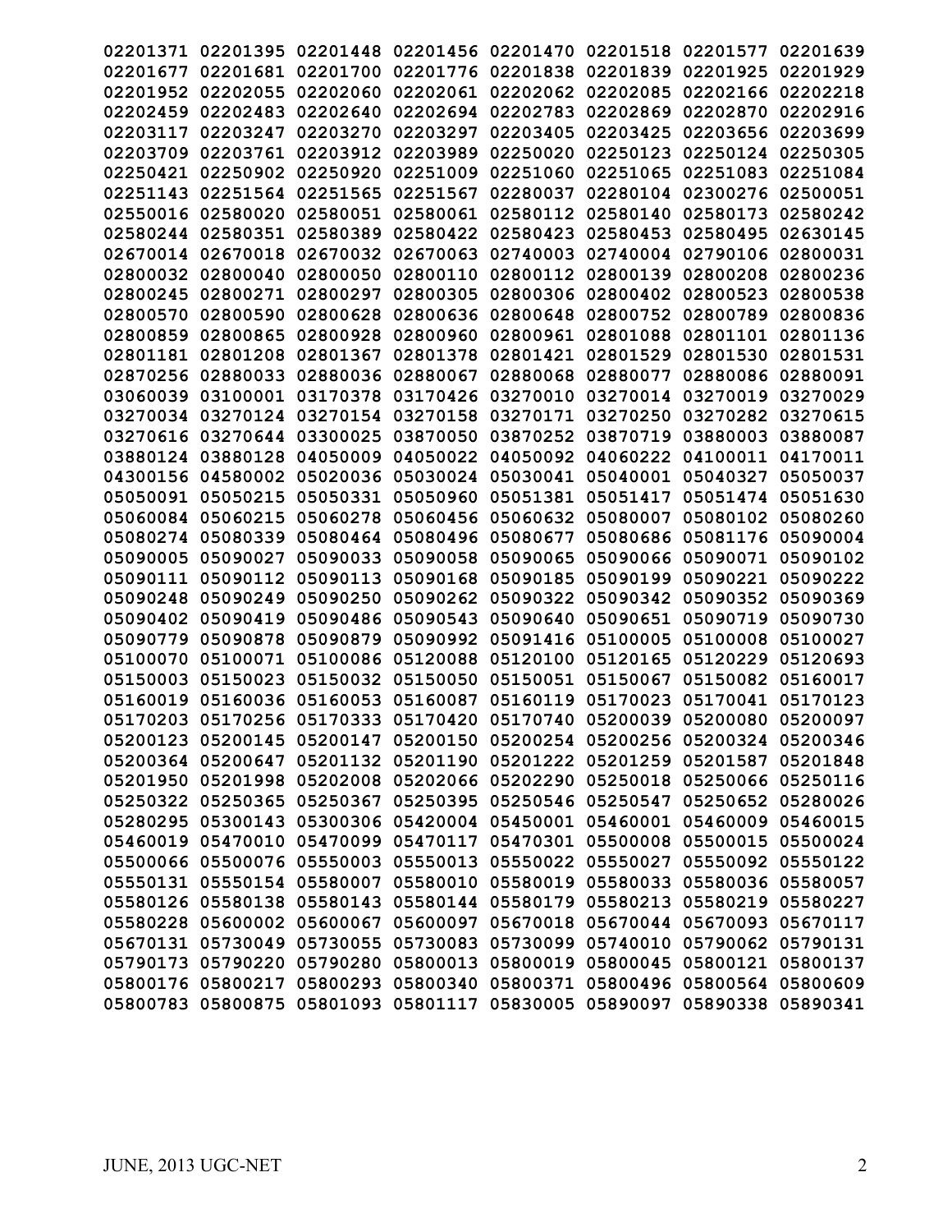02201371 02201395 02201448 02201456 02201470 02201518 02201577 02201639
02201677 02201681 02201700 02201776 02201838 02201839 02201925 02201929
02201952 02202055 02202060 02202061 02202062 02202085 02202166 02202218
02202459 02202483 02202640 02202694 02202783 02202869 02202870 02202916
02203117 02203247 02203270 02203297 02203405 02203425 02203656 02203699
02203709 02203761 02203912 02203989 02250020 02250123 02250124 02250305
02250421 02250902 02250920 02251009 02251060 02251065 02251083 02251084
02251143 02251564 02251565 02251567 02280037 02280104 02300276 02500051
02550016 02580020 02580051 02580061 02580112 02580140 02580173 02580242
02580244 02580351 02580389 02580422 02580423 02580453 02580495 02630145
02670014 02670018 02670032 02670063 02740003 02740004 02790106 02800031
02800032 02800040 02800050 02800110 02800112 02800139 02800208 02800236
02800245 02800271 02800297 02800305 02800306 02800402 02800523 02800538
02800570 02800590 02800628 02800636 02800648 02800752 02800789 02800836
02800859 02800865 02800928 02800960 02800961 02801088 02801101 02801136
02801181 02801208 02801367 02801378 02801421 02801529 02801530 02801531
02870256 02880033 02880036 02880067 02880068 02880077 02880086 02880091
03060039 03100001 03170378 03170426 03270010 03270014 03270019 03270029
03270034 03270124 03270154 03270158 03270171 03270250 03270282 03270615
03270616 03270644 03300025 03870050 03870252 03870719 03880003 03880087
03880124 03880128 04050009 04050022 04050092 04060222 04100011 04170011
04300156 04580002 05020036 05030024 05030041 05040001 05040327 05050037
05050091 05050215 05050331 05050960 05051381 05051417 05051474 05051630
05060084 05060215 05060278 05060456 05060632 05080007 05080102 05080260
05080274 05080339 05080464 05080496 05080677 05080686 05081176 05090004
05090005 05090027 05090033 05090058 05090065 05090066 05090071 05090102
05090111 05090112 05090113 05090168 05090185 05090199 05090221 05090222
05090248 05090249 05090250 05090262 05090322 05090342 05090352 05090369
05090402 05090419 05090486 05090543 05090640 05090651 05090719 05090730
05090779 05090878 05090879 05090992 05091416 05100005 05100008 05100027
05100070 05100071 05100086 05120088 05120100 05120165 05120229 05120693
05150003 05150023 05150032 05150050 05150051 05150067 05150082 05160017
05160019 05160036 05160053 05160087 05160119 05170023 05170041 05170123
05170203 05170256 05170333 05170420 05170740 05200039 05200080 05200097
05200123 05200145 05200147 05200150 05200254 05200256 05200324 05200346
05200364 05200647 05201132 05201190 05201222 05201259 05201587 05201848
05201950 05201998 05202008 05202066 05202290 05250018 05250066 05250116
05250322 05250365 05250367 05250395 05250546 05250547 05250652 05280026
05280295 05300143 05300306 05420004 05450001 05460001 05460009 05460015
05460019 05470010 05470099 05470117 05470301 05500008 05500015 05500024
05500066 05500076 05550003 05550013 05550022 05550027 05550092 05550122
05550131 05550154 05580007 05580010 05580019 05580033 05580036 05580057
05580126 05580138 05580143 05580144 05580179 05580213 05580219 05580227
05580228 05600002 05600067 05600097 05670018 05670044 05670093 05670117
05670131 05730049 05730055 05730083 05730099 05740010 05790062 05790131
05790173 05790220 05790280 05800013 05800019 05800045 05800121 05800137
05800176 05800217 05800293 05800340 05800371 05800496 05800564 05800609
05800783 05800875 05801093 05801117 05830005 05890097 05890338 05890341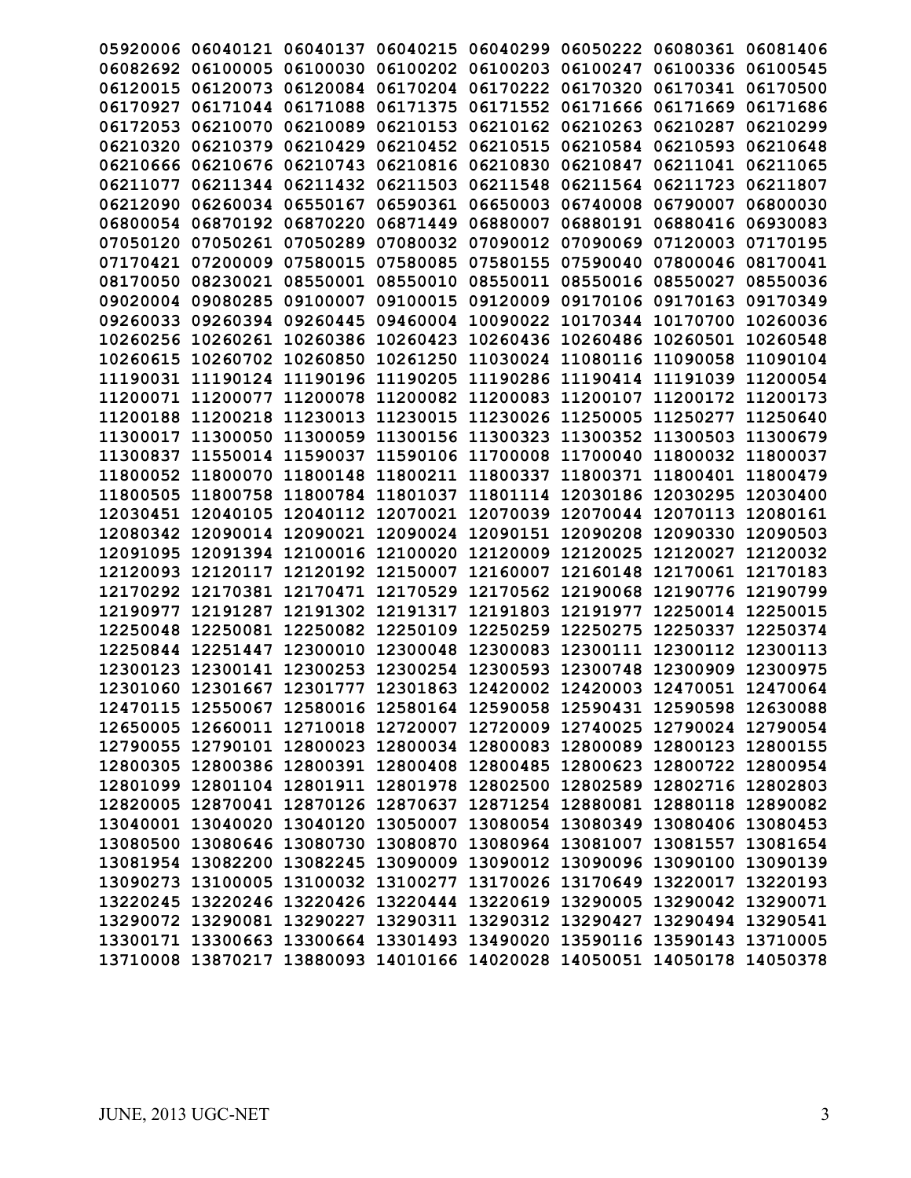**05920006 06040121 06040137 06040215 06040299 06050222 06080361 06081406**
**06082692 06100005 06100030 06100202 06100203 06100247 06100336 06100545**
**06120015 06120073 06120084 06170204 06170222 06170320 06170341 06170500**
**06170927 06171044 06171088 06171375 06171552 06171666 06171669 06171686**
**06172053 06210070 06210089 06210153 06210162 06210263 06210287 06210299**
**06210320 06210379 06210429 06210452 06210515 06210584 06210593 06210648**
**06210666 06210676 06210743 06210816 06210830 06210847 06211041 06211065**
**06211077 06211344 06211432 06211503 06211548 06211564 06211723 06211807**
**06212090 06260034 06550167 06590361 06650003 06740008 06790007 06800030**
**06800054 06870192 06870220 06871449 06880007 06880191 06880416 06930083**
**07050120 07050261 07050289 07080032 07090012 07090069 07120003 07170195**
**07170421 07200009 07580015 07580085 07580155 07590040 07800046 08170041**
**08170050 08230021 08550001 08550010 08550011 08550016 08550027 08550036**
**09020004 09080285 09100007 09100015 09120009 09170106 09170163 09170349**
**09260033 09260394 09260445 09460004 10090022 10170344 10170700 10260036**
**10260256 10260261 10260386 10260423 10260436 10260486 10260501 10260548**
**10260615 10260702 10260850 10261250 11030024 11080116 11090058 11090104**
**11190031 11190124 11190196 11190205 11190286 11190414 11191039 11200054**
**11200071 11200077 11200078 11200082 11200083 11200107 11200172 11200173**
**11200188 11200218 11230013 11230015 11230026 11250005 11250277 11250640**
**11300017 11300050 11300059 11300156 11300323 11300352 11300503 11300679**
**11300837 11550014 11590037 11590106 11700008 11700040 11800032 11800037**
**11800052 11800070 11800148 11800211 11800337 11800371 11800401 11800479**
**11800505 11800758 11800784 11801037 11801114 12030186 12030295 12030400**
**12030451 12040105 12040112 12070021 12070039 12070044 12070113 12080161**
**12080342 12090014 12090021 12090024 12090151 12090208 12090330 12090503**
**12091095 12091394 12100016 12100020 12120009 12120025 12120027 12120032**
**12120093 12120117 12120192 12150007 12160007 12160148 12170061 12170183**
**12170292 12170381 12170471 12170529 12170562 12190068 12190776 12190799**
**12190977 12191287 12191302 12191317 12191803 12191977 12250014 12250015**
**12250048 12250081 12250082 12250109 12250259 12250275 12250337 12250374**
**12250844 12251447 12300010 12300048 12300083 12300111 12300112 12300113**
**12300123 12300141 12300253 12300254 12300593 12300748 12300909 12300975**
**12301060 12301667 12301777 12301863 12420002 12420003 12470051 12470064**
**12470115 12550067 12580016 12580164 12590058 12590431 12590598 12630088**
**12650005 12660011 12710018 12720007 12720009 12740025 12790024 12790054**
**12790055 12790101 12800023 12800034 12800083 12800089 12800123 12800155**
**12800305 12800386 12800391 12800408 12800485 12800623 12800722 12800954**
**12801099 12801104 12801911 12801978 12802500 12802589 12802716 12802803**
**12820005 12870041 12870126 12870637 12871254 12880081 12880118 12890082**
**13040001 13040020 13040120 13050007 13080054 13080349 13080406 13080453**
**13080500 13080646 13080730 13080870 13080964 13081007 13081557 13081654**
**13081954 13082200 13082245 13090009 13090012 13090096 13090100 13090139**
**13090273 13100005 13100032 13100277 13170026 13170649 13220017 13220193**
**13220245 13220246 13220426 13220444 13220619 13290005 13290042 13290071**
**13290072 13290081 13290227 13290311 13290312 13290427 13290494 13290541**
**13300171 13300663 13300664 13301493 13490020 13590116 13590143 13710005**
**13710008 13870217 13880093 14010166 14020028 14050051 14050178 14050378**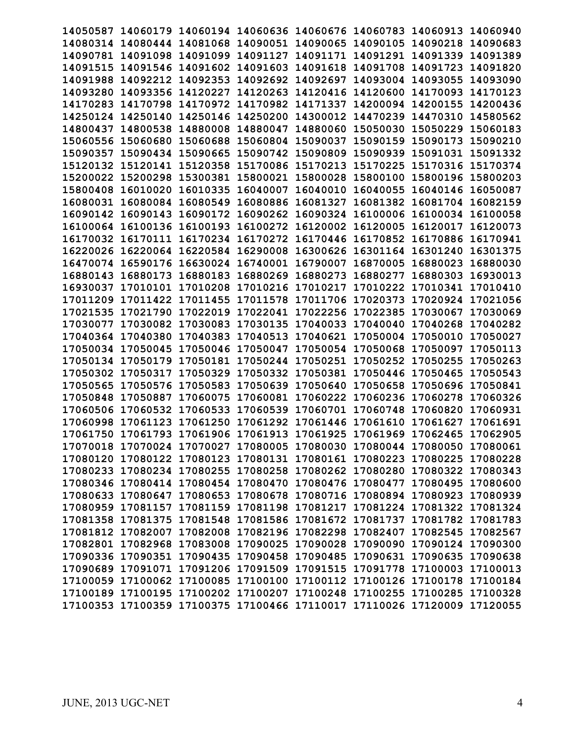14050587 14060179 14060194 14060636 14060676 14060783 14060913 14060940
14080314 14080444 14081068 14090051 14090065 14090105 14090218 14090683
14090781 14091098 14091099 14091127 14091171 14091291 14091339 14091389
14091515 14091546 14091602 14091603 14091618 14091708 14091723 14091820
14091988 14092212 14092353 14092692 14092697 14093004 14093055 14093090
14093280 14093356 14120227 14120263 14120416 14120600 14170093 14170123
14170283 14170798 14170972 14170982 14171337 14200094 14200155 14200436
14250124 14250140 14250146 14250200 14300012 14470239 14470310 14580562
14800437 14800538 14880008 14880047 14880060 15050030 15050229 15060183
15060556 15060680 15060688 15060804 15090037 15090159 15090173 15090210
15090357 15090434 15090665 15090742 15090809 15090939 15091031 15091332
15120132 15120141 15120358 15170086 15170213 15170225 15170316 15170374
15200022 15200298 15300381 15800021 15800028 15800100 15800196 15800203
15800408 16010020 16010335 16040007 16040010 16040055 16040146 16050087
16080031 16080084 16080549 16080886 16081327 16081382 16081704 16082159
16090142 16090143 16090172 16090262 16090324 16100006 16100034 16100058
16100064 16100136 16100193 16100272 16120002 16120005 16120017 16120073
16170032 16170111 16170234 16170272 16170446 16170852 16170886 16170941
16220026 16220064 16220584 16290008 16300626 16301164 16301240 16301375
16470074 16590176 16630024 16740001 16790007 16870005 16880023 16880030
16880143 16880173 16880183 16880269 16880273 16880277 16880303 16930013
16930037 17010101 17010208 17010216 17010217 17010222 17010341 17010410
17011209 17011422 17011455 17011578 17011706 17020373 17020924 17021056
17021535 17021790 17022019 17022041 17022256 17022385 17030067 17030069
17030077 17030082 17030083 17030135 17040033 17040040 17040268 17040282
17040364 17040380 17040383 17040513 17040621 17050004 17050010 17050027
17050034 17050045 17050046 17050047 17050054 17050068 17050097 17050113
17050134 17050179 17050181 17050244 17050251 17050252 17050255 17050263
17050302 17050317 17050329 17050332 17050381 17050446 17050465 17050543
17050565 17050576 17050583 17050639 17050640 17050658 17050696 17050841
17050848 17050887 17060075 17060081 17060222 17060236 17060278 17060326
17060506 17060532 17060533 17060539 17060701 17060748 17060820 17060931
17060998 17061123 17061250 17061292 17061446 17061610 17061627 17061691
17061750 17061793 17061906 17061913 17061925 17061969 17062465 17062905
17070018 17070024 17070027 17080005 17080030 17080044 17080050 17080061
17080120 17080122 17080123 17080131 17080161 17080223 17080225 17080228
17080233 17080234 17080255 17080258 17080262 17080280 17080322 17080343
17080346 17080414 17080454 17080470 17080476 17080477 17080495 17080600
17080633 17080647 17080653 17080678 17080716 17080894 17080923 17080939
17080959 17081157 17081159 17081198 17081217 17081224 17081322 17081324
17081358 17081375 17081548 17081586 17081672 17081737 17081782 17081783
17081812 17082007 17082008 17082196 17082298 17082407 17082545 17082567
17082801 17082968 17083008 17090025 17090028 17090090 17090124 17090300
17090336 17090351 17090435 17090458 17090485 17090631 17090635 17090638
17090689 17091071 17091206 17091509 17091515 17091778 17100003 17100013
17100059 17100062 17100085 17100100 17100112 17100126 17100178 17100184
17100189 17100195 17100202 17100207 17100248 17100255 17100285 17100328
17100353 17100359 17100375 17100466 17110017 17110026 17120009 17120055

JUNE, 2013 UGC-NET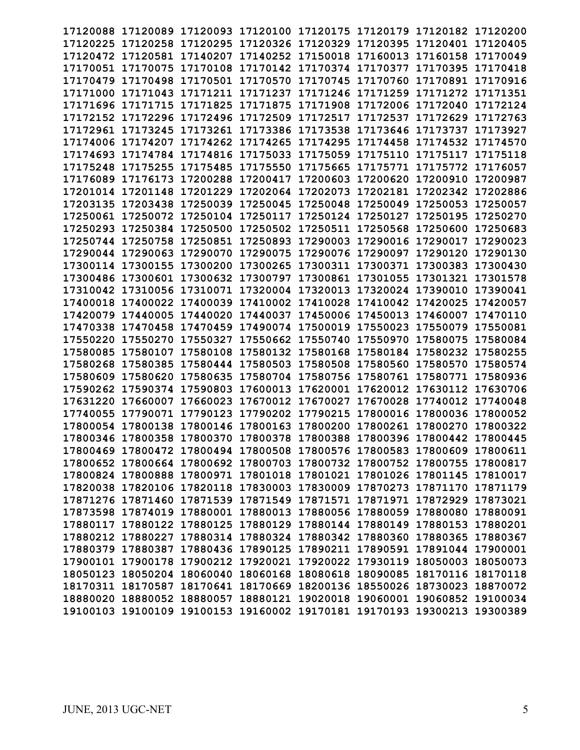17120088 17120089 17120093 17120100 17120175 17120179 17120182 17120200
17120225 17120258 17120295 17120326 17120329 17120395 17120401 17120405
17120472 17120581 17140207 17140252 17150018 17160013 17160158 17170049
17170051 17170075 17170108 17170142 17170374 17170377 17170395 17170418
17170479 17170498 17170501 17170570 17170745 17170760 17170891 17170916
17171000 17171043 17171211 17171237 17171246 17171259 17171272 17171351
17171696 17171715 17171825 17171875 17171908 17172006 17172040 17172124
17172152 17172296 17172496 17172509 17172517 17172537 17172629 17172763
17172961 17173245 17173261 17173386 17173538 17173646 17173737 17173927
17174006 17174207 17174262 17174265 17174295 17174458 17174532 17174570
17174693 17174784 17174816 17175033 17175059 17175110 17175117 17175118
17175248 17175255 17175485 17175550 17175665 17175771 17175772 17176057
17176089 17176173 17200288 17200417 17200603 17200620 17200910 17200987
17201014 17201148 17201229 17202064 17202073 17202181 17202342 17202886
17203135 17203438 17250039 17250045 17250048 17250049 17250053 17250057
17250061 17250072 17250104 17250117 17250124 17250127 17250195 17250270
17250293 17250384 17250500 17250502 17250511 17250568 17250600 17250683
17250744 17250758 17250851 17250893 17290003 17290016 17290017 17290023
17290044 17290063 17290070 17290075 17290076 17290097 17290120 17290130
17300114 17300155 17300200 17300265 17300311 17300371 17300383 17300430
17300486 17300601 17300632 17300797 17300861 17301055 17301321 17301578
17310042 17310056 17310071 17320004 17320013 17320024 17390010 17390041
17400018 17400022 17400039 17410002 17410028 17410042 17420025 17420057
17420079 17440005 17440020 17440037 17450006 17450013 17460007 17470110
17470338 17470458 17470459 17490074 17500019 17550023 17550079 17550081
17550220 17550270 17550327 17550662 17550740 17550970 17580075 17580084
17580085 17580107 17580108 17580132 17580168 17580184 17580232 17580255
17580268 17580385 17580444 17580503 17580508 17580560 17580570 17580574
17580609 17580620 17580635 17580704 17580756 17580761 17580771 17580936
17590262 17590374 17590803 17600013 17620001 17620012 17630112 17630706
17631220 17660007 17660023 17670012 17670027 17670028 17740012 17740048
17740055 17790071 17790123 17790202 17790215 17800016 17800036 17800052
17800054 17800138 17800146 17800163 17800200 17800261 17800270 17800322
17800346 17800358 17800370 17800378 17800388 17800396 17800442 17800445
17800469 17800472 17800494 17800508 17800576 17800583 17800609 17800611
17800652 17800664 17800692 17800703 17800732 17800752 17800755 17800817
17800824 17800888 17800971 17801018 17801021 17801026 17801145 17810017
17820038 17820106 17820118 17830003 17830009 17870273 17871170 17871179
17871276 17871460 17871539 17871549 17871571 17871971 17872929 17873021
17873598 17874019 17880001 17880013 17880056 17880059 17880080 17880091
17880117 17880122 17880125 17880129 17880144 17880149 17880153 17880201
17880212 17880227 17880314 17880324 17880342 17880360 17880365 17880367
17880379 17880387 17880436 17890125 17890211 17890591 17891044 17900001
17900101 17900178 17900212 17920021 17920022 17930119 18050003 18050073
18050123 18050204 18060040 18060168 18080618 18090085 18170116 18170118
18170311 18170587 18170641 18170669 18200136 18550026 18730023 18870072
18880020 18880052 18880057 18880121 19020018 19060001 19060852 19100034
19100103 19100109 19100153 19160002 19170181 19170193 19300213 19300389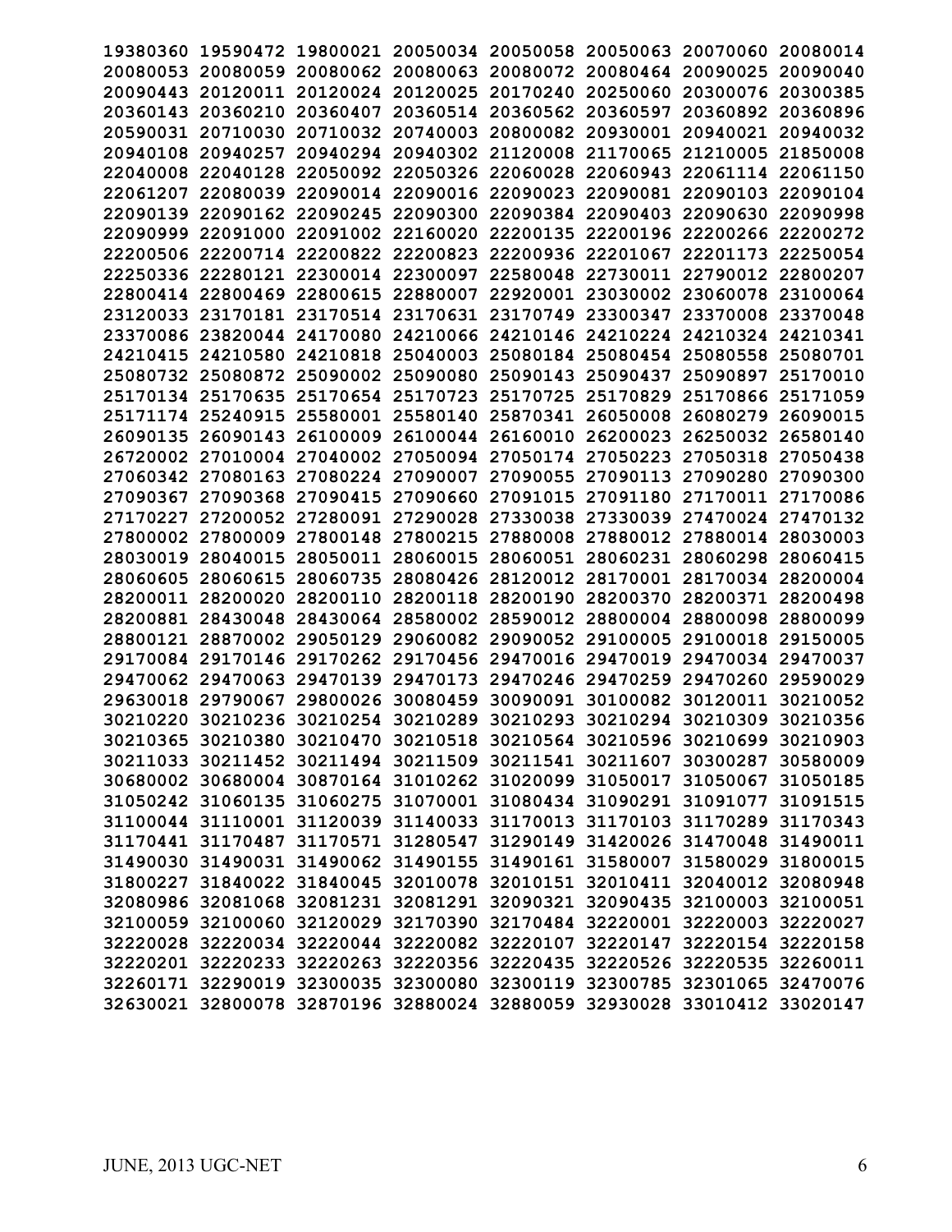**19380360 19590472 19800021 20050034 20050058 20050063 20070060 20080014**
**20080053 20080059 20080062 20080063 20080072 20080464 20090025 20090040**
**20090443 20120011 20120024 20120025 20170240 20250060 20300076 20300385**
**20360143 20360210 20360407 20360514 20360562 20360597 20360892 20360896**
**20590031 20710030 20710032 20740003 20800082 20930001 20940021 20940032**
**20940108 20940257 20940294 20940302 21120008 21170065 21210005 21850008**
**22040008 22040128 22050092 22050326 22060028 22060943 22061114 22061150**
**22061207 22080039 22090014 22090016 22090023 22090081 22090103 22090104**
**22090139 22090162 22090245 22090300 22090384 22090403 22090630 22090998**
**22090999 22091000 22091002 22160020 22200135 22200196 22200266 22200272**
**22200506 22200714 22200822 22200823 22200936 22201067 22201173 22250054**
**22250336 22280121 22300014 22300097 22580048 22730011 22790012 22800207**
**22800414 22800469 22800615 22880007 22920001 23030002 23060078 23100064**
**23120033 23170181 23170514 23170631 23170749 23300347 23370008 23370048**
**23370086 23820044 24170080 24210066 24210146 24210224 24210324 24210341**
**24210415 24210580 24210818 25040003 25080184 25080454 25080558 25080701**
**25080732 25080872 25090002 25090080 25090143 25090437 25090897 25170010**
**25170134 25170635 25170654 25170723 25170725 25170829 25170866 25171059**
**25171174 25240915 25580001 25580140 25870341 26050008 26080279 26090015**
**26090135 26090143 26100009 26100044 26160010 26200023 26250032 26580140**
**26720002 27010004 27040002 27050094 27050174 27050223 27050318 27050438**
**27060342 27080163 27080224 27090007 27090055 27090113 27090280 27090300**
**27090367 27090368 27090415 27090660 27091015 27091180 27170011 27170086**
**27170227 27200052 27280091 27290028 27330038 27330039 27470024 27470132**
**27800002 27800009 27800148 27800215 27880008 27880012 27880014 28030003**
**28030019 28040015 28050011 28060015 28060051 28060231 28060298 28060415**
**28060605 28060615 28060735 28080426 28120012 28170001 28170034 28200004**
**28200011 28200020 28200110 28200118 28200190 28200370 28200371 28200498**
**28200881 28430048 28430064 28580002 28590012 28800004 28800098 28800099**
**28800121 28870002 29050129 29060082 29090052 29100005 29100018 29150005**
**29170084 29170146 29170262 29170456 29470016 29470019 29470034 29470037**
**29470062 29470063 29470139 29470173 29470246 29470259 29470260 29590029**
**29630018 29790067 29800026 30080459 30090091 30100082 30120011 30210052**
**30210220 30210236 30210254 30210289 30210293 30210294 30210309 30210356**
**30210365 30210380 30210470 30210518 30210564 30210596 30210699 30210903**
**30211033 30211452 30211494 30211509 30211541 30211607 30300287 30580009**
**30680002 30680004 30870164 31010262 31020099 31050017 31050067 31050185**
**31050242 31060135 31060275 31070001 31080434 31090291 31091077 31091515**
**31100044 31110001 31120039 31140033 31170013 31170103 31170289 31170343**
**31170441 31170487 31170571 31280547 31290149 31420026 31470048 31490011**
**31490030 31490031 31490062 31490155 31490161 31580007 31580029 31800015**
**31800227 31840022 31840045 32010078 32010151 32010411 32040012 32080948**
**32080986 32081068 32081231 32081291 32090321 32090435 32100003 32100051**
**32100059 32100060 32120029 32170390 32170484 32220001 32220003 32220027**
**32220028 32220034 32220044 32220082 32220107 32220147 32220154 32220158**
**32220201 32220233 32220263 32220356 32220435 32220526 32220535 32260011**
**32260171 32290019 32300035 32300080 32300119 32300785 32301065 32470076**
**32630021 32800078 32870196 32880024 32880059 32930028 33010412 33020147**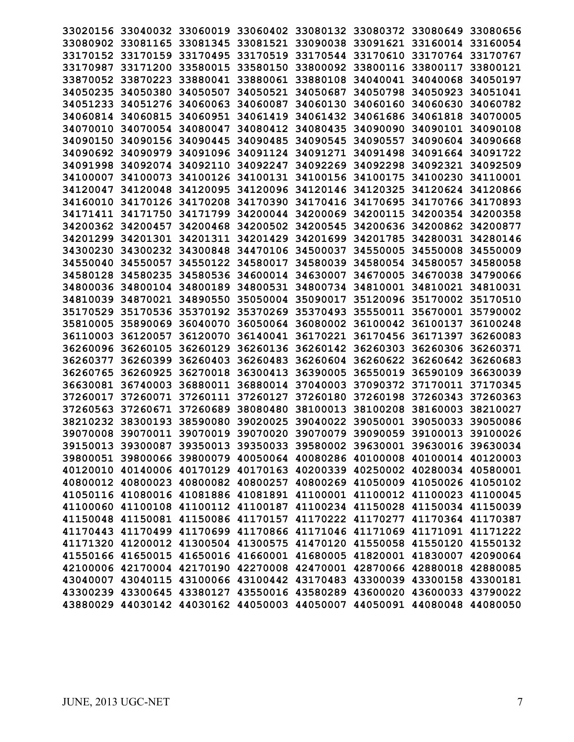33020156 33040032 33060019 33060402 33080132 33080372 33080649 33080656
33080902 33081165 33081345 33081521 33090038 33091621 33160014 33160054
33170152 33170159 33170495 33170519 33170544 33170610 33170764 33170767
33170987 33171200 33580015 33580150 33800092 33800116 33800117 33800121
33870052 33870223 33880041 33880061 33880108 34040041 34040068 34050197
34050235 34050380 34050507 34050521 34050687 34050798 34050923 34051041
34051233 34051276 34060063 34060087 34060130 34060160 34060630 34060782
34060814 34060815 34060951 34061419 34061432 34061686 34061818 34070005
34070010 34070054 34080047 34080412 34080435 34090090 34090101 34090108
34090150 34090156 34090445 34090485 34090545 34090557 34090604 34090668
34090692 34090979 34091096 34091124 34091271 34091498 34091664 34091722
34091998 34092074 34092110 34092247 34092269 34092298 34092321 34092509
34100007 34100073 34100126 34100131 34100156 34100175 34100230 34110001
34120047 34120048 34120095 34120096 34120146 34120325 34120624 34120866
34160010 34170126 34170208 34170390 34170416 34170695 34170766 34170893
34171411 34171750 34171799 34200044 34200069 34200115 34200354 34200358
34200362 34200457 34200468 34200502 34200545 34200636 34200862 34200877
34201299 34201301 34201311 34201429 34201699 34201785 34280031 34280146
34300230 34300232 34300848 34470106 34500037 34550005 34550008 34550009
34550040 34550057 34550122 34580017 34580039 34580054 34580057 34580058
34580128 34580235 34580536 34600014 34630007 34670005 34670038 34790066
34800036 34800104 34800189 34800531 34800734 34810001 34810021 34810031
34810039 34870021 34890550 35050004 35090017 35120096 35170002 35170510
35170529 35170536 35370192 35370269 35370493 35550011 35670001 35790002
35810005 35890069 36040070 36050064 36080002 36100042 36100137 36100248
36110003 36120057 36120070 36140041 36170221 36170456 36171397 36260083
36260096 36260105 36260129 36260136 36260142 36260303 36260306 36260371
36260377 36260399 36260403 36260483 36260604 36260622 36260642 36260683
36260765 36260925 36270018 36300413 36390005 36550019 36590109 36630039
36630081 36740003 36880011 36880014 37040003 37090372 37170011 37170345
37260017 37260071 37260111 37260127 37260180 37260198 37260343 37260363
37260563 37260671 37260689 38080480 38100013 38100208 38160003 38210027
38210232 38300193 38590080 39020025 39040022 39050001 39050033 39050086
39070008 39070011 39070019 39070020 39070079 39090059 39100013 39100026
39150013 39300087 39350013 39350033 39580002 39630001 39630016 39630034
39800051 39800066 39800079 40050064 40080286 40100008 40100014 40120003
40120010 40140006 40170129 40170163 40200339 40250002 40280034 40580001
40800012 40800023 40800082 40800257 40800269 41050009 41050026 41050102
41050116 41080016 41081886 41081891 41100001 41100012 41100023 41100045
41100060 41100108 41100112 41100187 41100234 41150028 41150034 41150039
41150048 41150081 41150086 41170157 41170222 41170277 41170364 41170387
41170443 41170499 41170699 41170866 41171046 41171069 41171091 41171222
41171320 41200012 41300504 41300575 41470120 41550058 41550120 41550132
41550166 41650015 41650016 41660001 41680005 41820001 41830007 42090064
42100006 42170004 42170190 42270008 42470001 42870066 42880018 42880085
43040007 43040115 43100066 43100442 43170483 43300039 43300158 43300181
43300239 43300645 43380127 43550016 43580289 43600020 43600033 43790022
43880029 44030142 44030162 44050003 44050007 44050091 44080048 44080050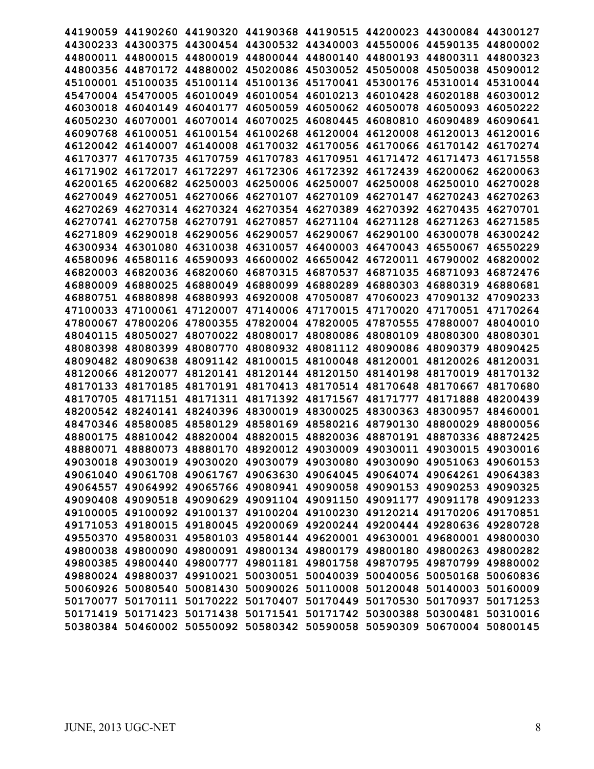44190059 44190260 44190320 44190368 44190515 44200023 44300084 44300127
44300233 44300375 44300454 44300532 44340003 44550006 44590135 44800002
44800011 44800015 44800019 44800044 44800140 44800193 44800311 44800323
44800356 44870172 44880002 45020086 45030052 45050008 45050038 45090012
45100001 45100035 45100114 45100136 45170041 45300176 45310014 45310044
45470004 45470005 46010049 46010054 46010213 46010428 46020188 46030012
46030018 46040149 46040177 46050059 46050062 46050078 46050093 46050222
46050230 46070001 46070014 46070025 46080445 46080810 46090489 46090641
46090768 46100051 46100154 46100268 46120004 46120008 46120013 46120016
46120042 46140007 46140008 46170032 46170056 46170066 46170142 46170274
46170377 46170735 46170759 46170783 46170951 46171472 46171473 46171558
46171902 46172017 46172297 46172306 46172392 46172439 46200062 46200063
46200165 46200682 46250003 46250006 46250007 46250008 46250010 46270028
46270049 46270051 46270066 46270107 46270109 46270147 46270243 46270263
46270269 46270314 46270324 46270354 46270389 46270392 46270435 46270701
46270741 46270758 46270791 46270857 46271104 46271128 46271263 46271585
46271809 46290018 46290056 46290057 46290067 46290100 46300078 46300242
46300934 46301080 46310038 46310057 46400003 46470043 46550067 46550229
46580096 46580116 46590093 46600002 46650042 46720011 46790002 46820002
46820003 46820036 46820060 46870315 46870537 46871035 46871093 46872476
46880009 46880025 46880049 46880099 46880289 46880303 46880319 46880681
46880751 46880898 46880993 46920008 47050087 47060023 47090132 47090233
47100033 47100061 47120007 47140006 47170015 47170020 47170051 47170264
47800067 47800206 47800355 47820004 47820005 47870555 47880007 48040010
48040115 48050027 48070022 48080017 48080086 48080109 48080300 48080301
48080398 48080399 48080770 48080932 48081112 48090086 48090379 48090425
48090482 48090638 48091142 48100015 48100048 48120001 48120026 48120031
48120066 48120077 48120141 48120144 48120150 48140198 48170019 48170132
48170133 48170185 48170191 48170413 48170514 48170648 48170667 48170680
48170705 48171151 48171311 48171392 48171567 48171777 48171888 48200439
48200542 48240141 48240396 48300019 48300025 48300363 48300957 48460001
48470346 48580085 48580129 48580169 48580216 48790130 48800029 48800056
48800175 48810042 48820004 48820015 48820036 48870191 48870336 48872425
48880071 48880073 48880170 48920012 49030009 49030011 49030015 49030016
49030018 49030019 49030020 49030079 49030080 49030090 49051063 49060153
49061040 49061708 49061767 49063630 49064045 49064074 49064261 49064383
49064557 49064992 49065766 49080941 49090058 49090153 49090253 49090325
49090408 49090518 49090629 49091104 49091150 49091177 49091178 49091233
49100005 49100092 49100137 49100204 49100230 49120214 49170206 49170851
49171053 49180015 49180045 49200069 49200244 49200444 49280636 49280728
49550370 49580031 49580103 49580144 49620001 49630001 49680001 49800030
49800038 49800090 49800091 49800134 49800179 49800180 49800263 49800282
49800385 49800440 49800777 49801181 49801758 49870795 49870799 49880002
49880024 49880037 49910021 50030051 50040039 50040056 50050168 50060836
50060926 50080540 50081430 50090026 50110008 50120048 50140003 50160009
50170077 50170111 50170222 50170407 50170449 50170530 50170937 50171253
50171419 50171423 50171438 50171541 50171742 50300388 50300481 50310016
50380384 50460002 50550092 50580342 50590058 50590309 50670004 50800145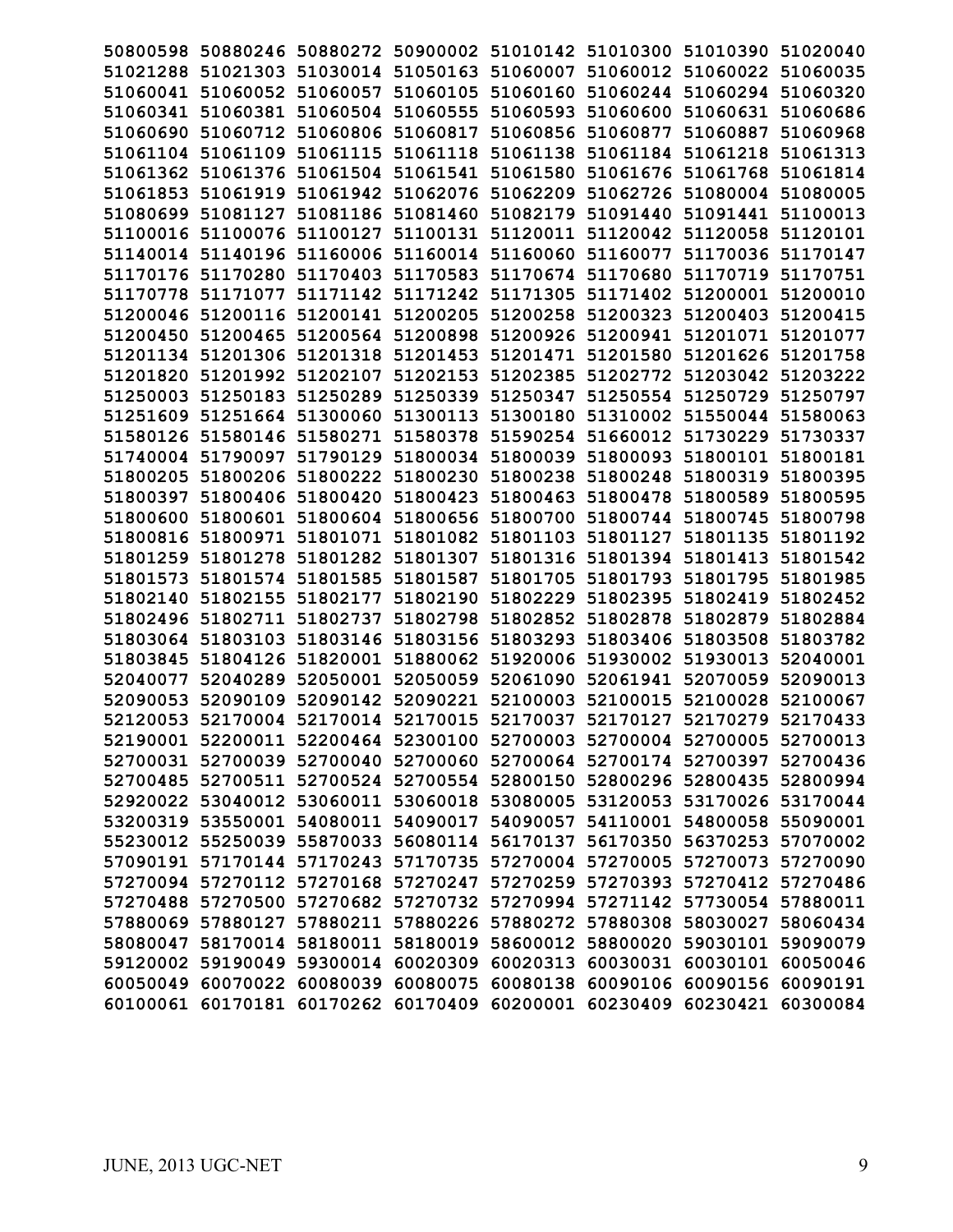**50800598 50880246 50880272 50900002 51010142 51010300 51010390 51020040**
**51021288 51021303 51030014 51050163 51060007 51060012 51060022 51060035**
**51060041 51060052 51060057 51060105 51060160 51060244 51060294 51060320**
**51060341 51060381 51060504 51060555 51060593 51060600 51060631 51060686**
**51060690 51060712 51060806 51060817 51060856 51060877 51060887 51060968**
**51061104 51061109 51061115 51061118 51061138 51061184 51061218 51061313**
**51061362 51061376 51061504 51061541 51061580 51061676 51061768 51061814**
**51061853 51061919 51061942 51062076 51062209 51062726 51080004 51080005**
**51080699 51081127 51081186 51081460 51082179 51091440 51091441 51100013**
**51100016 51100076 51100127 51100131 51120011 51120042 51120058 51120101**
**51140014 51140196 51160006 51160014 51160060 51160077 51170036 51170147**
**51170176 51170280 51170403 51170583 51170674 51170680 51170719 51170751**
**51170778 51171077 51171142 51171242 51171305 51171402 51200001 51200010**
**51200046 51200116 51200141 51200205 51200258 51200323 51200403 51200415**
**51200450 51200465 51200564 51200898 51200926 51200941 51201071 51201077**
**51201134 51201306 51201318 51201453 51201471 51201580 51201626 51201758**
**51201820 51201992 51202107 51202153 51202385 51202772 51203042 51203222**
**51250003 51250183 51250289 51250339 51250347 51250554 51250729 51250797**
**51251609 51251664 51300060 51300113 51300180 51310002 51550044 51580063**
**51580126 51580146 51580271 51580378 51590254 51660012 51730229 51730337**
**51740004 51790097 51790129 51800034 51800039 51800093 51800101 51800181**
**51800205 51800206 51800222 51800230 51800238 51800248 51800319 51800395**
**51800397 51800406 51800420 51800423 51800463 51800478 51800589 51800595**
**51800600 51800601 51800604 51800656 51800700 51800744 51800745 51800798**
**51800816 51800971 51801071 51801082 51801103 51801127 51801135 51801192**
**51801259 51801278 51801282 51801307 51801316 51801394 51801413 51801542**
**51801573 51801574 51801585 51801587 51801705 51801793 51801795 51801985**
**51802140 51802155 51802177 51802190 51802229 51802395 51802419 51802452**
**51802496 51802711 51802737 51802798 51802852 51802878 51802879 51802884**
**51803064 51803103 51803146 51803156 51803293 51803406 51803508 51803782**
**51803845 51804126 51820001 51880062 51920006 51930002 51930013 52040001**
**52040077 52040289 52050001 52050059 52061090 52061941 52070059 52090013**
**52090053 52090109 52090142 52090221 52100003 52100015 52100028 52100067**
**52120053 52170004 52170014 52170015 52170037 52170127 52170279 52170433**
**52190001 52200011 52200464 52300100 52700003 52700004 52700005 52700013**
**52700031 52700039 52700040 52700060 52700064 52700174 52700397 52700436**
**52700485 52700511 52700524 52700554 52800150 52800296 52800435 52800994**
**52920022 53040012 53060011 53060018 53080005 53120053 53170026 53170044**
**53200319 53550001 54080011 54090017 54090057 54110001 54800058 55090001**
**55230012 55250039 55870033 56080114 56170137 56170350 56370253 57070002**
**57090191 57170144 57170243 57170735 57270004 57270005 57270073 57270090**
**57270094 57270112 57270168 57270247 57270259 57270393 57270412 57270486**
**57270488 57270500 57270682 57270732 57270994 57271142 57730054 57880011**
**57880069 57880127 57880211 57880226 57880272 57880308 58030027 58060434**
**58080047 58170014 58180011 58180019 58600012 58800020 59030101 59090079**
**59120002 59190049 59300014 60020309 60020313 60030031 60030101 60050046**
**60050049 60070022 60080039 60080075 60080138 60090106 60090156 60090191**
**60100061 60170181 60170262 60170409 60200001 60230409 60230421 60300084**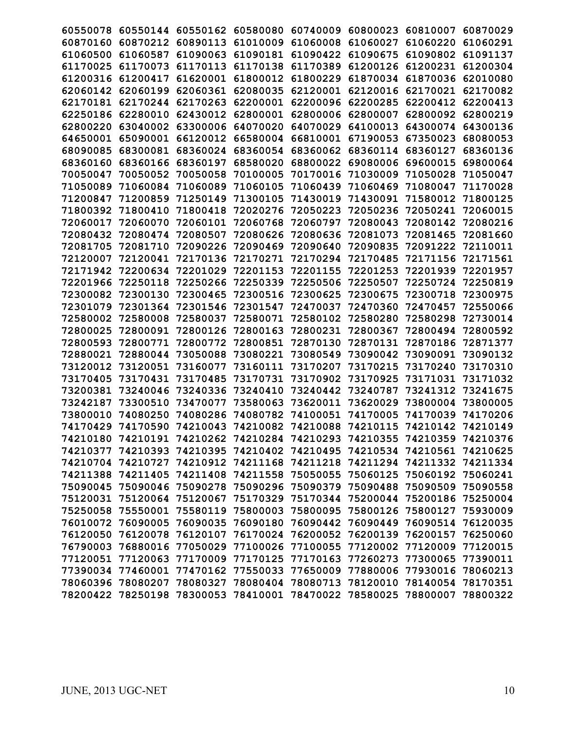60550078 60550144 60550162 60580080 60740009 60800023 60810007 60870029
60870160 60870212 60890113 61010009 61060008 61060027 61060220 61060291
61060500 61060587 61090063 61090181 61090422 61090675 61090802 61091137
61170025 61170073 61170113 61170138 61170389 61200126 61200231 61200304
61200316 61200417 61620001 61800012 61800229 61870034 61870036 62010080
62060142 62060199 62060361 62080035 62120001 62120016 62170021 62170082
62170181 62170244 62170263 62200001 62200096 62200285 62200412 62200413
62250186 62280010 62430012 62800001 62800006 62800007 62800092 62800219
62800220 63040002 63300006 64070020 64070029 64100013 64300074 64300136
64650001 65090001 66120012 66580004 66810001 67190053 67350023 68080053
68090085 68300081 68360024 68360054 68360062 68360114 68360127 68360136
68360160 68360166 68360197 68580020 68800022 69080006 69600015 69800064
70050047 70050052 70050058 70100005 70170016 71030009 71050028 71050047
71050089 71060084 71060089 71060105 71060439 71060469 71080047 71170028
71200847 71200859 71250149 71300105 71430019 71430091 71580012 71800125
71800392 71800410 71800418 72020276 72050223 72050236 72050241 72060015
72060017 72060070 72060101 72060768 72060797 72080043 72080142 72080216
72080432 72080474 72080507 72080626 72080636 72081073 72081465 72081660
72081705 72081710 72090226 72090469 72090640 72090835 72091222 72110011
72120007 72120041 72170136 72170271 72170294 72170485 72171156 72171561
72171942 72200634 72201029 72201153 72201155 72201253 72201939 72201957
72201966 72250118 72250266 72250339 72250506 72250507 72250724 72250819
72300082 72300130 72300465 72300516 72300625 72300675 72300718 72300975
72301079 72301364 72301546 72301547 72470037 72470360 72470457 72550066
72580002 72580008 72580037 72580071 72580102 72580280 72580298 72730014
72800025 72800091 72800126 72800163 72800231 72800367 72800494 72800592
72800593 72800771 72800772 72800851 72870130 72870131 72870186 72871377
72880021 72880044 73050088 73080221 73080549 73090042 73090091 73090132
73120012 73120051 73160077 73160111 73170207 73170215 73170240 73170310
73170405 73170431 73170485 73170731 73170902 73170925 73171031 73171032
73200381 73240046 73240336 73240410 73240442 73240787 73241312 73241675
73242187 73300510 73470077 73580063 73620011 73620029 73800004 73800005
73800010 74080250 74080286 74080782 74100051 74170005 74170039 74170206
74170429 74170590 74210043 74210082 74210088 74210115 74210142 74210149
74210180 74210191 74210262 74210284 74210293 74210355 74210359 74210376
74210377 74210393 74210395 74210402 74210495 74210534 74210561 74210625
74210704 74210727 74210912 74211168 74211218 74211294 74211332 74211334
74211388 74211405 74211408 74211558 75050055 75060125 75060192 75060241
75090045 75090046 75090278 75090296 75090379 75090488 75090509 75090558
75120031 75120064 75120067 75170329 75170344 75200044 75200186 75250004
75250058 75550001 75580119 75800003 75800095 75800126 75800127 75930009
76010072 76090005 76090035 76090180 76090442 76090449 76090514 76120035
76120050 76120078 76120107 76170024 76200052 76200139 76200157 76250060
76790003 76880016 77050029 77100026 77100055 77120002 77120009 77120015
77120051 77120063 77170009 77170125 77170163 77260273 77300065 77390011
77390034 77460001 77470162 77550033 77650009 77880006 77930016 78060213
78060396 78080207 78080327 78080404 78080713 78120010 78140054 78170351
78200422 78250198 78300053 78410001 78470022 78580025 78800007 78800322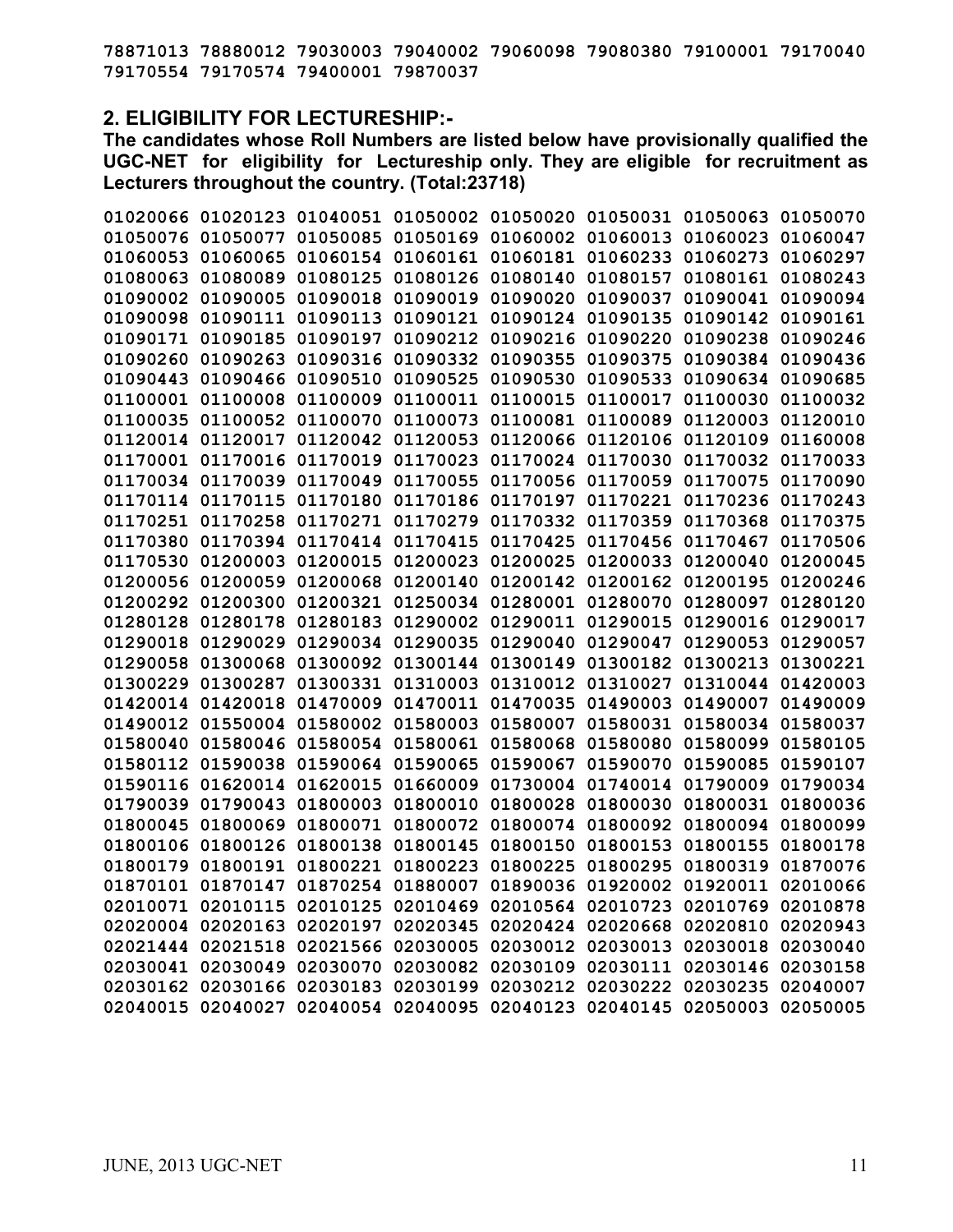78871013 78880012 79030003 79040002 79060098 79080380 79100001 79170040
79170554 79170574 79400001 79870037

## 2. ELIGIBILITY FOR LECTURESHIP:-

**The candidates whose Roll Numbers are listed below have provisionally qualified the UGC-NET for eligibility for Lectureship only. They are eligible for recruitment as Lecturers throughout the country. (Total:23718)**

01020066 01020123 01040051 01050002 01050020 01050031 01050063 01050070
01050076 01050077 01050085 01050169 01060002 01060013 01060023 01060047
01060053 01060065 01060154 01060161 01060181 01060233 01060273 01060297
01080063 01080089 01080125 01080126 01080140 01080157 01080161 01080243
01090002 01090005 01090018 01090019 01090020 01090037 01090041 01090094
01090098 01090111 01090113 01090121 01090124 01090135 01090142 01090161
01090171 01090185 01090197 01090212 01090216 01090220 01090238 01090246
01090260 01090263 01090316 01090332 01090355 01090375 01090384 01090436
01090443 01090466 01090510 01090525 01090530 01090533 01090634 01090685
01100001 01100008 01100009 01100011 01100015 01100017 01100030 01100032
01100035 01100052 01100070 01100073 01100081 01100089 01120003 01120010
01120014 01120017 01120042 01120053 01120066 01120106 01120109 01160008
01170001 01170016 01170019 01170023 01170024 01170030 01170032 01170033
01170034 01170039 01170049 01170055 01170056 01170059 01170075 01170090
01170114 01170115 01170180 01170186 01170197 01170221 01170236 01170243
01170251 01170258 01170271 01170279 01170332 01170359 01170368 01170375
01170380 01170394 01170414 01170415 01170425 01170456 01170467 01170506
01170530 01200003 01200015 01200023 01200025 01200033 01200040 01200045
01200056 01200059 01200068 01200140 01200142 01200162 01200195 01200246
01200292 01200300 01200321 01250034 01280001 01280070 01280097 01280120
01280128 01280178 01280183 01290002 01290011 01290015 01290016 01290017
01290018 01290029 01290034 01290035 01290040 01290047 01290053 01290057
01290058 01300068 01300092 01300144 01300149 01300182 01300213 01300221
01300229 01300287 01300331 01310003 01310012 01310027 01310044 01420003
01420014 01420018 01470009 01470011 01470035 01490003 01490007 01490009
01490012 01550004 01580002 01580003 01580007 01580031 01580034 01580037
01580040 01580046 01580054 01580061 01580068 01580080 01580099 01580105
01580112 01590038 01590064 01590065 01590067 01590070 01590085 01590107
01590116 01620014 01620015 01660009 01730004 01740014 01790009 01790034
01790039 01790043 01800003 01800010 01800028 01800030 01800031 01800036
01800045 01800069 01800071 01800072 01800074 01800092 01800094 01800099
01800106 01800126 01800138 01800145 01800150 01800153 01800155 01800178
01800179 01800191 01800221 01800223 01800225 01800295 01800319 01870076
01870101 01870147 01870254 01880007 01890036 01920002 01920011 02010066
02010071 02010115 02010125 02010469 02010564 02010723 02010769 02010878
02020004 02020163 02020197 02020345 02020424 02020668 02020810 02020943
02021444 02021518 02021566 02030005 02030012 02030013 02030018 02030040
02030041 02030049 02030070 02030082 02030109 02030111 02030146 02030158
02030162 02030166 02030183 02030199 02030212 02030222 02030235 02040007
02040015 02040027 02040054 02040095 02040123 02040145 02050003 02050005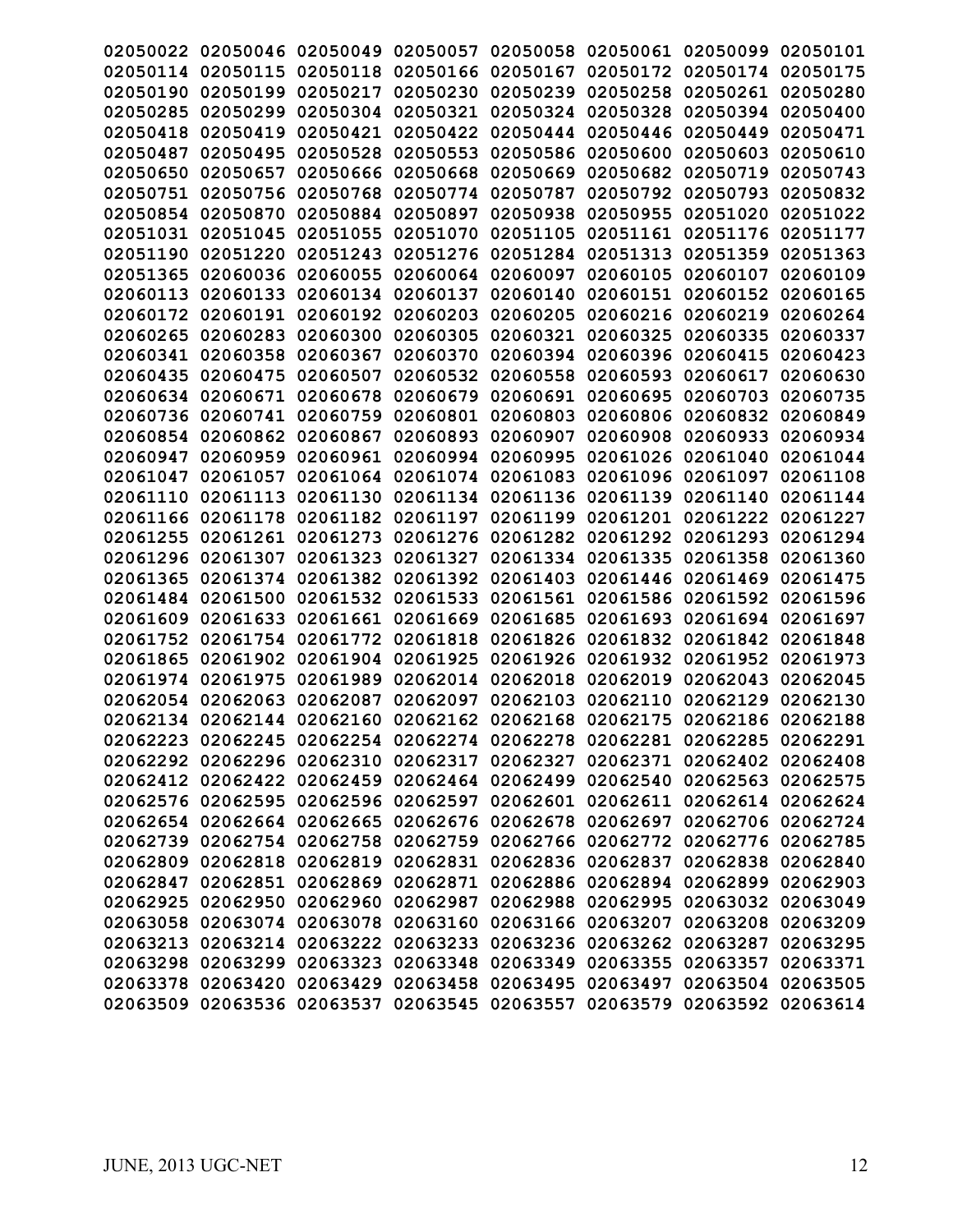02050022 02050046 02050049 02050057 02050058 02050061 02050099 02050101
02050114 02050115 02050118 02050166 02050167 02050172 02050174 02050175
02050190 02050199 02050217 02050230 02050239 02050258 02050261 02050280
02050285 02050299 02050304 02050321 02050324 02050328 02050394 02050400
02050418 02050419 02050421 02050422 02050444 02050446 02050449 02050471
02050487 02050495 02050528 02050553 02050586 02050600 02050603 02050610
02050650 02050657 02050666 02050668 02050669 02050682 02050719 02050743
02050751 02050756 02050768 02050774 02050787 02050792 02050793 02050832
02050854 02050870 02050884 02050897 02050938 02050955 02051020 02051022
02051031 02051045 02051055 02051070 02051105 02051161 02051176 02051177
02051190 02051220 02051243 02051276 02051284 02051313 02051359 02051363
02051365 02060036 02060055 02060064 02060097 02060105 02060107 02060109
02060113 02060133 02060134 02060137 02060140 02060151 02060152 02060165
02060172 02060191 02060192 02060203 02060205 02060216 02060219 02060264
02060265 02060283 02060300 02060305 02060321 02060325 02060335 02060337
02060341 02060358 02060367 02060370 02060394 02060396 02060415 02060423
02060435 02060475 02060507 02060532 02060558 02060593 02060617 02060630
02060634 02060671 02060678 02060679 02060691 02060695 02060703 02060735
02060736 02060741 02060759 02060801 02060803 02060806 02060832 02060849
02060854 02060862 02060867 02060893 02060907 02060908 02060933 02060934
02060947 02060959 02060961 02060994 02060995 02061026 02061040 02061044
02061047 02061057 02061064 02061074 02061083 02061096 02061097 02061108
02061110 02061113 02061130 02061134 02061136 02061139 02061140 02061144
02061166 02061178 02061182 02061197 02061199 02061201 02061222 02061227
02061255 02061261 02061273 02061276 02061282 02061292 02061293 02061294
02061296 02061307 02061323 02061327 02061334 02061335 02061358 02061360
02061365 02061374 02061382 02061392 02061403 02061446 02061469 02061475
02061484 02061500 02061532 02061533 02061561 02061586 02061592 02061596
02061609 02061633 02061661 02061669 02061685 02061693 02061694 02061697
02061752 02061754 02061772 02061818 02061826 02061832 02061842 02061848
02061865 02061902 02061904 02061925 02061926 02061932 02061952 02061973
02061974 02061975 02061989 02062014 02062018 02062019 02062043 02062045
02062054 02062063 02062087 02062097 02062103 02062110 02062129 02062130
02062134 02062144 02062160 02062162 02062168 02062175 02062186 02062188
02062223 02062245 02062254 02062274 02062278 02062281 02062285 02062291
02062292 02062296 02062310 02062317 02062327 02062371 02062402 02062408
02062412 02062422 02062459 02062464 02062499 02062540 02062563 02062575
02062576 02062595 02062596 02062597 02062601 02062611 02062614 02062624
02062654 02062664 02062665 02062676 02062678 02062697 02062706 02062724
02062739 02062754 02062758 02062759 02062766 02062772 02062776 02062785
02062809 02062818 02062819 02062831 02062836 02062837 02062838 02062840
02062847 02062851 02062869 02062871 02062886 02062894 02062899 02062903
02062925 02062950 02062960 02062987 02062988 02062995 02063032 02063049
02063058 02063074 02063078 02063160 02063166 02063207 02063208 02063209
02063213 02063214 02063222 02063233 02063236 02063262 02063287 02063295
02063298 02063299 02063323 02063348 02063349 02063355 02063357 02063371
02063378 02063420 02063429 02063458 02063495 02063497 02063504 02063505
02063509 02063536 02063537 02063545 02063557 02063579 02063592 02063614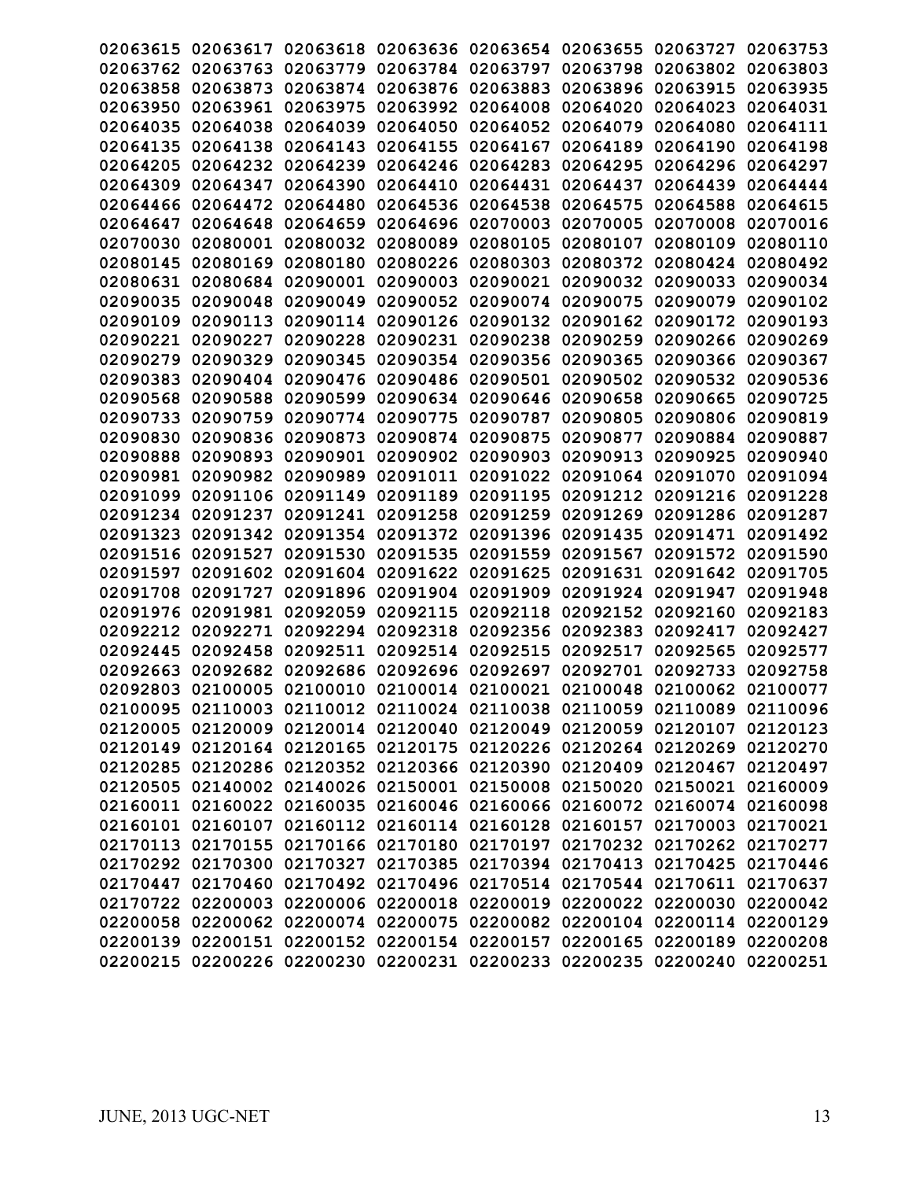02063615 02063617 02063618 02063636 02063654 02063655 02063727 02063753
02063762 02063763 02063779 02063784 02063797 02063798 02063802 02063803
02063858 02063873 02063874 02063876 02063883 02063896 02063915 02063935
02063950 02063961 02063975 02063992 02064008 02064020 02064023 02064031
02064035 02064038 02064039 02064050 02064052 02064079 02064080 02064111
02064135 02064138 02064143 02064155 02064167 02064189 02064190 02064198
02064205 02064232 02064239 02064246 02064283 02064295 02064296 02064297
02064309 02064347 02064390 02064410 02064431 02064437 02064439 02064444
02064466 02064472 02064480 02064536 02064538 02064575 02064588 02064615
02064647 02064648 02064659 02064696 02070003 02070005 02070008 02070016
02070030 02080001 02080032 02080089 02080105 02080107 02080109 02080110
02080145 02080169 02080180 02080226 02080303 02080372 02080424 02080492
02080631 02080684 02090001 02090003 02090021 02090032 02090033 02090034
02090035 02090048 02090049 02090052 02090074 02090075 02090079 02090102
02090109 02090113 02090114 02090126 02090132 02090162 02090172 02090193
02090221 02090227 02090228 02090231 02090238 02090259 02090266 02090269
02090279 02090329 02090345 02090354 02090356 02090365 02090366 02090367
02090383 02090404 02090476 02090486 02090501 02090502 02090532 02090536
02090568 02090588 02090599 02090634 02090646 02090658 02090665 02090725
02090733 02090759 02090774 02090775 02090787 02090805 02090806 02090819
02090830 02090836 02090873 02090874 02090875 02090877 02090884 02090887
02090888 02090893 02090901 02090902 02090903 02090913 02090925 02090940
02090981 02090982 02090989 02091011 02091022 02091064 02091070 02091094
02091099 02091106 02091149 02091189 02091195 02091212 02091216 02091228
02091234 02091237 02091241 02091258 02091259 02091269 02091286 02091287
02091323 02091342 02091354 02091372 02091396 02091435 02091471 02091492
02091516 02091527 02091530 02091535 02091559 02091567 02091572 02091590
02091597 02091602 02091604 02091622 02091625 02091631 02091642 02091705
02091708 02091727 02091896 02091904 02091909 02091924 02091947 02091948
02091976 02091981 02092059 02092115 02092118 02092152 02092160 02092183
02092212 02092271 02092294 02092318 02092356 02092383 02092417 02092427
02092445 02092458 02092511 02092514 02092515 02092517 02092565 02092577
02092663 02092682 02092686 02092696 02092697 02092701 02092733 02092758
02092803 02100005 02100010 02100014 02100021 02100048 02100062 02100077
02100095 02110003 02110012 02110024 02110038 02110059 02110089 02110096
02120005 02120009 02120014 02120040 02120049 02120059 02120107 02120123
02120149 02120164 02120165 02120175 02120226 02120264 02120269 02120270
02120285 02120286 02120352 02120366 02120390 02120409 02120467 02120497
02120505 02140002 02140026 02150001 02150008 02150020 02150021 02160009
02160011 02160022 02160035 02160046 02160066 02160072 02160074 02160098
02160101 02160107 02160112 02160114 02160128 02160157 02170003 02170021
02170113 02170155 02170166 02170180 02170197 02170232 02170262 02170277
02170292 02170300 02170327 02170385 02170394 02170413 02170425 02170446
02170447 02170460 02170492 02170496 02170514 02170544 02170611 02170637
02170722 02200003 02200006 02200018 02200019 02200022 02200030 02200042
02200058 02200062 02200074 02200075 02200082 02200104 02200114 02200129
02200139 02200151 02200152 02200154 02200157 02200165 02200189 02200208
02200215 02200226 02200230 02200231 02200233 02200235 02200240 02200251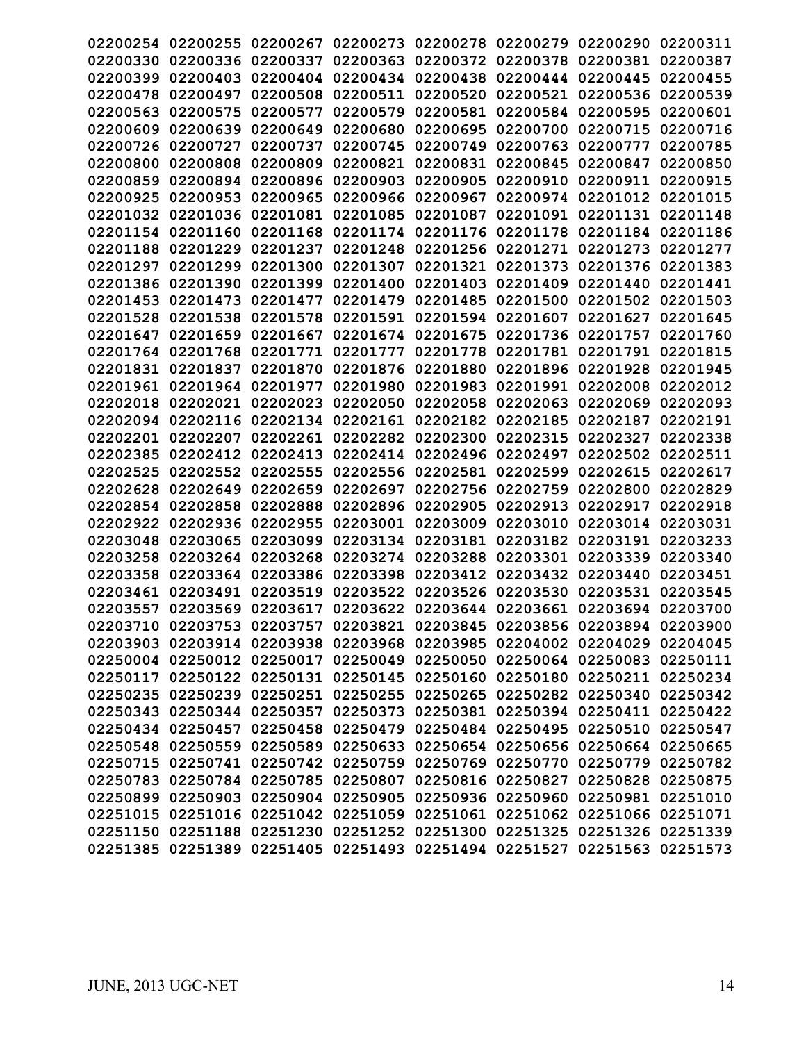02200254 02200255 02200267 02200273 02200278 02200279 02200290 02200311
02200330 02200336 02200337 02200363 02200372 02200378 02200381 02200387
02200399 02200403 02200404 02200434 02200438 02200444 02200445 02200455
02200478 02200497 02200508 02200511 02200520 02200521 02200536 02200539
02200563 02200575 02200577 02200579 02200581 02200584 02200595 02200601
02200609 02200639 02200649 02200680 02200695 02200700 02200715 02200716
02200726 02200727 02200737 02200745 02200749 02200763 02200777 02200785
02200800 02200808 02200809 02200821 02200831 02200845 02200847 02200850
02200859 02200894 02200896 02200903 02200905 02200910 02200911 02200915
02200925 02200953 02200965 02200966 02200967 02200974 02201012 02201015
02201032 02201036 02201081 02201085 02201087 02201091 02201131 02201148
02201154 02201160 02201168 02201174 02201176 02201178 02201184 02201186
02201188 02201229 02201237 02201248 02201256 02201271 02201273 02201277
02201297 02201299 02201300 02201307 02201321 02201373 02201376 02201383
02201386 02201390 02201399 02201400 02201403 02201409 02201440 02201441
02201453 02201473 02201477 02201479 02201485 02201500 02201502 02201503
02201528 02201538 02201578 02201591 02201594 02201607 02201627 02201645
02201647 02201659 02201667 02201674 02201675 02201736 02201757 02201760
02201764 02201768 02201771 02201777 02201778 02201781 02201791 02201815
02201831 02201837 02201870 02201876 02201880 02201896 02201928 02201945
02201961 02201964 02201977 02201980 02201983 02201991 02202008 02202012
02202018 02202021 02202023 02202050 02202058 02202063 02202069 02202093
02202094 02202116 02202134 02202161 02202182 02202185 02202187 02202191
02202201 02202207 02202261 02202282 02202300 02202315 02202327 02202338
02202385 02202412 02202413 02202414 02202496 02202497 02202502 02202511
02202525 02202552 02202555 02202556 02202581 02202599 02202615 02202617
02202628 02202649 02202659 02202697 02202756 02202759 02202800 02202829
02202854 02202858 02202888 02202896 02202905 02202913 02202917 02202918
02202922 02202936 02202955 02203001 02203009 02203010 02203014 02203031
02203048 02203065 02203099 02203134 02203181 02203182 02203191 02203233
02203258 02203264 02203268 02203274 02203288 02203301 02203339 02203340
02203358 02203364 02203386 02203398 02203412 02203432 02203440 02203451
02203461 02203491 02203519 02203522 02203526 02203530 02203531 02203545
02203557 02203569 02203617 02203622 02203644 02203661 02203694 02203700
02203710 02203753 02203757 02203821 02203845 02203856 02203894 02203900
02203903 02203914 02203938 02203968 02203985 02204002 02204029 02204045
02250004 02250012 02250017 02250049 02250050 02250064 02250083 02250111
02250117 02250122 02250131 02250145 02250160 02250180 02250211 02250234
02250235 02250239 02250251 02250255 02250265 02250282 02250340 02250342
02250343 02250344 02250357 02250373 02250381 02250394 02250411 02250422
02250434 02250457 02250458 02250479 02250484 02250495 02250510 02250547
02250548 02250559 02250589 02250633 02250654 02250656 02250664 02250665
02250715 02250741 02250742 02250759 02250769 02250770 02250779 02250782
02250783 02250784 02250785 02250807 02250816 02250827 02250828 02250875
02250899 02250903 02250904 02250905 02250936 02250960 02250981 02251010
02251015 02251016 02251042 02251059 02251061 02251062 02251066 02251071
02251150 02251188 02251230 02251252 02251300 02251325 02251326 02251339
02251385 02251389 02251405 02251493 02251494 02251527 02251563 02251573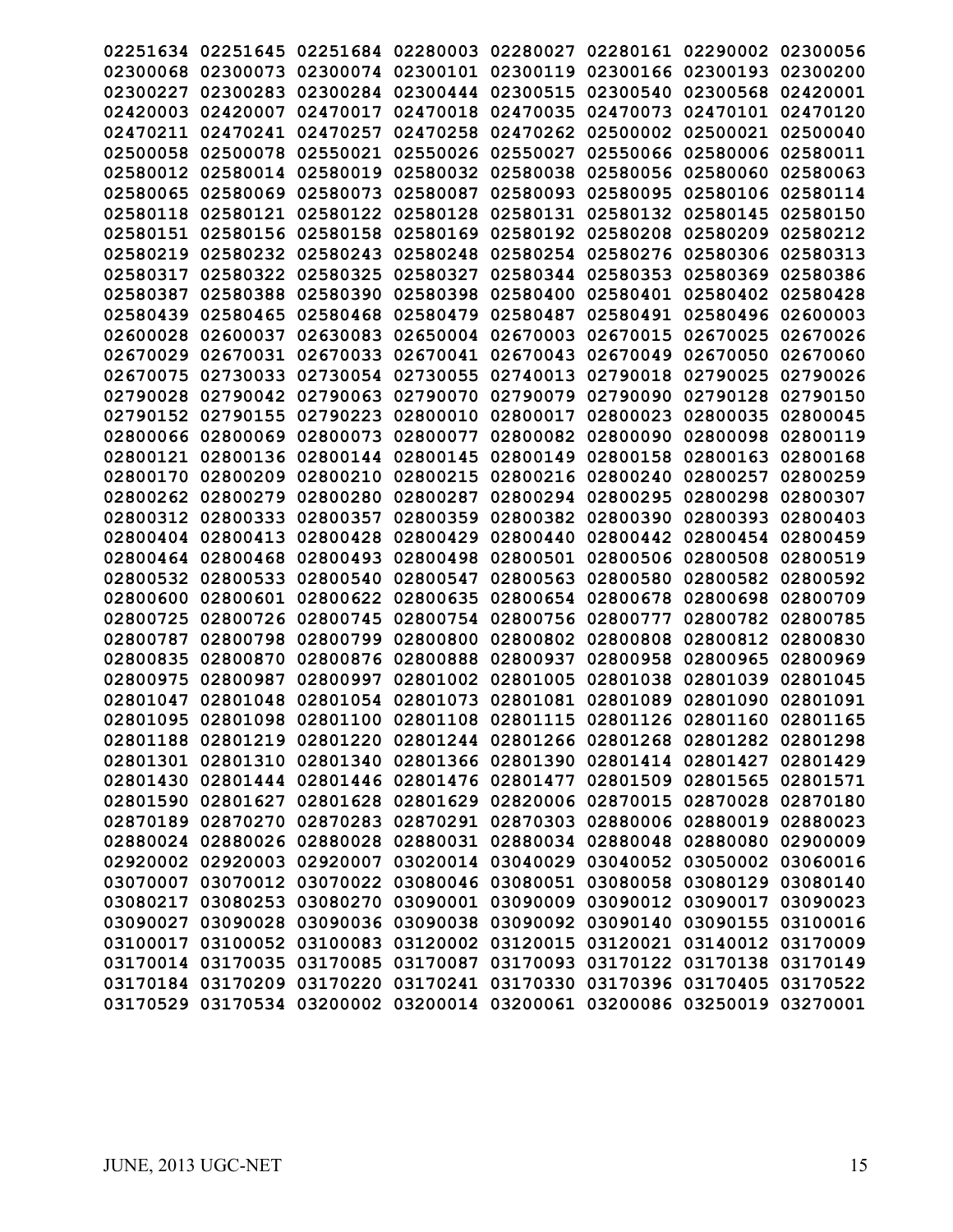02251634 02251645 02251684 02280003 02280027 02280161 02290002 02300056
02300068 02300073 02300074 02300101 02300119 02300166 02300193 02300200
02300227 02300283 02300284 02300444 02300515 02300540 02300568 02420001
02420003 02420007 02470017 02470018 02470035 02470073 02470101 02470120
02470211 02470241 02470257 02470258 02470262 02500002 02500021 02500040
02500058 02500078 02550021 02550026 02550027 02550066 02580006 02580011
02580012 02580014 02580019 02580032 02580038 02580056 02580060 02580063
02580065 02580069 02580073 02580087 02580093 02580095 02580106 02580114
02580118 02580121 02580122 02580128 02580131 02580132 02580145 02580150
02580151 02580156 02580158 02580169 02580192 02580208 02580209 02580212
02580219 02580232 02580243 02580248 02580254 02580276 02580306 02580313
02580317 02580322 02580325 02580327 02580344 02580353 02580369 02580386
02580387 02580388 02580390 02580398 02580400 02580401 02580402 02580428
02580439 02580465 02580468 02580479 02580487 02580491 02580496 02600003
02600028 02600037 02630083 02650004 02670003 02670015 02670025 02670026
02670029 02670031 02670033 02670041 02670043 02670049 02670050 02670060
02670075 02730033 02730054 02730055 02740013 02790018 02790025 02790026
02790028 02790042 02790063 02790070 02790079 02790090 02790128 02790150
02790152 02790155 02790223 02800010 02800017 02800023 02800035 02800045
02800066 02800069 02800073 02800077 02800082 02800090 02800098 02800119
02800121 02800136 02800144 02800145 02800149 02800158 02800163 02800168
02800170 02800209 02800210 02800215 02800216 02800240 02800257 02800259
02800262 02800279 02800280 02800287 02800294 02800295 02800298 02800307
02800312 02800333 02800357 02800359 02800382 02800390 02800393 02800403
02800404 02800413 02800428 02800429 02800440 02800442 02800454 02800459
02800464 02800468 02800493 02800498 02800501 02800506 02800508 02800519
02800532 02800533 02800540 02800547 02800563 02800580 02800582 02800592
02800600 02800601 02800622 02800635 02800654 02800678 02800698 02800709
02800725 02800726 02800745 02800754 02800756 02800777 02800782 02800785
02800787 02800798 02800799 02800800 02800802 02800808 02800812 02800830
02800835 02800870 02800876 02800888 02800937 02800958 02800965 02800969
02800975 02800987 02800997 02801002 02801005 02801038 02801039 02801045
02801047 02801048 02801054 02801073 02801081 02801089 02801090 02801091
02801095 02801098 02801100 02801108 02801115 02801126 02801160 02801165
02801188 02801219 02801220 02801244 02801266 02801268 02801282 02801298
02801301 02801310 02801340 02801366 02801390 02801414 02801427 02801429
02801430 02801444 02801446 02801476 02801477 02801509 02801565 02801571
02801590 02801627 02801628 02801629 02820006 02870015 02870028 02870180
02870189 02870270 02870283 02870291 02870303 02880006 02880019 02880023
02880024 02880026 02880028 02880031 02880034 02880048 02880080 02900009
02920002 02920003 02920007 03020014 03040029 03040052 03050002 03060016
03070007 03070012 03070022 03080046 03080051 03080058 03080129 03080140
03080217 03080253 03080270 03090001 03090009 03090012 03090017 03090023
03090027 03090028 03090036 03090038 03090092 03090140 03090155 03100016
03100017 03100052 03100083 03120002 03120015 03120021 03140012 03170009
03170014 03170035 03170085 03170087 03170093 03170122 03170138 03170149
03170184 03170209 03170220 03170241 03170330 03170396 03170405 03170522
03170529 03170534 03200002 03200014 03200061 03200086 03250019 03270001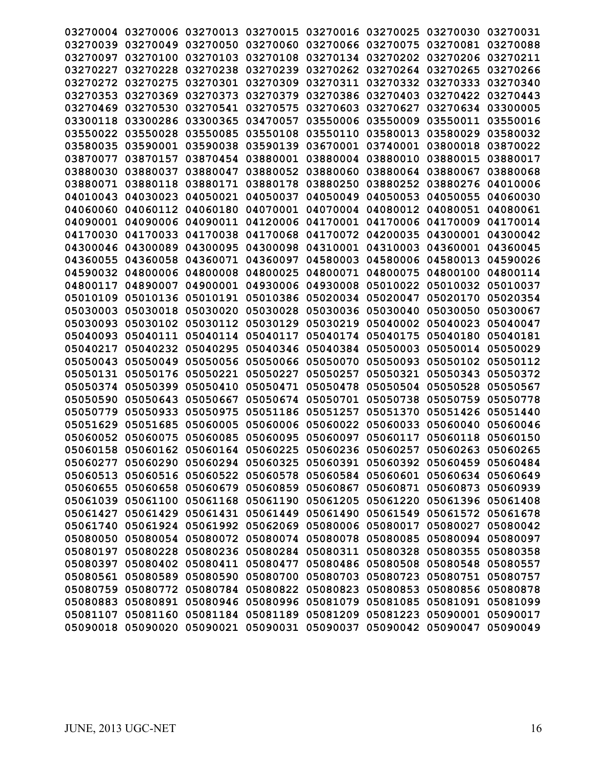03270004 03270006 03270013 03270015 03270016 03270025 03270030 03270031
03270039 03270049 03270050 03270060 03270066 03270075 03270081 03270088
03270097 03270100 03270103 03270108 03270134 03270202 03270206 03270211
03270227 03270228 03270238 03270239 03270262 03270264 03270265 03270266
03270272 03270275 03270301 03270309 03270311 03270332 03270333 03270340
03270353 03270369 03270373 03270379 03270386 03270403 03270422 03270443
03270469 03270530 03270541 03270575 03270603 03270627 03270634 03300005
03300118 03300286 03300365 03470057 03550006 03550009 03550011 03550016
03550022 03550028 03550085 03550108 03550110 03580013 03580029 03580032
03580035 03590001 03590038 03590139 03670001 03740001 03800018 03870022
03870077 03870157 03870454 03880001 03880004 03880010 03880015 03880017
03880030 03880037 03880047 03880052 03880060 03880064 03880067 03880068
03880071 03880118 03880171 03880178 03880250 03880252 03880276 04010006
04010043 04030023 04050021 04050037 04050049 04050053 04050055 04060030
04060060 04060112 04060180 04070001 04070004 04080012 04080051 04080061
04090001 04090006 04090011 04120006 04170001 04170006 04170009 04170014
04170030 04170033 04170038 04170068 04170072 04200035 04300001 04300042
04300046 04300089 04300095 04300098 04310001 04310003 04360001 04360045
04360055 04360058 04360071 04360097 04580003 04580006 04580013 04590026
04590032 04800006 04800008 04800025 04800071 04800075 04800100 04800114
04800117 04890007 04900001 04930006 04930008 05010022 05010032 05010037
05010109 05010136 05010191 05010386 05020034 05020047 05020170 05020354
05030003 05030018 05030020 05030028 05030036 05030040 05030050 05030067
05030093 05030102 05030112 05030129 05030219 05040002 05040023 05040047
05040093 05040111 05040114 05040117 05040174 05040175 05040180 05040181
05040217 05040232 05040295 05040346 05040384 05050003 05050014 05050029
05050043 05050049 05050056 05050066 05050070 05050093 05050102 05050112
05050131 05050176 05050221 05050227 05050257 05050321 05050343 05050372
05050374 05050399 05050410 05050471 05050478 05050504 05050528 05050567
05050590 05050643 05050667 05050674 05050701 05050738 05050759 05050778
05050779 05050933 05050975 05051186 05051257 05051370 05051426 05051440
05051629 05051685 05060005 05060006 05060022 05060033 05060040 05060046
05060052 05060075 05060085 05060095 05060097 05060117 05060118 05060150
05060158 05060162 05060164 05060225 05060236 05060257 05060263 05060265
05060277 05060290 05060294 05060325 05060391 05060392 05060459 05060484
05060513 05060516 05060522 05060578 05060584 05060601 05060634 05060649
05060655 05060658 05060679 05060859 05060867 05060871 05060873 05060939
05061039 05061100 05061168 05061190 05061205 05061220 05061396 05061408
05061427 05061429 05061431 05061449 05061490 05061549 05061572 05061678
05061740 05061924 05061992 05062069 05080006 05080017 05080027 05080042
05080050 05080054 05080072 05080074 05080078 05080085 05080094 05080097
05080197 05080228 05080236 05080284 05080311 05080328 05080355 05080358
05080397 05080402 05080411 05080477 05080486 05080508 05080548 05080557
05080561 05080589 05080590 05080700 05080703 05080723 05080751 05080757
05080759 05080772 05080784 05080822 05080823 05080853 05080856 05080878
05080883 05080891 05080946 05080996 05081079 05081085 05081091 05081099
05081107 05081160 05081184 05081189 05081209 05081223 05090001 05090017
05090018 05090020 05090021 05090031 05090037 05090042 05090047 05090049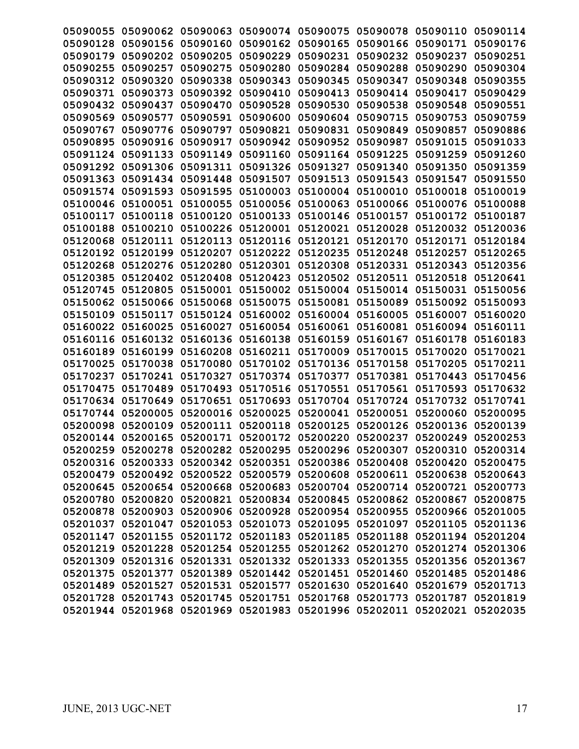05090055 05090062 05090063 05090074 05090075 05090078 05090110 05090114
05090128 05090156 05090160 05090162 05090165 05090166 05090171 05090176
05090179 05090202 05090205 05090229 05090231 05090232 05090237 05090251
05090255 05090257 05090275 05090280 05090284 05090288 05090290 05090304
05090312 05090320 05090338 05090343 05090345 05090347 05090348 05090355
05090371 05090373 05090392 05090410 05090413 05090414 05090417 05090429
05090432 05090437 05090470 05090528 05090530 05090538 05090548 05090551
05090569 05090577 05090591 05090600 05090604 05090715 05090753 05090759
05090767 05090776 05090797 05090821 05090831 05090849 05090857 05090886
05090895 05090916 05090917 05090942 05090952 05090987 05091015 05091033
05091124 05091133 05091149 05091160 05091164 05091225 05091259 05091260
05091292 05091306 05091311 05091326 05091327 05091340 05091350 05091359
05091363 05091434 05091448 05091507 05091513 05091543 05091547 05091550
05091574 05091593 05091595 05100003 05100004 05100010 05100018 05100019
05100046 05100051 05100055 05100056 05100063 05100066 05100076 05100088
05100117 05100118 05100120 05100133 05100146 05100157 05100172 05100187
05100188 05100210 05100226 05120001 05120021 05120028 05120032 05120036
05120068 05120111 05120113 05120116 05120121 05120170 05120171 05120184
05120192 05120199 05120207 05120222 05120235 05120248 05120257 05120265
05120268 05120276 05120280 05120301 05120308 05120331 05120343 05120356
05120385 05120402 05120408 05120423 05120502 05120511 05120518 05120641
05120745 05120805 05150001 05150002 05150004 05150014 05150031 05150056
05150062 05150066 05150068 05150075 05150081 05150089 05150092 05150093
05150109 05150117 05150124 05160002 05160004 05160005 05160007 05160020
05160022 05160025 05160027 05160054 05160061 05160081 05160094 05160111
05160116 05160132 05160136 05160138 05160159 05160167 05160178 05160183
05160189 05160199 05160208 05160211 05170009 05170015 05170020 05170021
05170025 05170038 05170080 05170102 05170136 05170158 05170205 05170211
05170237 05170241 05170327 05170374 05170377 05170381 05170443 05170456
05170475 05170489 05170493 05170516 05170551 05170561 05170593 05170632
05170634 05170649 05170651 05170693 05170704 05170724 05170732 05170741
05170744 05200005 05200016 05200025 05200041 05200051 05200060 05200095
05200098 05200109 05200111 05200118 05200125 05200126 05200136 05200139
05200144 05200165 05200171 05200172 05200220 05200237 05200249 05200253
05200259 05200278 05200282 05200295 05200296 05200307 05200310 05200314
05200316 05200333 05200342 05200351 05200386 05200408 05200420 05200475
05200479 05200492 05200522 05200579 05200608 05200611 05200638 05200643
05200645 05200654 05200668 05200683 05200704 05200714 05200721 05200773
05200780 05200820 05200821 05200834 05200845 05200862 05200867 05200875
05200878 05200903 05200906 05200928 05200954 05200955 05200966 05201005
05201037 05201047 05201053 05201073 05201095 05201097 05201105 05201136
05201147 05201155 05201172 05201183 05201185 05201188 05201194 05201204
05201219 05201228 05201254 05201255 05201262 05201270 05201274 05201306
05201309 05201316 05201331 05201332 05201333 05201355 05201356 05201367
05201375 05201377 05201389 05201442 05201451 05201460 05201485 05201486
05201489 05201527 05201531 05201577 05201630 05201640 05201679 05201713
05201728 05201743 05201745 05201751 05201768 05201773 05201787 05201819
05201944 05201968 05201969 05201983 05201996 05202011 05202021 05202035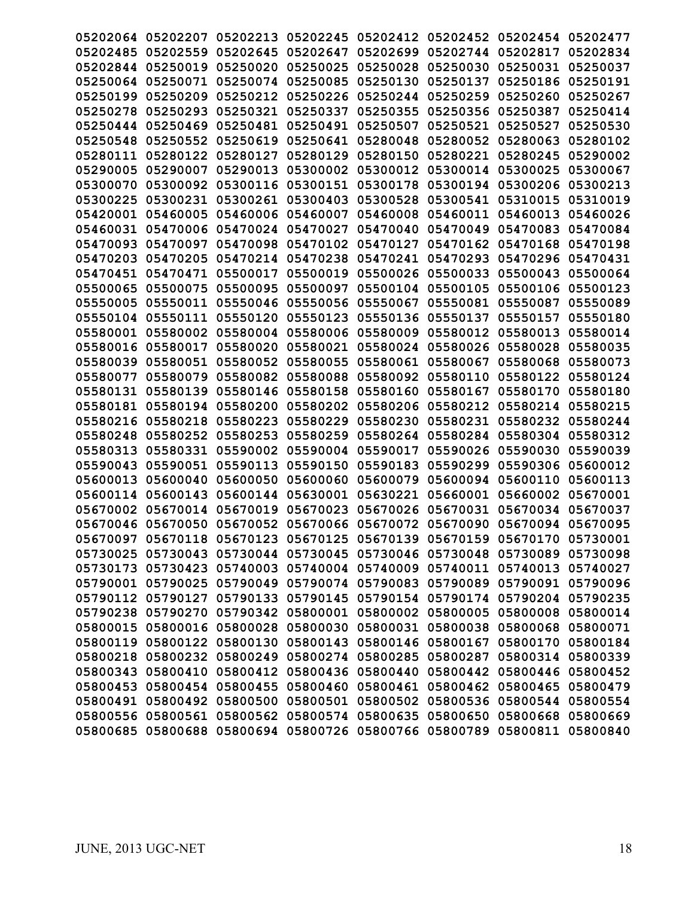05202064 05202207 05202213 05202245 05202412 05202452 05202454 05202477
05202485 05202559 05202645 05202647 05202699 05202744 05202817 05202834
05202844 05250019 05250020 05250025 05250028 05250030 05250031 05250037
05250064 05250071 05250074 05250085 05250130 05250137 05250186 05250191
05250199 05250209 05250212 05250226 05250244 05250259 05250260 05250267
05250278 05250293 05250321 05250337 05250355 05250356 05250387 05250414
05250444 05250469 05250481 05250491 05250507 05250521 05250527 05250530
05250548 05250552 05250619 05250641 05280048 05280052 05280063 05280102
05280111 05280122 05280127 05280129 05280150 05280221 05280245 05290002
05290005 05290007 05290013 05300002 05300012 05300014 05300025 05300067
05300070 05300092 05300116 05300151 05300178 05300194 05300206 05300213
05300225 05300231 05300261 05300403 05300528 05300541 05310015 05310019
05420001 05460005 05460006 05460007 05460008 05460011 05460013 05460026
05460031 05470006 05470024 05470027 05470040 05470049 05470083 05470084
05470093 05470097 05470098 05470102 05470127 05470162 05470168 05470198
05470203 05470205 05470214 05470238 05470241 05470293 05470296 05470431
05470451 05470471 05500017 05500019 05500026 05500033 05500043 05500064
05500065 05500075 05500095 05500097 05500104 05500105 05500106 05500123
05550005 05550011 05550046 05550056 05550067 05550081 05550087 05550089
05550104 05550111 05550120 05550123 05550136 05550137 05550157 05550180
05580001 05580002 05580004 05580006 05580009 05580012 05580013 05580014
05580016 05580017 05580020 05580021 05580024 05580026 05580028 05580035
05580039 05580051 05580052 05580055 05580061 05580067 05580068 05580073
05580077 05580079 05580082 05580088 05580092 05580110 05580122 05580124
05580131 05580139 05580146 05580158 05580160 05580167 05580170 05580180
05580181 05580194 05580200 05580202 05580206 05580212 05580214 05580215
05580216 05580218 05580223 05580229 05580230 05580231 05580232 05580244
05580248 05580252 05580253 05580259 05580264 05580284 05580304 05580312
05580313 05580331 05590002 05590004 05590017 05590026 05590030 05590039
05590043 05590051 05590113 05590150 05590183 05590299 05590306 05600012
05600013 05600040 05600050 05600060 05600079 05600094 05600110 05600113
05600114 05600143 05600144 05630001 05630221 05660001 05660002 05670001
05670002 05670014 05670019 05670023 05670026 05670031 05670034 05670037
05670046 05670050 05670052 05670066 05670072 05670090 05670094 05670095
05670097 05670118 05670123 05670125 05670139 05670159 05670170 05730001
05730025 05730043 05730044 05730045 05730046 05730048 05730089 05730098
05730173 05730423 05740003 05740004 05740009 05740011 05740013 05740027
05790001 05790025 05790049 05790074 05790083 05790089 05790091 05790096
05790112 05790127 05790133 05790145 05790154 05790174 05790204 05790235
05790238 05790270 05790342 05800001 05800002 05800005 05800008 05800014
05800015 05800016 05800028 05800030 05800031 05800038 05800068 05800071
05800119 05800122 05800130 05800143 05800146 05800167 05800170 05800184
05800218 05800232 05800249 05800274 05800285 05800287 05800314 05800339
05800343 05800410 05800412 05800436 05800440 05800442 05800446 05800452
05800453 05800454 05800455 05800460 05800461 05800462 05800465 05800479
05800491 05800492 05800500 05800501 05800502 05800536 05800544 05800554
05800556 05800561 05800562 05800574 05800635 05800650 05800668 05800669
05800685 05800688 05800694 05800726 05800766 05800789 05800811 05800840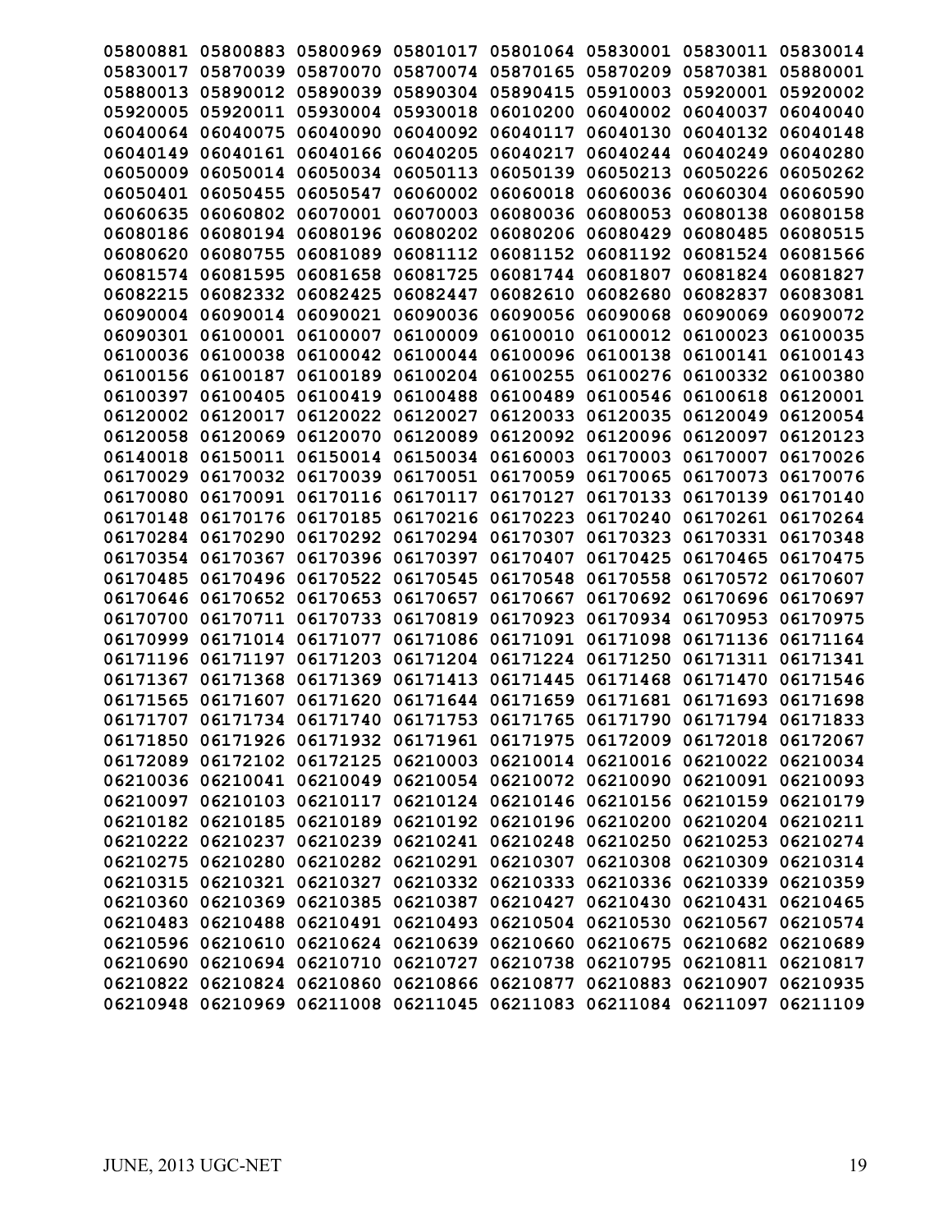05800881 05800883 05800969 05801017 05801064 05830001 05830011 05830014
05830017 05870039 05870070 05870074 05870165 05870209 05870381 05880001
05880013 05890012 05890039 05890304 05890415 05910003 05920001 05920002
05920005 05920011 05930004 05930018 06010200 06040002 06040037 06040040
06040064 06040075 06040090 06040092 06040117 06040130 06040132 06040148
06040149 06040161 06040166 06040205 06040217 06040244 06040249 06040280
06050009 06050014 06050034 06050113 06050139 06050213 06050226 06050262
06050401 06050455 06050547 06060002 06060018 06060036 06060304 06060590
06060635 06060802 06070001 06070003 06080036 06080053 06080138 06080158
06080186 06080194 06080196 06080202 06080206 06080429 06080485 06080515
06080620 06080755 06081089 06081112 06081152 06081192 06081524 06081566
06081574 06081595 06081658 06081725 06081744 06081807 06081824 06081827
06082215 06082332 06082425 06082447 06082610 06082680 06082837 06083081
06090004 06090014 06090021 06090036 06090056 06090068 06090069 06090072
06090301 06100001 06100007 06100009 06100010 06100012 06100023 06100035
06100036 06100038 06100042 06100044 06100096 06100138 06100141 06100143
06100156 06100187 06100189 06100204 06100255 06100276 06100332 06100380
06100397 06100405 06100419 06100488 06100489 06100546 06100618 06120001
06120002 06120017 06120022 06120027 06120033 06120035 06120049 06120054
06120058 06120069 06120070 06120089 06120092 06120096 06120097 06120123
06140018 06150011 06150014 06150034 06160003 06170003 06170007 06170026
06170029 06170032 06170039 06170051 06170059 06170065 06170073 06170076
06170080 06170091 06170116 06170117 06170127 06170133 06170139 06170140
06170148 06170176 06170185 06170216 06170223 06170240 06170261 06170264
06170284 06170290 06170292 06170294 06170307 06170323 06170331 06170348
06170354 06170367 06170396 06170397 06170407 06170425 06170465 06170475
06170485 06170496 06170522 06170545 06170548 06170558 06170572 06170607
06170646 06170652 06170653 06170657 06170667 06170692 06170696 06170697
06170700 06170711 06170733 06170819 06170923 06170934 06170953 06170975
06170999 06171014 06171077 06171086 06171091 06171098 06171136 06171164
06171196 06171197 06171203 06171204 06171224 06171250 06171311 06171341
06171367 06171368 06171369 06171413 06171445 06171468 06171470 06171546
06171565 06171607 06171620 06171644 06171659 06171681 06171693 06171698
06171707 06171734 06171740 06171753 06171765 06171790 06171794 06171833
06171850 06171926 06171932 06171961 06171975 06172009 06172018 06172067
06172089 06172102 06172125 06210003 06210014 06210016 06210022 06210034
06210036 06210041 06210049 06210054 06210072 06210090 06210091 06210093
06210097 06210103 06210117 06210124 06210146 06210156 06210159 06210179
06210182 06210185 06210189 06210192 06210196 06210200 06210204 06210211
06210222 06210237 06210239 06210241 06210248 06210250 06210253 06210274
06210275 06210280 06210282 06210291 06210307 06210308 06210309 06210314
06210315 06210321 06210327 06210332 06210333 06210336 06210339 06210359
06210360 06210369 06210385 06210387 06210427 06210430 06210431 06210465
06210483 06210488 06210491 06210493 06210504 06210530 06210567 06210574
06210596 06210610 06210624 06210639 06210660 06210675 06210682 06210689
06210690 06210694 06210710 06210727 06210738 06210795 06210811 06210817
06210822 06210824 06210860 06210866 06210877 06210883 06210907 06210935
06210948 06210969 06211008 06211045 06211083 06211084 06211097 06211109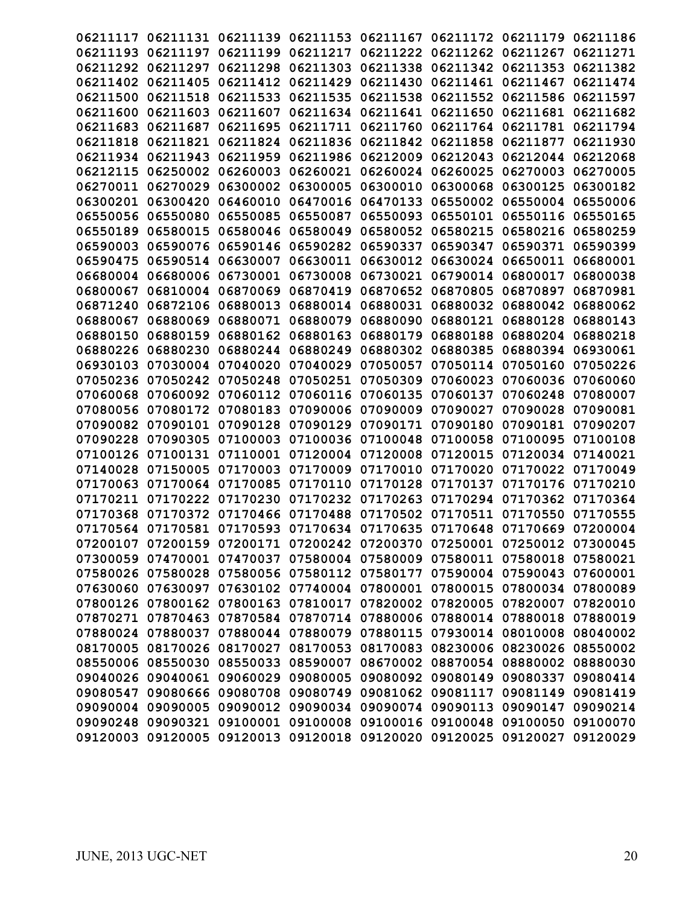06211117 06211131 06211139 06211153 06211167 06211172 06211179 06211186
06211193 06211197 06211199 06211217 06211222 06211262 06211267 06211271
06211292 06211297 06211298 06211303 06211338 06211342 06211353 06211382
06211402 06211405 06211412 06211429 06211430 06211461 06211467 06211474
06211500 06211518 06211533 06211535 06211538 06211552 06211586 06211597
06211600 06211603 06211607 06211634 06211641 06211650 06211681 06211682
06211683 06211687 06211695 06211711 06211760 06211764 06211781 06211794
06211818 06211821 06211824 06211836 06211842 06211858 06211877 06211930
06211934 06211943 06211959 06211986 06212009 06212043 06212044 06212068
06212115 06250002 06260003 06260021 06260024 06260025 06270003 06270005
06270011 06270029 06300002 06300005 06300010 06300068 06300125 06300182
06300201 06300420 06460010 06470016 06470133 06550002 06550004 06550006
06550056 06550080 06550085 06550087 06550093 06550101 06550116 06550165
06550189 06580015 06580046 06580049 06580052 06580215 06580216 06580259
06590003 06590076 06590146 06590282 06590337 06590347 06590371 06590399
06590475 06590514 06630007 06630011 06630012 06630024 06650011 06680001
06680004 06680006 06730001 06730008 06730021 06790014 06800017 06800038
06800067 06810004 06870069 06870419 06870652 06870805 06870897 06870981
06871240 06872106 06880013 06880014 06880031 06880032 06880042 06880062
06880067 06880069 06880071 06880079 06880090 06880121 06880128 06880143
06880150 06880159 06880162 06880163 06880179 06880188 06880204 06880218
06880226 06880230 06880244 06880249 06880302 06880385 06880394 06930061
06930103 07030004 07040020 07040029 07050057 07050114 07050160 07050226
07050236 07050242 07050248 07050251 07050309 07060023 07060036 07060060
07060068 07060092 07060112 07060116 07060135 07060137 07060248 07080007
07080056 07080172 07080183 07090006 07090009 07090027 07090028 07090081
07090082 07090101 07090128 07090129 07090171 07090180 07090181 07090207
07090228 07090305 07100003 07100036 07100048 07100058 07100095 07100108
07100126 07100131 07110001 07120004 07120008 07120015 07120034 07140021
07140028 07150005 07170003 07170009 07170010 07170020 07170022 07170049
07170063 07170064 07170085 07170110 07170128 07170137 07170176 07170210
07170211 07170222 07170230 07170232 07170263 07170294 07170362 07170364
07170368 07170372 07170466 07170488 07170502 07170511 07170550 07170555
07170564 07170581 07170593 07170634 07170635 07170648 07170669 07200004
07200107 07200159 07200171 07200242 07200370 07250001 07250012 07300045
07300059 07470001 07470037 07580004 07580009 07580011 07580018 07580021
07580026 07580028 07580056 07580112 07580177 07590004 07590043 07600001
07630060 07630097 07630102 07740004 07800001 07800015 07800034 07800089
07800126 07800162 07800163 07810017 07820002 07820005 07820007 07820010
07870271 07870463 07870584 07870714 07880006 07880014 07880018 07880019
07880024 07880037 07880044 07880079 07880115 07930014 08010008 08040002
08170005 08170026 08170027 08170053 08170083 08230006 08230026 08550002
08550006 08550030 08550033 08590007 08670002 08870054 08880002 08880030
09040026 09040061 09060029 09080005 09080092 09080149 09080337 09080414
09080547 09080666 09080708 09080749 09081062 09081117 09081149 09081419
09090004 09090005 09090012 09090034 09090074 09090113 09090147 09090214
09090248 09090321 09100001 09100008 09100016 09100048 09100050 09100070
09120003 09120005 09120013 09120018 09120020 09120025 09120027 09120029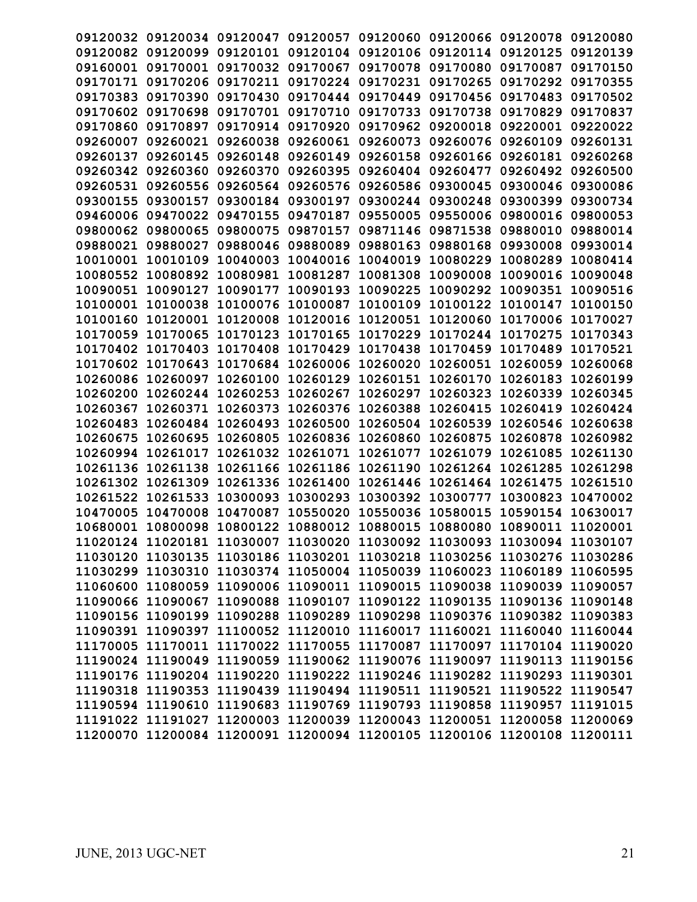```
09120032 09120034 09120047 09120057 09120060 09120066 09120078 09120080
09120082 09120099 09120101 09120104 09120106 09120114 09120125 09120139
09160001 09170001 09170032 09170067 09170078 09170080 09170087 09170150
09170171 09170206 09170211 09170224 09170231 09170265 09170292 09170355
09170383 09170390 09170430 09170444 09170449 09170456 09170483 09170502
09170602 09170698 09170701 09170710 09170733 09170738 09170829 09170837
09170860 09170897 09170914 09170920 09170962 09200018 09220001 09220022
09260007 09260021 09260038 09260061 09260073 09260076 09260109 09260131
09260137 09260145 09260148 09260149 09260158 09260166 09260181 09260268
09260342 09260360 09260370 09260395 09260404 09260477 09260492 09260500
09260531 09260556 09260564 09260576 09260586 09300045 09300046 09300086
09300155 09300157 09300184 09300197 09300244 09300248 09300399 09300734
09460006 09470022 09470155 09470187 09550005 09550006 09800016 09800053
09800062 09800065 09800075 09870157 09871146 09871538 09880010 09880014
09880021 09880027 09880046 09880089 09880163 09880168 09930008 09930014
10010001 10010109 10040003 10040016 10040019 10080229 10080289 10080414
10080552 10080892 10080981 10081287 10081308 10090008 10090016 10090048
10090051 10090127 10090177 10090193 10090225 10090292 10090351 10090516
10100001 10100038 10100076 10100087 10100109 10100122 10100147 10100150
10100160 10120001 10120008 10120016 10120051 10120060 10170006 10170027
10170059 10170065 10170123 10170165 10170229 10170244 10170275 10170343
10170402 10170403 10170408 10170429 10170438 10170459 10170489 10170521
10170602 10170643 10170684 10260006 10260020 10260051 10260059 10260068
10260086 10260097 10260100 10260129 10260151 10260170 10260183 10260199
10260200 10260244 10260253 10260267 10260297 10260323 10260339 10260345
10260367 10260371 10260373 10260376 10260388 10260415 10260419 10260424
10260483 10260484 10260493 10260500 10260504 10260539 10260546 10260638
10260675 10260695 10260805 10260836 10260860 10260875 10260878 10260982
10260994 10261017 10261032 10261071 10261077 10261079 10261085 10261130
10261136 10261138 10261166 10261186 10261190 10261264 10261285 10261298
10261302 10261309 10261336 10261400 10261446 10261464 10261475 10261510
10261522 10261533 10300093 10300293 10300392 10300777 10300823 10470002
10470005 10470008 10470087 10550020 10550036 10580015 10590154 10630017
10680001 10800098 10800122 10880012 10880015 10880080 10890011 11020001
11020124 11020181 11030007 11030020 11030092 11030093 11030094 11030107
11030120 11030135 11030186 11030201 11030218 11030256 11030276 11030286
11030299 11030310 11030374 11050004 11050039 11060023 11060189 11060595
11060600 11080059 11090006 11090011 11090015 11090038 11090039 11090057
11090066 11090067 11090088 11090107 11090122 11090135 11090136 11090148
11090156 11090199 11090288 11090289 11090298 11090376 11090382 11090383
11090391 11090397 11100052 11120010 11160017 11160021 11160040 11160044
11170005 11170011 11170022 11170055 11170087 11170097 11170104 11190020
11190024 11190049 11190059 11190062 11190076 11190097 11190113 11190156
11190176 11190204 11190220 11190222 11190246 11190282 11190293 11190301
11190318 11190353 11190439 11190494 11190511 11190521 11190522 11190547
11190594 11190610 11190683 11190769 11190793 11190858 11190957 11191015
11191022 11191027 11200003 11200039 11200043 11200051 11200058 11200069
11200070 11200084 11200091 11200094 11200105 11200106 11200108 11200111
```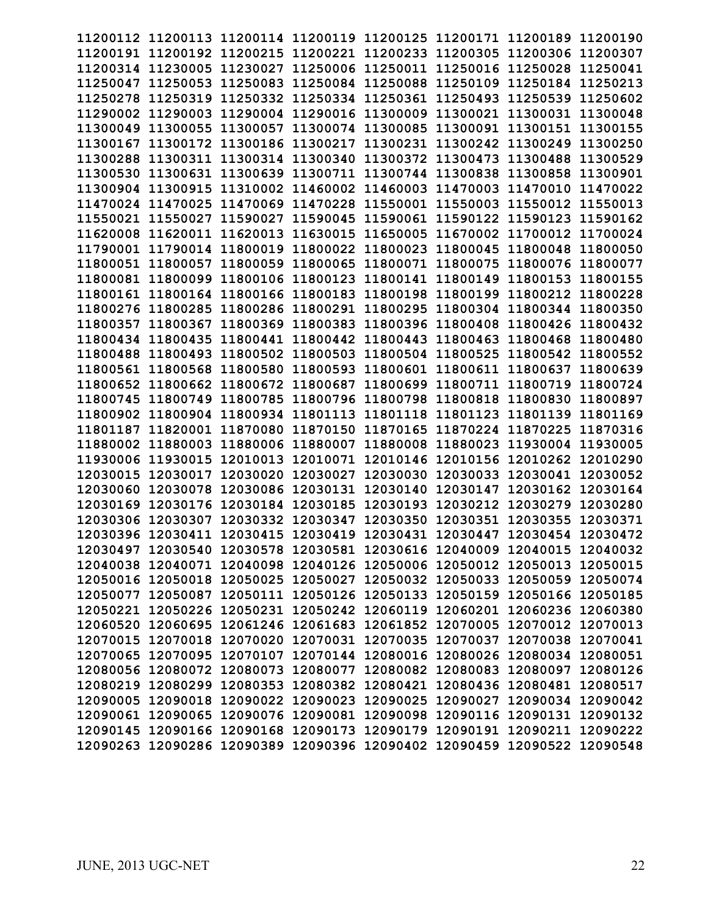11200112 11200113 11200114 11200119 11200125 11200171 11200189 11200190
11200191 11200192 11200215 11200221 11200233 11200305 11200306 11200307
11200314 11230005 11230027 11250006 11250011 11250016 11250028 11250041
11250047 11250053 11250083 11250084 11250088 11250109 11250184 11250213
11250278 11250319 11250332 11250334 11250361 11250493 11250539 11250602
11290002 11290003 11290004 11290016 11300009 11300021 11300031 11300048
11300049 11300055 11300057 11300074 11300085 11300091 11300151 11300155
11300167 11300172 11300186 11300217 11300231 11300242 11300249 11300250
11300288 11300311 11300314 11300340 11300372 11300473 11300488 11300529
11300530 11300631 11300639 11300711 11300744 11300838 11300858 11300901
11300904 11300915 11310002 11460002 11460003 11470003 11470010 11470022
11470024 11470025 11470069 11470228 11550001 11550003 11550012 11550013
11550021 11550027 11590027 11590045 11590061 11590122 11590123 11590162
11620008 11620011 11620013 11630015 11650005 11670002 11700012 11700024
11790001 11790014 11800019 11800022 11800023 11800045 11800048 11800050
11800051 11800057 11800059 11800065 11800071 11800075 11800076 11800077
11800081 11800099 11800106 11800123 11800141 11800149 11800153 11800155
11800161 11800164 11800166 11800183 11800198 11800199 11800212 11800228
11800276 11800285 11800286 11800291 11800295 11800304 11800344 11800350
11800357 11800367 11800369 11800383 11800396 11800408 11800426 11800432
11800434 11800435 11800441 11800442 11800443 11800463 11800468 11800480
11800488 11800493 11800502 11800503 11800504 11800525 11800542 11800552
11800561 11800568 11800580 11800593 11800601 11800611 11800637 11800639
11800652 11800662 11800672 11800687 11800699 11800711 11800719 11800724
11800745 11800749 11800785 11800796 11800798 11800818 11800830 11800897
11800902 11800904 11800934 11801113 11801118 11801123 11801139 11801169
11801187 11820001 11870080 11870150 11870165 11870224 11870225 11870316
11880002 11880003 11880006 11880007 11880008 11880023 11930004 11930005
11930006 11930015 12010013 12010071 12010146 12010156 12010262 12010290
12030015 12030017 12030020 12030027 12030030 12030033 12030041 12030052
12030060 12030078 12030086 12030131 12030140 12030147 12030162 12030164
12030169 12030176 12030184 12030185 12030193 12030212 12030279 12030280
12030306 12030307 12030332 12030347 12030350 12030351 12030355 12030371
12030396 12030411 12030415 12030419 12030431 12030447 12030454 12030472
12030497 12030540 12030578 12030581 12030616 12040009 12040015 12040032
12040038 12040071 12040098 12040126 12050006 12050012 12050013 12050015
12050016 12050018 12050025 12050027 12050032 12050033 12050059 12050074
12050077 12050087 12050111 12050126 12050133 12050159 12050166 12050185
12050221 12050226 12050231 12050242 12060119 12060201 12060236 12060380
12060520 12060695 12061246 12061683 12061852 12070005 12070012 12070013
12070015 12070018 12070020 12070031 12070035 12070037 12070038 12070041
12070065 12070095 12070107 12070144 12080016 12080026 12080034 12080051
12080056 12080072 12080073 12080077 12080082 12080083 12080097 12080126
12080219 12080299 12080353 12080382 12080421 12080436 12080481 12080517
12090005 12090018 12090022 12090023 12090025 12090027 12090034 12090042
12090061 12090065 12090076 12090081 12090098 12090116 12090131 12090132
12090145 12090166 12090168 12090173 12090179 12090191 12090211 12090222
12090263 12090286 12090389 12090396 12090402 12090459 12090522 12090548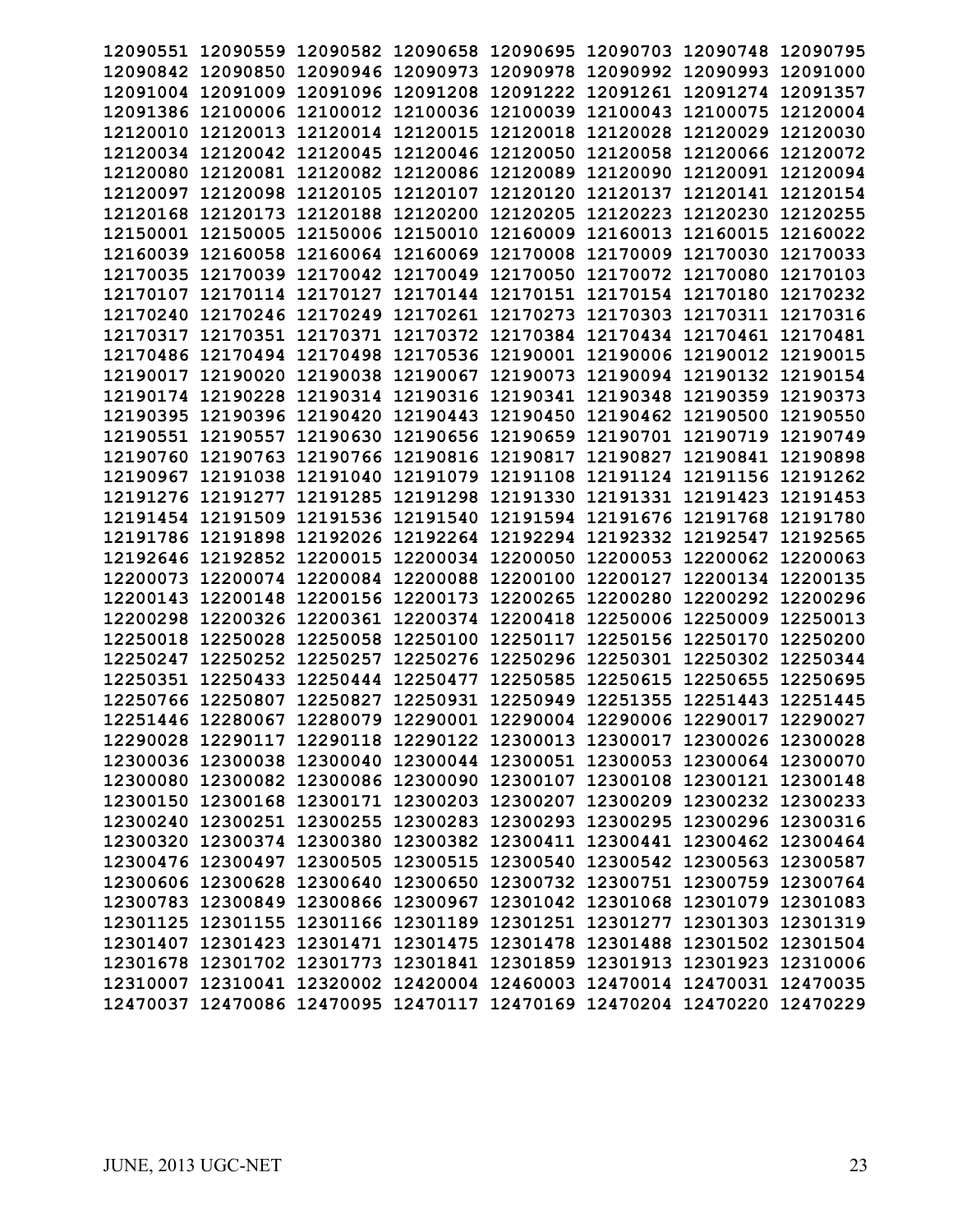12090551 12090559 12090582 12090658 12090695 12090703 12090748 12090795
12090842 12090850 12090946 12090973 12090978 12090992 12090993 12091000
12091004 12091009 12091096 12091208 12091222 12091261 12091274 12091357
12091386 12100006 12100012 12100036 12100039 12100043 12100075 12120004
12120010 12120013 12120014 12120015 12120018 12120028 12120029 12120030
12120034 12120042 12120045 12120046 12120050 12120058 12120066 12120072
12120080 12120081 12120082 12120086 12120089 12120090 12120091 12120094
12120097 12120098 12120105 12120107 12120120 12120137 12120141 12120154
12120168 12120173 12120188 12120200 12120205 12120223 12120230 12120255
12150001 12150005 12150006 12150010 12160009 12160013 12160015 12160022
12160039 12160058 12160064 12160069 12170008 12170009 12170030 12170033
12170035 12170039 12170042 12170049 12170050 12170072 12170080 12170103
12170107 12170114 12170127 12170144 12170151 12170154 12170180 12170232
12170240 12170246 12170249 12170261 12170273 12170303 12170311 12170316
12170317 12170351 12170371 12170372 12170384 12170434 12170461 12170481
12170486 12170494 12170498 12170536 12190001 12190006 12190012 12190015
12190017 12190020 12190038 12190067 12190073 12190094 12190132 12190154
12190174 12190228 12190314 12190316 12190341 12190348 12190359 12190373
12190395 12190396 12190420 12190443 12190450 12190462 12190500 12190550
12190551 12190557 12190630 12190656 12190659 12190701 12190719 12190749
12190760 12190763 12190766 12190816 12190817 12190827 12190841 12190898
12190967 12191038 12191040 12191079 12191108 12191124 12191156 12191262
12191276 12191277 12191285 12191298 12191330 12191331 12191423 12191453
12191454 12191509 12191536 12191540 12191594 12191676 12191768 12191780
12191786 12191898 12192026 12192264 12192294 12192332 12192547 12192565
12192646 12192852 12200015 12200034 12200050 12200053 12200062 12200063
12200073 12200074 12200084 12200088 12200100 12200127 12200134 12200135
12200143 12200148 12200156 12200173 12200265 12200280 12200292 12200296
12200298 12200326 12200361 12200374 12200418 12250006 12250009 12250013
12250018 12250028 12250058 12250100 12250117 12250156 12250170 12250200
12250247 12250252 12250257 12250276 12250296 12250301 12250302 12250344
12250351 12250433 12250444 12250477 12250585 12250615 12250655 12250695
12250766 12250807 12250827 12250931 12250949 12251355 12251443 12251445
12251446 12280067 12280079 12290001 12290004 12290006 12290017 12290027
12290028 12290117 12290118 12290122 12300013 12300017 12300026 12300028
12300036 12300038 12300040 12300044 12300051 12300053 12300064 12300070
12300080 12300082 12300086 12300090 12300107 12300108 12300121 12300148
12300150 12300168 12300171 12300203 12300207 12300209 12300232 12300233
12300240 12300251 12300255 12300283 12300293 12300295 12300296 12300316
12300320 12300374 12300380 12300382 12300411 12300441 12300462 12300464
12300476 12300497 12300505 12300515 12300540 12300542 12300563 12300587
12300606 12300628 12300640 12300650 12300732 12300751 12300759 12300764
12300783 12300849 12300866 12300967 12301042 12301068 12301079 12301083
12301125 12301155 12301166 12301189 12301251 12301277 12301303 12301319
12301407 12301423 12301471 12301475 12301478 12301488 12301502 12301504
12301678 12301702 12301773 12301841 12301859 12301913 12301923 12310006
12310007 12310041 12320002 12420004 12460003 12470014 12470031 12470035
12470037 12470086 12470095 12470117 12470169 12470204 12470220 12470229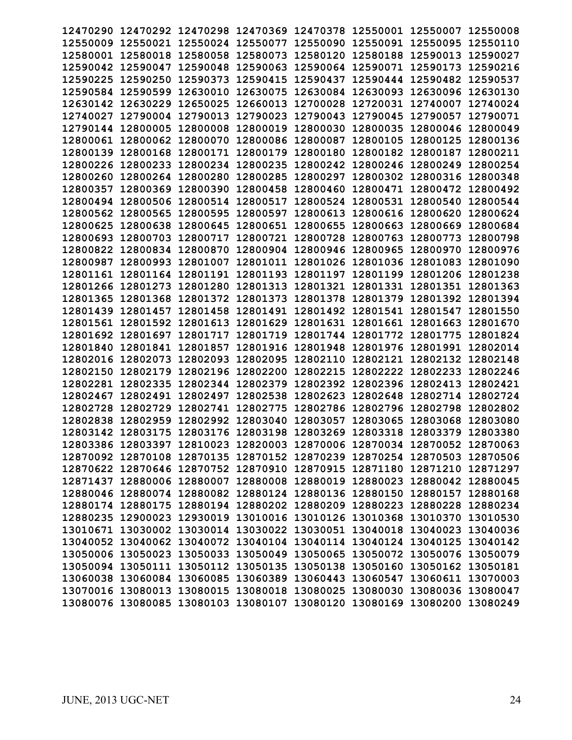12470290 12470292 12470298 12470369 12470378 12550001 12550007 12550008
12550009 12550021 12550024 12550077 12550090 12550091 12550095 12550110
12580001 12580018 12580058 12580073 12580120 12580188 12590013 12590027
12590042 12590047 12590048 12590063 12590064 12590071 12590173 12590216
12590225 12590250 12590373 12590415 12590437 12590444 12590482 12590537
12590584 12590599 12630010 12630075 12630084 12630093 12630096 12630130
12630142 12630229 12650025 12660013 12700028 12720031 12740007 12740024
12740027 12790004 12790013 12790023 12790043 12790045 12790057 12790071
12790144 12800005 12800008 12800019 12800030 12800035 12800046 12800049
12800061 12800062 12800070 12800086 12800087 12800105 12800125 12800136
12800139 12800168 12800171 12800179 12800180 12800182 12800187 12800211
12800226 12800233 12800234 12800235 12800242 12800246 12800249 12800254
12800260 12800264 12800280 12800285 12800297 12800302 12800316 12800348
12800357 12800369 12800390 12800458 12800460 12800471 12800472 12800492
12800494 12800506 12800514 12800517 12800524 12800531 12800540 12800544
12800562 12800565 12800595 12800597 12800613 12800616 12800620 12800624
12800625 12800638 12800645 12800651 12800655 12800663 12800669 12800684
12800693 12800703 12800717 12800721 12800728 12800763 12800773 12800798
12800822 12800834 12800870 12800904 12800946 12800965 12800970 12800976
12800987 12800993 12801007 12801011 12801026 12801036 12801083 12801090
12801161 12801164 12801191 12801193 12801197 12801199 12801206 12801238
12801266 12801273 12801280 12801313 12801321 12801331 12801351 12801363
12801365 12801368 12801372 12801373 12801378 12801379 12801392 12801394
12801439 12801457 12801458 12801491 12801492 12801541 12801547 12801550
12801561 12801592 12801613 12801629 12801631 12801661 12801663 12801670
12801692 12801697 12801717 12801719 12801744 12801772 12801775 12801824
12801840 12801841 12801857 12801916 12801948 12801976 12801991 12802014
12802016 12802073 12802093 12802095 12802110 12802121 12802132 12802148
12802150 12802179 12802196 12802200 12802215 12802222 12802233 12802246
12802281 12802335 12802344 12802379 12802392 12802396 12802413 12802421
12802467 12802491 12802497 12802538 12802623 12802648 12802714 12802724
12802728 12802729 12802741 12802775 12802786 12802796 12802798 12802802
12802838 12802959 12802992 12803040 12803057 12803065 12803068 12803080
12803142 12803175 12803176 12803198 12803269 12803318 12803379 12803380
12803386 12803397 12810023 12820003 12870006 12870034 12870052 12870063
12870092 12870108 12870135 12870152 12870239 12870254 12870503 12870506
12870622 12870646 12870752 12870910 12870915 12871180 12871210 12871297
12871437 12880006 12880007 12880008 12880019 12880023 12880042 12880045
12880046 12880074 12880082 12880124 12880136 12880150 12880157 12880168
12880174 12880175 12880194 12880202 12880209 12880223 12880228 12880234
12880235 12900023 12930019 13010016 13010126 13010368 13010370 13010530
13010671 13030002 13030014 13030022 13030051 13040018 13040023 13040036
13040052 13040062 13040072 13040104 13040114 13040124 13040125 13040142
13050006 13050023 13050033 13050049 13050065 13050072 13050076 13050079
13050094 13050111 13050112 13050135 13050138 13050160 13050162 13050181
13060038 13060084 13060085 13060389 13060443 13060547 13060611 13070003
13070016 13080013 13080015 13080018 13080025 13080030 13080036 13080047
13080076 13080085 13080103 13080107 13080120 13080169 13080200 13080249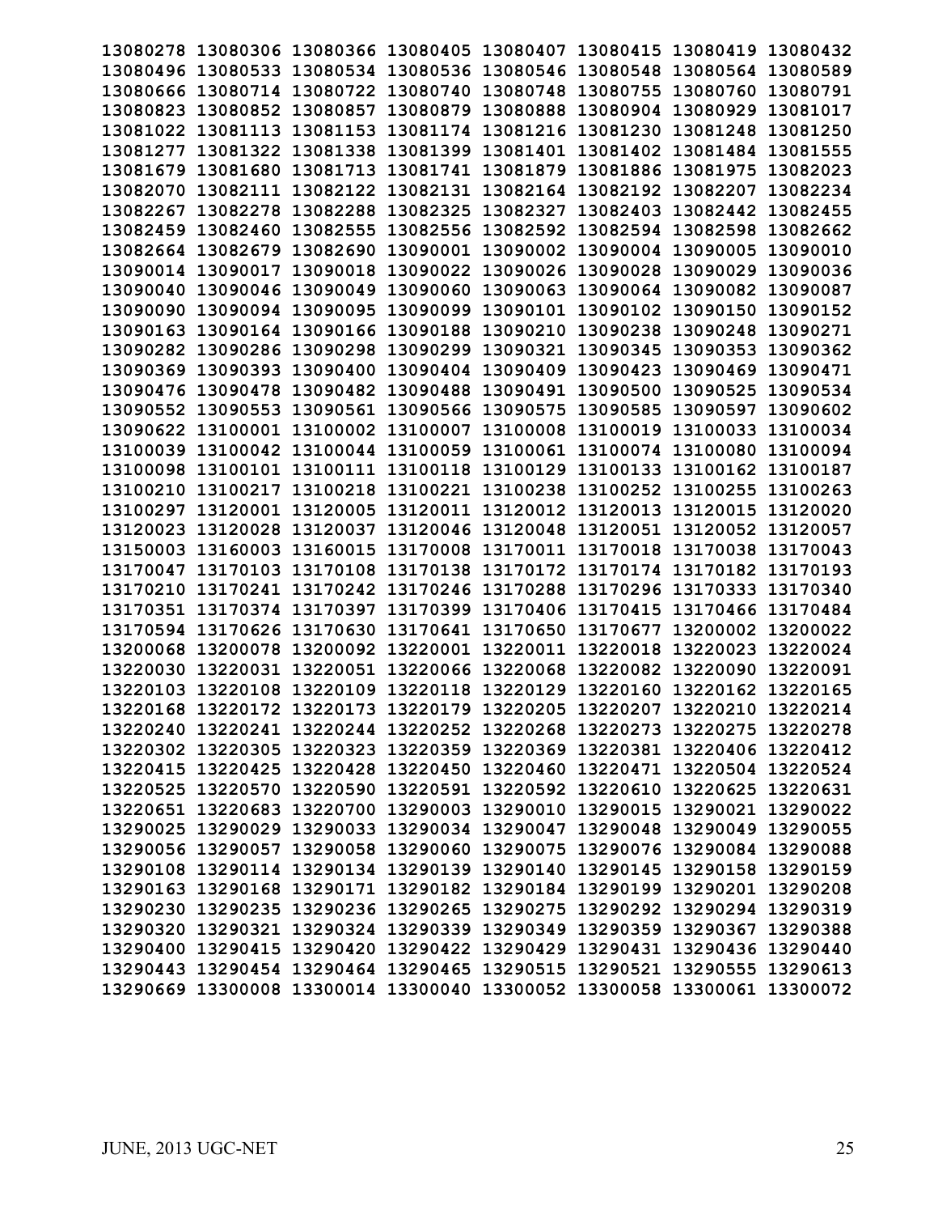13080278 13080306 13080366 13080405 13080407 13080415 13080419 13080432
13080496 13080533 13080534 13080536 13080546 13080548 13080564 13080589
13080666 13080714 13080722 13080740 13080748 13080755 13080760 13080791
13080823 13080852 13080857 13080879 13080888 13080904 13080929 13081017
13081022 13081113 13081153 13081174 13081216 13081230 13081248 13081250
13081277 13081322 13081338 13081399 13081401 13081402 13081484 13081555
13081679 13081680 13081713 13081741 13081879 13081886 13081975 13082023
13082070 13082111 13082122 13082131 13082164 13082192 13082207 13082234
13082267 13082278 13082288 13082325 13082327 13082403 13082442 13082455
13082459 13082460 13082555 13082556 13082592 13082594 13082598 13082662
13082664 13082679 13082690 13090001 13090002 13090004 13090005 13090010
13090014 13090017 13090018 13090022 13090026 13090028 13090029 13090036
13090040 13090046 13090049 13090060 13090063 13090064 13090082 13090087
13090090 13090094 13090095 13090099 13090101 13090102 13090150 13090152
13090163 13090164 13090166 13090188 13090210 13090238 13090248 13090271
13090282 13090286 13090298 13090299 13090321 13090345 13090353 13090362
13090369 13090393 13090400 13090404 13090409 13090423 13090469 13090471
13090476 13090478 13090482 13090488 13090491 13090500 13090525 13090534
13090552 13090553 13090561 13090566 13090575 13090585 13090597 13090602
13090622 13100001 13100002 13100007 13100008 13100019 13100033 13100034
13100039 13100042 13100044 13100059 13100061 13100074 13100080 13100094
13100098 13100101 13100111 13100118 13100129 13100133 13100162 13100187
13100210 13100217 13100218 13100221 13100238 13100252 13100255 13100263
13100297 13120001 13120005 13120011 13120012 13120013 13120015 13120020
13120023 13120028 13120037 13120046 13120048 13120051 13120052 13120057
13150003 13160003 13160015 13170008 13170011 13170018 13170038 13170043
13170047 13170103 13170108 13170138 13170172 13170174 13170182 13170193
13170210 13170241 13170242 13170246 13170288 13170296 13170333 13170340
13170351 13170374 13170397 13170399 13170406 13170415 13170466 13170484
13170594 13170626 13170630 13170641 13170650 13170677 13200002 13200022
13200068 13200078 13200092 13220001 13220011 13220018 13220023 13220024
13220030 13220031 13220051 13220066 13220068 13220082 13220090 13220091
13220103 13220108 13220109 13220118 13220129 13220160 13220162 13220165
13220168 13220172 13220173 13220179 13220205 13220207 13220210 13220214
13220240 13220241 13220244 13220252 13220268 13220273 13220275 13220278
13220302 13220305 13220323 13220359 13220369 13220381 13220406 13220412
13220415 13220425 13220428 13220450 13220460 13220471 13220504 13220524
13220525 13220570 13220590 13220591 13220592 13220610 13220625 13220631
13220651 13220683 13220700 13290003 13290010 13290015 13290021 13290022
13290025 13290029 13290033 13290034 13290047 13290048 13290049 13290055
13290056 13290057 13290058 13290060 13290075 13290076 13290084 13290088
13290108 13290114 13290134 13290139 13290140 13290145 13290158 13290159
13290163 13290168 13290171 13290182 13290184 13290199 13290201 13290208
13290230 13290235 13290236 13290265 13290275 13290292 13290294 13290319
13290320 13290321 13290324 13290339 13290349 13290359 13290367 13290388
13290400 13290415 13290420 13290422 13290429 13290431 13290436 13290440
13290443 13290454 13290464 13290465 13290515 13290521 13290555 13290613
13290669 13300008 13300014 13300040 13300052 13300058 13300061 13300072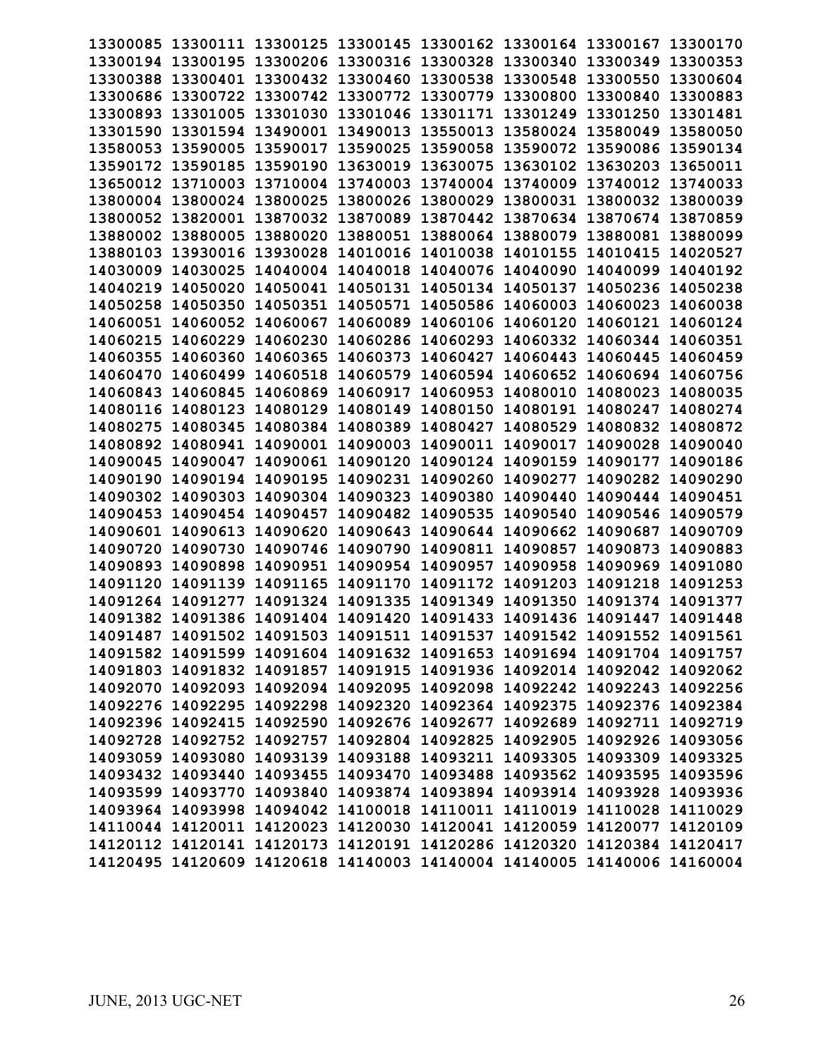13300085 13300111 13300125 13300145 13300162 13300164 13300167 13300170
13300194 13300195 13300206 13300316 13300328 13300340 13300349 13300353
13300388 13300401 13300432 13300460 13300538 13300548 13300550 13300604
13300686 13300722 13300742 13300772 13300779 13300800 13300840 13300883
13300893 13301005 13301030 13301046 13301171 13301249 13301250 13301481
13301590 13301594 13490001 13490013 13550013 13580024 13580049 13580050
13580053 13590005 13590017 13590025 13590058 13590072 13590086 13590134
13590172 13590185 13590190 13630019 13630075 13630102 13630203 13650011
13650012 13710003 13710004 13740003 13740004 13740009 13740012 13740033
13800004 13800024 13800025 13800026 13800029 13800031 13800032 13800039
13800052 13820001 13870032 13870089 13870442 13870634 13870674 13870859
13880002 13880005 13880020 13880051 13880064 13880079 13880081 13880099
13880103 13930016 13930028 14010016 14010038 14010155 14010415 14020527
14030009 14030025 14040004 14040018 14040076 14040090 14040099 14040192
14040219 14050020 14050041 14050131 14050134 14050137 14050236 14050238
14050258 14050350 14050351 14050571 14050586 14060003 14060023 14060038
14060051 14060052 14060067 14060089 14060106 14060120 14060121 14060124
14060215 14060229 14060230 14060286 14060293 14060332 14060344 14060351
14060355 14060360 14060365 14060373 14060427 14060443 14060445 14060459
14060470 14060499 14060518 14060579 14060594 14060652 14060694 14060756
14060843 14060845 14060869 14060917 14060953 14080010 14080023 14080035
14080116 14080123 14080129 14080149 14080150 14080191 14080247 14080274
14080275 14080345 14080384 14080389 14080427 14080529 14080832 14080872
14080892 14080941 14090001 14090003 14090011 14090017 14090028 14090040
14090045 14090047 14090061 14090120 14090124 14090159 14090177 14090186
14090190 14090194 14090195 14090231 14090260 14090277 14090282 14090290
14090302 14090303 14090304 14090323 14090380 14090440 14090444 14090451
14090453 14090454 14090457 14090482 14090535 14090540 14090546 14090579
14090601 14090613 14090620 14090643 14090644 14090662 14090687 14090709
14090720 14090730 14090746 14090790 14090811 14090857 14090873 14090883
14090893 14090898 14090951 14090954 14090957 14090958 14090969 14091080
14091120 14091139 14091165 14091170 14091172 14091203 14091218 14091253
14091264 14091277 14091324 14091335 14091349 14091350 14091374 14091377
14091382 14091386 14091404 14091420 14091433 14091436 14091447 14091448
14091487 14091502 14091503 14091511 14091537 14091542 14091552 14091561
14091582 14091599 14091604 14091632 14091653 14091694 14091704 14091757
14091803 14091832 14091857 14091915 14091936 14092014 14092042 14092062
14092070 14092093 14092094 14092095 14092098 14092242 14092243 14092256
14092276 14092295 14092298 14092320 14092364 14092375 14092376 14092384
14092396 14092415 14092590 14092676 14092677 14092689 14092711 14092719
14092728 14092752 14092757 14092804 14092825 14092905 14092926 14093056
14093059 14093080 14093139 14093188 14093211 14093305 14093309 14093325
14093432 14093440 14093455 14093470 14093488 14093562 14093595 14093596
14093599 14093770 14093840 14093874 14093894 14093914 14093928 14093936
14093964 14093998 14094042 14100018 14110011 14110019 14110028 14110029
14110044 14120011 14120023 14120030 14120041 14120059 14120077 14120109
14120112 14120141 14120173 14120191 14120286 14120320 14120384 14120417
14120495 14120609 14120618 14140003 14140004 14140005 14140006 14160004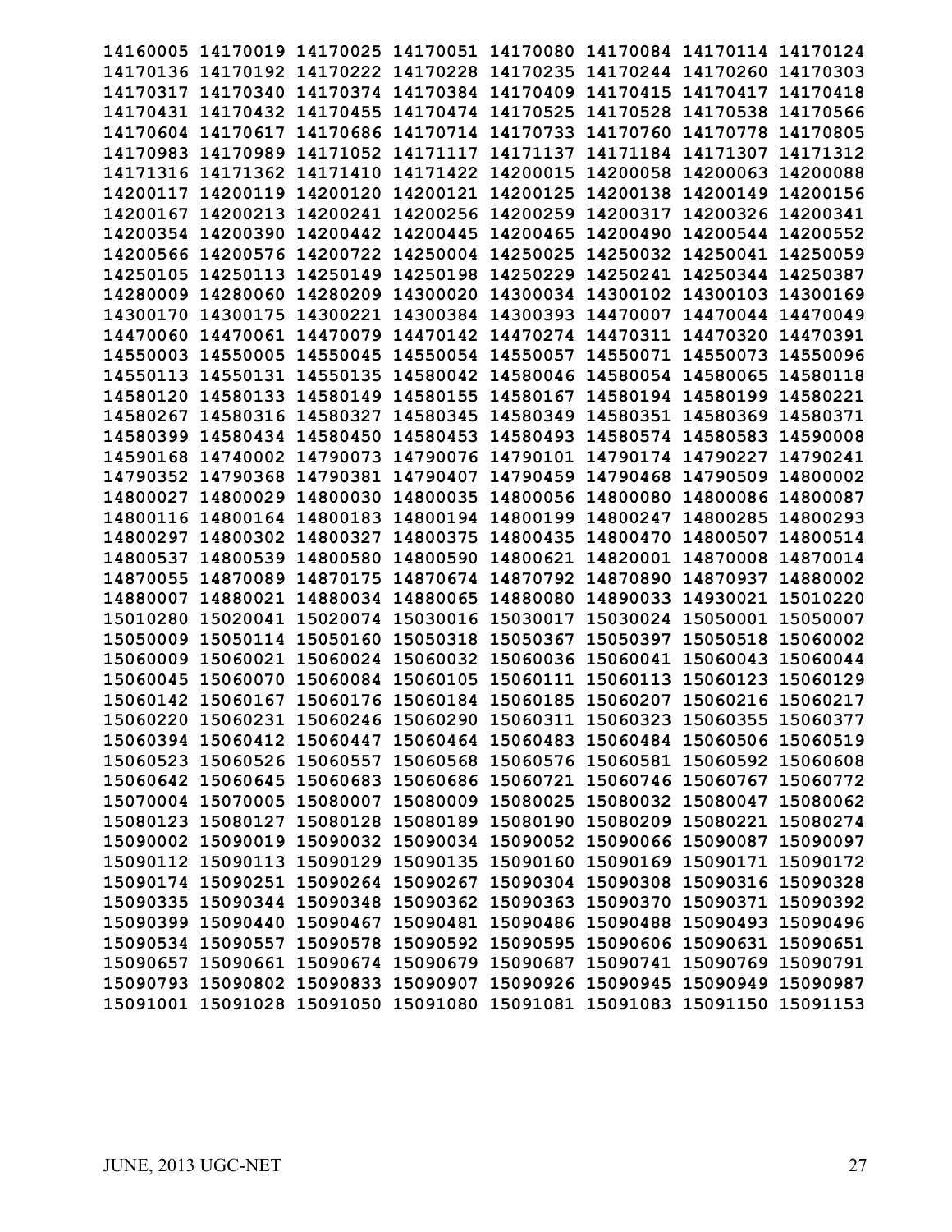**14160005 14170019 14170025 14170051 14170080 14170084 14170114 14170124**
**14170136 14170192 14170222 14170228 14170235 14170244 14170260 14170303**
**14170317 14170340 14170374 14170384 14170409 14170415 14170417 14170418**
**14170431 14170432 14170455 14170474 14170525 14170528 14170538 14170566**
**14170604 14170617 14170686 14170714 14170733 14170760 14170778 14170805**
**14170983 14170989 14171052 14171117 14171137 14171184 14171307 14171312**
**14171316 14171362 14171410 14171422 14200015 14200058 14200063 14200088**
**14200117 14200119 14200120 14200121 14200125 14200138 14200149 14200156**
**14200167 14200213 14200241 14200256 14200259 14200317 14200326 14200341**
**14200354 14200390 14200442 14200445 14200465 14200490 14200544 14200552**
**14200566 14200576 14200722 14250004 14250025 14250032 14250041 14250059**
**14250105 14250113 14250149 14250198 14250229 14250241 14250344 14250387**
**14280009 14280060 14280209 14300020 14300034 14300102 14300103 14300169**
**14300170 14300175 14300221 14300384 14300393 14470007 14470044 14470049**
**14470060 14470061 14470079 14470142 14470274 14470311 14470320 14470391**
**14550003 14550005 14550045 14550054 14550057 14550071 14550073 14550096**
**14550113 14550131 14550135 14580042 14580046 14580054 14580065 14580118**
**14580120 14580133 14580149 14580155 14580167 14580194 14580199 14580221**
**14580267 14580316 14580327 14580345 14580349 14580351 14580369 14580371**
**14580399 14580434 14580450 14580453 14580493 14580574 14580583 14590008**
**14590168 14740002 14790073 14790076 14790101 14790174 14790227 14790241**
**14790352 14790368 14790381 14790407 14790459 14790468 14790509 14800002**
**14800027 14800029 14800030 14800035 14800056 14800080 14800086 14800087**
**14800116 14800164 14800183 14800194 14800199 14800247 14800285 14800293**
**14800297 14800302 14800327 14800375 14800435 14800470 14800507 14800514**
**14800537 14800539 14800580 14800590 14800621 14820001 14870008 14870014**
**14870055 14870089 14870175 14870674 14870792 14870890 14870937 14880002**
**14880007 14880021 14880034 14880065 14880080 14890033 14930021 15010220**
**15010280 15020041 15020074 15030016 15030017 15030024 15050001 15050007**
**15050009 15050114 15050160 15050318 15050367 15050397 15050518 15060002**
**15060009 15060021 15060024 15060032 15060036 15060041 15060043 15060044**
**15060045 15060070 15060084 15060105 15060111 15060113 15060123 15060129**
**15060142 15060167 15060176 15060184 15060185 15060207 15060216 15060217**
**15060220 15060231 15060246 15060290 15060311 15060323 15060355 15060377**
**15060394 15060412 15060447 15060464 15060483 15060484 15060506 15060519**
**15060523 15060526 15060557 15060568 15060576 15060581 15060592 15060608**
**15060642 15060645 15060683 15060686 15060721 15060746 15060767 15060772**
**15070004 15070005 15080007 15080009 15080025 15080032 15080047 15080062**
**15080123 15080127 15080128 15080189 15080190 15080209 15080221 15080274**
**15090002 15090019 15090032 15090034 15090052 15090066 15090087 15090097**
**15090112 15090113 15090129 15090135 15090160 15090169 15090171 15090172**
**15090174 15090251 15090264 15090267 15090304 15090308 15090316 15090328**
**15090335 15090344 15090348 15090362 15090363 15090370 15090371 15090392**
**15090399 15090440 15090467 15090481 15090486 15090488 15090493 15090496**
**15090534 15090557 15090578 15090592 15090595 15090606 15090631 15090651**
**15090657 15090661 15090674 15090679 15090687 15090741 15090769 15090791**
**15090793 15090802 15090833 15090907 15090926 15090945 15090949 15090987**
**15091001 15091028 15091050 15091080 15091081 15091083 15091150 15091153**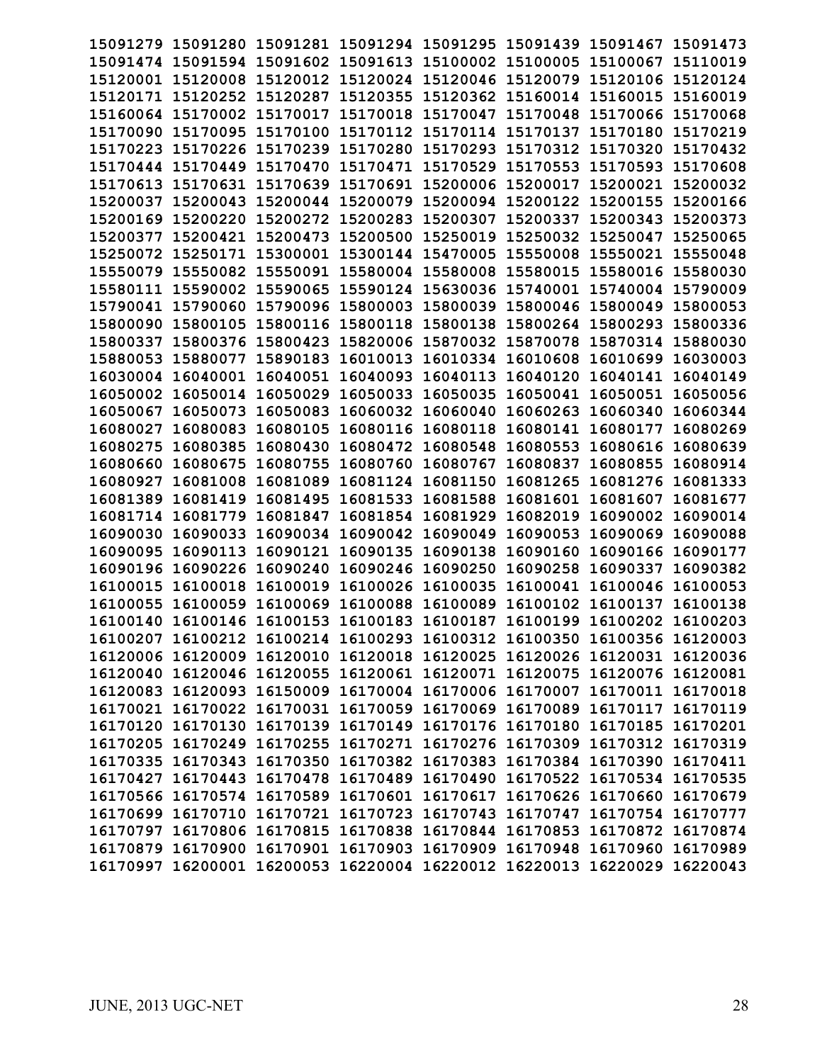15091279 15091280 15091281 15091294 15091295 15091439 15091467 15091473
15091474 15091594 15091602 15091613 15100002 15100005 15100067 15110019
15120001 15120008 15120012 15120024 15120046 15120079 15120106 15120124
15120171 15120252 15120287 15120355 15120362 15160014 15160015 15160019
15160064 15170002 15170017 15170018 15170047 15170048 15170066 15170068
15170090 15170095 15170100 15170112 15170114 15170137 15170180 15170219
15170223 15170226 15170239 15170280 15170293 15170312 15170320 15170432
15170444 15170449 15170470 15170471 15170529 15170553 15170593 15170608
15170613 15170631 15170639 15170691 15200006 15200017 15200021 15200032
15200037 15200043 15200044 15200079 15200094 15200122 15200155 15200166
15200169 15200220 15200272 15200283 15200307 15200337 15200343 15200373
15200377 15200421 15200473 15200500 15250019 15250032 15250047 15250065
15250072 15250171 15300001 15300144 15470005 15550008 15550021 15550048
15550079 15550082 15550091 15580004 15580008 15580015 15580016 15580030
15580111 15590002 15590065 15590124 15630036 15740001 15740004 15790009
15790041 15790060 15790096 15800003 15800039 15800046 15800049 15800053
15800090 15800105 15800116 15800118 15800138 15800264 15800293 15800336
15800337 15800376 15800423 15820006 15870032 15870078 15870314 15880030
15880053 15880077 15890183 16010013 16010334 16010608 16010699 16030003
16030004 16040001 16040051 16040093 16040113 16040120 16040141 16040149
16050002 16050014 16050029 16050033 16050035 16050041 16050051 16050056
16050067 16050073 16050083 16060032 16060040 16060263 16060340 16060344
16080027 16080083 16080105 16080116 16080118 16080141 16080177 16080269
16080275 16080385 16080430 16080472 16080548 16080553 16080616 16080639
16080660 16080675 16080755 16080760 16080767 16080837 16080855 16080914
16080927 16081008 16081089 16081124 16081150 16081265 16081276 16081333
16081389 16081419 16081495 16081533 16081588 16081601 16081607 16081677
16081714 16081779 16081847 16081854 16081929 16082019 16090002 16090014
16090030 16090033 16090034 16090042 16090049 16090053 16090069 16090088
16090095 16090113 16090121 16090135 16090138 16090160 16090166 16090177
16090196 16090226 16090240 16090246 16090250 16090258 16090337 16090382
16100015 16100018 16100019 16100026 16100035 16100041 16100046 16100053
16100055 16100059 16100069 16100088 16100089 16100102 16100137 16100138
16100140 16100146 16100153 16100183 16100187 16100199 16100202 16100203
16100207 16100212 16100214 16100293 16100312 16100350 16100356 16120003
16120006 16120009 16120010 16120018 16120025 16120026 16120031 16120036
16120040 16120046 16120055 16120061 16120071 16120075 16120076 16120081
16120083 16120093 16150009 16170004 16170006 16170007 16170011 16170018
16170021 16170022 16170031 16170059 16170069 16170089 16170117 16170119
16170120 16170130 16170139 16170149 16170176 16170180 16170185 16170201
16170205 16170249 16170255 16170271 16170276 16170309 16170312 16170319
16170335 16170343 16170350 16170382 16170383 16170384 16170390 16170411
16170427 16170443 16170478 16170489 16170490 16170522 16170534 16170535
16170566 16170574 16170589 16170601 16170617 16170626 16170660 16170679
16170699 16170710 16170721 16170723 16170743 16170747 16170754 16170777
16170797 16170806 16170815 16170838 16170844 16170853 16170872 16170874
16170879 16170900 16170901 16170903 16170909 16170948 16170960 16170989
16170997 16200001 16200053 16220004 16220012 16220013 16220029 16220043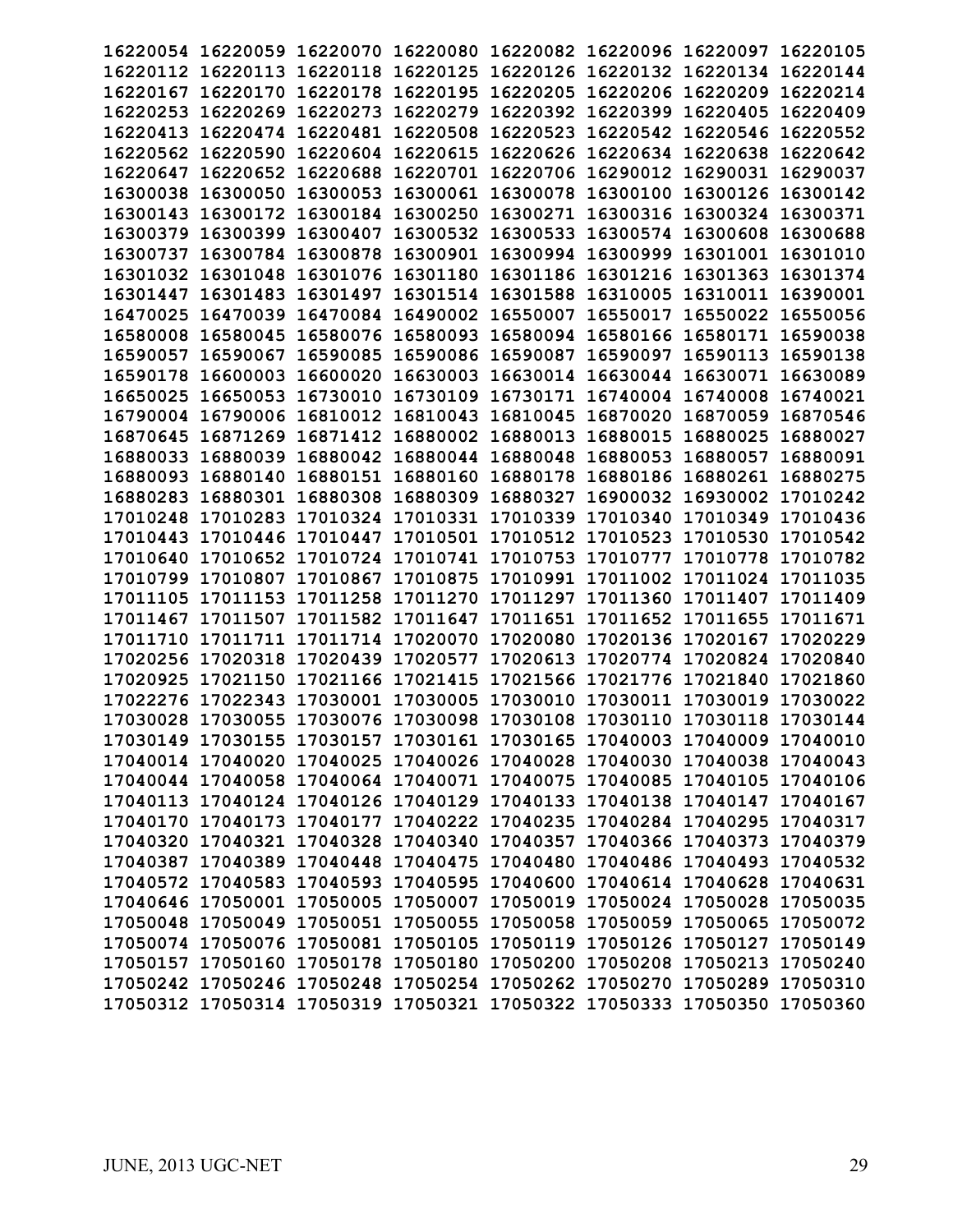16220054 16220059 16220070 16220080 16220082 16220096 16220097 16220105
16220112 16220113 16220118 16220125 16220126 16220132 16220134 16220144
16220167 16220170 16220178 16220195 16220205 16220206 16220209 16220214
16220253 16220269 16220273 16220279 16220392 16220399 16220405 16220409
16220413 16220474 16220481 16220508 16220523 16220542 16220546 16220552
16220562 16220590 16220604 16220615 16220626 16220634 16220638 16220642
16220647 16220652 16220688 16220701 16220706 16290012 16290031 16290037
16300038 16300050 16300053 16300061 16300078 16300100 16300126 16300142
16300143 16300172 16300184 16300250 16300271 16300316 16300324 16300371
16300379 16300399 16300407 16300532 16300533 16300574 16300608 16300688
16300737 16300784 16300878 16300901 16300994 16300999 16301001 16301010
16301032 16301048 16301076 16301180 16301186 16301216 16301363 16301374
16301447 16301483 16301497 16301514 16301588 16310005 16310011 16390001
16470025 16470039 16470084 16490002 16550007 16550017 16550022 16550056
16580008 16580045 16580076 16580093 16580094 16580166 16580171 16590038
16590057 16590067 16590085 16590086 16590087 16590097 16590113 16590138
16590178 16600003 16600020 16630003 16630014 16630044 16630071 16630089
16650025 16650053 16730010 16730109 16730171 16740004 16740008 16740021
16790004 16790006 16810012 16810043 16810045 16870020 16870059 16870546
16870645 16871269 16871412 16880002 16880013 16880015 16880025 16880027
16880033 16880039 16880042 16880044 16880048 16880053 16880057 16880091
16880093 16880140 16880151 16880160 16880178 16880186 16880261 16880275
16880283 16880301 16880308 16880309 16880327 16900032 16930002 17010242
17010248 17010283 17010324 17010331 17010339 17010340 17010349 17010436
17010443 17010446 17010447 17010501 17010512 17010523 17010530 17010542
17010640 17010652 17010724 17010741 17010753 17010777 17010778 17010782
17010799 17010807 17010867 17010875 17010991 17011002 17011024 17011035
17011105 17011153 17011258 17011270 17011297 17011360 17011407 17011409
17011467 17011507 17011582 17011647 17011651 17011652 17011655 17011671
17011710 17011711 17011714 17020070 17020080 17020136 17020167 17020229
17020256 17020318 17020439 17020577 17020613 17020774 17020824 17020840
17020925 17021150 17021166 17021415 17021566 17021776 17021840 17021860
17022276 17022343 17030001 17030005 17030010 17030011 17030019 17030022
17030028 17030055 17030076 17030098 17030108 17030110 17030118 17030144
17030149 17030155 17030157 17030161 17030165 17040003 17040009 17040010
17040014 17040020 17040025 17040026 17040028 17040030 17040038 17040043
17040044 17040058 17040064 17040071 17040075 17040085 17040105 17040106
17040113 17040124 17040126 17040129 17040133 17040138 17040147 17040167
17040170 17040173 17040177 17040222 17040235 17040284 17040295 17040317
17040320 17040321 17040328 17040340 17040357 17040366 17040373 17040379
17040387 17040389 17040448 17040475 17040480 17040486 17040493 17040532
17040572 17040583 17040593 17040595 17040600 17040614 17040628 17040631
17040646 17050001 17050005 17050007 17050019 17050024 17050028 17050035
17050048 17050049 17050051 17050055 17050058 17050059 17050065 17050072
17050074 17050076 17050081 17050105 17050119 17050126 17050127 17050149
17050157 17050160 17050178 17050180 17050200 17050208 17050213 17050240
17050242 17050246 17050248 17050254 17050262 17050270 17050289 17050310
17050312 17050314 17050319 17050321 17050322 17050333 17050350 17050360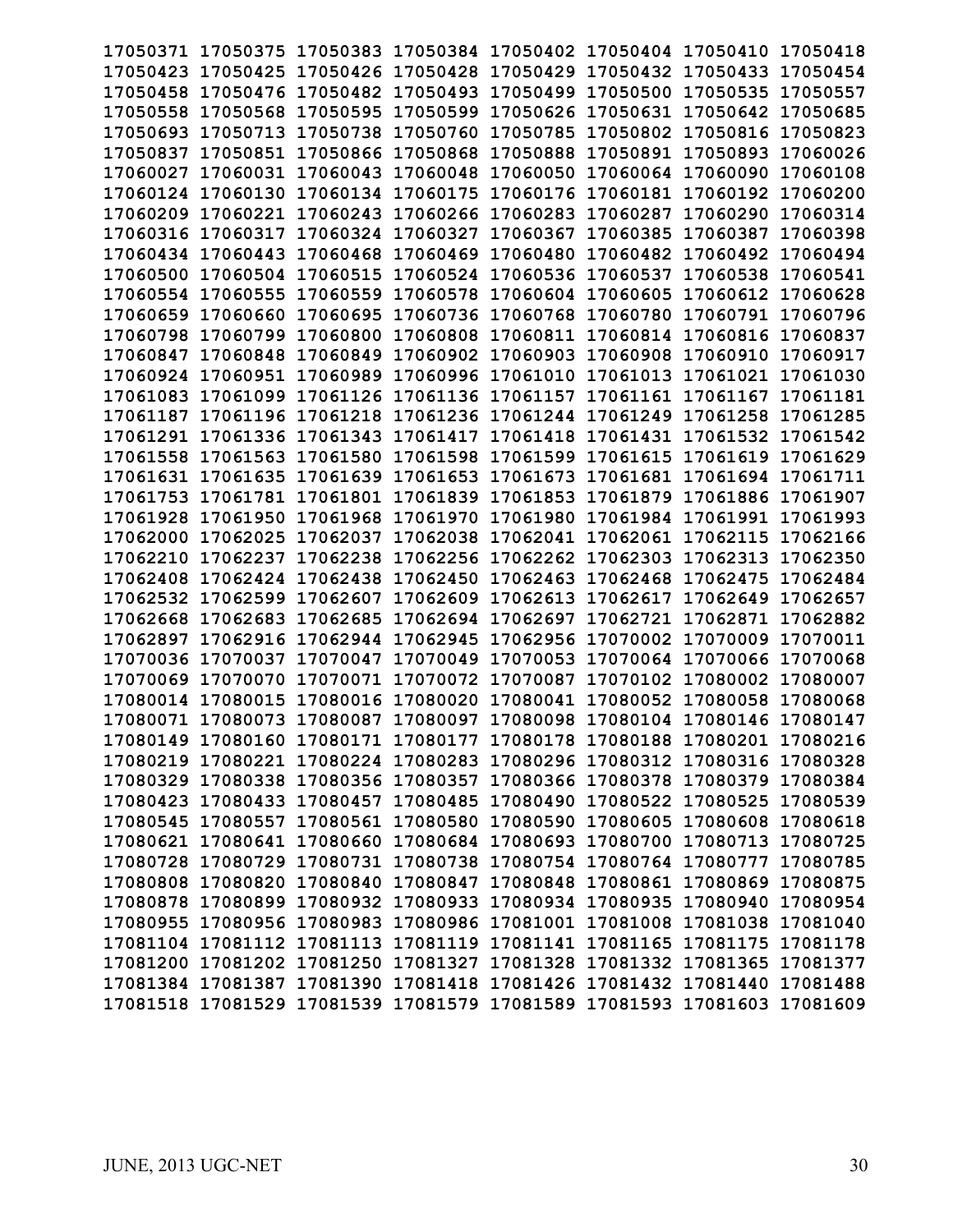17050371 17050375 17050383 17050384 17050402 17050404 17050410 17050418
17050423 17050425 17050426 17050428 17050429 17050432 17050433 17050454
17050458 17050476 17050482 17050493 17050499 17050500 17050535 17050557
17050558 17050568 17050595 17050599 17050626 17050631 17050642 17050685
17050693 17050713 17050738 17050760 17050785 17050802 17050816 17050823
17050837 17050851 17050866 17050868 17050888 17050891 17050893 17060026
17060027 17060031 17060043 17060048 17060050 17060064 17060090 17060108
17060124 17060130 17060134 17060175 17060176 17060181 17060192 17060200
17060209 17060221 17060243 17060266 17060283 17060287 17060290 17060314
17060316 17060317 17060324 17060327 17060367 17060385 17060387 17060398
17060434 17060443 17060468 17060469 17060480 17060482 17060492 17060494
17060500 17060504 17060515 17060524 17060536 17060537 17060538 17060541
17060554 17060555 17060559 17060578 17060604 17060605 17060612 17060628
17060659 17060660 17060695 17060736 17060768 17060780 17060791 17060796
17060798 17060799 17060800 17060808 17060811 17060814 17060816 17060837
17060847 17060848 17060849 17060902 17060903 17060908 17060910 17060917
17060924 17060951 17060989 17060996 17061010 17061013 17061021 17061030
17061083 17061099 17061126 17061136 17061157 17061161 17061167 17061181
17061187 17061196 17061218 17061236 17061244 17061249 17061258 17061285
17061291 17061336 17061343 17061417 17061418 17061431 17061532 17061542
17061558 17061563 17061580 17061598 17061599 17061615 17061619 17061629
17061631 17061635 17061639 17061653 17061673 17061681 17061694 17061711
17061753 17061781 17061801 17061839 17061853 17061879 17061886 17061907
17061928 17061950 17061968 17061970 17061980 17061984 17061991 17061993
17062000 17062025 17062037 17062038 17062041 17062061 17062115 17062166
17062210 17062237 17062238 17062256 17062262 17062303 17062313 17062350
17062408 17062424 17062438 17062450 17062463 17062468 17062475 17062484
17062532 17062599 17062607 17062609 17062613 17062617 17062649 17062657
17062668 17062683 17062685 17062694 17062697 17062721 17062871 17062882
17062897 17062916 17062944 17062945 17062956 17070002 17070009 17070011
17070036 17070037 17070047 17070049 17070053 17070064 17070066 17070068
17070069 17070070 17070071 17070072 17070087 17070102 17080002 17080007
17080014 17080015 17080016 17080020 17080041 17080052 17080058 17080068
17080071 17080073 17080087 17080097 17080098 17080104 17080146 17080147
17080149 17080160 17080171 17080177 17080178 17080188 17080201 17080216
17080219 17080221 17080224 17080283 17080296 17080312 17080316 17080328
17080329 17080338 17080356 17080357 17080366 17080378 17080379 17080384
17080423 17080433 17080457 17080485 17080490 17080522 17080525 17080539
17080545 17080557 17080561 17080580 17080590 17080605 17080608 17080618
17080621 17080641 17080660 17080684 17080693 17080700 17080713 17080725
17080728 17080729 17080731 17080738 17080754 17080764 17080777 17080785
17080808 17080820 17080840 17080847 17080848 17080861 17080869 17080875
17080878 17080899 17080932 17080933 17080934 17080935 17080940 17080954
17080955 17080956 17080983 17080986 17081001 17081008 17081038 17081040
17081104 17081112 17081113 17081119 17081141 17081165 17081175 17081178
17081200 17081202 17081250 17081327 17081328 17081332 17081365 17081377
17081384 17081387 17081390 17081418 17081426 17081432 17081440 17081488
17081518 17081529 17081539 17081579 17081589 17081593 17081603 17081609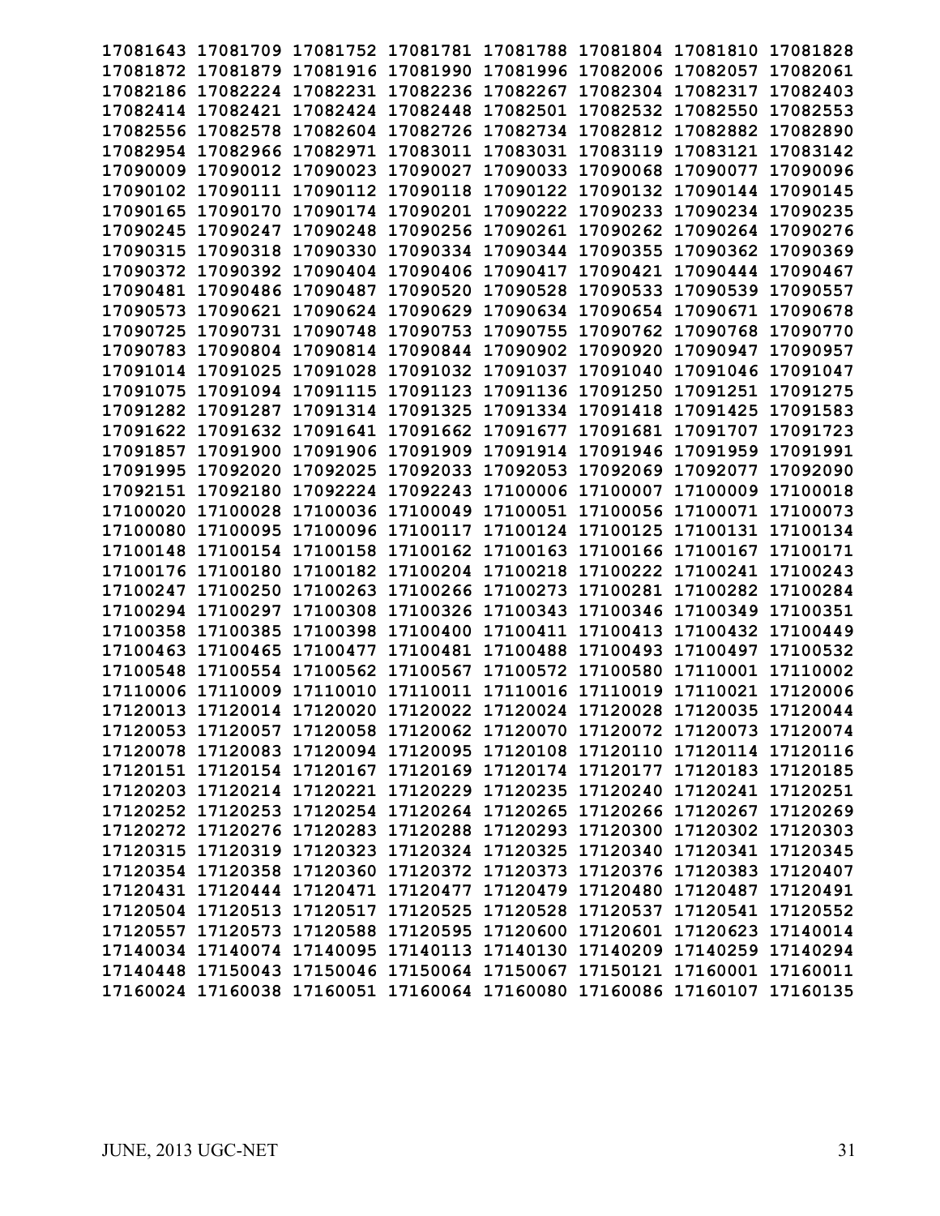17081643 17081709 17081752 17081781 17081788 17081804 17081810 17081828
17081872 17081879 17081916 17081990 17081996 17082006 17082057 17082061
17082186 17082224 17082231 17082236 17082267 17082304 17082317 17082403
17082414 17082421 17082424 17082448 17082501 17082532 17082550 17082553
17082556 17082578 17082604 17082726 17082734 17082812 17082882 17082890
17082954 17082966 17082971 17083011 17083031 17083119 17083121 17083142
17090009 17090012 17090023 17090027 17090033 17090068 17090077 17090096
17090102 17090111 17090112 17090118 17090122 17090132 17090144 17090145
17090165 17090170 17090174 17090201 17090222 17090233 17090234 17090235
17090245 17090247 17090248 17090256 17090261 17090262 17090264 17090276
17090315 17090318 17090330 17090334 17090344 17090355 17090362 17090369
17090372 17090392 17090404 17090406 17090417 17090421 17090444 17090467
17090481 17090486 17090487 17090520 17090528 17090533 17090539 17090557
17090573 17090621 17090624 17090629 17090634 17090654 17090671 17090678
17090725 17090731 17090748 17090753 17090755 17090762 17090768 17090770
17090783 17090804 17090814 17090844 17090902 17090920 17090947 17090957
17091014 17091025 17091028 17091032 17091037 17091040 17091046 17091047
17091075 17091094 17091115 17091123 17091136 17091250 17091251 17091275
17091282 17091287 17091314 17091325 17091334 17091418 17091425 17091583
17091622 17091632 17091641 17091662 17091677 17091681 17091707 17091723
17091857 17091900 17091906 17091909 17091914 17091946 17091959 17091991
17091995 17092020 17092025 17092033 17092053 17092069 17092077 17092090
17092151 17092180 17092224 17092243 17100006 17100007 17100009 17100018
17100020 17100028 17100036 17100049 17100051 17100056 17100071 17100073
17100080 17100095 17100096 17100117 17100124 17100125 17100131 17100134
17100148 17100154 17100158 17100162 17100163 17100166 17100167 17100171
17100176 17100180 17100182 17100204 17100218 17100222 17100241 17100243
17100247 17100250 17100263 17100266 17100273 17100281 17100282 17100284
17100294 17100297 17100308 17100326 17100343 17100346 17100349 17100351
17100358 17100385 17100398 17100400 17100411 17100413 17100432 17100449
17100463 17100465 17100477 17100481 17100488 17100493 17100497 17100532
17100548 17100554 17100562 17100567 17100572 17100580 17110001 17110002
17110006 17110009 17110010 17110011 17110016 17110019 17110021 17120006
17120013 17120014 17120020 17120022 17120024 17120028 17120035 17120044
17120053 17120057 17120058 17120062 17120070 17120072 17120073 17120074
17120078 17120083 17120094 17120095 17120108 17120110 17120114 17120116
17120151 17120154 17120167 17120169 17120174 17120177 17120183 17120185
17120203 17120214 17120221 17120229 17120235 17120240 17120241 17120251
17120252 17120253 17120254 17120264 17120265 17120266 17120267 17120269
17120272 17120276 17120283 17120288 17120293 17120300 17120302 17120303
17120315 17120319 17120323 17120324 17120325 17120340 17120341 17120345
17120354 17120358 17120360 17120372 17120373 17120376 17120383 17120407
17120431 17120444 17120471 17120477 17120479 17120480 17120487 17120491
17120504 17120513 17120517 17120525 17120528 17120537 17120541 17120552
17120557 17120573 17120588 17120595 17120600 17120601 17120623 17140014
17140034 17140074 17140095 17140113 17140130 17140209 17140259 17140294
17140448 17150043 17150046 17150064 17150067 17150121 17160001 17160011
17160024 17160038 17160051 17160064 17160080 17160086 17160107 17160135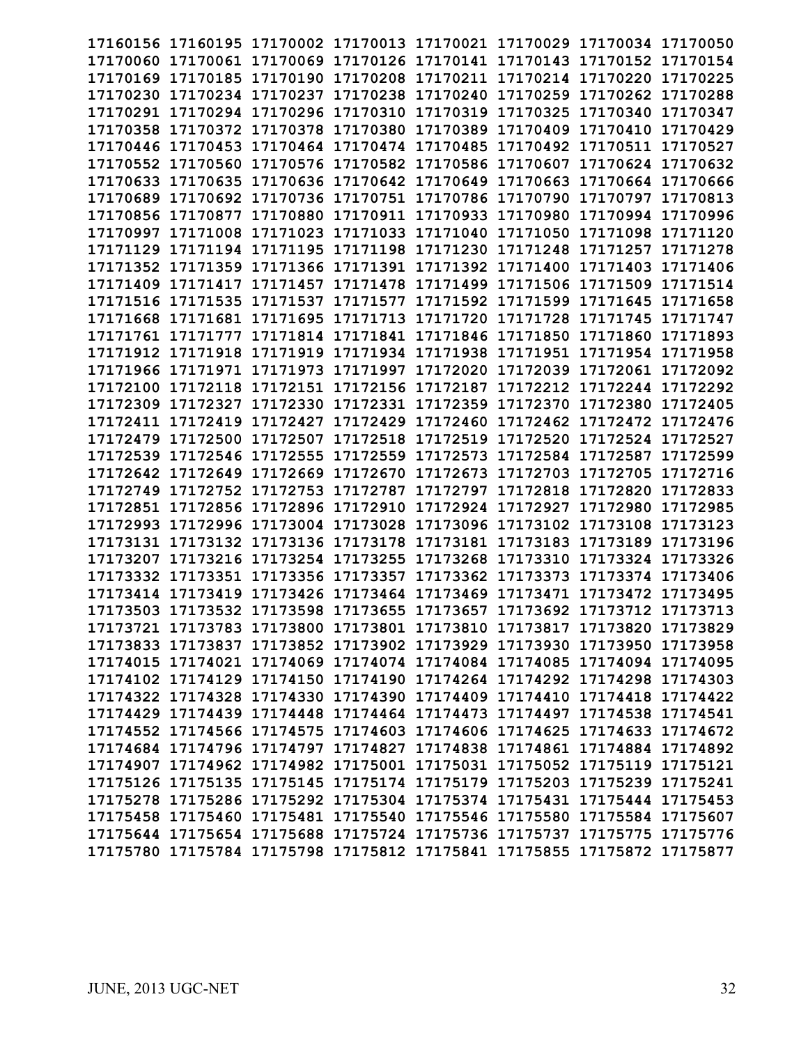**17160156 17160195 17170002 17170013 17170021 17170029 17170034 17170050**
**17170060 17170061 17170069 17170126 17170141 17170143 17170152 17170154**
**17170169 17170185 17170190 17170208 17170211 17170214 17170220 17170225**
**17170230 17170234 17170237 17170238 17170240 17170259 17170262 17170288**
**17170291 17170294 17170296 17170310 17170319 17170325 17170340 17170347**
**17170358 17170372 17170378 17170380 17170389 17170409 17170410 17170429**
**17170446 17170453 17170464 17170474 17170485 17170492 17170511 17170527**
**17170552 17170560 17170576 17170582 17170586 17170607 17170624 17170632**
**17170633 17170635 17170636 17170642 17170649 17170663 17170664 17170666**
**17170689 17170692 17170736 17170751 17170786 17170790 17170797 17170813**
**17170856 17170877 17170880 17170911 17170933 17170980 17170994 17170996**
**17170997 17171008 17171023 17171033 17171040 17171050 17171098 17171120**
**17171129 17171194 17171195 17171198 17171230 17171248 17171257 17171278**
**17171352 17171359 17171366 17171391 17171392 17171400 17171403 17171406**
**17171409 17171417 17171457 17171478 17171499 17171506 17171509 17171514**
**17171516 17171535 17171537 17171577 17171592 17171599 17171645 17171658**
**17171668 17171681 17171695 17171713 17171720 17171728 17171745 17171747**
**17171761 17171777 17171814 17171841 17171846 17171850 17171860 17171893**
**17171912 17171918 17171919 17171934 17171938 17171951 17171954 17171958**
**17171966 17171971 17171973 17171997 17172020 17172039 17172061 17172092**
**17172100 17172118 17172151 17172156 17172187 17172212 17172244 17172292**
**17172309 17172327 17172330 17172331 17172359 17172370 17172380 17172405**
**17172411 17172419 17172427 17172429 17172460 17172462 17172472 17172476**
**17172479 17172500 17172507 17172518 17172519 17172520 17172524 17172527**
**17172539 17172546 17172555 17172559 17172573 17172584 17172587 17172599**
**17172642 17172649 17172669 17172670 17172673 17172703 17172705 17172716**
**17172749 17172752 17172753 17172787 17172797 17172818 17172820 17172833**
**17172851 17172856 17172896 17172910 17172924 17172927 17172980 17172985**
**17172993 17172996 17173004 17173028 17173096 17173102 17173108 17173123**
**17173131 17173132 17173136 17173178 17173181 17173183 17173189 17173196**
**17173207 17173216 17173254 17173255 17173268 17173310 17173324 17173326**
**17173332 17173351 17173356 17173357 17173362 17173373 17173374 17173406**
**17173414 17173419 17173426 17173464 17173469 17173471 17173472 17173495**
**17173503 17173532 17173598 17173655 17173657 17173692 17173712 17173713**
**17173721 17173783 17173800 17173801 17173810 17173817 17173820 17173829**
**17173833 17173837 17173852 17173902 17173929 17173930 17173950 17173958**
**17174015 17174021 17174069 17174074 17174084 17174085 17174094 17174095**
**17174102 17174129 17174150 17174190 17174264 17174292 17174298 17174303**
**17174322 17174328 17174330 17174390 17174409 17174410 17174418 17174422**
**17174429 17174439 17174448 17174464 17174473 17174497 17174538 17174541**
**17174552 17174566 17174575 17174603 17174606 17174625 17174633 17174672**
**17174684 17174796 17174797 17174827 17174838 17174861 17174884 17174892**
**17174907 17174962 17174982 17175001 17175031 17175052 17175119 17175121**
**17175126 17175135 17175145 17175174 17175179 17175203 17175239 17175241**
**17175278 17175286 17175292 17175304 17175374 17175431 17175444 17175453**
**17175458 17175460 17175481 17175540 17175546 17175580 17175584 17175607**
**17175644 17175654 17175688 17175724 17175736 17175737 17175775 17175776**
**17175780 17175784 17175798 17175812 17175841 17175855 17175872 17175877**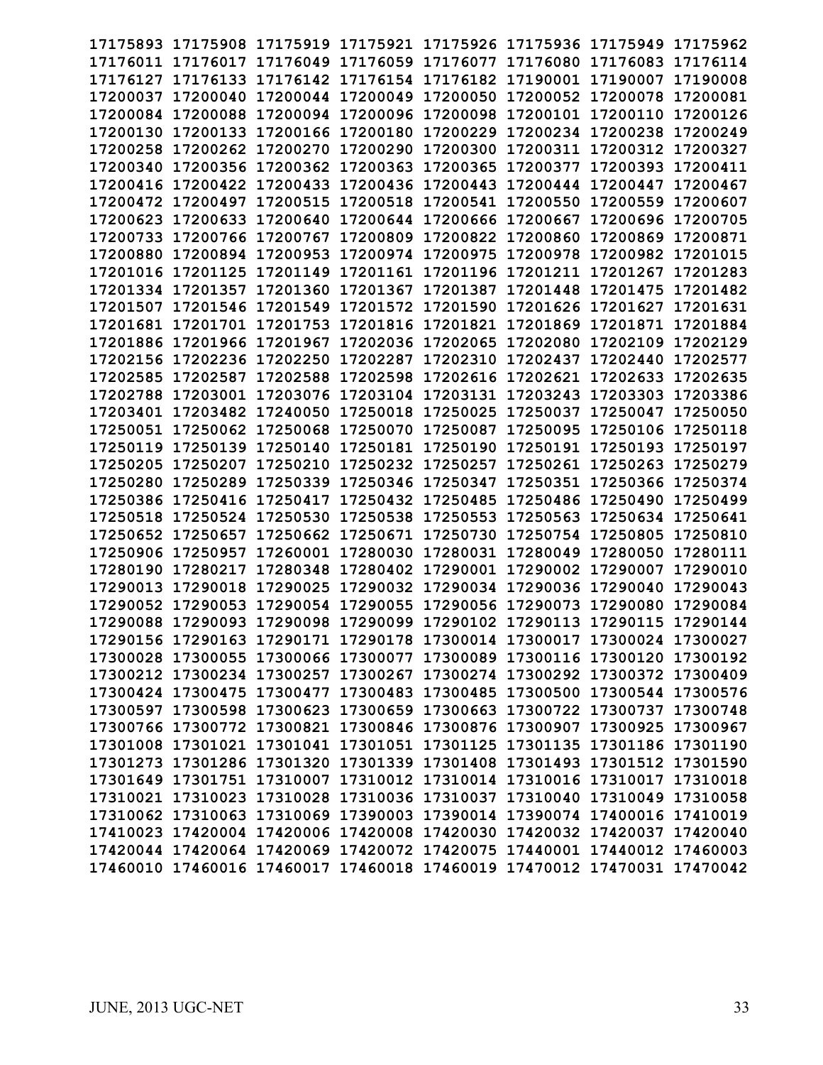17175893 17175908 17175919 17175921 17175926 17175936 17175949 17175962
17176011 17176017 17176049 17176059 17176077 17176080 17176083 17176114
17176127 17176133 17176142 17176154 17176182 17190001 17190007 17190008
17200037 17200040 17200044 17200049 17200050 17200052 17200078 17200081
17200084 17200088 17200094 17200096 17200098 17200101 17200110 17200126
17200130 17200133 17200166 17200180 17200229 17200234 17200238 17200249
17200258 17200262 17200270 17200290 17200300 17200311 17200312 17200327
17200340 17200356 17200362 17200363 17200365 17200377 17200393 17200411
17200416 17200422 17200433 17200436 17200443 17200444 17200447 17200467
17200472 17200497 17200515 17200518 17200541 17200550 17200559 17200607
17200623 17200633 17200640 17200644 17200666 17200667 17200696 17200705
17200733 17200766 17200767 17200809 17200822 17200860 17200869 17200871
17200880 17200894 17200953 17200974 17200975 17200978 17200982 17201015
17201016 17201125 17201149 17201161 17201196 17201211 17201267 17201283
17201334 17201357 17201360 17201367 17201387 17201448 17201475 17201482
17201507 17201546 17201549 17201572 17201590 17201626 17201627 17201631
17201681 17201701 17201753 17201816 17201821 17201869 17201871 17201884
17201886 17201966 17201967 17202036 17202065 17202080 17202109 17202129
17202156 17202236 17202250 17202287 17202310 17202437 17202440 17202577
17202585 17202587 17202588 17202598 17202616 17202621 17202633 17202635
17202788 17203001 17203076 17203104 17203131 17203243 17203303 17203386
17203401 17203482 17240050 17250018 17250025 17250037 17250047 17250050
17250051 17250062 17250068 17250070 17250087 17250095 17250106 17250118
17250119 17250139 17250140 17250181 17250190 17250191 17250193 17250197
17250205 17250207 17250210 17250232 17250257 17250261 17250263 17250279
17250280 17250289 17250339 17250346 17250347 17250351 17250366 17250374
17250386 17250416 17250417 17250432 17250485 17250486 17250490 17250499
17250518 17250524 17250530 17250538 17250553 17250563 17250634 17250641
17250652 17250657 17250662 17250671 17250730 17250754 17250805 17250810
17250906 17250957 17260001 17280030 17280031 17280049 17280050 17280111
17280190 17280217 17280348 17280402 17290001 17290002 17290007 17290010
17290013 17290018 17290025 17290032 17290034 17290036 17290040 17290043
17290052 17290053 17290054 17290055 17290056 17290073 17290080 17290084
17290088 17290093 17290098 17290099 17290102 17290113 17290115 17290144
17290156 17290163 17290171 17290178 17300014 17300017 17300024 17300027
17300028 17300055 17300066 17300077 17300089 17300116 17300120 17300192
17300212 17300234 17300257 17300267 17300274 17300292 17300372 17300409
17300424 17300475 17300477 17300483 17300485 17300500 17300544 17300576
17300597 17300598 17300623 17300659 17300663 17300722 17300737 17300748
17300766 17300772 17300821 17300846 17300876 17300907 17300925 17300967
17301008 17301021 17301041 17301051 17301125 17301135 17301186 17301190
17301273 17301286 17301320 17301339 17301408 17301493 17301512 17301590
17301649 17301751 17310007 17310012 17310014 17310016 17310017 17310018
17310021 17310023 17310028 17310036 17310037 17310040 17310049 17310058
17310062 17310063 17310069 17390003 17390014 17390074 17400016 17410019
17410023 17420004 17420006 17420008 17420030 17420032 17420037 17420040
17420044 17420064 17420069 17420072 17420075 17440001 17440012 17460003
17460010 17460016 17460017 17460018 17460019 17470012 17470031 17470042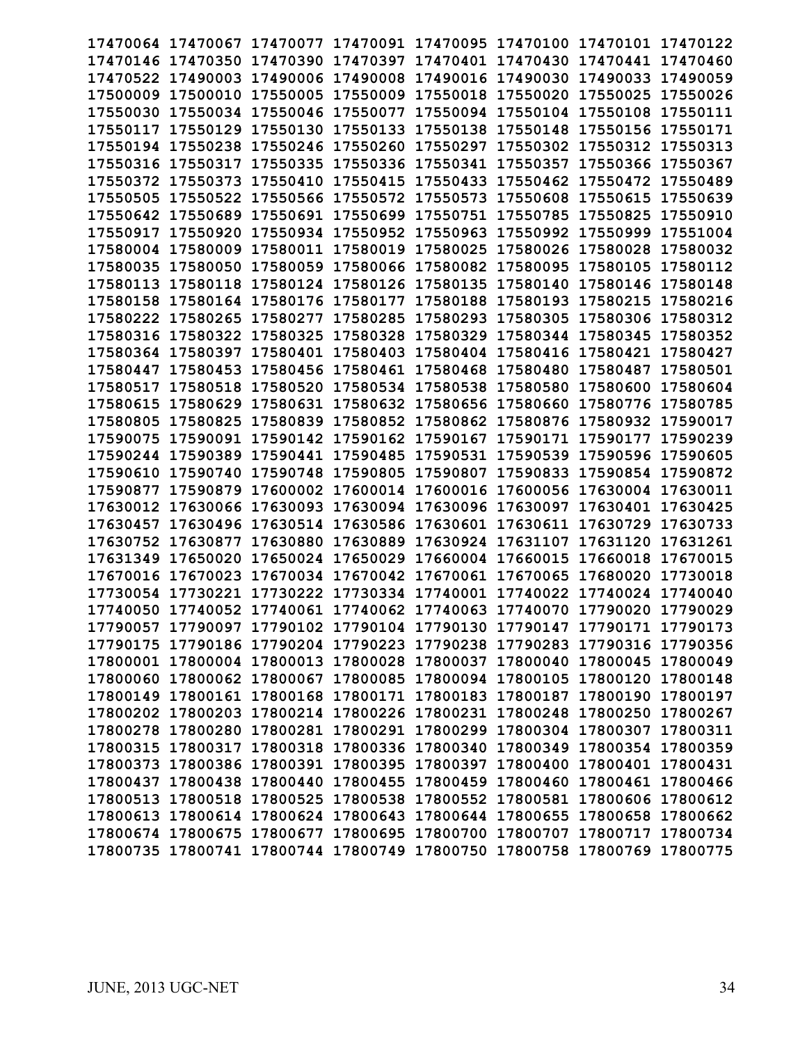**17470064 17470067 17470077 17470091 17470095 17470100 17470101 17470122**
**17470146 17470350 17470390 17470397 17470401 17470430 17470441 17470460**
**17470522 17490003 17490006 17490008 17490016 17490030 17490033 17490059**
**17500009 17500010 17550005 17550009 17550018 17550020 17550025 17550026**
**17550030 17550034 17550046 17550077 17550094 17550104 17550108 17550111**
**17550117 17550129 17550130 17550133 17550138 17550148 17550156 17550171**
**17550194 17550238 17550246 17550260 17550297 17550302 17550312 17550313**
**17550316 17550317 17550335 17550336 17550341 17550357 17550366 17550367**
**17550372 17550373 17550410 17550415 17550433 17550462 17550472 17550489**
**17550505 17550522 17550566 17550572 17550573 17550608 17550615 17550639**
**17550642 17550689 17550691 17550699 17550751 17550785 17550825 17550910**
**17550917 17550920 17550934 17550952 17550963 17550992 17550999 17551004**
**17580004 17580009 17580011 17580019 17580025 17580026 17580028 17580032**
**17580035 17580050 17580059 17580066 17580082 17580095 17580105 17580112**
**17580113 17580118 17580124 17580126 17580135 17580140 17580146 17580148**
**17580158 17580164 17580176 17580177 17580188 17580193 17580215 17580216**
**17580222 17580265 17580277 17580285 17580293 17580305 17580306 17580312**
**17580316 17580322 17580325 17580328 17580329 17580344 17580345 17580352**
**17580364 17580397 17580401 17580403 17580404 17580416 17580421 17580427**
**17580447 17580453 17580456 17580461 17580468 17580480 17580487 17580501**
**17580517 17580518 17580520 17580534 17580538 17580580 17580600 17580604**
**17580615 17580629 17580631 17580632 17580656 17580660 17580776 17580785**
**17580805 17580825 17580839 17580852 17580862 17580876 17580932 17590017**
**17590075 17590091 17590142 17590162 17590167 17590171 17590177 17590239**
**17590244 17590389 17590441 17590485 17590531 17590539 17590596 17590605**
**17590610 17590740 17590748 17590805 17590807 17590833 17590854 17590872**
**17590877 17590879 17600002 17600014 17600016 17600056 17630004 17630011**
**17630012 17630066 17630093 17630094 17630096 17630097 17630401 17630425**
**17630457 17630496 17630514 17630586 17630601 17630611 17630729 17630733**
**17630752 17630877 17630880 17630889 17630924 17631107 17631120 17631261**
**17631349 17650020 17650024 17650029 17660004 17660015 17660018 17670015**
**17670016 17670023 17670034 17670042 17670061 17670065 17680020 17730018**
**17730054 17730221 17730222 17730334 17740001 17740022 17740024 17740040**
**17740050 17740052 17740061 17740062 17740063 17740070 17790020 17790029**
**17790057 17790097 17790102 17790104 17790130 17790147 17790171 17790173**
**17790175 17790186 17790204 17790223 17790238 17790283 17790316 17790356**
**17800001 17800004 17800013 17800028 17800037 17800040 17800045 17800049**
**17800060 17800062 17800067 17800085 17800094 17800105 17800120 17800148**
**17800149 17800161 17800168 17800171 17800183 17800187 17800190 17800197**
**17800202 17800203 17800214 17800226 17800231 17800248 17800250 17800267**
**17800278 17800280 17800281 17800291 17800299 17800304 17800307 17800311**
**17800315 17800317 17800318 17800336 17800340 17800349 17800354 17800359**
**17800373 17800386 17800391 17800395 17800397 17800400 17800401 17800431**
**17800437 17800438 17800440 17800455 17800459 17800460 17800461 17800466**
**17800513 17800518 17800525 17800538 17800552 17800581 17800606 17800612**
**17800613 17800614 17800624 17800643 17800644 17800655 17800658 17800662**
**17800674 17800675 17800677 17800695 17800700 17800707 17800717 17800734**
**17800735 17800741 17800744 17800749 17800750 17800758 17800769 17800775**

JUNE, 2013 UGC-NET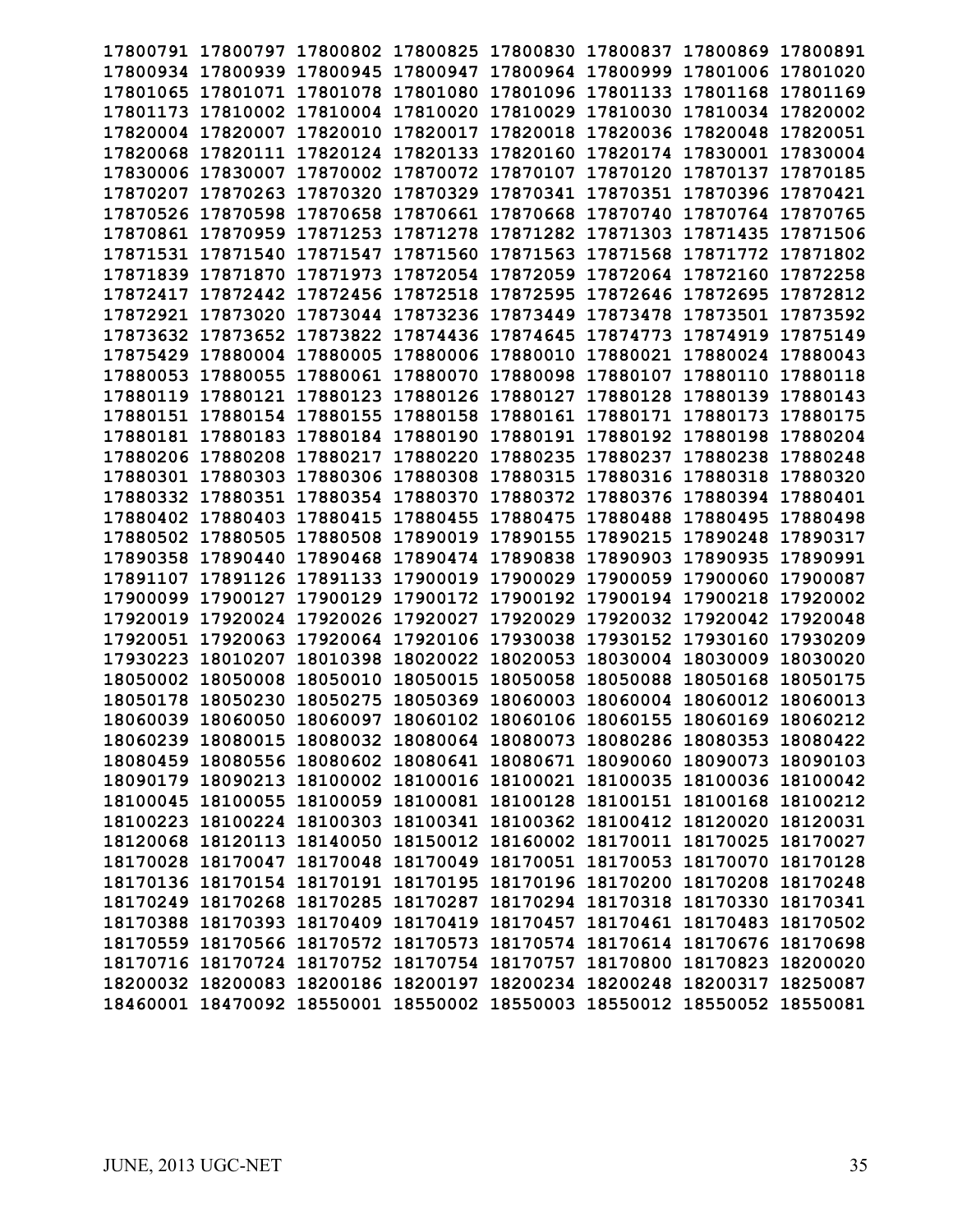```
17800791 17800797 17800802 17800825 17800830 17800837 17800869 17800891
17800934 17800939 17800945 17800947 17800964 17800999 17801006 17801020
17801065 17801071 17801078 17801080 17801096 17801133 17801168 17801169
17801173 17810002 17810004 17810020 17810029 17810030 17810034 17820002
17820004 17820007 17820010 17820017 17820018 17820036 17820048 17820051
17820068 17820111 17820124 17820133 17820160 17820174 17830001 17830004
17830006 17830007 17870002 17870072 17870107 17870120 17870137 17870185
17870207 17870263 17870320 17870329 17870341 17870351 17870396 17870421
17870526 17870598 17870658 17870661 17870668 17870740 17870764 17870765
17870861 17870959 17871253 17871278 17871282 17871303 17871435 17871506
17871531 17871540 17871547 17871560 17871563 17871568 17871772 17871802
17871839 17871870 17871973 17872054 17872059 17872064 17872160 17872258
17872417 17872442 17872456 17872518 17872595 17872646 17872695 17872812
17872921 17873020 17873044 17873236 17873449 17873478 17873501 17873592
17873632 17873652 17873822 17874436 17874645 17874773 17874919 17875149
17875429 17880004 17880005 17880006 17880010 17880021 17880024 17880043
17880053 17880055 17880061 17880070 17880098 17880107 17880110 17880118
17880119 17880121 17880123 17880126 17880127 17880128 17880139 17880143
17880151 17880154 17880155 17880158 17880161 17880171 17880173 17880175
17880181 17880183 17880184 17880190 17880191 17880192 17880198 17880204
17880206 17880208 17880217 17880220 17880235 17880237 17880238 17880248
17880301 17880303 17880306 17880308 17880315 17880316 17880318 17880320
17880332 17880351 17880354 17880370 17880372 17880376 17880394 17880401
17880402 17880403 17880415 17880455 17880475 17880488 17880495 17880498
17880502 17880505 17880508 17890019 17890155 17890215 17890248 17890317
17890358 17890440 17890468 17890474 17890838 17890903 17890935 17890991
17891107 17891126 17891133 17900019 17900029 17900059 17900060 17900087
17900099 17900127 17900129 17900172 17900192 17900194 17900218 17920002
17920019 17920024 17920026 17920027 17920029 17920032 17920042 17920048
17920051 17920063 17920064 17920106 17930038 17930152 17930160 17930209
17930223 18010207 18010398 18020022 18020053 18030004 18030009 18030020
18050002 18050008 18050010 18050015 18050058 18050088 18050168 18050175
18050178 18050230 18050275 18050369 18060003 18060004 18060012 18060013
18060039 18060050 18060097 18060102 18060106 18060155 18060169 18060212
18060239 18080015 18080032 18080064 18080073 18080286 18080353 18080422
18080459 18080556 18080602 18080641 18080671 18090060 18090073 18090103
18090179 18090213 18100002 18100016 18100021 18100035 18100036 18100042
18100045 18100055 18100059 18100081 18100128 18100151 18100168 18100212
18100223 18100224 18100303 18100341 18100362 18100412 18120020 18120031
18120068 18120113 18140050 18150012 18160002 18170011 18170025 18170027
18170028 18170047 18170048 18170049 18170051 18170053 18170070 18170128
18170136 18170154 18170191 18170195 18170196 18170200 18170208 18170248
18170249 18170268 18170285 18170287 18170294 18170318 18170330 18170341
18170388 18170393 18170409 18170419 18170457 18170461 18170483 18170502
18170559 18170566 18170572 18170573 18170574 18170614 18170676 18170698
18170716 18170724 18170752 18170754 18170757 18170800 18170823 18200020
18200032 18200083 18200186 18200197 18200234 18200248 18200317 18250087
18460001 18470092 18550001 18550002 18550003 18550012 18550052 18550081
```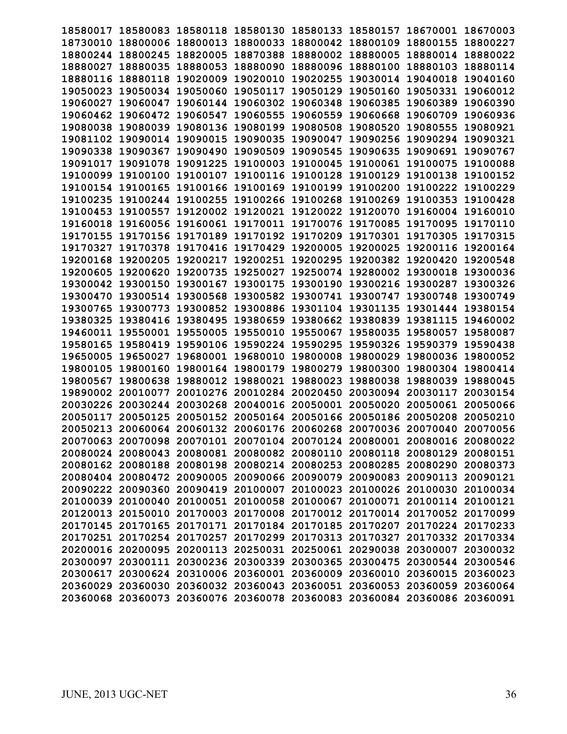**18580017 18580083 18580118 18580130 18580133 18580157 18670001 18670003**
**18730010 18800006 18800013 18800033 18800042 18800109 18800155 18800227**
**18800244 18800245 18820005 18870388 18880002 18880005 18880014 18880022**
**18880027 18880035 18880053 18880090 18880096 18880100 18880103 18880114**
**18880116 18880118 19020009 19020010 19020255 19030014 19040018 19040160**
**19050023 19050034 19050060 19050117 19050129 19050160 19050331 19060012**
**19060027 19060047 19060144 19060302 19060348 19060385 19060389 19060390**
**19060462 19060472 19060547 19060555 19060559 19060668 19060709 19060936**
**19080038 19080039 19080136 19080199 19080508 19080520 19080555 19080921**
**19081102 19090014 19090015 19090035 19090047 19090256 19090294 19090321**
**19090338 19090367 19090490 19090509 19090545 19090635 19090691 19090767**
**19091017 19091078 19091225 19100003 19100045 19100061 19100075 19100088**
**19100099 19100100 19100107 19100116 19100128 19100129 19100138 19100152**
**19100154 19100165 19100166 19100169 19100199 19100200 19100222 19100229**
**19100235 19100244 19100255 19100266 19100268 19100269 19100353 19100428**
**19100453 19100557 19120002 19120021 19120022 19120070 19160004 19160010**
**19160018 19160056 19160061 19170011 19170076 19170085 19170095 19170110**
**19170155 19170156 19170189 19170192 19170209 19170301 19170305 19170315**
**19170327 19170378 19170416 19170429 19200005 19200025 19200116 19200164**
**19200168 19200205 19200217 19200251 19200295 19200382 19200420 19200548**
**19200605 19200620 19200735 19250027 19250074 19280002 19300018 19300036**
**19300042 19300150 19300167 19300175 19300190 19300216 19300287 19300326**
**19300470 19300514 19300568 19300582 19300741 19300747 19300748 19300749**
**19300765 19300773 19300852 19300886 19301104 19301135 19301444 19380154**
**19380325 19380416 19380495 19380659 19380662 19380839 19381115 19460002**
**19460011 19550001 19550005 19550010 19550067 19580035 19580057 19580087**
**19580165 19580419 19590106 19590224 19590295 19590326 19590379 19590438**
**19650005 19650027 19680001 19680010 19800008 19800029 19800036 19800052**
**19800105 19800160 19800164 19800179 19800279 19800300 19800304 19800414**
**19800567 19800638 19880012 19880021 19880023 19880038 19880039 19880045**
**19890002 20010077 20010276 20010284 20020450 20030094 20030117 20030154**
**20030226 20030244 20030268 20040016 20050001 20050020 20050061 20050066**
**20050117 20050125 20050152 20050164 20050166 20050186 20050208 20050210**
**20050213 20060064 20060132 20060176 20060268 20070036 20070040 20070056**
**20070063 20070098 20070101 20070104 20070124 20080001 20080016 20080022**
**20080024 20080043 20080081 20080082 20080110 20080118 20080129 20080151**
**20080162 20080188 20080198 20080214 20080253 20080285 20080290 20080373**
**20080404 20080472 20090005 20090066 20090079 20090083 20090113 20090121**
**20090222 20090360 20090419 20100007 20100023 20100026 20100030 20100034**
**20100039 20100040 20100051 20100058 20100067 20100071 20100114 20100121**
**20120013 20150010 20170003 20170008 20170012 20170014 20170052 20170099**
**20170145 20170165 20170171 20170184 20170185 20170207 20170224 20170233**
**20170251 20170254 20170257 20170299 20170313 20170327 20170332 20170334**
**20200016 20200095 20200113 20250031 20250061 20290038 20300007 20300032**
**20300097 20300111 20300236 20300339 20300365 20300475 20300544 20300546**
**20300617 20300624 20310006 20360001 20360009 20360010 20360015 20360023**
**20360029 20360030 20360032 20360043 20360051 20360053 20360059 20360064**
**20360068 20360073 20360076 20360078 20360083 20360084 20360086 20360091**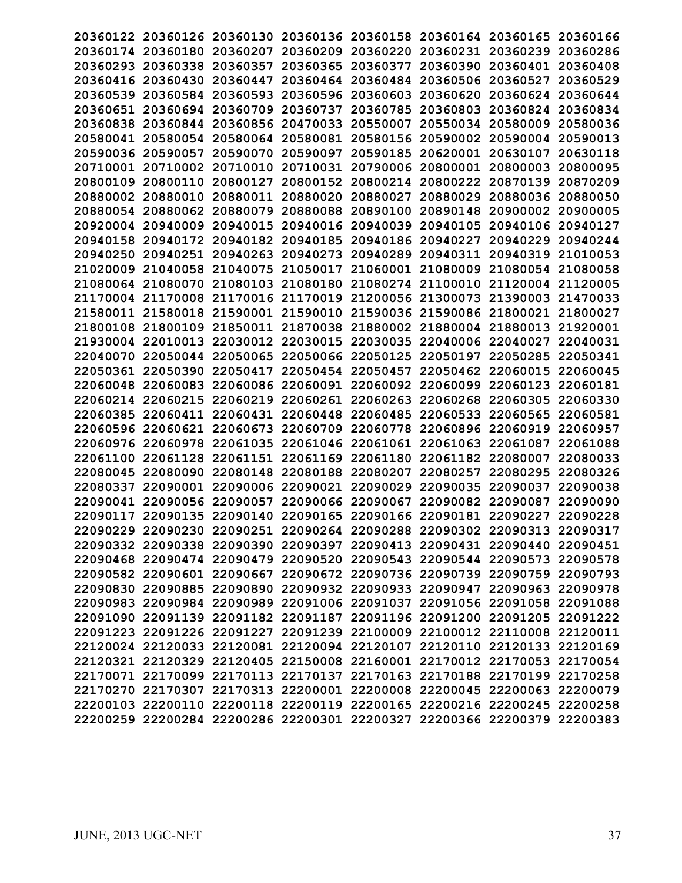20360122 20360126 20360130 20360136 20360158 20360164 20360165 20360166
20360174 20360180 20360207 20360209 20360220 20360231 20360239 20360286
20360293 20360338 20360357 20360365 20360377 20360390 20360401 20360408
20360416 20360430 20360447 20360464 20360484 20360506 20360527 20360529
20360539 20360584 20360593 20360596 20360603 20360620 20360624 20360644
20360651 20360694 20360709 20360737 20360785 20360803 20360824 20360834
20360838 20360844 20360856 20470033 20550007 20550034 20580009 20580036
20580041 20580054 20580064 20580081 20580156 20590002 20590004 20590013
20590036 20590057 20590070 20590097 20590185 20620001 20630107 20630118
20710001 20710002 20710010 20710031 20790006 20800001 20800003 20800095
20800109 20800110 20800127 20800152 20800214 20800222 20870139 20870209
20880002 20880010 20880011 20880020 20880027 20880029 20880036 20880050
20880054 20880062 20880079 20880088 20890100 20890148 20900002 20900005
20920004 20940009 20940015 20940016 20940039 20940105 20940106 20940127
20940158 20940172 20940182 20940185 20940186 20940227 20940229 20940244
20940250 20940251 20940263 20940273 20940289 20940311 20940319 21010053
21020009 21040058 21040075 21050017 21060001 21080009 21080054 21080058
21080064 21080070 21080103 21080180 21080274 21100010 21120004 21120005
21170004 21170008 21170016 21170019 21200056 21300073 21390003 21470033
21580011 21580018 21590001 21590010 21590036 21590086 21800021 21800027
21800108 21800109 21850011 21870038 21880002 21880004 21880013 21920001
21930004 22010013 22030012 22030015 22030035 22040006 22040027 22040031
22040070 22050044 22050065 22050066 22050125 22050197 22050285 22050341
22050361 22050390 22050417 22050454 22050457 22050462 22060015 22060045
22060048 22060083 22060086 22060091 22060092 22060099 22060123 22060181
22060214 22060215 22060219 22060261 22060263 22060268 22060305 22060330
22060385 22060411 22060431 22060448 22060485 22060533 22060565 22060581
22060596 22060621 22060673 22060709 22060778 22060896 22060919 22060957
22060976 22060978 22061035 22061046 22061061 22061063 22061087 22061088
22061100 22061128 22061151 22061169 22061180 22061182 22080007 22080033
22080045 22080090 22080148 22080188 22080207 22080257 22080295 22080326
22080337 22090001 22090006 22090021 22090029 22090035 22090037 22090038
22090041 22090056 22090057 22090066 22090067 22090082 22090087 22090090
22090117 22090135 22090140 22090165 22090166 22090181 22090227 22090228
22090229 22090230 22090251 22090264 22090288 22090302 22090313 22090317
22090332 22090338 22090390 22090397 22090413 22090431 22090440 22090451
22090468 22090474 22090479 22090520 22090543 22090544 22090573 22090578
22090582 22090601 22090667 22090672 22090736 22090739 22090759 22090793
22090830 22090885 22090890 22090932 22090933 22090947 22090963 22090978
22090983 22090984 22090989 22091006 22091037 22091056 22091058 22091088
22091090 22091139 22091182 22091187 22091196 22091200 22091205 22091222
22091223 22091226 22091227 22091239 22100009 22100012 22110008 22120011
22120024 22120033 22120081 22120094 22120107 22120110 22120133 22120169
22120321 22120329 22120405 22150008 22160001 22170012 22170053 22170054
22170071 22170099 22170113 22170137 22170163 22170188 22170199 22170258
22170270 22170307 22170313 22200001 22200008 22200045 22200063 22200079
22200103 22200110 22200118 22200119 22200165 22200216 22200245 22200258
22200259 22200284 22200286 22200301 22200327 22200366 22200379 22200383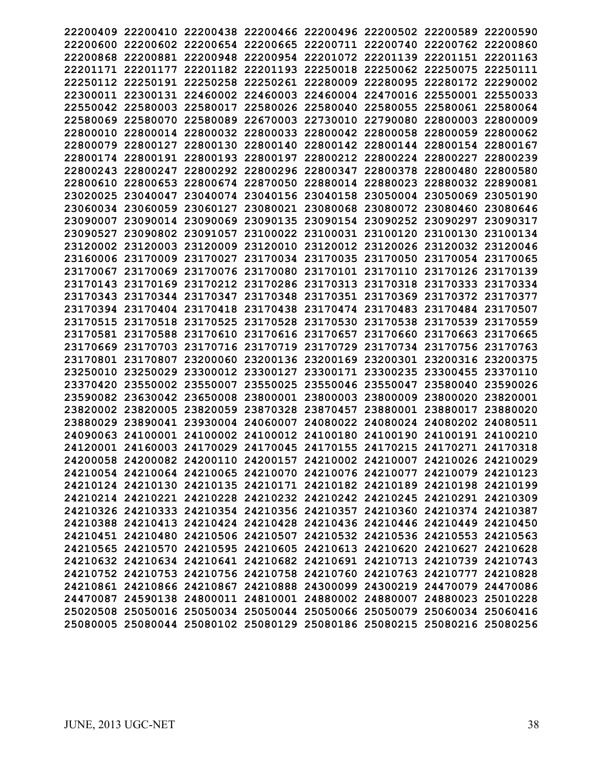**22200409 22200410 22200438 22200466 22200496 22200502 22200589 22200590**
**22200600 22200602 22200654 22200665 22200711 22200740 22200762 22200860**
**22200868 22200881 22200948 22200954 22201072 22201139 22201151 22201163**
**22201171 22201177 22201182 22201193 22250018 22250062 22250075 22250111**
**22250112 22250191 22250258 22250261 22280009 22280095 22280172 22290002**
**22300011 22300131 22460002 22460003 22460004 22470016 22550001 22550033**
**22550042 22580003 22580017 22580026 22580040 22580055 22580061 22580064**
**22580069 22580070 22580089 22670003 22730010 22790080 22800003 22800009**
**22800010 22800014 22800032 22800033 22800042 22800058 22800059 22800062**
**22800079 22800127 22800130 22800140 22800142 22800144 22800154 22800167**
**22800174 22800191 22800193 22800197 22800212 22800224 22800227 22800239**
**22800243 22800247 22800292 22800296 22800347 22800378 22800480 22800580**
**22800610 22800653 22800674 22870050 22880014 22880023 22880032 22890081**
**23020025 23040047 23040074 23040156 23040158 23050004 23050069 23050190**
**23060034 23060059 23060127 23080021 23080068 23080072 23080460 23080646**
**23090007 23090014 23090069 23090135 23090154 23090252 23090297 23090317**
**23090527 23090802 23091057 23100022 23100031 23100120 23100130 23100134**
**23120002 23120003 23120009 23120010 23120012 23120026 23120032 23120046**
**23160006 23170009 23170027 23170034 23170035 23170050 23170054 23170065**
**23170067 23170069 23170076 23170080 23170101 23170110 23170126 23170139**
**23170143 23170169 23170212 23170286 23170313 23170318 23170333 23170334**
**23170343 23170344 23170347 23170348 23170351 23170369 23170372 23170377**
**23170394 23170404 23170418 23170438 23170474 23170483 23170484 23170507**
**23170515 23170518 23170525 23170528 23170530 23170538 23170539 23170559**
**23170581 23170588 23170610 23170616 23170657 23170660 23170663 23170665**
**23170669 23170703 23170716 23170719 23170729 23170734 23170756 23170763**
**23170801 23170807 23200060 23200136 23200169 23200301 23200316 23200375**
**23250010 23250029 23300012 23300127 23300171 23300235 23300455 23370110**
**23370420 23550002 23550007 23550025 23550046 23550047 23580040 23590026**
**23590082 23630042 23650008 23800001 23800003 23800009 23800020 23820001**
**23820002 23820005 23820059 23870328 23870457 23880001 23880017 23880020**
**23880029 23890041 23930004 24060007 24080022 24080024 24080202 24080511**
**24090063 24100001 24100002 24100012 24100180 24100190 24100191 24100210**
**24120001 24160003 24170029 24170045 24170155 24170215 24170271 24170318**
**24200058 24200082 24200110 24200157 24210002 24210007 24210026 24210029**
**24210054 24210064 24210065 24210070 24210076 24210077 24210079 24210123**
**24210124 24210130 24210135 24210171 24210182 24210189 24210198 24210199**
**24210214 24210221 24210228 24210232 24210242 24210245 24210291 24210309**
**24210326 24210333 24210354 24210356 24210357 24210360 24210374 24210387**
**24210388 24210413 24210424 24210428 24210436 24210446 24210449 24210450**
**24210451 24210480 24210506 24210507 24210532 24210536 24210553 24210563**
**24210565 24210570 24210595 24210605 24210613 24210620 24210627 24210628**
**24210632 24210634 24210641 24210682 24210691 24210713 24210739 24210743**
**24210752 24210753 24210756 24210758 24210760 24210763 24210777 24210828**
**24210861 24210866 24210867 24210888 24300099 24300219 24470079 24470086**
**24470087 24590138 24800011 24810001 24880002 24880007 24880023 25010228**
**25020508 25050016 25050034 25050044 25050066 25050079 25060034 25060416**
**25080005 25080044 25080102 25080129 25080186 25080215 25080216 25080256**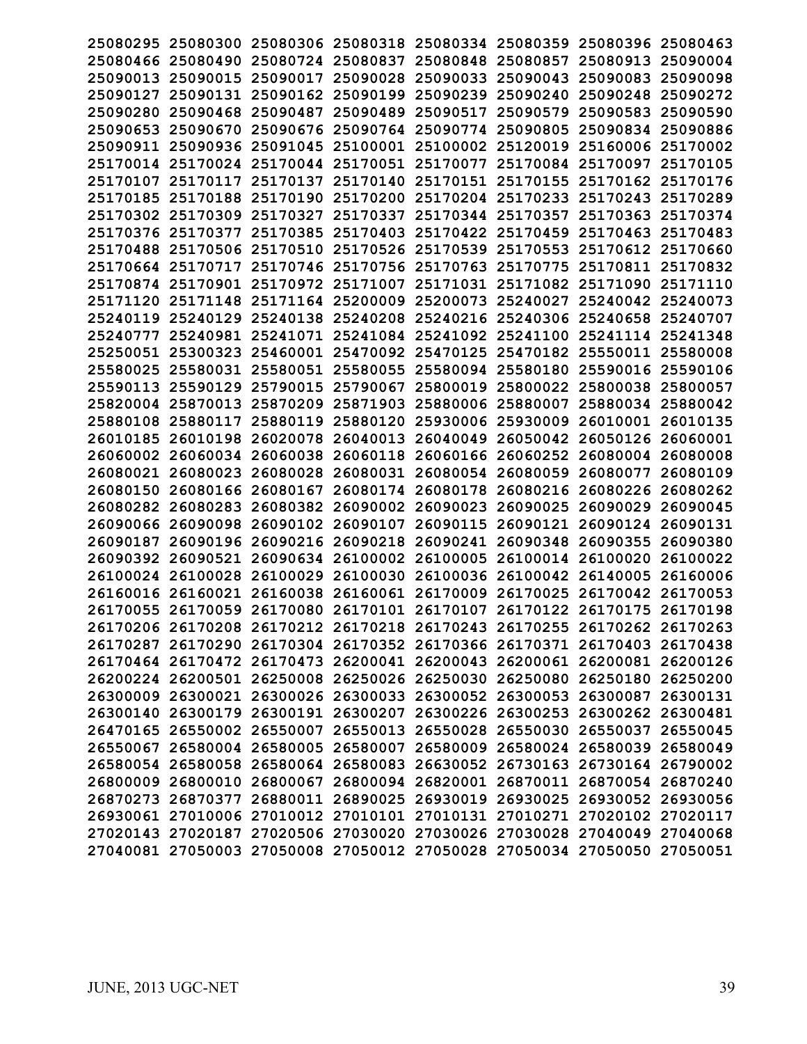**25080295 25080300 25080306 25080318 25080334 25080359 25080396 25080463**
**25080466 25080490 25080724 25080837 25080848 25080857 25080913 25090004**
**25090013 25090015 25090017 25090028 25090033 25090043 25090083 25090098**
**25090127 25090131 25090162 25090199 25090239 25090240 25090248 25090272**
**25090280 25090468 25090487 25090489 25090517 25090579 25090583 25090590**
**25090653 25090670 25090676 25090764 25090774 25090805 25090834 25090886**
**25090911 25090936 25091045 25100001 25100002 25120019 25160006 25170002**
**25170014 25170024 25170044 25170051 25170077 25170084 25170097 25170105**
**25170107 25170117 25170137 25170140 25170151 25170155 25170162 25170176**
**25170185 25170188 25170190 25170200 25170204 25170233 25170243 25170289**
**25170302 25170309 25170327 25170337 25170344 25170357 25170363 25170374**
**25170376 25170377 25170385 25170403 25170422 25170459 25170463 25170483**
**25170488 25170506 25170510 25170526 25170539 25170553 25170612 25170660**
**25170664 25170717 25170746 25170756 25170763 25170775 25170811 25170832**
**25170874 25170901 25170972 25171007 25171031 25171082 25171090 25171110**
**25171120 25171148 25171164 25200009 25200073 25240027 25240042 25240073**
**25240119 25240129 25240138 25240208 25240216 25240306 25240658 25240707**
**25240777 25240981 25241071 25241084 25241092 25241100 25241114 25241348**
**25250051 25300323 25460001 25470092 25470125 25470182 25550011 25580008**
**25580025 25580031 25580051 25580055 25580094 25580180 25590016 25590106**
**25590113 25590129 25790015 25790067 25800019 25800022 25800038 25800057**
**25820004 25870013 25870209 25871903 25880006 25880007 25880034 25880042**
**25880108 25880117 25880119 25880120 25930006 25930009 26010001 26010135**
**26010185 26010198 26020078 26040013 26040049 26050042 26050126 26060001**
**26060002 26060034 26060038 26060118 26060166 26060252 26080004 26080008**
**26080021 26080023 26080028 26080031 26080054 26080059 26080077 26080109**
**26080150 26080166 26080167 26080174 26080178 26080216 26080226 26080262**
**26080282 26080283 26080382 26090002 26090023 26090025 26090029 26090045**
**26090066 26090098 26090102 26090107 26090115 26090121 26090124 26090131**
**26090187 26090196 26090216 26090218 26090241 26090348 26090355 26090380**
**26090392 26090521 26090634 26100002 26100005 26100014 26100020 26100022**
**26100024 26100028 26100029 26100030 26100036 26100042 26140005 26160006**
**26160016 26160021 26160038 26160061 26170009 26170025 26170042 26170053**
**26170055 26170059 26170080 26170101 26170107 26170122 26170175 26170198**
**26170206 26170208 26170212 26170218 26170243 26170255 26170262 26170263**
**26170287 26170290 26170304 26170352 26170366 26170371 26170403 26170438**
**26170464 26170472 26170473 26200041 26200043 26200061 26200081 26200126**
**26200224 26200501 26250008 26250026 26250030 26250080 26250180 26250200**
**26300009 26300021 26300026 26300033 26300052 26300053 26300087 26300131**
**26300140 26300179 26300191 26300207 26300226 26300253 26300262 26300481**
**26470165 26550002 26550007 26550013 26550028 26550030 26550037 26550045**
**26550067 26580004 26580005 26580007 26580009 26580024 26580039 26580049**
**26580054 26580058 26580064 26580083 26630052 26730163 26730164 26790002**
**26800009 26800010 26800067 26800094 26820001 26870011 26870054 26870240**
**26870273 26870377 26880011 26890025 26930019 26930025 26930052 26930056**
**26930061 27010006 27010012 27010101 27010131 27010271 27020102 27020117**
**27020143 27020187 27020506 27030020 27030026 27030028 27040049 27040068**
**27040081 27050003 27050008 27050012 27050028 27050034 27050050 27050051**

JUNE, 2013 UGC-NET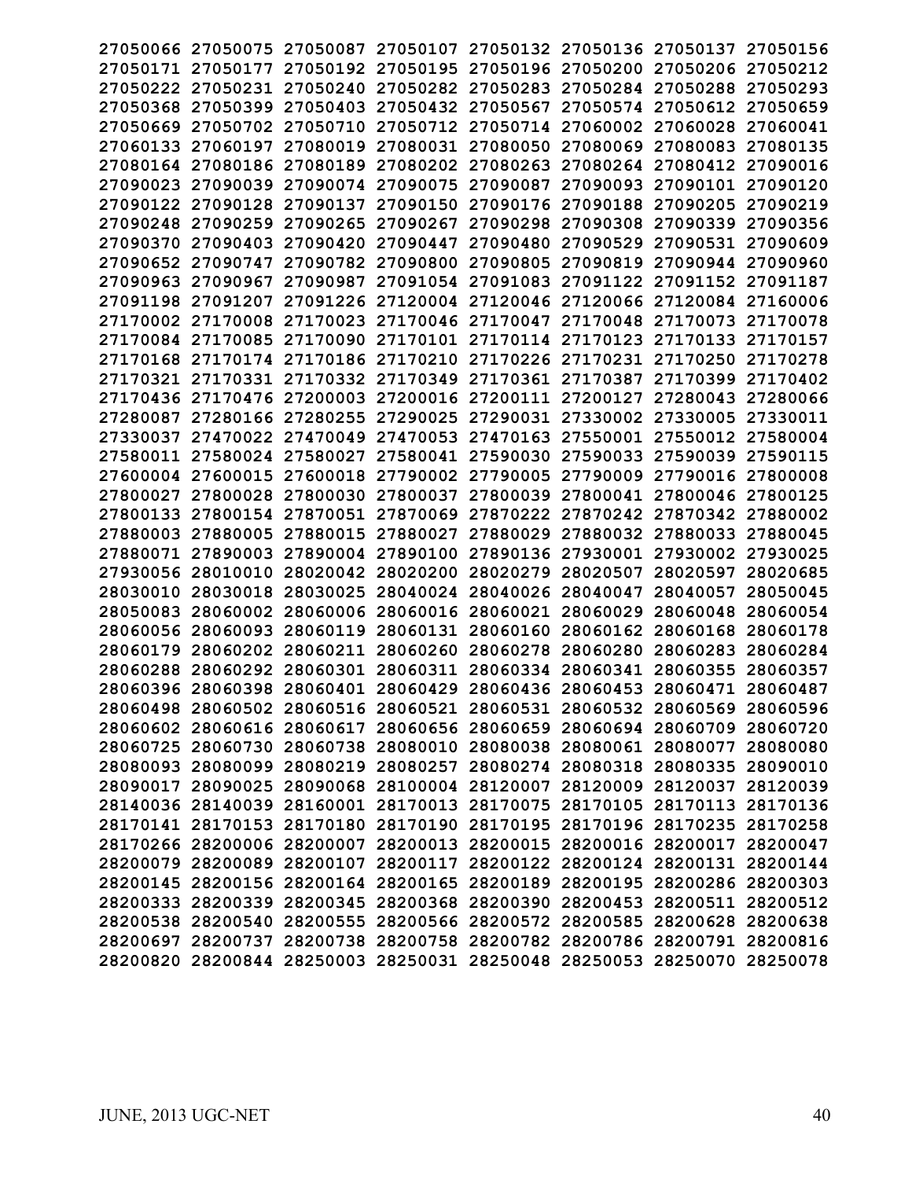**27050066 27050075 27050087 27050107 27050132 27050136 27050137 27050156**
**27050171 27050177 27050192 27050195 27050196 27050200 27050206 27050212**
**27050222 27050231 27050240 27050282 27050283 27050284 27050288 27050293**
**27050368 27050399 27050403 27050432 27050567 27050574 27050612 27050659**
**27050669 27050702 27050710 27050712 27050714 27060002 27060028 27060041**
**27060133 27060197 27080019 27080031 27080050 27080069 27080083 27080135**
**27080164 27080186 27080189 27080202 27080263 27080264 27080412 27090016**
**27090023 27090039 27090074 27090075 27090087 27090093 27090101 27090120**
**27090122 27090128 27090137 27090150 27090176 27090188 27090205 27090219**
**27090248 27090259 27090265 27090267 27090298 27090308 27090339 27090356**
**27090370 27090403 27090420 27090447 27090480 27090529 27090531 27090609**
**27090652 27090747 27090782 27090800 27090805 27090819 27090944 27090960**
**27090963 27090967 27090987 27091054 27091083 27091122 27091152 27091187**
**27091198 27091207 27091226 27120004 27120046 27120066 27120084 27160006**
**27170002 27170008 27170023 27170046 27170047 27170048 27170073 27170078**
**27170084 27170085 27170090 27170101 27170114 27170123 27170133 27170157**
**27170168 27170174 27170186 27170210 27170226 27170231 27170250 27170278**
**27170321 27170331 27170332 27170349 27170361 27170387 27170399 27170402**
**27170436 27170476 27200003 27200016 27200111 27200127 27280043 27280066**
**27280087 27280166 27280255 27290025 27290031 27330002 27330005 27330011**
**27330037 27470022 27470049 27470053 27470163 27550001 27550012 27580004**
**27580011 27580024 27580027 27580041 27590030 27590033 27590039 27590115**
**27600004 27600015 27600018 27790002 27790005 27790009 27790016 27800008**
**27800027 27800028 27800030 27800037 27800039 27800041 27800046 27800125**
**27800133 27800154 27870051 27870069 27870222 27870242 27870342 27880002**
**27880003 27880005 27880015 27880027 27880029 27880032 27880033 27880045**
**27880071 27890003 27890004 27890100 27890136 27930001 27930002 27930025**
**27930056 28010010 28020042 28020200 28020279 28020507 28020597 28020685**
**28030010 28030018 28030025 28040024 28040026 28040047 28040057 28050045**
**28050083 28060002 28060006 28060016 28060021 28060029 28060048 28060054**
**28060056 28060093 28060119 28060131 28060160 28060162 28060168 28060178**
**28060179 28060202 28060211 28060260 28060278 28060280 28060283 28060284**
**28060288 28060292 28060301 28060311 28060334 28060341 28060355 28060357**
**28060396 28060398 28060401 28060429 28060436 28060453 28060471 28060487**
**28060498 28060502 28060516 28060521 28060531 28060532 28060569 28060596**
**28060602 28060616 28060617 28060656 28060659 28060694 28060709 28060720**
**28060725 28060730 28060738 28080010 28080038 28080061 28080077 28080080**
**28080093 28080099 28080219 28080257 28080274 28080318 28080335 28090010**
**28090017 28090025 28090068 28100004 28120007 28120009 28120037 28120039**
**28140036 28140039 28160001 28170013 28170075 28170105 28170113 28170136**
**28170141 28170153 28170180 28170190 28170195 28170196 28170235 28170258**
**28170266 28200006 28200007 28200013 28200015 28200016 28200017 28200047**
**28200079 28200089 28200107 28200117 28200122 28200124 28200131 28200144**
**28200145 28200156 28200164 28200165 28200189 28200195 28200286 28200303**
**28200333 28200339 28200345 28200368 28200390 28200453 28200511 28200512**
**28200538 28200540 28200555 28200566 28200572 28200585 28200628 28200638**
**28200697 28200737 28200738 28200758 28200782 28200786 28200791 28200816**
**28200820 28200844 28250003 28250031 28250048 28250053 28250070 28250078**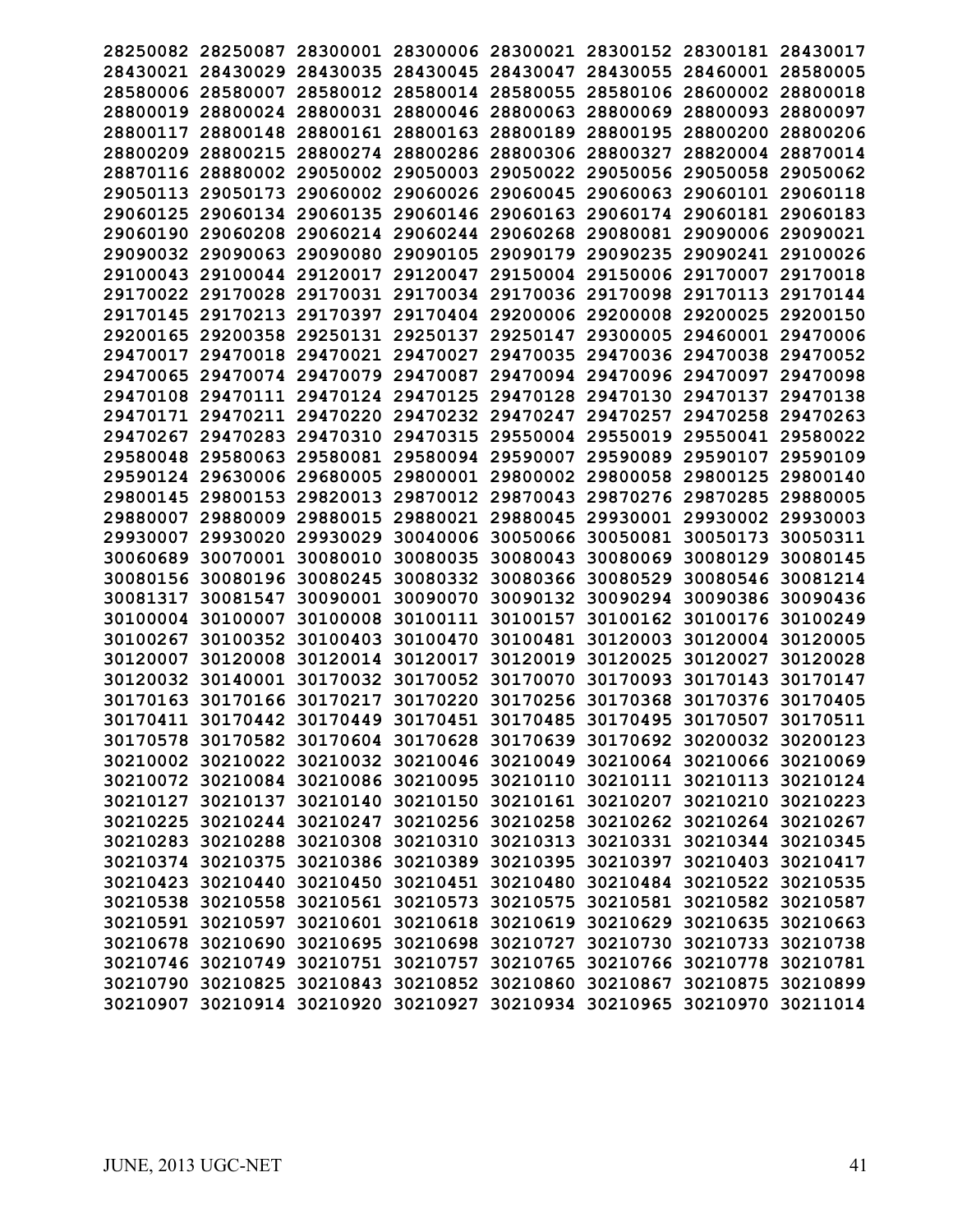28250082 28250087 28300001 28300006 28300021 28300152 28300181 28430017
28430021 28430029 28430035 28430045 28430047 28430055 28460001 28580005
28580006 28580007 28580012 28580014 28580055 28580106 28600002 28800018
28800019 28800024 28800031 28800046 28800063 28800069 28800093 28800097
28800117 28800148 28800161 28800163 28800189 28800195 28800200 28800206
28800209 28800215 28800274 28800286 28800306 28800327 28820004 28870014
28870116 28880002 29050002 29050003 29050022 29050056 29050058 29050062
29050113 29050173 29060002 29060026 29060045 29060063 29060101 29060118
29060125 29060134 29060135 29060146 29060163 29060174 29060181 29060183
29060190 29060208 29060214 29060244 29060268 29080081 29090006 29090021
29090032 29090063 29090080 29090105 29090179 29090235 29090241 29100026
29100043 29100044 29120017 29120047 29150004 29150006 29170007 29170018
29170022 29170028 29170031 29170034 29170036 29170098 29170113 29170144
29170145 29170213 29170397 29170404 29200006 29200008 29200025 29200150
29200165 29200358 29250131 29250137 29250147 29300005 29460001 29470006
29470017 29470018 29470021 29470027 29470035 29470036 29470038 29470052
29470065 29470074 29470079 29470087 29470094 29470096 29470097 29470098
29470108 29470111 29470124 29470125 29470128 29470130 29470137 29470138
29470171 29470211 29470220 29470232 29470247 29470257 29470258 29470263
29470267 29470283 29470310 29470315 29550004 29550019 29550041 29580022
29580048 29580063 29580081 29580094 29590007 29590089 29590107 29590109
29590124 29630006 29680005 29800001 29800002 29800058 29800125 29800140
29800145 29800153 29820013 29870012 29870043 29870276 29870285 29880005
29880007 29880009 29880015 29880021 29880045 29930001 29930002 29930003
29930007 29930020 29930029 30040006 30050066 30050081 30050173 30050311
30060689 30070001 30080010 30080035 30080043 30080069 30080129 30080145
30080156 30080196 30080245 30080332 30080366 30080529 30080546 30081214
30081317 30081547 30090001 30090070 30090132 30090294 30090386 30090436
30100004 30100007 30100008 30100111 30100157 30100162 30100176 30100249
30100267 30100352 30100403 30100470 30100481 30120003 30120004 30120005
30120007 30120008 30120014 30120017 30120019 30120025 30120027 30120028
30120032 30140001 30170032 30170052 30170070 30170093 30170143 30170147
30170163 30170166 30170217 30170220 30170256 30170368 30170376 30170405
30170411 30170442 30170449 30170451 30170485 30170495 30170507 30170511
30170578 30170582 30170604 30170628 30170639 30170692 30200032 30200123
30210002 30210022 30210032 30210046 30210049 30210064 30210066 30210069
30210072 30210084 30210086 30210095 30210110 30210111 30210113 30210124
30210127 30210137 30210140 30210150 30210161 30210207 30210210 30210223
30210225 30210244 30210247 30210256 30210258 30210262 30210264 30210267
30210283 30210288 30210308 30210310 30210313 30210331 30210344 30210345
30210374 30210375 30210386 30210389 30210395 30210397 30210403 30210417
30210423 30210440 30210450 30210451 30210480 30210484 30210522 30210535
30210538 30210558 30210561 30210573 30210575 30210581 30210582 30210587
30210591 30210597 30210601 30210618 30210619 30210629 30210635 30210663
30210678 30210690 30210695 30210698 30210727 30210730 30210733 30210738
30210746 30210749 30210751 30210757 30210765 30210766 30210778 30210781
30210790 30210825 30210843 30210852 30210860 30210867 30210875 30210899
30210907 30210914 30210920 30210927 30210934 30210965 30210970 30211014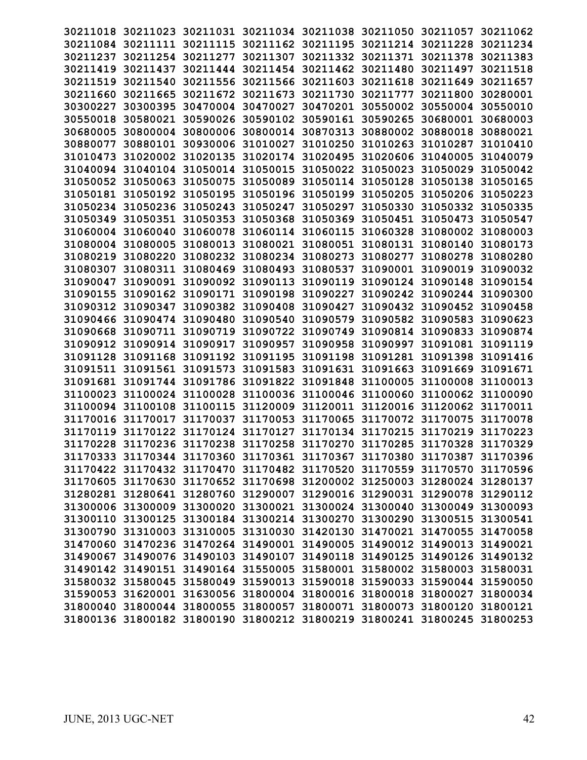30211018 30211023 30211031 30211034 30211038 30211050 30211057 30211062
30211084 30211111 30211115 30211162 30211195 30211214 30211228 30211234
30211237 30211254 30211277 30211307 30211332 30211371 30211378 30211383
30211419 30211437 30211444 30211454 30211462 30211480 30211497 30211518
30211519 30211540 30211556 30211566 30211603 30211618 30211649 30211657
30211660 30211665 30211672 30211673 30211730 30211777 30211800 30280001
30300227 30300395 30470004 30470027 30470201 30550002 30550004 30550010
30550018 30580021 30590026 30590102 30590161 30590265 30680001 30680003
30680005 30800004 30800006 30800014 30870313 30880002 30880018 30880021
30880077 30880101 30930006 31010027 31010250 31010263 31010287 31010410
31010473 31020002 31020135 31020174 31020495 31020606 31040005 31040079
31040094 31040104 31050014 31050015 31050022 31050023 31050029 31050042
31050052 31050063 31050075 31050089 31050114 31050128 31050138 31050165
31050181 31050192 31050195 31050196 31050199 31050205 31050206 31050223
31050234 31050236 31050243 31050247 31050297 31050330 31050332 31050335
31050349 31050351 31050353 31050368 31050369 31050451 31050473 31050547
31060004 31060040 31060078 31060114 31060115 31060328 31080002 31080003
31080004 31080005 31080013 31080021 31080051 31080131 31080140 31080173
31080219 31080220 31080232 31080234 31080273 31080277 31080278 31080280
31080307 31080311 31080469 31080493 31080537 31090001 31090019 31090032
31090047 31090091 31090092 31090113 31090119 31090124 31090148 31090154
31090155 31090162 31090171 31090198 31090227 31090242 31090244 31090300
31090312 31090347 31090382 31090408 31090427 31090432 31090452 31090458
31090466 31090474 31090480 31090540 31090579 31090582 31090583 31090623
31090668 31090711 31090719 31090722 31090749 31090814 31090833 31090874
31090912 31090914 31090917 31090957 31090958 31090997 31091081 31091119
31091128 31091168 31091192 31091195 31091198 31091281 31091398 31091416
31091511 31091561 31091573 31091583 31091631 31091663 31091669 31091671
31091681 31091744 31091786 31091822 31091848 31100005 31100008 31100013
31100023 31100024 31100028 31100036 31100046 31100060 31100062 31100090
31100094 31100108 31100115 31120009 31120011 31120016 31120062 31170011
31170016 31170017 31170037 31170053 31170065 31170072 31170075 31170078
31170119 31170122 31170124 31170127 31170134 31170215 31170219 31170223
31170228 31170236 31170238 31170258 31170270 31170285 31170328 31170329
31170333 31170344 31170360 31170361 31170367 31170380 31170387 31170396
31170422 31170432 31170470 31170482 31170520 31170559 31170570 31170596
31170605 31170630 31170652 31170698 31200002 31250003 31280024 31280137
31280281 31280641 31280760 31290007 31290016 31290031 31290078 31290112
31300006 31300009 31300020 31300021 31300024 31300040 31300049 31300093
31300110 31300125 31300184 31300214 31300270 31300290 31300515 31300541
31300790 31310003 31310005 31310030 31420130 31470021 31470055 31470058
31470060 31470236 31470264 31490001 31490005 31490012 31490013 31490021
31490067 31490076 31490103 31490107 31490118 31490125 31490126 31490132
31490142 31490151 31490164 31550005 31580001 31580002 31580003 31580031
31580032 31580045 31580049 31590013 31590018 31590033 31590044 31590050
31590053 31620001 31630056 31800004 31800016 31800018 31800027 31800034
31800040 31800044 31800055 31800057 31800071 31800073 31800120 31800121
31800136 31800182 31800190 31800212 31800219 31800241 31800245 31800253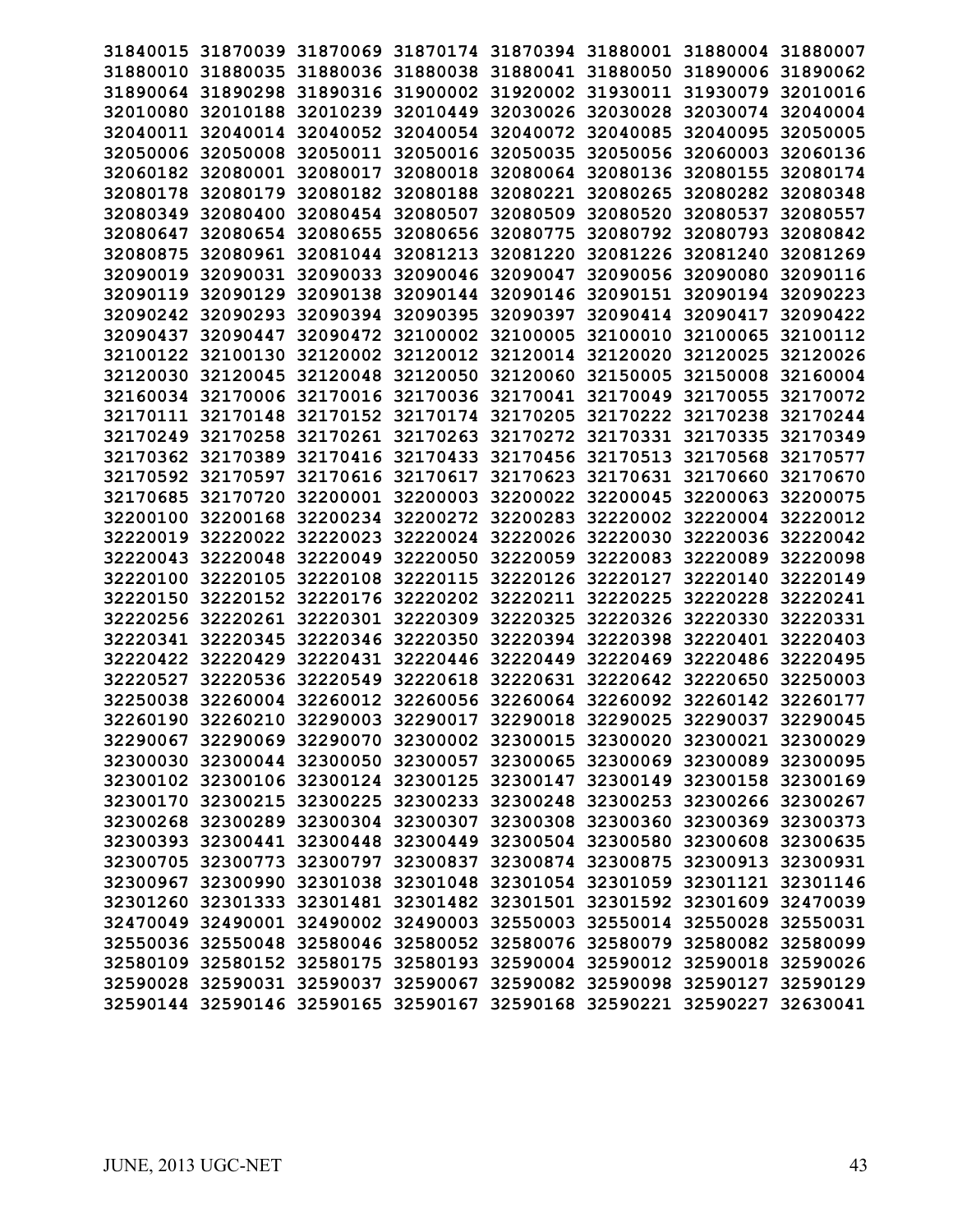31840015 31870039 31870069 31870174 31870394 31880001 31880004 31880007
31880010 31880035 31880036 31880038 31880041 31880050 31890006 31890062
31890064 31890298 31890316 31900002 31920002 31930011 31930079 32010016
32010080 32010188 32010239 32010449 32030026 32030028 32030074 32040004
32040011 32040014 32040052 32040054 32040072 32040085 32040095 32050005
32050006 32050008 32050011 32050016 32050035 32050056 32060003 32060136
32060182 32080001 32080017 32080018 32080064 32080136 32080155 32080174
32080178 32080179 32080182 32080188 32080221 32080265 32080282 32080348
32080349 32080400 32080454 32080507 32080509 32080520 32080537 32080557
32080647 32080654 32080655 32080656 32080775 32080792 32080793 32080842
32080875 32080961 32081044 32081213 32081220 32081226 32081240 32081269
32090019 32090031 32090033 32090046 32090047 32090056 32090080 32090116
32090119 32090129 32090138 32090144 32090146 32090151 32090194 32090223
32090242 32090293 32090394 32090395 32090397 32090414 32090417 32090422
32090437 32090447 32090472 32100002 32100005 32100010 32100065 32100112
32100122 32100130 32120002 32120012 32120014 32120020 32120025 32120026
32120030 32120045 32120048 32120050 32120060 32150005 32150008 32160004
32160034 32170006 32170016 32170036 32170041 32170049 32170055 32170072
32170111 32170148 32170152 32170174 32170205 32170222 32170238 32170244
32170249 32170258 32170261 32170263 32170272 32170331 32170335 32170349
32170362 32170389 32170416 32170433 32170456 32170513 32170568 32170577
32170592 32170597 32170616 32170617 32170623 32170631 32170660 32170670
32170685 32170720 32200001 32200003 32200022 32200045 32200063 32200075
32200100 32200168 32200234 32200272 32200283 32220002 32220004 32220012
32220019 32220022 32220023 32220024 32220026 32220030 32220036 32220042
32220043 32220048 32220049 32220050 32220059 32220083 32220089 32220098
32220100 32220105 32220108 32220115 32220126 32220127 32220140 32220149
32220150 32220152 32220176 32220202 32220211 32220225 32220228 32220241
32220256 32220261 32220301 32220309 32220325 32220326 32220330 32220331
32220341 32220345 32220346 32220350 32220394 32220398 32220401 32220403
32220422 32220429 32220431 32220446 32220449 32220469 32220486 32220495
32220527 32220536 32220549 32220618 32220631 32220642 32220650 32250003
32250038 32260004 32260012 32260056 32260064 32260092 32260142 32260177
32260190 32260210 32290003 32290017 32290018 32290025 32290037 32290045
32290067 32290069 32290070 32300002 32300015 32300020 32300021 32300029
32300030 32300044 32300050 32300057 32300065 32300069 32300089 32300095
32300102 32300106 32300124 32300125 32300147 32300149 32300158 32300169
32300170 32300215 32300225 32300233 32300248 32300253 32300266 32300267
32300268 32300289 32300304 32300307 32300308 32300360 32300369 32300373
32300393 32300441 32300448 32300449 32300504 32300580 32300608 32300635
32300705 32300773 32300797 32300837 32300874 32300875 32300913 32300931
32300967 32300990 32301038 32301048 32301054 32301059 32301121 32301146
32301260 32301333 32301481 32301482 32301501 32301592 32301609 32470039
32470049 32490001 32490002 32490003 32550003 32550014 32550028 32550031
32550036 32550048 32580046 32580052 32580076 32580079 32580082 32580099
32580109 32580152 32580175 32580193 32590004 32590012 32590018 32590026
32590028 32590031 32590037 32590067 32590082 32590098 32590127 32590129
32590144 32590146 32590165 32590167 32590168 32590221 32590227 32630041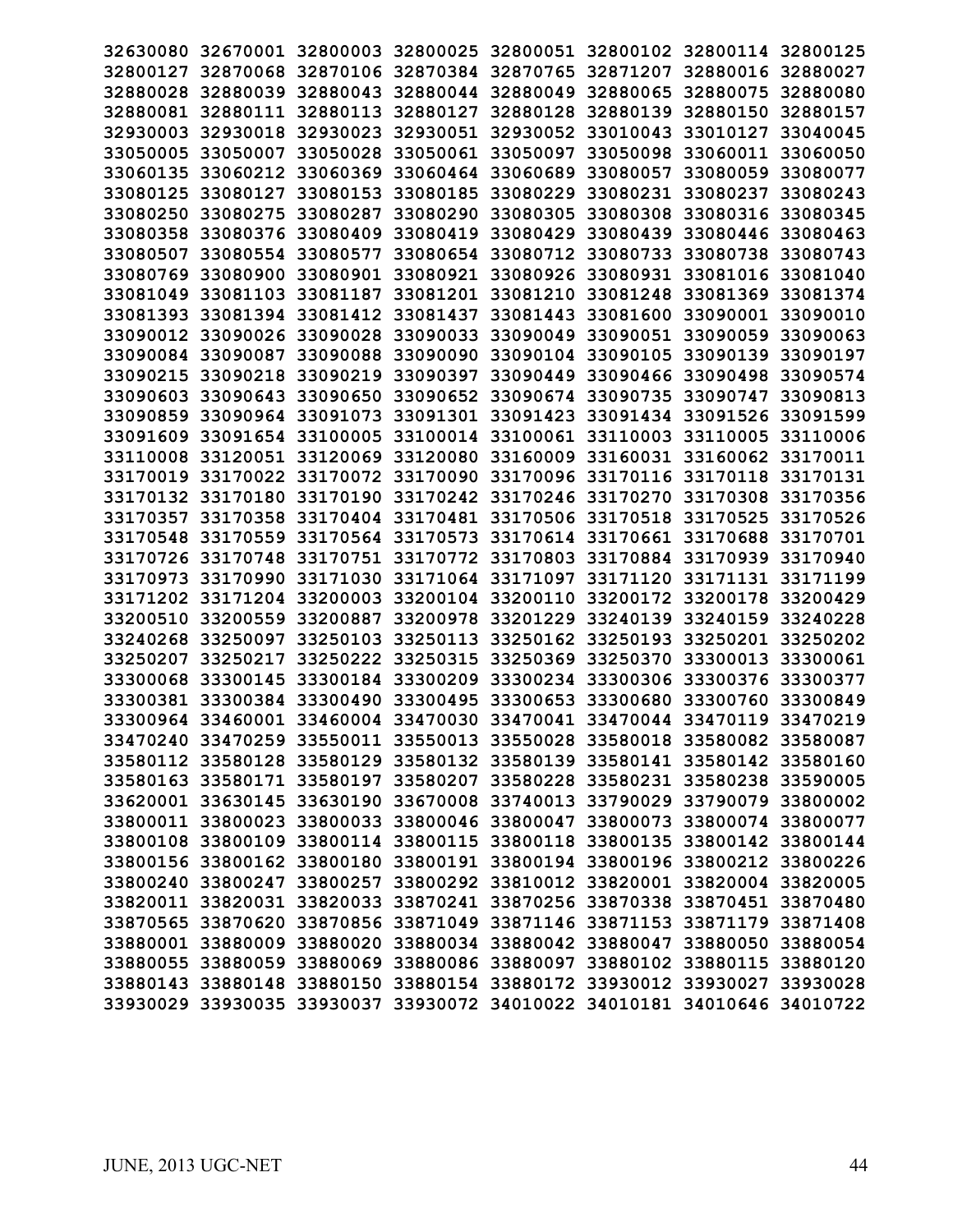```
32630080 32670001 32800003 32800025 32800051 32800102 32800114 32800125
32800127 32870068 32870106 32870384 32870765 32871207 32880016 32880027
32880028 32880039 32880043 32880044 32880049 32880065 32880075 32880080
32880081 32880111 32880113 32880127 32880128 32880139 32880150 32880157
32930003 32930018 32930023 32930051 32930052 33010043 33010127 33040045
33050005 33050007 33050028 33050061 33050097 33050098 33060011 33060050
33060135 33060212 33060369 33060464 33060689 33080057 33080059 33080077
33080125 33080127 33080153 33080185 33080229 33080231 33080237 33080243
33080250 33080275 33080287 33080290 33080305 33080308 33080316 33080345
33080358 33080376 33080409 33080419 33080429 33080439 33080446 33080463
33080507 33080554 33080577 33080654 33080712 33080733 33080738 33080743
33080769 33080900 33080901 33080921 33080926 33080931 33081016 33081040
33081049 33081103 33081187 33081201 33081210 33081248 33081369 33081374
33081393 33081394 33081412 33081437 33081443 33081600 33090001 33090010
33090012 33090026 33090028 33090033 33090049 33090051 33090059 33090063
33090084 33090087 33090088 33090090 33090104 33090105 33090139 33090197
33090215 33090218 33090219 33090397 33090449 33090466 33090498 33090574
33090603 33090643 33090650 33090652 33090674 33090735 33090747 33090813
33090859 33090964 33091073 33091301 33091423 33091434 33091526 33091599
33091609 33091654 33100005 33100014 33100061 33110003 33110005 33110006
33110008 33120051 33120069 33120080 33160009 33160031 33160062 33170011
33170019 33170022 33170072 33170090 33170096 33170116 33170118 33170131
33170132 33170180 33170190 33170242 33170246 33170270 33170308 33170356
33170357 33170358 33170404 33170481 33170506 33170518 33170525 33170526
33170548 33170559 33170564 33170573 33170614 33170661 33170688 33170701
33170726 33170748 33170751 33170772 33170803 33170884 33170939 33170940
33170973 33170990 33171030 33171064 33171097 33171120 33171131 33171199
33171202 33171204 33200003 33200104 33200110 33200172 33200178 33200429
33200510 33200559 33200887 33200978 33201229 33240139 33240159 33240228
33240268 33250097 33250103 33250113 33250162 33250193 33250201 33250202
33250207 33250217 33250222 33250315 33250369 33250370 33300013 33300061
33300068 33300145 33300184 33300209 33300234 33300306 33300376 33300377
33300381 33300384 33300490 33300495 33300653 33300680 33300760 33300849
33300964 33460001 33460004 33470030 33470041 33470044 33470119 33470219
33470240 33470259 33550011 33550013 33550028 33580018 33580082 33580087
33580112 33580128 33580129 33580132 33580139 33580141 33580142 33580160
33580163 33580171 33580197 33580207 33580228 33580231 33580238 33590005
33620001 33630145 33630190 33670008 33740013 33790029 33790079 33800002
33800011 33800023 33800033 33800046 33800047 33800073 33800074 33800077
33800108 33800109 33800114 33800115 33800118 33800135 33800142 33800144
33800156 33800162 33800180 33800191 33800194 33800196 33800212 33800226
33800240 33800247 33800257 33800292 33810012 33820001 33820004 33820005
33820011 33820031 33820033 33870241 33870256 33870338 33870451 33870480
33870565 33870620 33870856 33871049 33871146 33871153 33871179 33871408
33880001 33880009 33880020 33880034 33880042 33880047 33880050 33880054
33880055 33880059 33880069 33880086 33880097 33880102 33880115 33880120
33880143 33880148 33880150 33880154 33880172 33930012 33930027 33930028
33930029 33930035 33930037 33930072 34010022 34010181 34010646 34010722
```

JUNE, 2013 UGC-NET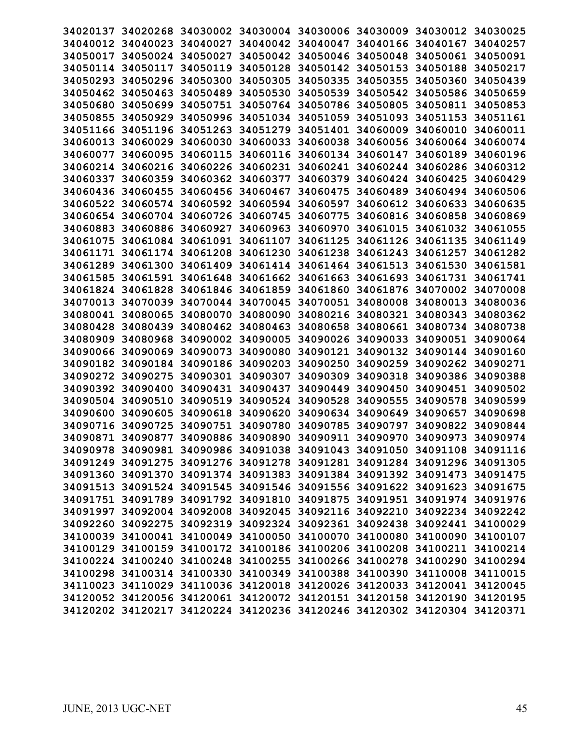34020137 34020268 34030002 34030004 34030006 34030009 34030012 34030025
34040012 34040023 34040027 34040042 34040047 34040166 34040167 34040257
34050017 34050024 34050027 34050042 34050046 34050048 34050061 34050091
34050114 34050117 34050119 34050128 34050142 34050153 34050188 34050217
34050293 34050296 34050300 34050305 34050335 34050355 34050360 34050439
34050462 34050463 34050489 34050530 34050539 34050542 34050586 34050659
34050680 34050699 34050751 34050764 34050786 34050805 34050811 34050853
34050855 34050929 34050996 34051034 34051059 34051093 34051153 34051161
34051166 34051196 34051263 34051279 34051401 34060009 34060010 34060011
34060013 34060029 34060030 34060033 34060038 34060056 34060064 34060074
34060077 34060095 34060115 34060116 34060134 34060147 34060189 34060196
34060214 34060216 34060226 34060231 34060241 34060244 34060286 34060312
34060337 34060359 34060362 34060377 34060379 34060424 34060425 34060429
34060436 34060455 34060456 34060467 34060475 34060489 34060494 34060506
34060522 34060574 34060592 34060594 34060597 34060612 34060633 34060635
34060654 34060704 34060726 34060745 34060775 34060816 34060858 34060869
34060883 34060886 34060927 34060963 34060970 34061015 34061032 34061055
34061075 34061084 34061091 34061107 34061125 34061126 34061135 34061149
34061171 34061174 34061208 34061230 34061238 34061243 34061257 34061282
34061289 34061300 34061409 34061414 34061464 34061513 34061530 34061581
34061585 34061591 34061648 34061662 34061663 34061693 34061731 34061741
34061824 34061828 34061846 34061859 34061860 34061876 34070002 34070008
34070013 34070039 34070044 34070045 34070051 34080008 34080013 34080036
34080041 34080065 34080070 34080090 34080216 34080321 34080343 34080362
34080428 34080439 34080462 34080463 34080658 34080661 34080734 34080738
34080909 34080968 34090002 34090005 34090026 34090033 34090051 34090064
34090066 34090069 34090073 34090080 34090121 34090132 34090144 34090160
34090182 34090184 34090186 34090203 34090250 34090259 34090262 34090271
34090272 34090275 34090301 34090307 34090309 34090318 34090386 34090388
34090392 34090400 34090431 34090437 34090449 34090450 34090451 34090502
34090504 34090510 34090519 34090524 34090528 34090555 34090578 34090599
34090600 34090605 34090618 34090620 34090634 34090649 34090657 34090698
34090716 34090725 34090751 34090780 34090785 34090797 34090822 34090844
34090871 34090877 34090886 34090890 34090911 34090970 34090973 34090974
34090978 34090981 34090986 34091038 34091043 34091050 34091108 34091116
34091249 34091275 34091276 34091278 34091281 34091284 34091296 34091305
34091360 34091370 34091374 34091383 34091384 34091392 34091473 34091475
34091513 34091524 34091545 34091546 34091556 34091622 34091623 34091675
34091751 34091789 34091792 34091810 34091875 34091951 34091974 34091976
34091997 34092004 34092008 34092045 34092116 34092210 34092234 34092242
34092260 34092275 34092319 34092324 34092361 34092438 34092441 34100029
34100039 34100041 34100049 34100050 34100070 34100080 34100090 34100107
34100129 34100159 34100172 34100186 34100206 34100208 34100211 34100214
34100224 34100240 34100248 34100255 34100266 34100278 34100290 34100294
34100298 34100314 34100330 34100349 34100388 34100390 34110008 34110015
34110023 34110029 34110036 34120018 34120026 34120033 34120041 34120045
34120052 34120056 34120061 34120072 34120151 34120158 34120190 34120195
34120202 34120217 34120224 34120236 34120246 34120302 34120304 34120371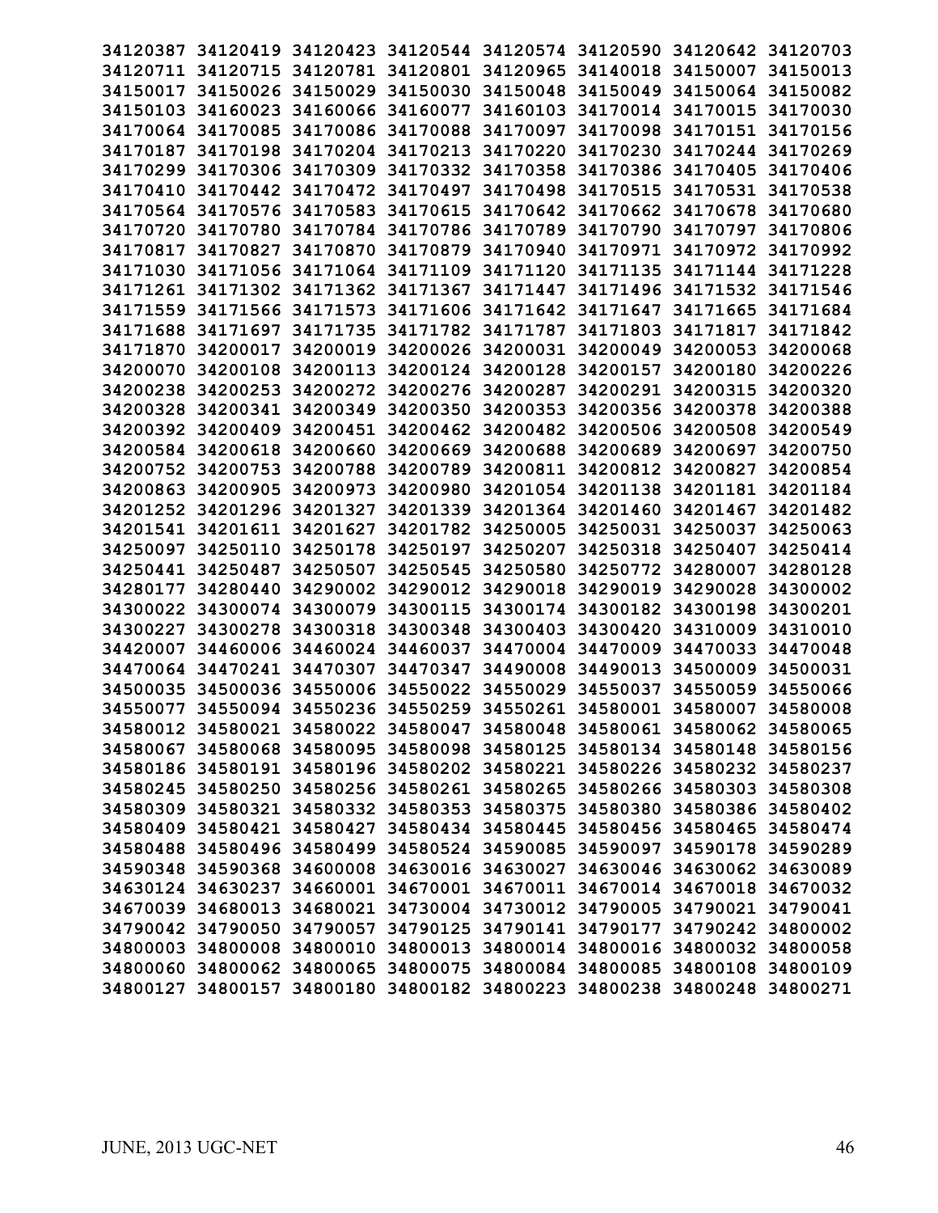34120387 34120419 34120423 34120544 34120574 34120590 34120642 34120703
34120711 34120715 34120781 34120801 34120965 34140018 34150007 34150013
34150017 34150026 34150029 34150030 34150048 34150049 34150064 34150082
34150103 34160023 34160066 34160077 34160103 34170014 34170015 34170030
34170064 34170085 34170086 34170088 34170097 34170098 34170151 34170156
34170187 34170198 34170204 34170213 34170220 34170230 34170244 34170269
34170299 34170306 34170309 34170332 34170358 34170386 34170405 34170406
34170410 34170442 34170472 34170497 34170498 34170515 34170531 34170538
34170564 34170576 34170583 34170615 34170642 34170662 34170678 34170680
34170720 34170780 34170784 34170786 34170789 34170790 34170797 34170806
34170817 34170827 34170870 34170879 34170940 34170971 34170972 34170992
34171030 34171056 34171064 34171109 34171120 34171135 34171144 34171228
34171261 34171302 34171362 34171367 34171447 34171496 34171532 34171546
34171559 34171566 34171573 34171606 34171642 34171647 34171665 34171684
34171688 34171697 34171735 34171782 34171787 34171803 34171817 34171842
34171870 34200017 34200019 34200026 34200031 34200049 34200053 34200068
34200070 34200108 34200113 34200124 34200128 34200157 34200180 34200226
34200238 34200253 34200272 34200276 34200287 34200291 34200315 34200320
34200328 34200341 34200349 34200350 34200353 34200356 34200378 34200388
34200392 34200409 34200451 34200462 34200482 34200506 34200508 34200549
34200584 34200618 34200660 34200669 34200688 34200689 34200697 34200750
34200752 34200753 34200788 34200789 34200811 34200812 34200827 34200854
34200863 34200905 34200973 34200980 34201054 34201138 34201181 34201184
34201252 34201296 34201327 34201339 34201364 34201460 34201467 34201482
34201541 34201611 34201627 34201782 34250005 34250031 34250037 34250063
34250097 34250110 34250178 34250197 34250207 34250318 34250407 34250414
34250441 34250487 34250507 34250545 34250580 34250772 34280007 34280128
34280177 34280440 34290002 34290012 34290018 34290019 34290028 34300002
34300022 34300074 34300079 34300115 34300174 34300182 34300198 34300201
34300227 34300278 34300318 34300348 34300403 34300420 34310009 34310010
34420007 34460006 34460024 34460037 34470004 34470009 34470033 34470048
34470064 34470241 34470307 34470347 34490008 34490013 34500009 34500031
34500035 34500036 34550006 34550022 34550029 34550037 34550059 34550066
34550077 34550094 34550236 34550259 34550261 34580001 34580007 34580008
34580012 34580021 34580022 34580047 34580048 34580061 34580062 34580065
34580067 34580068 34580095 34580098 34580125 34580134 34580148 34580156
34580186 34580191 34580196 34580202 34580221 34580226 34580232 34580237
34580245 34580250 34580256 34580261 34580265 34580266 34580303 34580308
34580309 34580321 34580332 34580353 34580375 34580380 34580386 34580402
34580409 34580421 34580427 34580434 34580445 34580456 34580465 34580474
34580488 34580496 34580499 34580524 34590085 34590097 34590178 34590289
34590348 34590368 34600008 34630016 34630027 34630046 34630062 34630089
34630124 34630237 34660001 34670001 34670011 34670014 34670018 34670032
34670039 34680013 34680021 34730004 34730012 34790005 34790021 34790041
34790042 34790050 34790057 34790125 34790141 34790177 34790242 34800002
34800003 34800008 34800010 34800013 34800014 34800016 34800032 34800058
34800060 34800062 34800065 34800075 34800084 34800085 34800108 34800109
34800127 34800157 34800180 34800182 34800223 34800238 34800248 34800271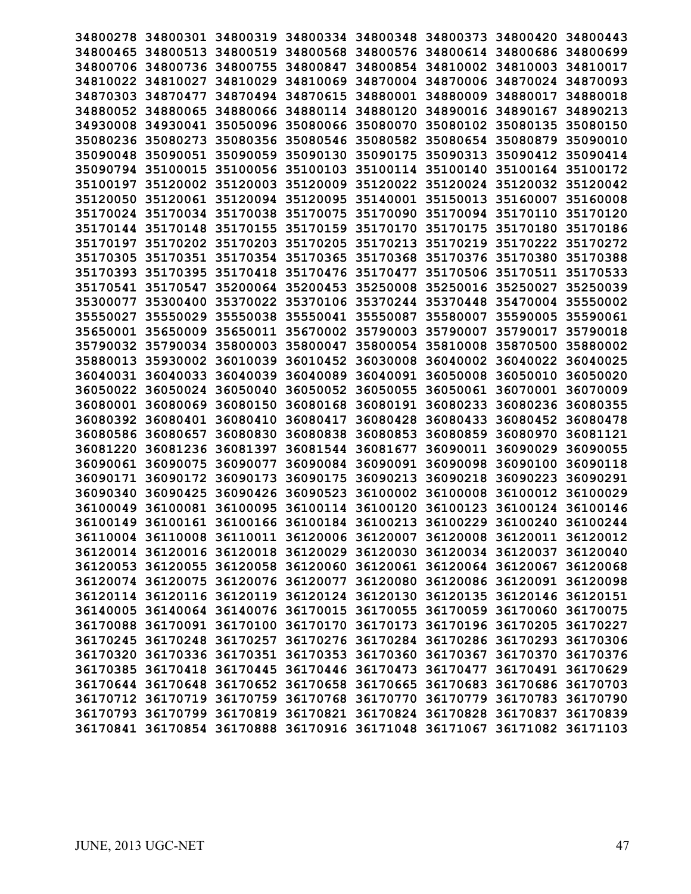34800278 34800301 34800319 34800334 34800348 34800373 34800420 34800443
34800465 34800513 34800519 34800568 34800576 34800614 34800686 34800699
34800706 34800736 34800755 34800847 34800854 34810002 34810003 34810017
34810022 34810027 34810029 34810069 34870004 34870006 34870024 34870093
34870303 34870477 34870494 34870615 34880001 34880009 34880017 34880018
34880052 34880065 34880066 34880114 34880120 34890016 34890167 34890213
34930008 34930041 35050096 35080066 35080070 35080102 35080135 35080150
35080236 35080273 35080356 35080546 35080582 35080654 35080879 35090010
35090048 35090051 35090059 35090130 35090175 35090313 35090412 35090414
35090794 35100015 35100056 35100103 35100114 35100140 35100164 35100172
35100197 35120002 35120003 35120009 35120022 35120024 35120032 35120042
35120050 35120061 35120094 35120095 35140001 35150013 35160007 35160008
35170024 35170034 35170038 35170075 35170090 35170094 35170110 35170120
35170144 35170148 35170155 35170159 35170170 35170175 35170180 35170186
35170197 35170202 35170203 35170205 35170213 35170219 35170222 35170272
35170305 35170351 35170354 35170365 35170368 35170376 35170380 35170388
35170393 35170395 35170418 35170476 35170477 35170506 35170511 35170533
35170541 35170547 35200064 35200453 35250008 35250016 35250027 35250039
35300077 35300400 35370022 35370106 35370244 35370448 35470004 35550002
35550027 35550029 35550038 35550041 35550087 35580007 35590005 35590061
35650001 35650009 35650011 35670002 35790003 35790007 35790017 35790018
35790032 35790034 35800003 35800047 35800054 35810008 35870500 35880002
35880013 35930002 36010039 36010452 36030008 36040002 36040022 36040025
36040031 36040033 36040039 36040089 36040091 36050008 36050010 36050020
36050022 36050024 36050040 36050052 36050055 36050061 36070001 36070009
36080001 36080069 36080150 36080168 36080191 36080233 36080236 36080355
36080392 36080401 36080410 36080417 36080428 36080433 36080452 36080478
36080586 36080657 36080830 36080838 36080853 36080859 36080970 36081121
36081220 36081236 36081397 36081544 36081677 36090011 36090029 36090055
36090061 36090075 36090077 36090084 36090091 36090098 36090100 36090118
36090171 36090172 36090173 36090175 36090213 36090218 36090223 36090291
36090340 36090425 36090426 36090523 36100002 36100008 36100012 36100029
36100049 36100081 36100095 36100114 36100120 36100123 36100124 36100146
36100149 36100161 36100166 36100184 36100213 36100229 36100240 36100244
36110004 36110008 36110011 36120006 36120007 36120008 36120011 36120012
36120014 36120016 36120018 36120029 36120030 36120034 36120037 36120040
36120053 36120055 36120058 36120060 36120061 36120064 36120067 36120068
36120074 36120075 36120076 36120077 36120080 36120086 36120091 36120098
36120114 36120116 36120119 36120124 36120130 36120135 36120146 36120151
36140005 36140064 36140076 36170015 36170055 36170059 36170060 36170075
36170088 36170091 36170100 36170170 36170173 36170196 36170205 36170227
36170245 36170248 36170257 36170276 36170284 36170286 36170293 36170306
36170320 36170336 36170351 36170353 36170360 36170367 36170370 36170376
36170385 36170418 36170445 36170446 36170473 36170477 36170491 36170629
36170644 36170648 36170652 36170658 36170665 36170683 36170686 36170703
36170712 36170719 36170759 36170768 36170770 36170779 36170783 36170790
36170793 36170799 36170819 36170821 36170824 36170828 36170837 36170839
36170841 36170854 36170888 36170916 36171048 36171067 36171082 36171103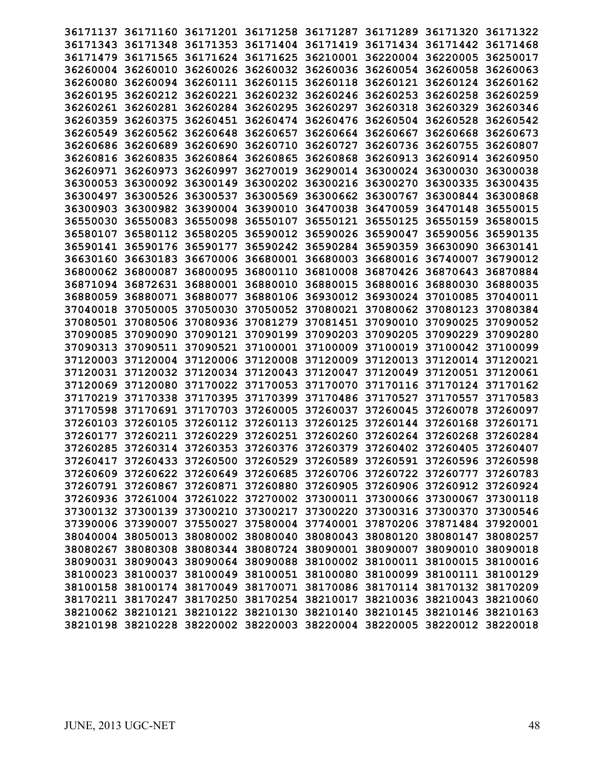**36171137 36171160 36171201 36171258 36171287 36171289 36171320 36171322**
**36171343 36171348 36171353 36171404 36171419 36171434 36171442 36171468**
**36171479 36171565 36171624 36171625 36210001 36220004 36220005 36250017**
**36260004 36260010 36260026 36260032 36260036 36260054 36260058 36260063**
**36260080 36260094 36260111 36260115 36260118 36260121 36260124 36260162**
**36260195 36260212 36260221 36260232 36260246 36260253 36260258 36260259**
**36260261 36260281 36260284 36260295 36260297 36260318 36260329 36260346**
**36260359 36260375 36260451 36260474 36260476 36260504 36260528 36260542**
**36260549 36260562 36260648 36260657 36260664 36260667 36260668 36260673**
**36260686 36260689 36260690 36260710 36260727 36260736 36260755 36260807**
**36260816 36260835 36260864 36260865 36260868 36260913 36260914 36260950**
**36260971 36260973 36260997 36270019 36290014 36300024 36300030 36300038**
**36300053 36300092 36300149 36300202 36300216 36300270 36300335 36300435**
**36300497 36300526 36300537 36300569 36300662 36300767 36300844 36300868**
**36300903 36300982 36390004 36390010 36470038 36470059 36470148 36550015**
**36550030 36550083 36550098 36550107 36550121 36550125 36550159 36580015**
**36580107 36580112 36580205 36590012 36590026 36590047 36590056 36590135**
**36590141 36590176 36590177 36590242 36590284 36590359 36630090 36630141**
**36630160 36630183 36670006 36680001 36680003 36680016 36740007 36790012**
**36800062 36800087 36800095 36800110 36810008 36870426 36870643 36870884**
**36871094 36872631 36880001 36880010 36880015 36880016 36880030 36880035**
**36880059 36880071 36880077 36880106 36930012 36930024 37010085 37040011**
**37040018 37050005 37050030 37050052 37080021 37080062 37080123 37080384**
**37080501 37080506 37080936 37081279 37081451 37090010 37090025 37090052**
**37090085 37090090 37090121 37090199 37090203 37090205 37090229 37090280**
**37090313 37090511 37090521 37100001 37100009 37100019 37100042 37100099**
**37120003 37120004 37120006 37120008 37120009 37120013 37120014 37120021**
**37120031 37120032 37120034 37120043 37120047 37120049 37120051 37120061**
**37120069 37120080 37170022 37170053 37170070 37170116 37170124 37170162**
**37170219 37170338 37170395 37170399 37170486 37170527 37170557 37170583**
**37170598 37170691 37170703 37260005 37260037 37260045 37260078 37260097**
**37260103 37260105 37260112 37260113 37260125 37260144 37260168 37260171**
**37260177 37260211 37260229 37260251 37260260 37260264 37260268 37260284**
**37260285 37260314 37260353 37260376 37260379 37260402 37260405 37260407**
**37260417 37260433 37260500 37260529 37260589 37260591 37260596 37260598**
**37260609 37260622 37260649 37260685 37260706 37260722 37260777 37260783**
**37260791 37260867 37260871 37260880 37260905 37260906 37260912 37260924**
**37260936 37261004 37261022 37270002 37300011 37300066 37300067 37300118**
**37300132 37300139 37300210 37300217 37300220 37300316 37300370 37300546**
**37390006 37390007 37550027 37580004 37740001 37870206 37871484 37920001**
**38040004 38050013 38080002 38080040 38080043 38080120 38080147 38080257**
**38080267 38080308 38080344 38080724 38090001 38090007 38090010 38090018**
**38090031 38090043 38090064 38090088 38100002 38100011 38100015 38100016**
**38100023 38100037 38100049 38100051 38100080 38100099 38100111 38100129**
**38100158 38100174 38170049 38170071 38170086 38170114 38170132 38170209**
**38170211 38170247 38170250 38170254 38210017 38210036 38210043 38210060**
**38210062 38210121 38210122 38210130 38210140 38210145 38210146 38210163**
**38210198 38210228 38220002 38220003 38220004 38220005 38220012 38220018**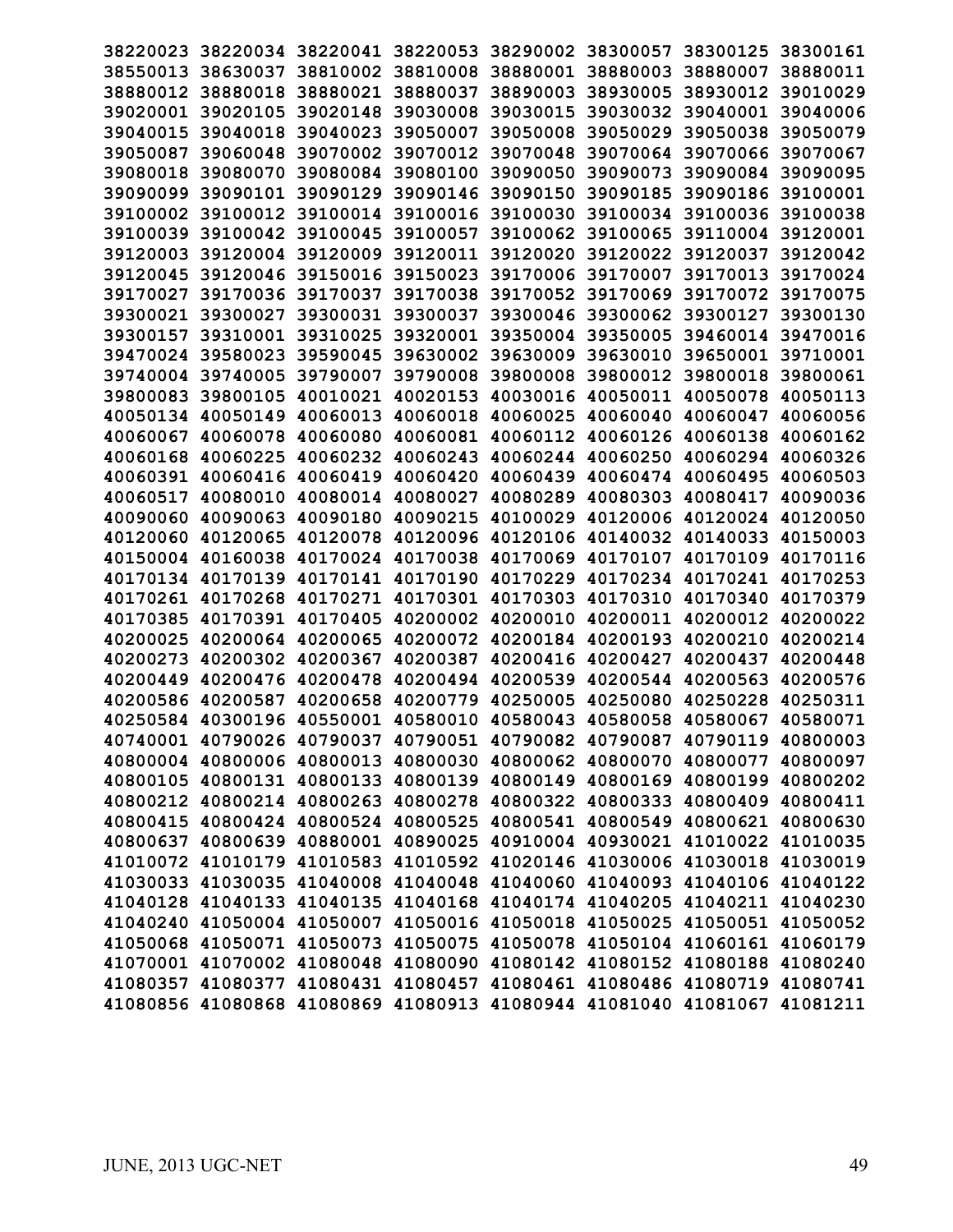38220023 38220034 38220041 38220053 38290002 38300057 38300125 38300161
38550013 38630037 38810002 38810008 38880001 38880003 38880007 38880011
38880012 38880018 38880021 38880037 38890003 38930005 38930012 39010029
39020001 39020105 39020148 39030008 39030015 39030032 39040001 39040006
39040015 39040018 39040023 39050007 39050008 39050029 39050038 39050079
39050087 39060048 39070002 39070012 39070048 39070064 39070066 39070067
39080018 39080070 39080084 39080100 39090050 39090073 39090084 39090095
39090099 39090101 39090129 39090146 39090150 39090185 39090186 39100001
39100002 39100012 39100014 39100016 39100030 39100034 39100036 39100038
39100039 39100042 39100045 39100057 39100062 39100065 39110004 39120001
39120003 39120004 39120009 39120011 39120020 39120022 39120037 39120042
39120045 39120046 39150016 39150023 39170006 39170007 39170013 39170024
39170027 39170036 39170037 39170038 39170052 39170069 39170072 39170075
39300021 39300027 39300031 39300037 39300046 39300062 39300127 39300130
39300157 39310001 39310025 39320001 39350004 39350005 39460014 39470016
39470024 39580023 39590045 39630002 39630009 39630010 39650001 39710001
39740004 39740005 39790007 39790008 39800008 39800012 39800018 39800061
39800083 39800105 40010021 40020153 40030016 40050011 40050078 40050113
40050134 40050149 40060013 40060018 40060025 40060040 40060047 40060056
40060067 40060078 40060080 40060081 40060112 40060126 40060138 40060162
40060168 40060225 40060232 40060243 40060244 40060250 40060294 40060326
40060391 40060416 40060419 40060420 40060439 40060474 40060495 40060503
40060517 40080010 40080014 40080027 40080289 40080303 40080417 40090036
40090060 40090063 40090180 40090215 40100029 40120006 40120024 40120050
40120060 40120065 40120078 40120096 40120106 40140032 40140033 40150003
40150004 40160038 40170024 40170038 40170069 40170107 40170109 40170116
40170134 40170139 40170141 40170190 40170229 40170234 40170241 40170253
40170261 40170268 40170271 40170301 40170303 40170310 40170340 40170379
40170385 40170391 40170405 40200002 40200010 40200011 40200012 40200022
40200025 40200064 40200065 40200072 40200184 40200193 40200210 40200214
40200273 40200302 40200367 40200387 40200416 40200427 40200437 40200448
40200449 40200476 40200478 40200494 40200539 40200544 40200563 40200576
40200586 40200587 40200658 40200779 40250005 40250080 40250228 40250311
40250584 40300196 40550001 40580010 40580043 40580058 40580067 40580071
40740001 40790026 40790037 40790051 40790082 40790087 40790119 40800003
40800004 40800006 40800013 40800030 40800062 40800070 40800077 40800097
40800105 40800131 40800133 40800139 40800149 40800169 40800199 40800202
40800212 40800214 40800263 40800278 40800322 40800333 40800409 40800411
40800415 40800424 40800524 40800525 40800541 40800549 40800621 40800630
40800637 40800639 40880001 40890025 40910004 40930021 41010022 41010035
41010072 41010179 41010583 41010592 41020146 41030006 41030018 41030019
41030033 41030035 41040008 41040048 41040060 41040093 41040106 41040122
41040128 41040133 41040135 41040168 41040174 41040205 41040211 41040230
41040240 41050004 41050007 41050016 41050018 41050025 41050051 41050052
41050068 41050071 41050073 41050075 41050078 41050104 41060161 41060179
41070001 41070002 41080048 41080090 41080142 41080152 41080188 41080240
41080357 41080377 41080431 41080457 41080461 41080486 41080719 41080741
41080856 41080868 41080869 41080913 41080944 41081040 41081067 41081211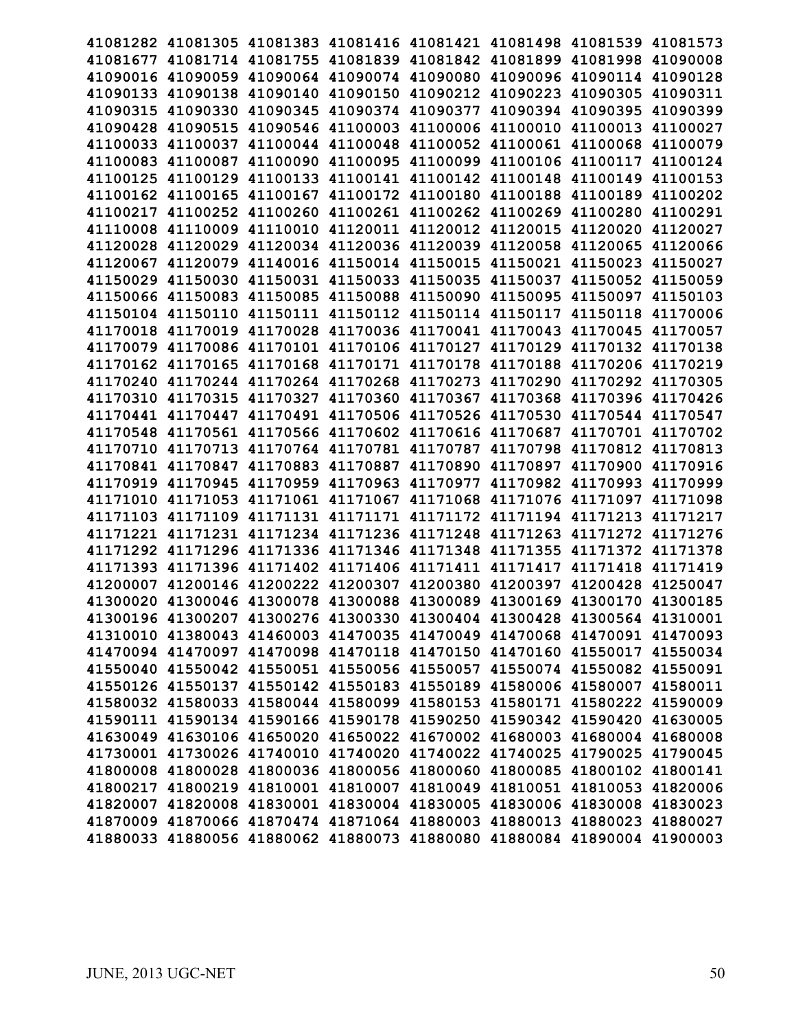```
41081282 41081305 41081383 41081416 41081421 41081498 41081539 41081573
41081677 41081714 41081755 41081839 41081842 41081899 41081998 41090008
41090016 41090059 41090064 41090074 41090080 41090096 41090114 41090128
41090133 41090138 41090140 41090150 41090212 41090223 41090305 41090311
41090315 41090330 41090345 41090374 41090377 41090394 41090395 41090399
41090428 41090515 41090546 41100003 41100006 41100010 41100013 41100027
41100033 41100037 41100044 41100048 41100052 41100061 41100068 41100079
41100083 41100087 41100090 41100095 41100099 41100106 41100117 41100124
41100125 41100129 41100133 41100141 41100142 41100148 41100149 41100153
41100162 41100165 41100167 41100172 41100180 41100188 41100189 41100202
41100217 41100252 41100260 41100261 41100262 41100269 41100280 41100291
41110008 41110009 41110010 41120011 41120012 41120015 41120020 41120027
41120028 41120029 41120034 41120036 41120039 41120058 41120065 41120066
41120067 41120079 41140016 41150014 41150015 41150021 41150023 41150027
41150029 41150030 41150031 41150033 41150035 41150037 41150052 41150059
41150066 41150083 41150085 41150088 41150090 41150095 41150097 41150103
41150104 41150110 41150111 41150112 41150114 41150117 41150118 41170006
41170018 41170019 41170028 41170036 41170041 41170043 41170045 41170057
41170079 41170086 41170101 41170106 41170127 41170129 41170132 41170138
41170162 41170165 41170168 41170171 41170178 41170188 41170206 41170219
41170240 41170244 41170264 41170268 41170273 41170290 41170292 41170305
41170310 41170315 41170327 41170360 41170367 41170368 41170396 41170426
41170441 41170447 41170491 41170506 41170526 41170530 41170544 41170547
41170548 41170561 41170566 41170602 41170616 41170687 41170701 41170702
41170710 41170713 41170764 41170781 41170787 41170798 41170812 41170813
41170841 41170847 41170883 41170887 41170890 41170897 41170900 41170916
41170919 41170945 41170959 41170963 41170977 41170982 41170993 41170999
41171010 41171053 41171061 41171067 41171068 41171076 41171097 41171098
41171103 41171109 41171131 41171171 41171172 41171194 41171213 41171217
41171221 41171231 41171234 41171236 41171248 41171263 41171272 41171276
41171292 41171296 41171336 41171346 41171348 41171355 41171372 41171378
41171393 41171396 41171402 41171406 41171411 41171417 41171418 41171419
41200007 41200146 41200222 41200307 41200380 41200397 41200428 41250047
41300020 41300046 41300078 41300088 41300089 41300169 41300170 41300185
41300196 41300207 41300276 41300330 41300404 41300428 41300564 41310001
41310010 41380043 41460003 41470035 41470049 41470068 41470091 41470093
41470094 41470097 41470098 41470118 41470150 41470160 41550017 41550034
41550040 41550042 41550051 41550056 41550057 41550074 41550082 41550091
41550126 41550137 41550142 41550183 41550189 41580006 41580007 41580011
41580032 41580033 41580044 41580099 41580153 41580171 41580222 41590009
41590111 41590134 41590166 41590178 41590250 41590342 41590420 41630005
41630049 41630106 41650020 41650022 41670002 41680003 41680004 41680008
41730001 41730026 41740010 41740020 41740022 41740025 41790025 41790045
41800008 41800028 41800036 41800056 41800060 41800085 41800102 41800141
41800217 41800219 41810001 41810007 41810049 41810051 41810053 41820006
41820007 41820008 41830001 41830004 41830005 41830006 41830008 41830023
41870009 41870066 41870474 41871064 41880003 41880013 41880023 41880027
41880033 41880056 41880062 41880073 41880080 41880084 41890004 41900003
```

JUNE, 2013 UGC-NET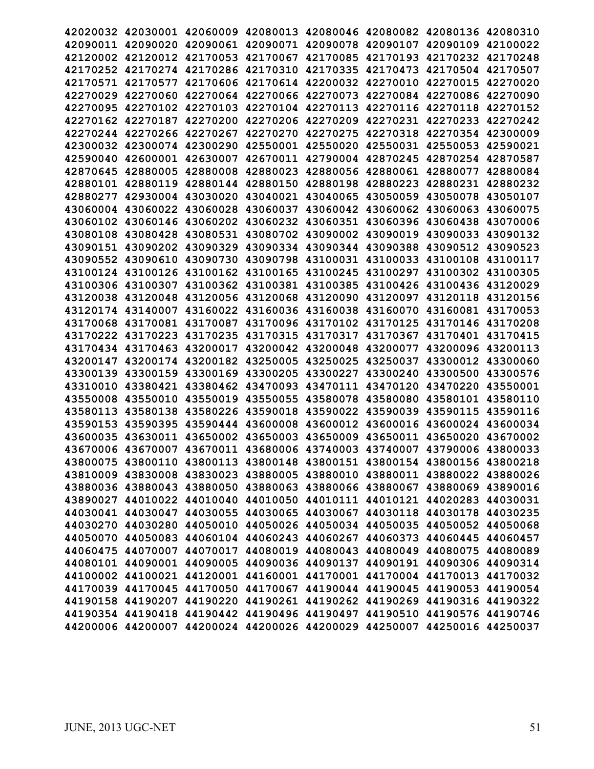42020032 42030001 42060009 42080013 42080046 42080082 42080136 42080310
42090011 42090020 42090061 42090071 42090078 42090107 42090109 42100022
42120002 42120012 42170053 42170067 42170085 42170193 42170232 42170248
42170252 42170274 42170286 42170310 42170335 42170473 42170504 42170507
42170571 42170577 42170606 42170614 42200032 42270010 42270015 42270020
42270029 42270060 42270064 42270066 42270073 42270084 42270086 42270090
42270095 42270102 42270103 42270104 42270113 42270116 42270118 42270152
42270162 42270187 42270200 42270206 42270209 42270231 42270233 42270242
42270244 42270266 42270267 42270270 42270275 42270318 42270354 42300009
42300032 42300074 42300290 42550001 42550020 42550031 42550053 42590021
42590040 42600001 42630007 42670011 42790004 42870245 42870254 42870587
42870645 42880005 42880008 42880023 42880056 42880061 42880077 42880084
42880101 42880119 42880144 42880150 42880198 42880223 42880231 42880232
42880277 42930004 43030020 43040021 43040065 43050059 43050078 43050107
43060004 43060022 43060028 43060037 43060042 43060062 43060063 43060075
43060102 43060146 43060202 43060232 43060351 43060396 43060438 43070006
43080108 43080428 43080531 43080702 43090002 43090019 43090033 43090132
43090151 43090202 43090329 43090334 43090344 43090388 43090512 43090523
43090552 43090610 43090730 43090798 43100031 43100033 43100108 43100117
43100124 43100126 43100162 43100165 43100245 43100297 43100302 43100305
43100306 43100307 43100362 43100381 43100385 43100426 43100436 43120029
43120038 43120048 43120056 43120068 43120090 43120097 43120118 43120156
43120174 43140007 43160022 43160036 43160038 43160070 43160081 43170053
43170068 43170081 43170087 43170096 43170102 43170125 43170146 43170208
43170222 43170223 43170235 43170315 43170317 43170367 43170401 43170415
43170434 43170463 43200017 43200042 43200048 43200077 43200096 43200113
43200147 43200174 43200182 43250005 43250025 43250037 43300012 43300060
43300139 43300159 43300169 43300205 43300227 43300240 43300500 43300576
43310010 43380421 43380462 43470093 43470111 43470120 43470220 43550001
43550008 43550010 43550019 43550055 43580078 43580080 43580101 43580110
43580113 43580138 43580226 43590018 43590022 43590039 43590115 43590116
43590153 43590395 43590444 43600008 43600012 43600016 43600024 43600034
43600035 43630011 43650002 43650003 43650009 43650011 43650020 43670002
43670006 43670007 43670011 43680006 43740003 43740007 43790006 43800033
43800075 43800110 43800113 43800148 43800151 43800154 43800156 43800218
43810009 43830008 43830023 43880005 43880010 43880011 43880022 43880026
43880036 43880043 43880050 43880063 43880066 43880067 43880069 43890016
43890027 44010022 44010040 44010050 44010111 44010121 44020283 44030031
44030041 44030047 44030055 44030065 44030067 44030118 44030178 44030235
44030270 44030280 44050010 44050026 44050034 44050035 44050052 44050068
44050070 44050083 44060104 44060243 44060267 44060373 44060445 44060457
44060475 44070007 44070017 44080019 44080043 44080049 44080075 44080089
44080101 44090001 44090005 44090036 44090137 44090191 44090306 44090314
44100002 44100021 44120001 44160001 44170001 44170004 44170013 44170032
44170039 44170045 44170050 44170067 44190044 44190045 44190053 44190054
44190158 44190207 44190220 44190261 44190262 44190269 44190316 44190322
44190354 44190418 44190442 44190496 44190497 44190510 44190576 44190746
44200006 44200007 44200024 44200026 44200029 44250007 44250016 44250037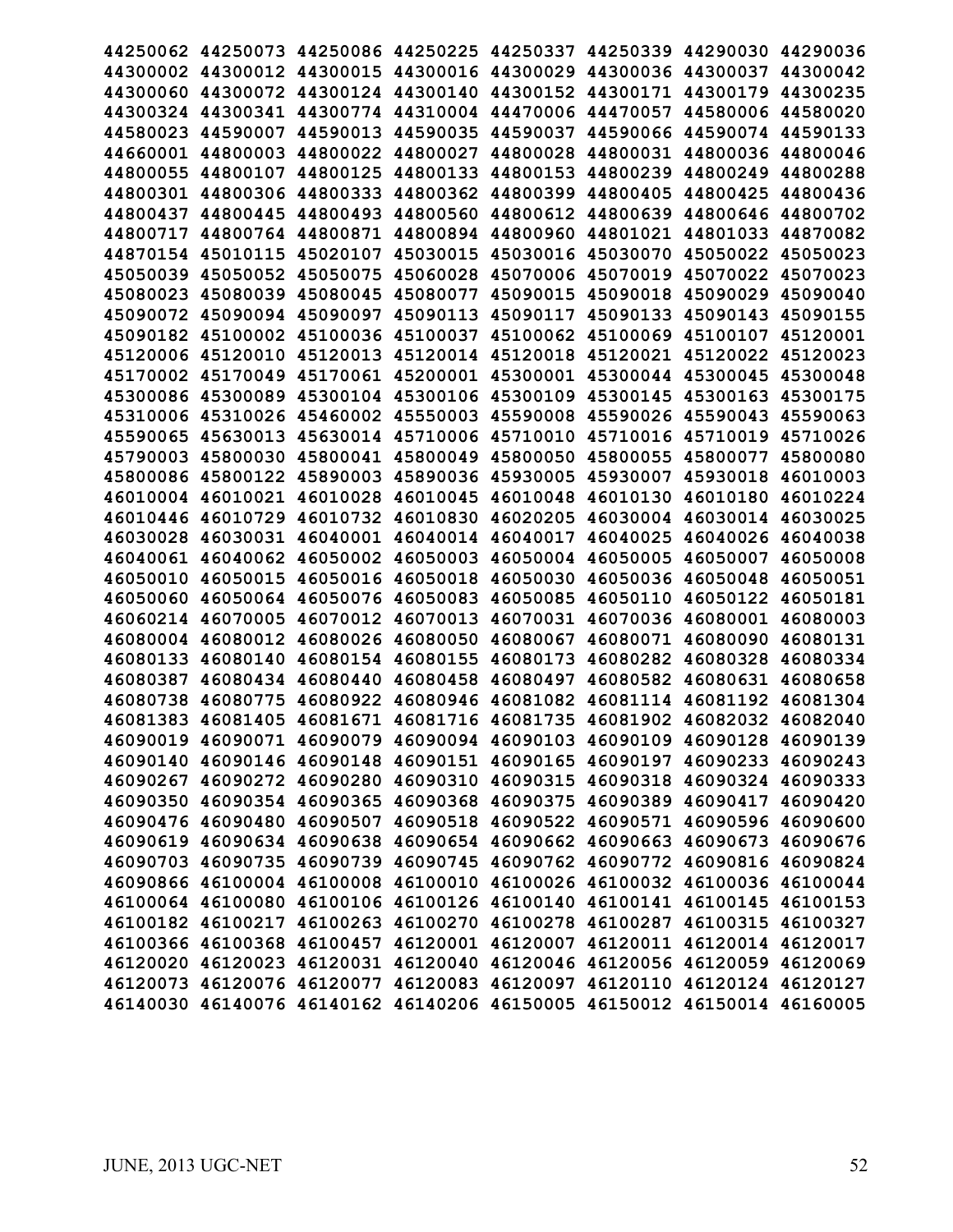44250062 44250073 44250086 44250225 44250337 44250339 44290030 44290036
44300002 44300012 44300015 44300016 44300029 44300036 44300037 44300042
44300060 44300072 44300124 44300140 44300152 44300171 44300179 44300235
44300324 44300341 44300774 44310004 44470006 44470057 44580006 44580020
44580023 44590007 44590013 44590035 44590037 44590066 44590074 44590133
44660001 44800003 44800022 44800027 44800028 44800031 44800036 44800046
44800055 44800107 44800125 44800133 44800153 44800239 44800249 44800288
44800301 44800306 44800333 44800362 44800399 44800405 44800425 44800436
44800437 44800445 44800493 44800560 44800612 44800639 44800646 44800702
44800717 44800764 44800871 44800894 44800960 44801021 44801033 44870082
44870154 45010115 45020107 45030015 45030016 45030070 45050022 45050023
45050039 45050052 45050075 45060028 45070006 45070019 45070022 45070023
45080023 45080039 45080045 45080077 45090015 45090018 45090029 45090040
45090072 45090094 45090097 45090113 45090117 45090133 45090143 45090155
45090182 45100002 45100036 45100037 45100062 45100069 45100107 45120001
45120006 45120010 45120013 45120014 45120018 45120021 45120022 45120023
45170002 45170049 45170061 45200001 45300001 45300044 45300045 45300048
45300086 45300089 45300104 45300106 45300109 45300145 45300163 45300175
45310006 45310026 45460002 45550003 45590008 45590026 45590043 45590063
45590065 45630013 45630014 45710006 45710010 45710016 45710019 45710026
45790003 45800030 45800041 45800049 45800050 45800055 45800077 45800080
45800086 45800122 45890003 45890036 45930005 45930007 45930018 46010003
46010004 46010021 46010028 46010045 46010048 46010130 46010180 46010224
46010446 46010729 46010732 46010830 46020205 46030004 46030014 46030025
46030028 46030031 46040001 46040014 46040017 46040025 46040026 46040038
46040061 46040062 46050002 46050003 46050004 46050005 46050007 46050008
46050010 46050015 46050016 46050018 46050030 46050036 46050048 46050051
46050060 46050064 46050076 46050083 46050085 46050110 46050122 46050181
46060214 46070005 46070012 46070013 46070031 46070036 46080001 46080003
46080004 46080012 46080026 46080050 46080067 46080071 46080090 46080131
46080133 46080140 46080154 46080155 46080173 46080282 46080328 46080334
46080387 46080434 46080440 46080458 46080497 46080582 46080631 46080658
46080738 46080775 46080922 46080946 46081082 46081114 46081192 46081304
46081383 46081405 46081671 46081716 46081735 46081902 46082032 46082040
46090019 46090071 46090079 46090094 46090103 46090109 46090128 46090139
46090140 46090146 46090148 46090151 46090165 46090197 46090233 46090243
46090267 46090272 46090280 46090310 46090315 46090318 46090324 46090333
46090350 46090354 46090365 46090368 46090375 46090389 46090417 46090420
46090476 46090480 46090507 46090518 46090522 46090571 46090596 46090600
46090619 46090634 46090638 46090654 46090662 46090663 46090673 46090676
46090703 46090735 46090739 46090745 46090762 46090772 46090816 46090824
46090866 46100004 46100008 46100010 46100026 46100032 46100036 46100044
46100064 46100080 46100106 46100126 46100140 46100141 46100145 46100153
46100182 46100217 46100263 46100270 46100278 46100287 46100315 46100327
46100366 46100368 46100457 46120001 46120007 46120011 46120014 46120017
46120020 46120023 46120031 46120040 46120046 46120056 46120059 46120069
46120073 46120076 46120077 46120083 46120097 46120110 46120124 46120127
46140030 46140076 46140162 46140206 46150005 46150012 46150014 46160005

JUNE, 2013 UGC-NET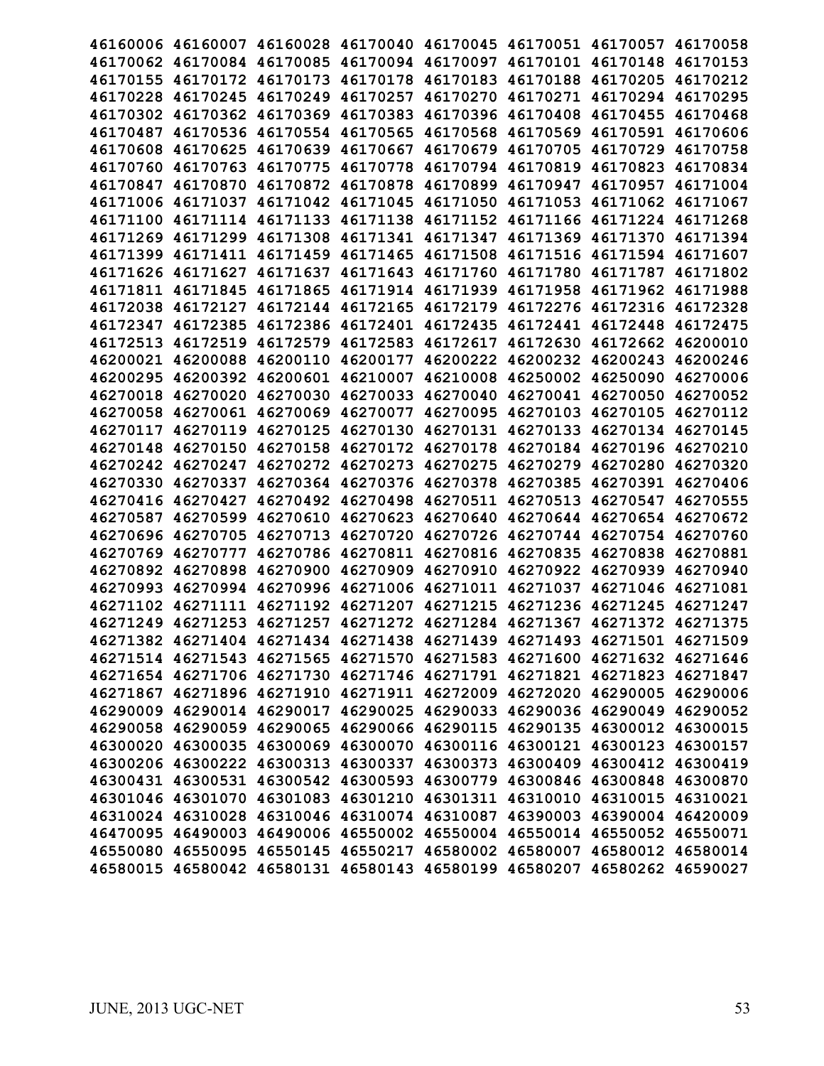46160006 46160007 46160028 46170040 46170045 46170051 46170057 46170058
46170062 46170084 46170085 46170094 46170097 46170101 46170148 46170153
46170155 46170172 46170173 46170178 46170183 46170188 46170205 46170212
46170228 46170245 46170249 46170257 46170270 46170271 46170294 46170295
46170302 46170362 46170369 46170383 46170396 46170408 46170455 46170468
46170487 46170536 46170554 46170565 46170568 46170569 46170591 46170606
46170608 46170625 46170639 46170667 46170679 46170705 46170729 46170758
46170760 46170763 46170775 46170778 46170794 46170819 46170823 46170834
46170847 46170870 46170872 46170878 46170899 46170947 46170957 46171004
46171006 46171037 46171042 46171045 46171050 46171053 46171062 46171067
46171100 46171114 46171133 46171138 46171152 46171166 46171224 46171268
46171269 46171299 46171308 46171341 46171347 46171369 46171370 46171394
46171399 46171411 46171459 46171465 46171508 46171516 46171594 46171607
46171626 46171627 46171637 46171643 46171760 46171780 46171787 46171802
46171811 46171845 46171865 46171914 46171939 46171958 46171962 46171988
46172038 46172127 46172144 46172165 46172179 46172276 46172316 46172328
46172347 46172385 46172386 46172401 46172435 46172441 46172448 46172475
46172513 46172519 46172579 46172583 46172617 46172630 46172662 46200010
46200021 46200088 46200110 46200177 46200222 46200232 46200243 46200246
46200295 46200392 46200601 46210007 46210008 46250002 46250090 46270006
46270018 46270020 46270030 46270033 46270040 46270041 46270050 46270052
46270058 46270061 46270069 46270077 46270095 46270103 46270105 46270112
46270117 46270119 46270125 46270130 46270131 46270133 46270134 46270145
46270148 46270150 46270158 46270172 46270178 46270184 46270196 46270210
46270242 46270247 46270272 46270273 46270275 46270279 46270280 46270320
46270330 46270337 46270364 46270376 46270378 46270385 46270391 46270406
46270416 46270427 46270492 46270498 46270511 46270513 46270547 46270555
46270587 46270599 46270610 46270623 46270640 46270644 46270654 46270672
46270696 46270705 46270713 46270720 46270726 46270744 46270754 46270760
46270769 46270777 46270786 46270811 46270816 46270835 46270838 46270881
46270892 46270898 46270900 46270909 46270910 46270922 46270939 46270940
46270993 46270994 46270996 46271006 46271011 46271037 46271046 46271081
46271102 46271111 46271192 46271207 46271215 46271236 46271245 46271247
46271249 46271253 46271257 46271272 46271284 46271367 46271372 46271375
46271382 46271404 46271434 46271438 46271439 46271493 46271501 46271509
46271514 46271543 46271565 46271570 46271583 46271600 46271632 46271646
46271654 46271706 46271730 46271746 46271791 46271821 46271823 46271847
46271867 46271896 46271910 46271911 46272009 46272020 46290005 46290006
46290009 46290014 46290017 46290025 46290033 46290036 46290049 46290052
46290058 46290059 46290065 46290066 46290115 46290135 46300012 46300015
46300020 46300035 46300069 46300070 46300116 46300121 46300123 46300157
46300206 46300222 46300313 46300337 46300373 46300409 46300412 46300419
46300431 46300531 46300542 46300593 46300779 46300846 46300848 46300870
46301046 46301070 46301083 46301210 46301311 46310010 46310015 46310021
46310024 46310028 46310046 46310074 46310087 46390003 46390004 46420009
46470095 46490003 46490006 46550002 46550004 46550014 46550052 46550071
46550080 46550095 46550145 46550217 46580002 46580007 46580012 46580014
46580015 46580042 46580131 46580143 46580199 46580207 46580262 46590027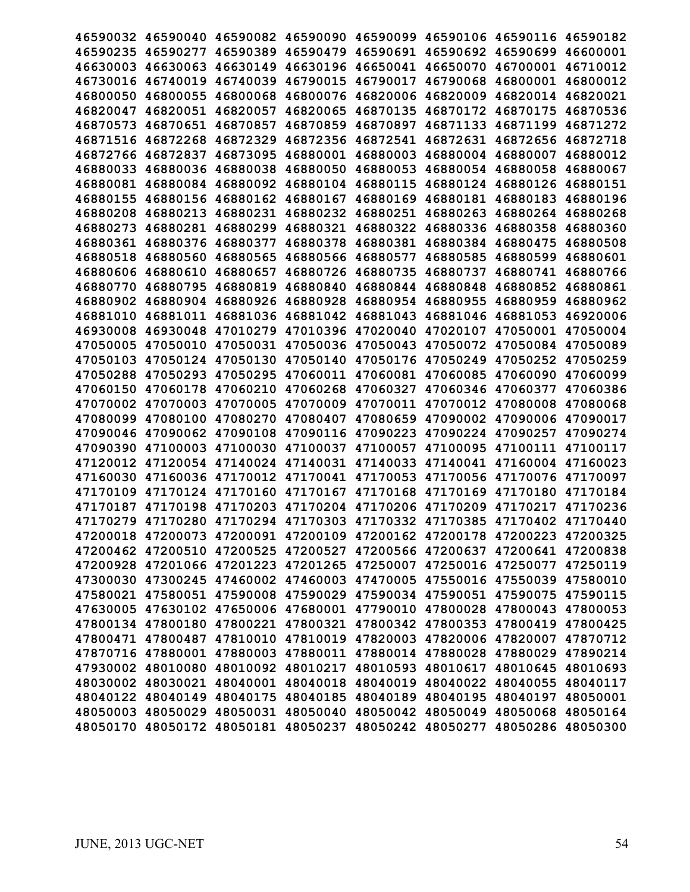46590032 46590040 46590082 46590090 46590099 46590106 46590116 46590182
46590235 46590277 46590389 46590479 46590691 46590692 46590699 46600001
46630003 46630063 46630149 46630196 46650041 46650070 46700001 46710012
46730016 46740019 46740039 46790015 46790017 46790068 46800001 46800012
46800050 46800055 46800068 46800076 46820006 46820009 46820014 46820021
46820047 46820051 46820057 46820065 46870135 46870172 46870175 46870536
46870573 46870651 46870857 46870859 46870897 46871133 46871199 46871272
46871516 46872268 46872329 46872356 46872541 46872631 46872656 46872718
46872766 46872837 46873095 46880001 46880003 46880004 46880007 46880012
46880033 46880036 46880038 46880050 46880053 46880054 46880058 46880067
46880081 46880084 46880092 46880104 46880115 46880124 46880126 46880151
46880155 46880156 46880162 46880167 46880169 46880181 46880183 46880196
46880208 46880213 46880231 46880232 46880251 46880263 46880264 46880268
46880273 46880281 46880299 46880321 46880322 46880336 46880358 46880360
46880361 46880376 46880377 46880378 46880381 46880384 46880475 46880508
46880518 46880560 46880565 46880566 46880577 46880585 46880599 46880601
46880606 46880610 46880657 46880726 46880735 46880737 46880741 46880766
46880770 46880795 46880819 46880840 46880844 46880848 46880852 46880861
46880902 46880904 46880926 46880928 46880954 46880955 46880959 46880962
46881010 46881011 46881036 46881042 46881043 46881046 46881053 46920006
46930008 46930048 47010279 47010396 47020040 47020107 47050001 47050004
47050005 47050010 47050031 47050036 47050043 47050072 47050084 47050089
47050103 47050124 47050130 47050140 47050176 47050249 47050252 47050259
47050288 47050293 47050295 47060011 47060081 47060085 47060090 47060099
47060150 47060178 47060210 47060268 47060327 47060346 47060377 47060386
47070002 47070003 47070005 47070009 47070011 47070012 47080008 47080068
47080099 47080100 47080270 47080407 47080659 47090002 47090006 47090017
47090046 47090062 47090108 47090116 47090223 47090224 47090257 47090274
47090390 47100003 47100030 47100037 47100057 47100095 47100111 47100117
47120012 47120054 47140024 47140031 47140033 47140041 47160004 47160023
47160030 47160036 47170012 47170041 47170053 47170056 47170076 47170097
47170109 47170124 47170160 47170167 47170168 47170169 47170180 47170184
47170187 47170198 47170203 47170204 47170206 47170209 47170217 47170236
47170279 47170280 47170294 47170303 47170332 47170385 47170402 47170440
47200018 47200073 47200091 47200109 47200162 47200178 47200223 47200325
47200462 47200510 47200525 47200527 47200566 47200637 47200641 47200838
47200928 47201066 47201223 47201265 47250007 47250016 47250077 47250119
47300030 47300245 47460002 47460003 47470005 47550016 47550039 47580010
47580021 47580051 47590008 47590029 47590034 47590051 47590075 47590115
47630005 47630102 47650006 47680001 47790010 47800028 47800043 47800053
47800134 47800180 47800221 47800321 47800342 47800353 47800419 47800425
47800471 47800487 47810010 47810019 47820003 47820006 47820007 47870712
47870716 47880001 47880003 47880011 47880014 47880028 47880029 47890214
47930002 48010080 48010092 48010217 48010593 48010617 48010645 48010693
48030002 48030021 48040001 48040018 48040019 48040022 48040055 48040117
48040122 48040149 48040175 48040185 48040189 48040195 48040197 48050001
48050003 48050029 48050031 48050040 48050042 48050049 48050068 48050164
48050170 48050172 48050181 48050237 48050242 48050277 48050286 48050300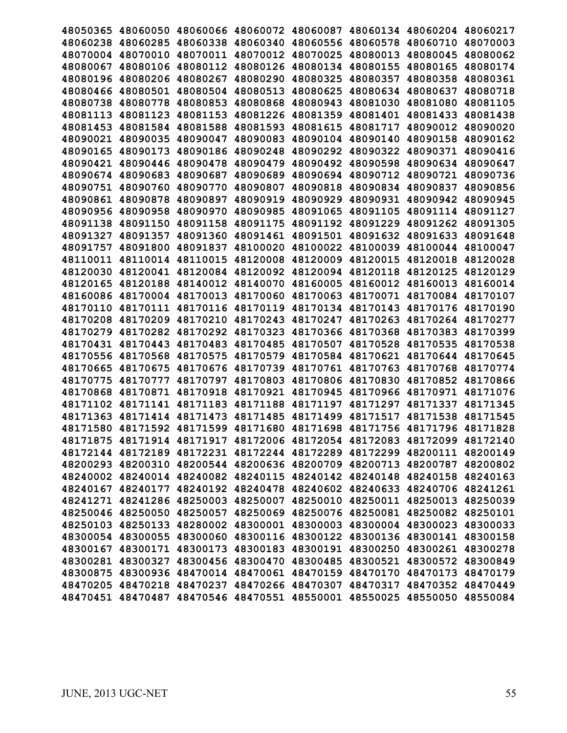48050365 48060050 48060066 48060072 48060087 48060134 48060204 48060217
48060238 48060285 48060338 48060340 48060556 48060578 48060710 48070003
48070004 48070010 48070011 48070012 48070025 48080013 48080045 48080062
48080067 48080106 48080112 48080126 48080134 48080155 48080165 48080174
48080196 48080206 48080267 48080290 48080325 48080357 48080358 48080361
48080466 48080501 48080504 48080513 48080625 48080634 48080637 48080718
48080738 48080778 48080853 48080868 48080943 48081030 48081080 48081105
48081113 48081123 48081153 48081226 48081359 48081401 48081433 48081438
48081453 48081584 48081588 48081593 48081615 48081717 48090012 48090020
48090021 48090035 48090047 48090083 48090104 48090140 48090158 48090162
48090165 48090173 48090186 48090248 48090292 48090322 48090371 48090416
48090421 48090446 48090478 48090479 48090492 48090598 48090634 48090647
48090674 48090683 48090687 48090689 48090694 48090712 48090721 48090736
48090751 48090760 48090770 48090807 48090818 48090834 48090837 48090856
48090861 48090878 48090897 48090919 48090929 48090931 48090942 48090945
48090956 48090958 48090970 48090985 48091065 48091105 48091114 48091127
48091138 48091150 48091158 48091175 48091192 48091229 48091262 48091305
48091327 48091357 48091360 48091461 48091501 48091632 48091633 48091648
48091757 48091800 48091837 48100020 48100022 48100039 48100044 48100047
48110011 48110014 48110015 48120008 48120009 48120015 48120018 48120028
48120030 48120041 48120084 48120092 48120094 48120118 48120125 48120129
48120165 48120188 48140012 48140070 48160005 48160012 48160013 48160014
48160086 48170004 48170013 48170060 48170063 48170071 48170084 48170107
48170110 48170111 48170116 48170119 48170134 48170143 48170176 48170190
48170208 48170209 48170210 48170243 48170247 48170263 48170264 48170277
48170279 48170282 48170292 48170323 48170366 48170368 48170383 48170399
48170431 48170443 48170483 48170485 48170507 48170528 48170535 48170538
48170556 48170568 48170575 48170579 48170584 48170621 48170644 48170645
48170665 48170675 48170676 48170739 48170761 48170763 48170768 48170774
48170775 48170777 48170797 48170803 48170806 48170830 48170852 48170866
48170868 48170871 48170918 48170921 48170945 48170966 48170971 48171076
48171102 48171141 48171183 48171188 48171197 48171297 48171337 48171345
48171363 48171414 48171473 48171485 48171499 48171517 48171538 48171545
48171580 48171592 48171599 48171680 48171698 48171756 48171796 48171828
48171875 48171914 48171917 48172006 48172054 48172083 48172099 48172140
48172144 48172189 48172231 48172244 48172289 48172299 48200111 48200149
48200293 48200310 48200544 48200636 48200709 48200713 48200787 48200802
48240002 48240014 48240082 48240115 48240142 48240148 48240158 48240163
48240167 48240177 48240192 48240478 48240602 48240633 48240706 48241261
48241271 48241286 48250003 48250007 48250010 48250011 48250013 48250039
48250046 48250050 48250057 48250069 48250076 48250081 48250082 48250101
48250103 48250133 48280002 48300001 48300003 48300004 48300023 48300033
48300054 48300055 48300060 48300116 48300122 48300136 48300141 48300158
48300167 48300171 48300173 48300183 48300191 48300250 48300261 48300278
48300281 48300327 48300456 48300470 48300485 48300521 48300572 48300849
48300875 48300936 48470014 48470061 48470159 48470170 48470173 48470179
48470205 48470218 48470237 48470266 48470307 48470317 48470352 48470449
48470451 48470487 48470546 48470551 48550001 48550025 48550050 48550084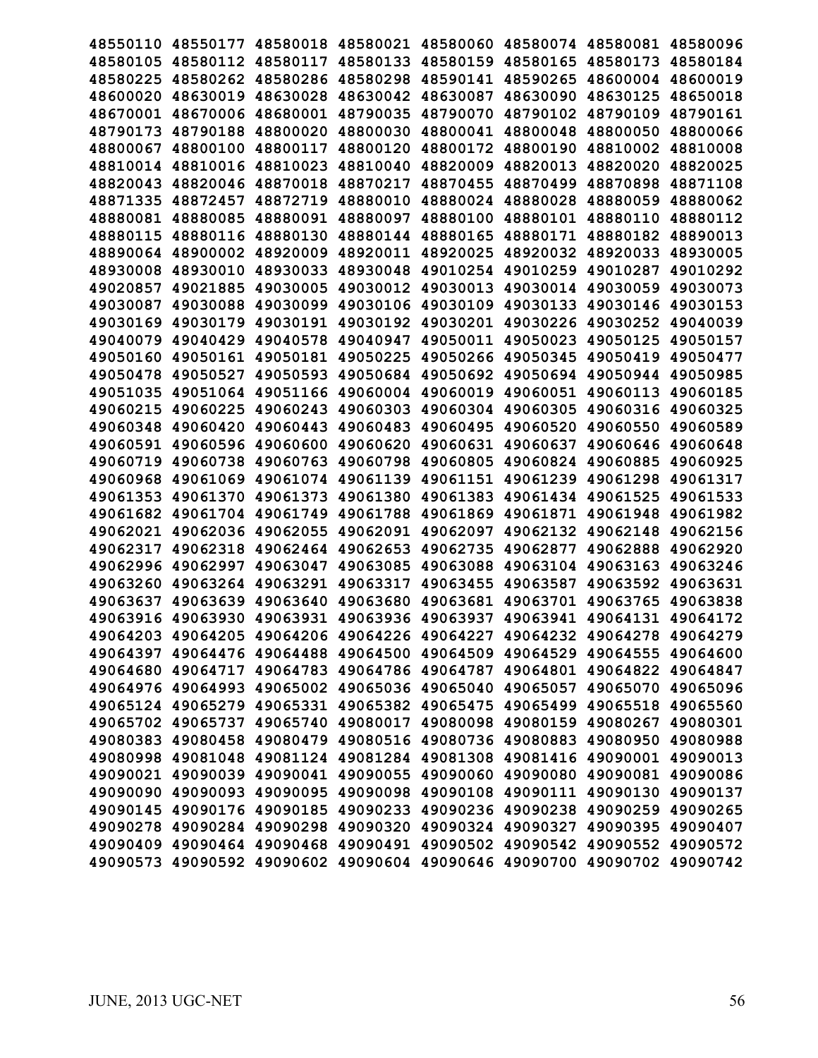**48550110 48550177 48580018 48580021 48580060 48580074 48580081 48580096**
**48580105 48580112 48580117 48580133 48580159 48580165 48580173 48580184**
**48580225 48580262 48580286 48580298 48590141 48590265 48600004 48600019**
**48600020 48630019 48630028 48630042 48630087 48630090 48630125 48650018**
**48670001 48670006 48680001 48790035 48790070 48790102 48790109 48790161**
**48790173 48790188 48800020 48800030 48800041 48800048 48800050 48800066**
**48800067 48800100 48800117 48800120 48800172 48800190 48810002 48810008**
**48810014 48810016 48810023 48810040 48820009 48820013 48820020 48820025**
**48820043 48820046 48870018 48870217 48870455 48870499 48870898 48871108**
**48871335 48872457 48872719 48880010 48880024 48880028 48880059 48880062**
**48880081 48880085 48880091 48880097 48880100 48880101 48880110 48880112**
**48880115 48880116 48880130 48880144 48880165 48880171 48880182 48890013**
**48890064 48900002 48920009 48920011 48920025 48920032 48920033 48930005**
**48930008 48930010 48930033 48930048 49010254 49010259 49010287 49010292**
**49020857 49021885 49030005 49030012 49030013 49030014 49030059 49030073**
**49030087 49030088 49030099 49030106 49030109 49030133 49030146 49030153**
**49030169 49030179 49030191 49030192 49030201 49030226 49030252 49040039**
**49040079 49040429 49040578 49040947 49050011 49050023 49050125 49050157**
**49050160 49050161 49050181 49050225 49050266 49050345 49050419 49050477**
**49050478 49050527 49050593 49050684 49050692 49050694 49050944 49050985**
**49051035 49051064 49051166 49060004 49060019 49060051 49060113 49060185**
**49060215 49060225 49060243 49060303 49060304 49060305 49060316 49060325**
**49060348 49060420 49060443 49060483 49060495 49060520 49060550 49060589**
**49060591 49060596 49060600 49060620 49060631 49060637 49060646 49060648**
**49060719 49060738 49060763 49060798 49060805 49060824 49060885 49060925**
**49060968 49061069 49061074 49061139 49061151 49061239 49061298 49061317**
**49061353 49061370 49061373 49061380 49061383 49061434 49061525 49061533**
**49061682 49061704 49061749 49061788 49061869 49061871 49061948 49061982**
**49062021 49062036 49062055 49062091 49062097 49062132 49062148 49062156**
**49062317 49062318 49062464 49062653 49062735 49062877 49062888 49062920**
**49062996 49062997 49063047 49063085 49063088 49063104 49063163 49063246**
**49063260 49063264 49063291 49063317 49063455 49063587 49063592 49063631**
**49063637 49063639 49063640 49063680 49063681 49063701 49063765 49063838**
**49063916 49063930 49063931 49063936 49063937 49063941 49064131 49064172**
**49064203 49064205 49064206 49064226 49064227 49064232 49064278 49064279**
**49064397 49064476 49064488 49064500 49064509 49064529 49064555 49064600**
**49064680 49064717 49064783 49064786 49064787 49064801 49064822 49064847**
**49064976 49064993 49065002 49065036 49065040 49065057 49065070 49065096**
**49065124 49065279 49065331 49065382 49065475 49065499 49065518 49065560**
**49065702 49065737 49065740 49080017 49080098 49080159 49080267 49080301**
**49080383 49080458 49080479 49080516 49080736 49080883 49080950 49080988**
**49080998 49081048 49081124 49081284 49081308 49081416 49090001 49090013**
**49090021 49090039 49090041 49090055 49090060 49090080 49090081 49090086**
**49090090 49090093 49090095 49090098 49090108 49090111 49090130 49090137**
**49090145 49090176 49090185 49090233 49090236 49090238 49090259 49090265**
**49090278 49090284 49090298 49090320 49090324 49090327 49090395 49090407**
**49090409 49090464 49090468 49090491 49090502 49090542 49090552 49090572**
**49090573 49090592 49090602 49090604 49090646 49090700 49090702 49090742**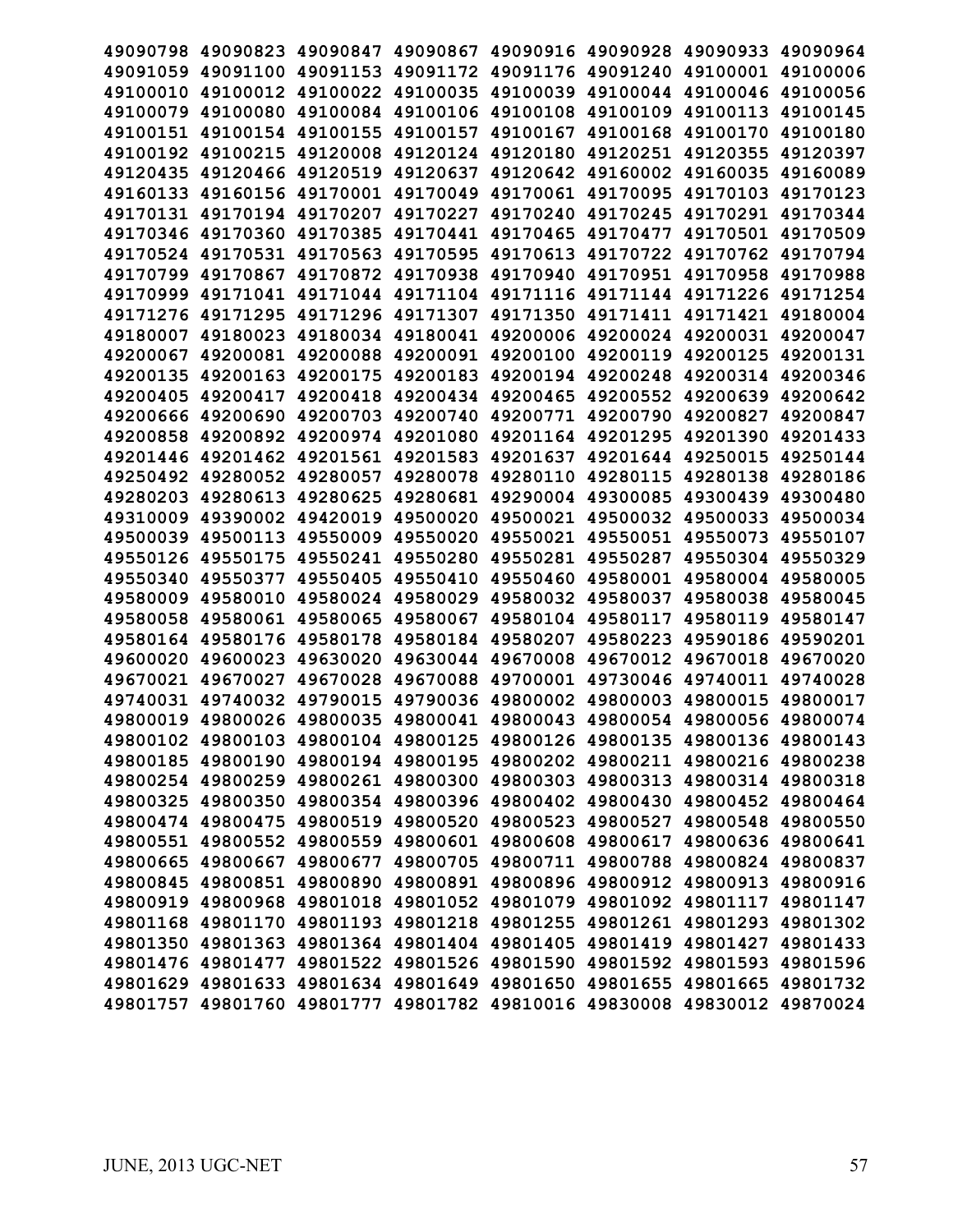49090798 49090823 49090847 49090867 49090916 49090928 49090933 49090964
49091059 49091100 49091153 49091172 49091176 49091240 49100001 49100006
49100010 49100012 49100022 49100035 49100039 49100044 49100046 49100056
49100079 49100080 49100084 49100106 49100108 49100109 49100113 49100145
49100151 49100154 49100155 49100157 49100167 49100168 49100170 49100180
49100192 49100215 49120008 49120124 49120180 49120251 49120355 49120397
49120435 49120466 49120519 49120637 49120642 49160002 49160035 49160089
49160133 49160156 49170001 49170049 49170061 49170095 49170103 49170123
49170131 49170194 49170207 49170227 49170240 49170245 49170291 49170344
49170346 49170360 49170385 49170441 49170465 49170477 49170501 49170509
49170524 49170531 49170563 49170595 49170613 49170722 49170762 49170794
49170799 49170867 49170872 49170938 49170940 49170951 49170958 49170988
49170999 49171041 49171044 49171104 49171116 49171144 49171226 49171254
49171276 49171295 49171296 49171307 49171350 49171411 49171421 49180004
49180007 49180023 49180034 49180041 49200006 49200024 49200031 49200047
49200067 49200081 49200088 49200091 49200100 49200119 49200125 49200131
49200135 49200163 49200175 49200183 49200194 49200248 49200314 49200346
49200405 49200417 49200418 49200434 49200465 49200552 49200639 49200642
49200666 49200690 49200703 49200740 49200771 49200790 49200827 49200847
49200858 49200892 49200974 49201080 49201164 49201295 49201390 49201433
49201446 49201462 49201561 49201583 49201637 49201644 49250015 49250144
49250492 49280052 49280057 49280078 49280110 49280115 49280138 49280186
49280203 49280613 49280625 49280681 49290004 49300085 49300439 49300480
49310009 49390002 49420019 49500020 49500021 49500032 49500033 49500034
49500039 49500113 49550009 49550020 49550021 49550051 49550073 49550107
49550126 49550175 49550241 49550280 49550281 49550287 49550304 49550329
49550340 49550377 49550405 49550410 49550460 49580001 49580004 49580005
49580009 49580010 49580024 49580029 49580032 49580037 49580038 49580045
49580058 49580061 49580065 49580067 49580104 49580117 49580119 49580147
49580164 49580176 49580178 49580184 49580207 49580223 49590186 49590201
49600020 49600023 49630020 49630044 49670008 49670012 49670018 49670020
49670021 49670027 49670028 49670088 49700001 49730046 49740011 49740028
49740031 49740032 49790015 49790036 49800002 49800003 49800015 49800017
49800019 49800026 49800035 49800041 49800043 49800054 49800056 49800074
49800102 49800103 49800104 49800125 49800126 49800135 49800136 49800143
49800185 49800190 49800194 49800195 49800202 49800211 49800216 49800238
49800254 49800259 49800261 49800300 49800303 49800313 49800314 49800318
49800325 49800350 49800354 49800396 49800402 49800430 49800452 49800464
49800474 49800475 49800519 49800520 49800523 49800527 49800548 49800550
49800551 49800552 49800559 49800601 49800608 49800617 49800636 49800641
49800665 49800667 49800677 49800705 49800711 49800788 49800824 49800837
49800845 49800851 49800890 49800891 49800896 49800912 49800913 49800916
49800919 49800968 49801018 49801052 49801079 49801092 49801117 49801147
49801168 49801170 49801193 49801218 49801255 49801261 49801293 49801302
49801350 49801363 49801364 49801404 49801405 49801419 49801427 49801433
49801476 49801477 49801522 49801526 49801590 49801592 49801593 49801596
49801629 49801633 49801634 49801649 49801650 49801655 49801665 49801732
49801757 49801760 49801777 49801782 49810016 49830008 49830012 49870024

JUNE, 2013 UGC-NET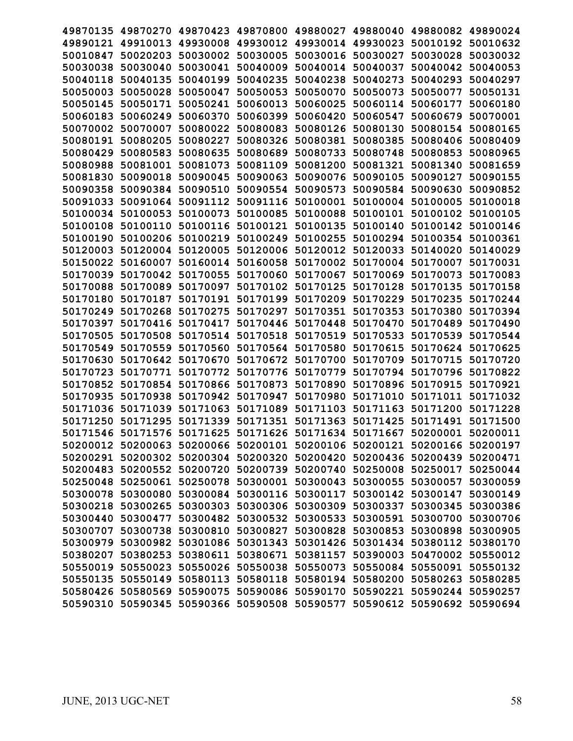49870135 49870270 49870423 49870800 49880027 49880040 49880082 49890024
49890121 49910013 49930008 49930012 49930014 49930023 50010192 50010632
50010847 50020203 50030002 50030005 50030016 50030027 50030028 50030032
50030038 50030040 50030041 50040009 50040014 50040037 50040042 50040053
50040118 50040135 50040199 50040235 50040238 50040273 50040293 50040297
50050003 50050028 50050047 50050053 50050070 50050073 50050077 50050131
50050145 50050171 50050241 50060013 50060025 50060114 50060177 50060180
50060183 50060249 50060370 50060399 50060420 50060547 50060679 50070001
50070002 50070007 50080022 50080083 50080126 50080130 50080154 50080165
50080191 50080205 50080227 50080326 50080381 50080385 50080406 50080409
50080429 50080583 50080635 50080689 50080733 50080748 50080853 50080965
50080988 50081001 50081073 50081109 50081200 50081321 50081340 50081659
50081830 50090018 50090045 50090063 50090076 50090105 50090127 50090155
50090358 50090384 50090510 50090554 50090573 50090584 50090630 50090852
50091033 50091064 50091112 50091116 50100001 50100004 50100005 50100018
50100034 50100053 50100073 50100085 50100088 50100101 50100102 50100105
50100108 50100110 50100116 50100121 50100135 50100140 50100142 50100146
50100190 50100206 50100219 50100249 50100255 50100294 50100354 50100361
50120003 50120004 50120005 50120006 50120012 50120033 50140020 50140029
50150022 50160007 50160014 50160058 50170002 50170004 50170007 50170031
50170039 50170042 50170055 50170060 50170067 50170069 50170073 50170083
50170088 50170089 50170097 50170102 50170125 50170128 50170135 50170158
50170180 50170187 50170191 50170199 50170209 50170229 50170235 50170244
50170249 50170268 50170275 50170297 50170351 50170353 50170380 50170394
50170397 50170416 50170417 50170446 50170448 50170470 50170489 50170490
50170505 50170508 50170514 50170518 50170519 50170533 50170539 50170544
50170549 50170559 50170560 50170564 50170580 50170615 50170624 50170625
50170630 50170642 50170670 50170672 50170700 50170709 50170715 50170720
50170723 50170771 50170772 50170776 50170779 50170794 50170796 50170822
50170852 50170854 50170866 50170873 50170890 50170896 50170915 50170921
50170935 50170938 50170942 50170947 50170980 50171010 50171011 50171032
50171036 50171039 50171063 50171089 50171103 50171163 50171200 50171228
50171250 50171295 50171339 50171351 50171363 50171425 50171491 50171500
50171546 50171576 50171625 50171626 50171634 50171667 50200001 50200011
50200012 50200063 50200066 50200101 50200106 50200121 50200166 50200197
50200291 50200302 50200304 50200320 50200420 50200436 50200439 50200471
50200483 50200552 50200720 50200739 50200740 50250008 50250017 50250044
50250048 50250061 50250078 50300001 50300043 50300055 50300057 50300059
50300078 50300080 50300084 50300116 50300117 50300142 50300147 50300149
50300218 50300265 50300303 50300306 50300309 50300337 50300345 50300386
50300440 50300477 50300482 50300532 50300533 50300591 50300700 50300706
50300707 50300738 50300810 50300827 50300828 50300853 50300898 50300905
50300979 50300982 50301086 50301343 50301426 50301434 50380112 50380170
50380207 50380253 50380611 50380671 50381157 50390003 50470002 50550012
50550019 50550023 50550026 50550038 50550073 50550084 50550091 50550132
50550135 50550149 50580113 50580118 50580194 50580200 50580263 50580285
50580426 50580569 50590075 50590086 50590170 50590221 50590244 50590257
50590310 50590345 50590366 50590508 50590577 50590612 50590692 50590694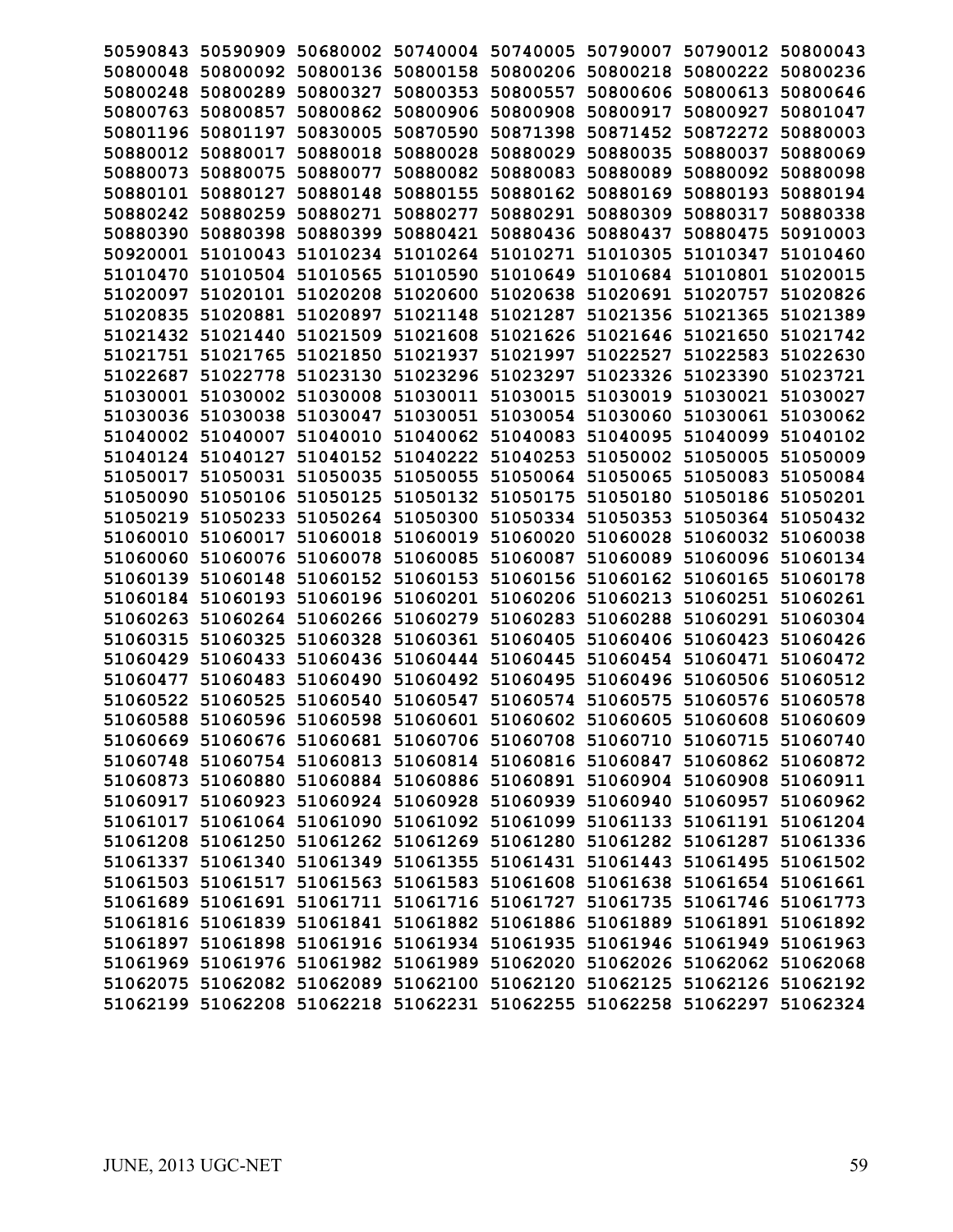50590843 50590909 50680002 50740004 50740005 50790007 50790012 50800043
50800048 50800092 50800136 50800158 50800206 50800218 50800222 50800236
50800248 50800289 50800327 50800353 50800557 50800606 50800613 50800646
50800763 50800857 50800862 50800906 50800908 50800917 50800927 50801047
50801196 50801197 50830005 50870590 50871398 50871452 50872272 50880003
50880012 50880017 50880018 50880028 50880029 50880035 50880037 50880069
50880073 50880075 50880077 50880082 50880083 50880089 50880092 50880098
50880101 50880127 50880148 50880155 50880162 50880169 50880193 50880194
50880242 50880259 50880271 50880277 50880291 50880309 50880317 50880338
50880390 50880398 50880399 50880421 50880436 50880437 50880475 50910003
50920001 51010043 51010234 51010264 51010271 51010305 51010347 51010460
51010470 51010504 51010565 51010590 51010649 51010684 51010801 51020015
51020097 51020101 51020208 51020600 51020638 51020691 51020757 51020826
51020835 51020881 51020897 51021148 51021287 51021356 51021365 51021389
51021432 51021440 51021509 51021608 51021626 51021646 51021650 51021742
51021751 51021765 51021850 51021937 51021997 51022527 51022583 51022630
51022687 51022778 51023130 51023296 51023297 51023326 51023390 51023721
51030001 51030002 51030008 51030011 51030015 51030019 51030021 51030027
51030036 51030038 51030047 51030051 51030054 51030060 51030061 51030062
51040002 51040007 51040010 51040062 51040083 51040095 51040099 51040102
51040124 51040127 51040152 51040222 51040253 51050002 51050005 51050009
51050017 51050031 51050035 51050055 51050064 51050065 51050083 51050084
51050090 51050106 51050125 51050132 51050175 51050180 51050186 51050201
51050219 51050233 51050264 51050300 51050334 51050353 51050364 51050432
51060010 51060017 51060018 51060019 51060020 51060028 51060032 51060038
51060060 51060076 51060078 51060085 51060087 51060089 51060096 51060134
51060139 51060148 51060152 51060153 51060156 51060162 51060165 51060178
51060184 51060193 51060196 51060201 51060206 51060213 51060251 51060261
51060263 51060264 51060266 51060279 51060283 51060288 51060291 51060304
51060315 51060325 51060328 51060361 51060405 51060406 51060423 51060426
51060429 51060433 51060436 51060444 51060445 51060454 51060471 51060472
51060477 51060483 51060490 51060492 51060495 51060496 51060506 51060512
51060522 51060525 51060540 51060547 51060574 51060575 51060576 51060578
51060588 51060596 51060598 51060601 51060602 51060605 51060608 51060609
51060669 51060676 51060681 51060706 51060708 51060710 51060715 51060740
51060748 51060754 51060813 51060814 51060816 51060847 51060862 51060872
51060873 51060880 51060884 51060886 51060891 51060904 51060908 51060911
51060917 51060923 51060924 51060928 51060939 51060940 51060957 51060962
51061017 51061064 51061090 51061092 51061099 51061133 51061191 51061204
51061208 51061250 51061262 51061269 51061280 51061282 51061287 51061336
51061337 51061340 51061349 51061355 51061431 51061443 51061495 51061502
51061503 51061517 51061563 51061583 51061608 51061638 51061654 51061661
51061689 51061691 51061711 51061716 51061727 51061735 51061746 51061773
51061816 51061839 51061841 51061882 51061886 51061889 51061891 51061892
51061897 51061898 51061916 51061934 51061935 51061946 51061949 51061963
51061969 51061976 51061982 51061989 51062020 51062026 51062062 51062068
51062075 51062082 51062089 51062100 51062120 51062125 51062126 51062192
51062199 51062208 51062218 51062231 51062255 51062258 51062297 51062324

JUNE, 2013 UGC-NET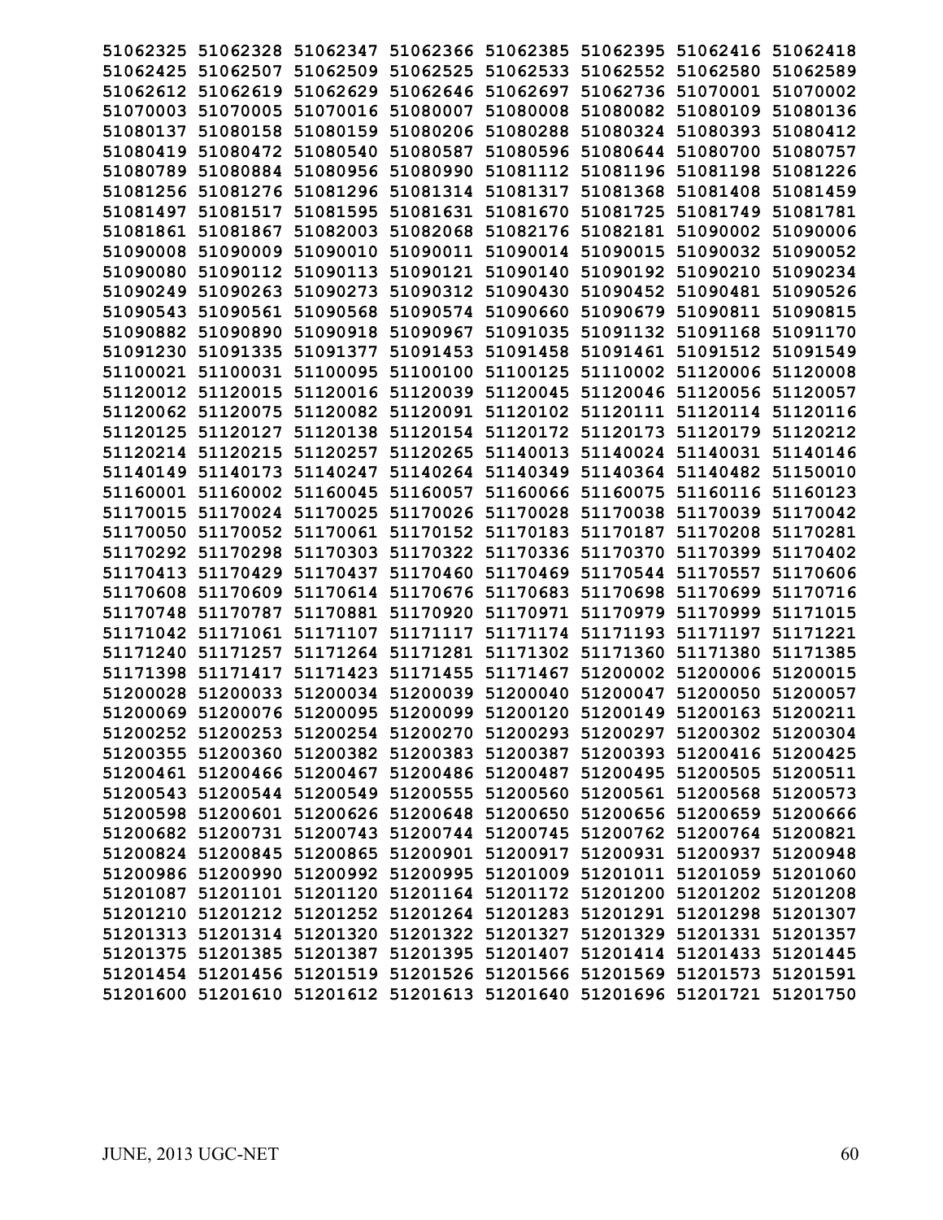51062325 51062328 51062347 51062366 51062385 51062395 51062416 51062418
51062425 51062507 51062509 51062525 51062533 51062552 51062580 51062589
51062612 51062619 51062629 51062646 51062697 51062736 51070001 51070002
51070003 51070005 51070016 51080007 51080008 51080082 51080109 51080136
51080137 51080158 51080159 51080206 51080288 51080324 51080393 51080412
51080419 51080472 51080540 51080587 51080596 51080644 51080700 51080757
51080789 51080884 51080956 51080990 51081112 51081196 51081198 51081226
51081256 51081276 51081296 51081314 51081317 51081368 51081408 51081459
51081497 51081517 51081595 51081631 51081670 51081725 51081749 51081781
51081861 51081867 51082003 51082068 51082176 51082181 51090002 51090006
51090008 51090009 51090010 51090011 51090014 51090015 51090032 51090052
51090080 51090112 51090113 51090121 51090140 51090192 51090210 51090234
51090249 51090263 51090273 51090312 51090430 51090452 51090481 51090526
51090543 51090561 51090568 51090574 51090660 51090679 51090811 51090815
51090882 51090890 51090918 51090967 51091035 51091132 51091168 51091170
51091230 51091335 51091377 51091453 51091458 51091461 51091512 51091549
51100021 51100031 51100095 51100100 51100125 51110002 51120006 51120008
51120012 51120015 51120016 51120039 51120045 51120046 51120056 51120057
51120062 51120075 51120082 51120091 51120102 51120111 51120114 51120116
51120125 51120127 51120138 51120154 51120172 51120173 51120179 51120212
51120214 51120215 51120257 51120265 51140013 51140024 51140031 51140146
51140149 51140173 51140247 51140264 51140349 51140364 51140482 51150010
51160001 51160002 51160045 51160057 51160066 51160075 51160116 51160123
51170015 51170024 51170025 51170026 51170028 51170038 51170039 51170042
51170050 51170052 51170061 51170152 51170183 51170187 51170208 51170281
51170292 51170298 51170303 51170322 51170336 51170370 51170399 51170402
51170413 51170429 51170437 51170460 51170469 51170544 51170557 51170606
51170608 51170609 51170614 51170676 51170683 51170698 51170699 51170716
51170748 51170787 51170881 51170920 51170971 51170979 51170999 51171015
51171042 51171061 51171107 51171117 51171174 51171193 51171197 51171221
51171240 51171257 51171264 51171281 51171302 51171360 51171380 51171385
51171398 51171417 51171423 51171455 51171467 51200002 51200006 51200015
51200028 51200033 51200034 51200039 51200040 51200047 51200050 51200057
51200069 51200076 51200095 51200099 51200120 51200149 51200163 51200211
51200252 51200253 51200254 51200270 51200293 51200297 51200302 51200304
51200355 51200360 51200382 51200383 51200387 51200393 51200416 51200425
51200461 51200466 51200467 51200486 51200487 51200495 51200505 51200511
51200543 51200544 51200549 51200555 51200560 51200561 51200568 51200573
51200598 51200601 51200626 51200648 51200650 51200656 51200659 51200666
51200682 51200731 51200743 51200744 51200745 51200762 51200764 51200821
51200824 51200845 51200865 51200901 51200917 51200931 51200937 51200948
51200986 51200990 51200992 51200995 51201009 51201011 51201059 51201060
51201087 51201101 51201120 51201164 51201172 51201200 51201202 51201208
51201210 51201212 51201252 51201264 51201283 51201291 51201298 51201307
51201313 51201314 51201320 51201322 51201327 51201329 51201331 51201357
51201375 51201385 51201387 51201395 51201407 51201414 51201433 51201445
51201454 51201456 51201519 51201526 51201566 51201569 51201573 51201591
51201600 51201610 51201612 51201613 51201640 51201696 51201721 51201750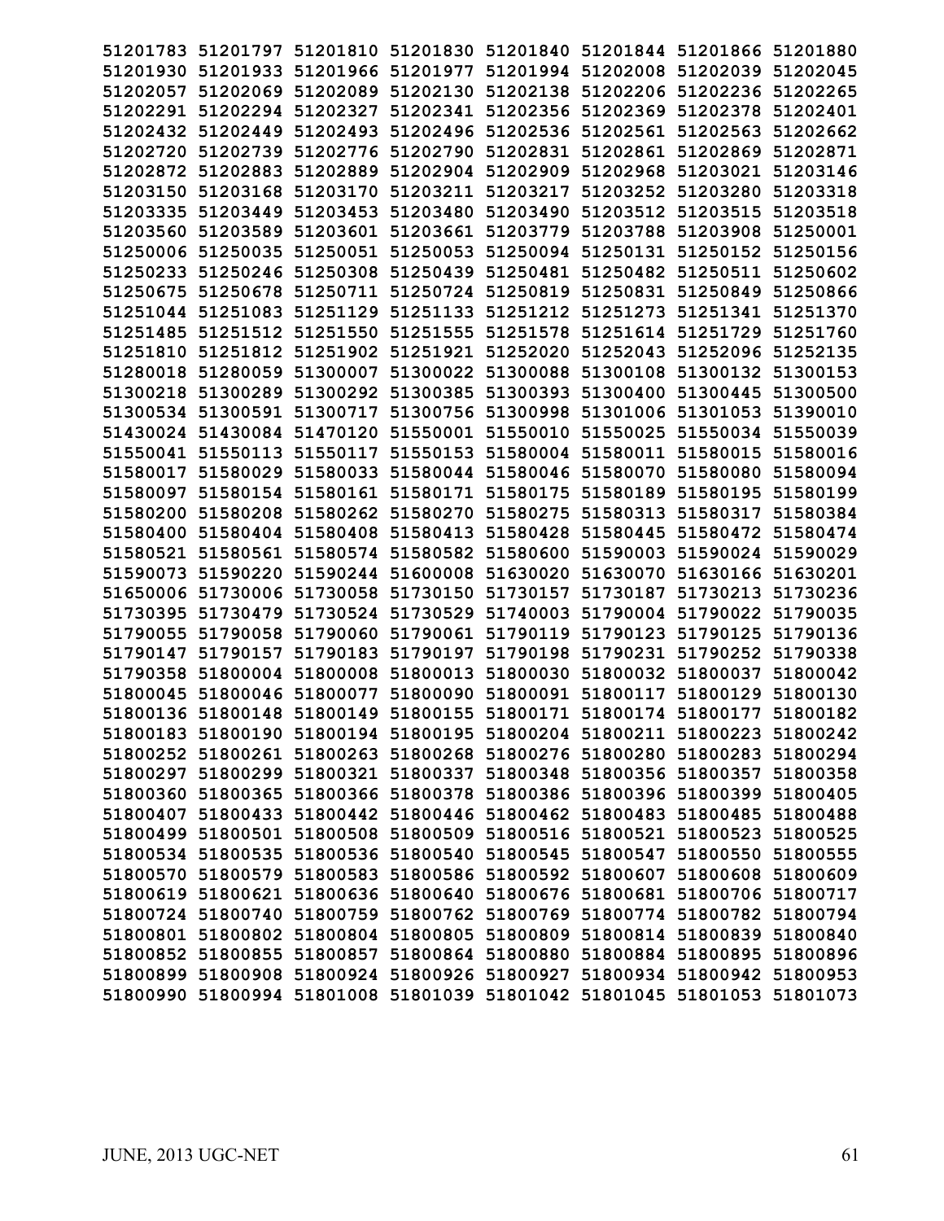51201783 51201797 51201810 51201830 51201840 51201844 51201866 51201880
51201930 51201933 51201966 51201977 51201994 51202008 51202039 51202045
51202057 51202069 51202089 51202130 51202138 51202206 51202236 51202265
51202291 51202294 51202327 51202341 51202356 51202369 51202378 51202401
51202432 51202449 51202493 51202496 51202536 51202561 51202563 51202662
51202720 51202739 51202776 51202790 51202831 51202861 51202869 51202871
51202872 51202883 51202889 51202904 51202909 51202968 51203021 51203146
51203150 51203168 51203170 51203211 51203217 51203252 51203280 51203318
51203335 51203449 51203453 51203480 51203490 51203512 51203515 51203518
51203560 51203589 51203601 51203661 51203779 51203788 51203908 51250001
51250006 51250035 51250051 51250053 51250094 51250131 51250152 51250156
51250233 51250246 51250308 51250439 51250481 51250482 51250511 51250602
51250675 51250678 51250711 51250724 51250819 51250831 51250849 51250866
51251044 51251083 51251129 51251133 51251212 51251273 51251341 51251370
51251485 51251512 51251550 51251555 51251578 51251614 51251729 51251760
51251810 51251812 51251902 51251921 51252020 51252043 51252096 51252135
51280018 51280059 51300007 51300022 51300088 51300108 51300132 51300153
51300218 51300289 51300292 51300385 51300393 51300400 51300445 51300500
51300534 51300591 51300717 51300756 51300998 51301006 51301053 51390010
51430024 51430084 51470120 51550001 51550010 51550025 51550034 51550039
51550041 51550113 51550117 51550153 51580004 51580011 51580015 51580016
51580017 51580029 51580033 51580044 51580046 51580070 51580080 51580094
51580097 51580154 51580161 51580171 51580175 51580189 51580195 51580199
51580200 51580208 51580262 51580270 51580275 51580313 51580317 51580384
51580400 51580404 51580408 51580413 51580428 51580445 51580472 51580474
51580521 51580561 51580574 51580582 51580600 51590003 51590024 51590029
51590073 51590220 51590244 51600008 51630020 51630070 51630166 51630201
51650006 51730006 51730058 51730150 51730157 51730187 51730213 51730236
51730395 51730479 51730524 51730529 51740003 51790004 51790022 51790035
51790055 51790058 51790060 51790061 51790119 51790123 51790125 51790136
51790147 51790157 51790183 51790197 51790198 51790231 51790252 51790338
51790358 51800004 51800008 51800013 51800030 51800032 51800037 51800042
51800045 51800046 51800077 51800090 51800091 51800117 51800129 51800130
51800136 51800148 51800149 51800155 51800171 51800174 51800177 51800182
51800183 51800190 51800194 51800195 51800204 51800211 51800223 51800242
51800252 51800261 51800263 51800268 51800276 51800280 51800283 51800294
51800297 51800299 51800321 51800337 51800348 51800356 51800357 51800358
51800360 51800365 51800366 51800378 51800386 51800396 51800399 51800405
51800407 51800433 51800442 51800446 51800462 51800483 51800485 51800488
51800499 51800501 51800508 51800509 51800516 51800521 51800523 51800525
51800534 51800535 51800536 51800540 51800545 51800547 51800550 51800555
51800570 51800579 51800583 51800586 51800592 51800607 51800608 51800609
51800619 51800621 51800636 51800640 51800676 51800681 51800706 51800717
51800724 51800740 51800759 51800762 51800769 51800774 51800782 51800794
51800801 51800802 51800804 51800805 51800809 51800814 51800839 51800840
51800852 51800855 51800857 51800864 51800880 51800884 51800895 51800896
51800899 51800908 51800924 51800926 51800927 51800934 51800942 51800953
51800990 51800994 51801008 51801039 51801042 51801045 51801053 51801073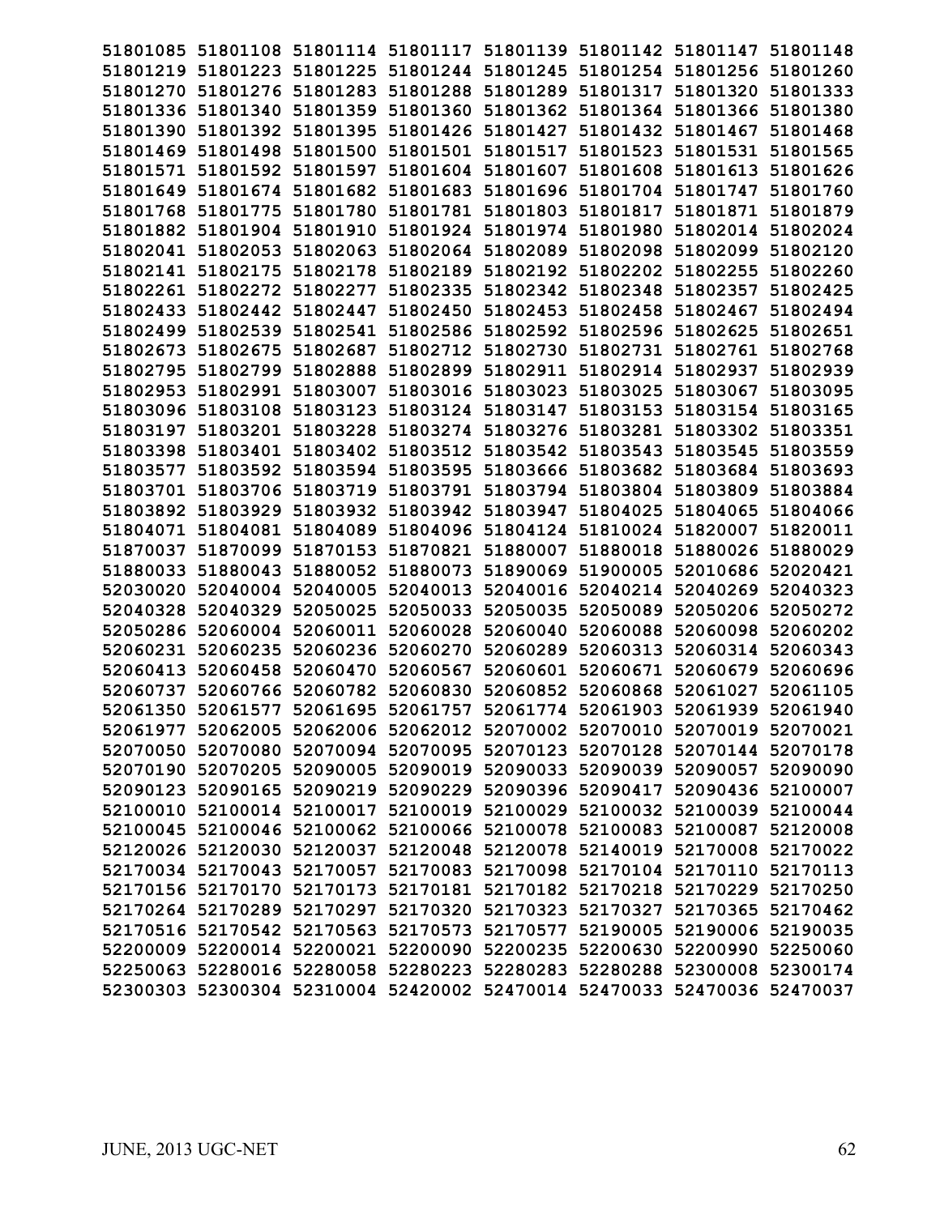51801085 51801108 51801114 51801117 51801139 51801142 51801147 51801148
51801219 51801223 51801225 51801244 51801245 51801254 51801256 51801260
51801270 51801276 51801283 51801288 51801289 51801317 51801320 51801333
51801336 51801340 51801359 51801360 51801362 51801364 51801366 51801380
51801390 51801392 51801395 51801426 51801427 51801432 51801467 51801468
51801469 51801498 51801500 51801501 51801517 51801523 51801531 51801565
51801571 51801592 51801597 51801604 51801607 51801608 51801613 51801626
51801649 51801674 51801682 51801683 51801696 51801704 51801747 51801760
51801768 51801775 51801780 51801781 51801803 51801817 51801871 51801879
51801882 51801904 51801910 51801924 51801974 51801980 51802014 51802024
51802041 51802053 51802063 51802064 51802089 51802098 51802099 51802120
51802141 51802175 51802178 51802189 51802192 51802202 51802255 51802260
51802261 51802272 51802277 51802335 51802342 51802348 51802357 51802425
51802433 51802442 51802447 51802450 51802453 51802458 51802467 51802494
51802499 51802539 51802541 51802586 51802592 51802596 51802625 51802651
51802673 51802675 51802687 51802712 51802730 51802731 51802761 51802768
51802795 51802799 51802888 51802899 51802911 51802914 51802937 51802939
51802953 51802991 51803007 51803016 51803023 51803025 51803067 51803095
51803096 51803108 51803123 51803124 51803147 51803153 51803154 51803165
51803197 51803201 51803228 51803274 51803276 51803281 51803302 51803351
51803398 51803401 51803402 51803512 51803542 51803543 51803545 51803559
51803577 51803592 51803594 51803595 51803666 51803682 51803684 51803693
51803701 51803706 51803719 51803791 51803794 51803804 51803809 51803884
51803892 51803929 51803932 51803942 51803947 51804025 51804065 51804066
51804071 51804081 51804089 51804096 51804124 51810024 51820007 51820011
51870037 51870099 51870153 51870821 51880007 51880018 51880026 51880029
51880033 51880043 51880052 51880073 51890069 51900005 52010686 52020421
52030020 52040004 52040005 52040013 52040016 52040214 52040269 52040323
52040328 52040329 52050025 52050033 52050035 52050089 52050206 52050272
52050286 52060004 52060011 52060028 52060040 52060088 52060098 52060202
52060231 52060235 52060236 52060270 52060289 52060313 52060314 52060343
52060413 52060458 52060470 52060567 52060601 52060671 52060679 52060696
52060737 52060766 52060782 52060830 52060852 52060868 52061027 52061105
52061350 52061577 52061695 52061757 52061774 52061903 52061939 52061940
52061977 52062005 52062006 52062012 52070002 52070010 52070019 52070021
52070050 52070080 52070094 52070095 52070123 52070128 52070144 52070178
52070190 52070205 52090005 52090019 52090033 52090039 52090057 52090090
52090123 52090165 52090219 52090229 52090396 52090417 52090436 52100007
52100010 52100014 52100017 52100019 52100029 52100032 52100039 52100044
52100045 52100046 52100062 52100066 52100078 52100083 52100087 52120008
52120026 52120030 52120037 52120048 52120078 52140019 52170008 52170022
52170034 52170043 52170057 52170083 52170098 52170104 52170110 52170113
52170156 52170170 52170173 52170181 52170182 52170218 52170229 52170250
52170264 52170289 52170297 52170320 52170323 52170327 52170365 52170462
52170516 52170542 52170563 52170573 52170577 52190005 52190006 52190035
52200009 52200014 52200021 52200090 52200235 52200630 52200990 52250060
52250063 52280016 52280058 52280223 52280283 52280288 52300008 52300174
52300303 52300304 52310004 52420002 52470014 52470033 52470036 52470037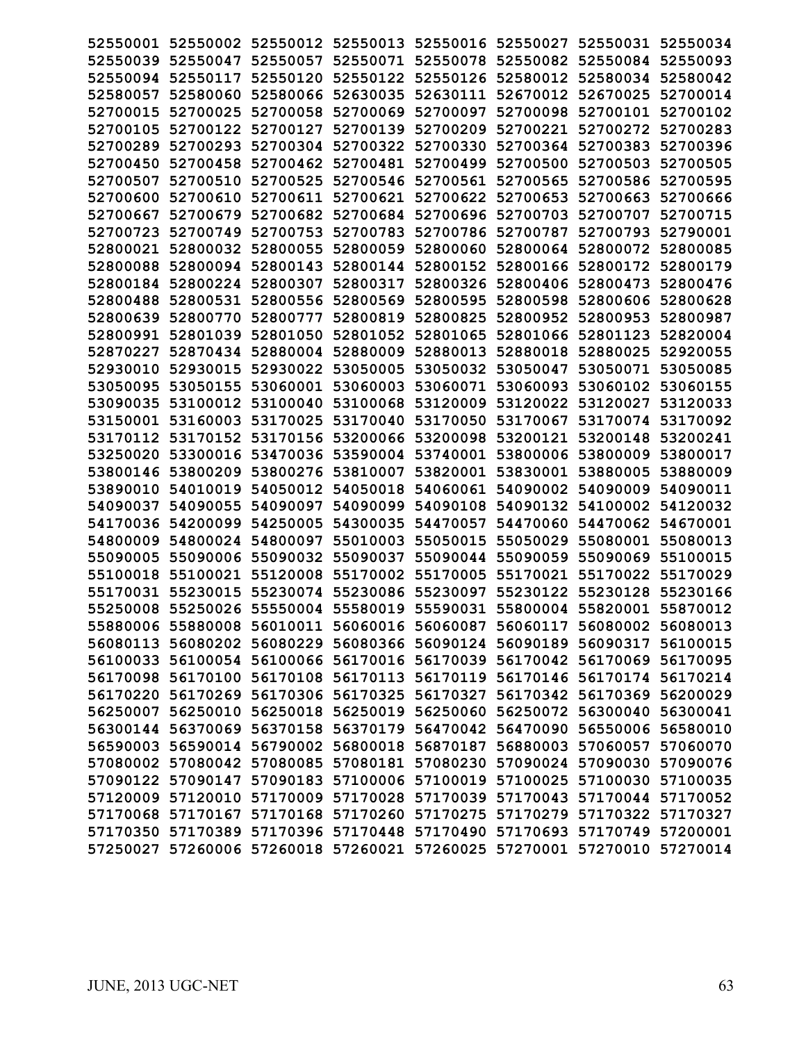52550001 52550002 52550012 52550013 52550016 52550027 52550031 52550034
52550039 52550047 52550057 52550071 52550078 52550082 52550084 52550093
52550094 52550117 52550120 52550122 52550126 52580012 52580034 52580042
52580057 52580060 52580066 52630035 52630111 52670012 52670025 52700014
52700015 52700025 52700058 52700069 52700097 52700098 52700101 52700102
52700105 52700122 52700127 52700139 52700209 52700221 52700272 52700283
52700289 52700293 52700304 52700322 52700330 52700364 52700383 52700396
52700450 52700458 52700462 52700481 52700499 52700500 52700503 52700505
52700507 52700510 52700525 52700546 52700561 52700565 52700586 52700595
52700600 52700610 52700611 52700621 52700622 52700653 52700663 52700666
52700667 52700679 52700682 52700684 52700696 52700703 52700707 52700715
52700723 52700749 52700753 52700783 52700786 52700787 52700793 52790001
52800021 52800032 52800055 52800059 52800060 52800064 52800072 52800085
52800088 52800094 52800143 52800144 52800152 52800166 52800172 52800179
52800184 52800224 52800307 52800317 52800326 52800406 52800473 52800476
52800488 52800531 52800556 52800569 52800595 52800598 52800606 52800628
52800639 52800770 52800777 52800819 52800825 52800952 52800953 52800987
52800991 52801039 52801050 52801052 52801065 52801066 52801123 52820004
52870227 52870434 52880004 52880009 52880013 52880018 52880025 52920055
52930010 52930015 52930022 53050005 53050032 53050047 53050071 53050085
53050095 53050155 53060001 53060003 53060071 53060093 53060102 53060155
53090035 53100012 53100040 53100068 53120009 53120022 53120027 53120033
53150001 53160003 53170025 53170040 53170050 53170067 53170074 53170092
53170112 53170152 53170156 53200066 53200098 53200121 53200148 53200241
53250020 53300016 53470036 53590004 53740001 53800006 53800009 53800017
53800146 53800209 53800276 53810007 53820001 53830001 53880005 53880009
53890010 54010019 54050012 54050018 54060061 54090002 54090009 54090011
54090037 54090055 54090097 54090099 54090108 54090132 54100002 54120032
54170036 54200099 54250005 54300035 54470057 54470060 54470062 54670001
54800009 54800024 54800097 55010003 55050015 55050029 55080001 55080013
55090005 55090006 55090032 55090037 55090044 55090059 55090069 55100015
55100018 55100021 55120008 55170002 55170005 55170021 55170022 55170029
55170031 55230015 55230074 55230086 55230097 55230122 55230128 55230166
55250008 55250026 55550004 55580019 55590031 55800004 55820001 55870012
55880006 55880008 56010011 56060016 56060087 56060117 56080002 56080013
56080113 56080202 56080229 56080366 56090124 56090189 56090317 56100015
56100033 56100054 56100066 56170016 56170039 56170042 56170069 56170095
56170098 56170100 56170108 56170113 56170119 56170146 56170174 56170214
56170220 56170269 56170306 56170325 56170327 56170342 56170369 56200029
56250007 56250010 56250018 56250019 56250060 56250072 56300040 56300041
56300144 56370069 56370158 56370179 56470042 56470090 56550006 56580010
56590003 56590014 56790002 56800018 56870187 56880003 57060057 57060070
57080002 57080042 57080085 57080181 57080230 57090024 57090030 57090076
57090122 57090147 57090183 57100006 57100019 57100025 57100030 57100035
57120009 57120010 57170009 57170028 57170039 57170043 57170044 57170052
57170068 57170167 57170168 57170260 57170275 57170279 57170322 57170327
57170350 57170389 57170396 57170448 57170490 57170693 57170749 57200001
57250027 57260006 57260018 57260021 57260025 57270001 57270010 57270014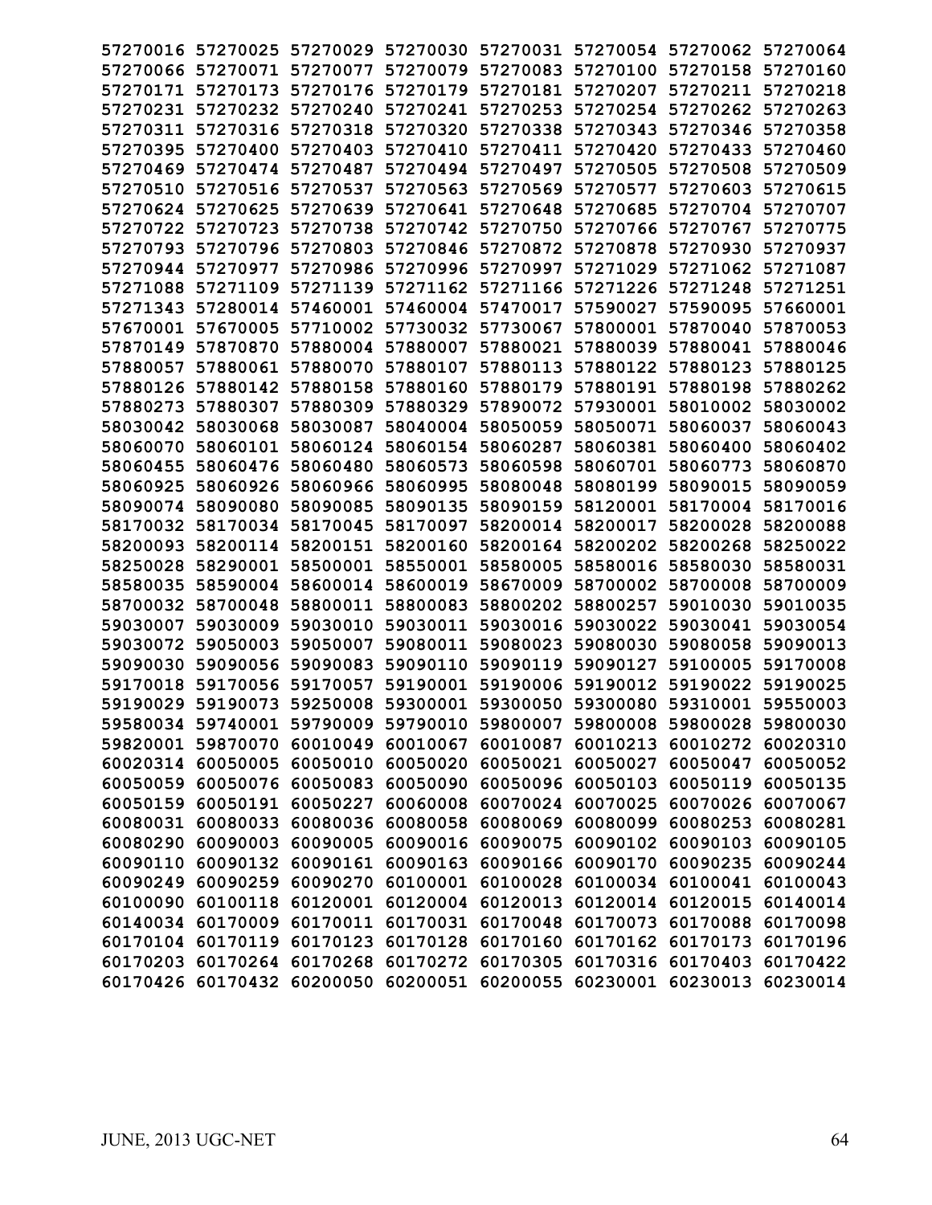57270016 57270025 57270029 57270030 57270031 57270054 57270062 57270064
57270066 57270071 57270077 57270079 57270083 57270100 57270158 57270160
57270171 57270173 57270176 57270179 57270181 57270207 57270211 57270218
57270231 57270232 57270240 57270241 57270253 57270254 57270262 57270263
57270311 57270316 57270318 57270320 57270338 57270343 57270346 57270358
57270395 57270400 57270403 57270410 57270411 57270420 57270433 57270460
57270469 57270474 57270487 57270494 57270497 57270505 57270508 57270509
57270510 57270516 57270537 57270563 57270569 57270577 57270603 57270615
57270624 57270625 57270639 57270641 57270648 57270685 57270704 57270707
57270722 57270723 57270738 57270742 57270750 57270766 57270767 57270775
57270793 57270796 57270803 57270846 57270872 57270878 57270930 57270937
57270944 57270977 57270986 57270996 57270997 57271029 57271062 57271087
57271088 57271109 57271139 57271162 57271166 57271226 57271248 57271251
57271343 57280014 57460001 57460004 57470017 57590027 57590095 57660001
57670001 57670005 57710002 57730032 57730067 57800001 57870040 57870053
57870149 57870870 57880004 57880007 57880021 57880039 57880041 57880046
57880057 57880061 57880070 57880107 57880113 57880122 57880123 57880125
57880126 57880142 57880158 57880160 57880179 57880191 57880198 57880262
57880273 57880307 57880309 57880329 57890072 57930001 58010002 58030002
58030042 58030068 58030087 58040004 58050059 58050071 58060037 58060043
58060070 58060101 58060124 58060154 58060287 58060381 58060400 58060402
58060455 58060476 58060480 58060573 58060598 58060701 58060773 58060870
58060925 58060926 58060966 58060995 58080048 58080199 58090015 58090059
58090074 58090080 58090085 58090135 58090159 58120001 58170004 58170016
58170032 58170034 58170045 58170097 58200014 58200017 58200028 58200088
58200093 58200114 58200151 58200160 58200164 58200202 58200268 58250022
58250028 58290001 58500001 58550001 58580005 58580016 58580030 58580031
58580035 58590004 58600014 58600019 58670009 58700002 58700008 58700009
58700032 58700048 58800011 58800083 58800202 58800257 59010030 59010035
59030007 59030009 59030010 59030011 59030016 59030022 59030041 59030054
59030072 59050003 59050007 59080011 59080023 59080030 59080058 59090013
59090030 59090056 59090083 59090110 59090119 59090127 59100005 59170008
59170018 59170056 59170057 59190001 59190006 59190012 59190022 59190025
59190029 59190073 59250008 59300001 59300050 59300080 59310001 59550003
59580034 59740001 59790009 59790010 59800007 59800008 59800028 59800030
59820001 59870070 60010049 60010067 60010087 60010213 60010272 60020310
60020314 60050005 60050010 60050020 60050021 60050027 60050047 60050052
60050059 60050076 60050083 60050090 60050096 60050103 60050119 60050135
60050159 60050191 60050227 60060008 60070024 60070025 60070026 60070067
60080031 60080033 60080036 60080058 60080069 60080099 60080253 60080281
60080290 60090003 60090005 60090016 60090075 60090102 60090103 60090105
60090110 60090132 60090161 60090163 60090166 60090170 60090235 60090244
60090249 60090259 60090270 60100001 60100028 60100034 60100041 60100043
60100090 60100118 60120001 60120004 60120013 60120014 60120015 60140014
60140034 60170009 60170011 60170031 60170048 60170073 60170088 60170098
60170104 60170119 60170123 60170128 60170160 60170162 60170173 60170196
60170203 60170264 60170268 60170272 60170305 60170316 60170403 60170422
60170426 60170432 60200050 60200051 60200055 60230001 60230013 60230014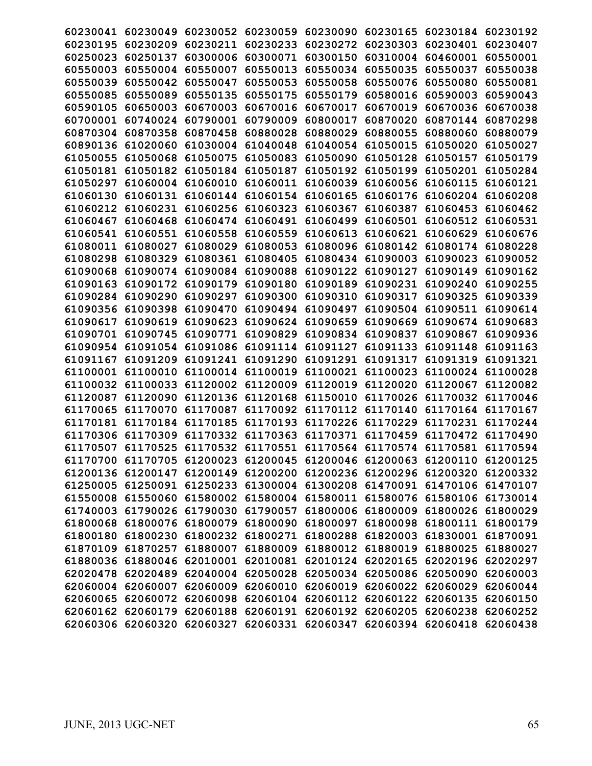```
60230041 60230049 60230052 60230059 60230090 60230165 60230184 60230192
60230195 60230209 60230211 60230233 60230272 60230303 60230401 60230407
60250023 60250137 60300006 60300071 60300150 60310004 60460001 60550001
60550003 60550004 60550007 60550013 60550034 60550035 60550037 60550038
60550039 60550042 60550047 60550053 60550058 60550076 60550080 60550081
60550085 60550089 60550135 60550175 60550179 60580016 60590003 60590043
60590105 60650003 60670003 60670016 60670017 60670019 60670036 60670038
60700001 60740024 60790001 60790009 60800017 60870020 60870144 60870298
60870304 60870358 60870458 60880028 60880029 60880055 60880060 60880079
60890136 61020060 61030004 61040048 61040054 61050015 61050020 61050027
61050055 61050068 61050075 61050083 61050090 61050128 61050157 61050179
61050181 61050182 61050184 61050187 61050192 61050199 61050201 61050284
61050297 61060004 61060010 61060011 61060039 61060056 61060115 61060121
61060130 61060131 61060144 61060154 61060165 61060176 61060204 61060208
61060212 61060231 61060256 61060323 61060367 61060387 61060453 61060462
61060467 61060468 61060474 61060491 61060499 61060501 61060512 61060531
61060541 61060551 61060558 61060559 61060613 61060621 61060629 61060676
61080011 61080027 61080029 61080053 61080096 61080142 61080174 61080228
61080298 61080329 61080361 61080405 61080434 61090003 61090023 61090052
61090068 61090074 61090084 61090088 61090122 61090127 61090149 61090162
61090163 61090172 61090179 61090180 61090189 61090231 61090240 61090255
61090284 61090290 61090297 61090300 61090310 61090317 61090325 61090339
61090356 61090398 61090470 61090494 61090497 61090504 61090511 61090614
61090617 61090619 61090623 61090624 61090659 61090669 61090674 61090683
61090701 61090745 61090771 61090829 61090834 61090837 61090867 61090936
61090954 61091054 61091086 61091114 61091127 61091133 61091148 61091163
61091167 61091209 61091241 61091290 61091291 61091317 61091319 61091321
61100001 61100010 61100014 61100019 61100021 61100023 61100024 61100028
61100032 61100033 61120002 61120009 61120019 61120020 61120067 61120082
61120087 61120090 61120136 61120168 61150010 61170026 61170032 61170046
61170065 61170070 61170087 61170092 61170112 61170140 61170164 61170167
61170181 61170184 61170185 61170193 61170226 61170229 61170231 61170244
61170306 61170309 61170332 61170363 61170371 61170459 61170472 61170490
61170507 61170525 61170532 61170551 61170564 61170574 61170581 61170594
61170700 61170705 61200023 61200045 61200046 61200063 61200110 61200125
61200136 61200147 61200149 61200200 61200236 61200296 61200320 61200332
61250005 61250091 61250233 61300004 61300208 61470091 61470106 61470107
61550008 61550060 61580002 61580004 61580011 61580076 61580106 61730014
61740003 61790026 61790030 61790057 61800006 61800009 61800026 61800029
61800068 61800076 61800079 61800090 61800097 61800098 61800111 61800179
61800180 61800230 61800232 61800271 61800288 61820003 61830001 61870091
61870109 61870257 61880007 61880009 61880012 61880019 61880025 61880027
61880036 61880046 62010001 62010081 62010124 62020165 62020196 62020297
62020478 62020489 62040004 62050028 62050034 62050086 62050090 62060003
62060004 62060007 62060009 62060010 62060019 62060022 62060029 62060044
62060065 62060072 62060098 62060104 62060112 62060122 62060135 62060150
62060162 62060179 62060188 62060191 62060192 62060205 62060238 62060252
62060306 62060320 62060327 62060331 62060347 62060394 62060418 62060438
```

JUNE, 2013 UGC-NET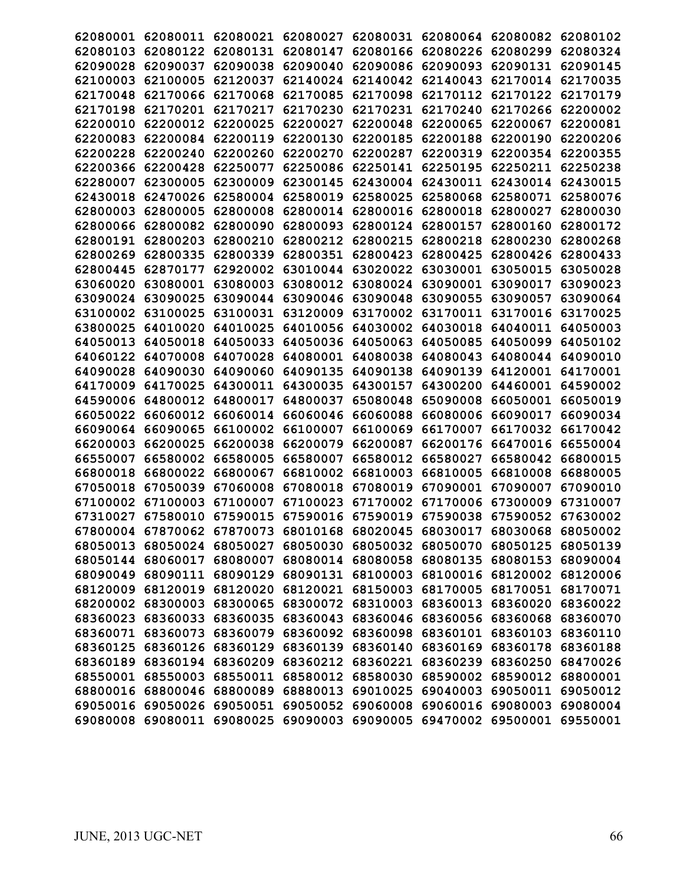**62080001 62080011 62080021 62080027 62080031 62080064 62080082 62080102**
**62080103 62080122 62080131 62080147 62080166 62080226 62080299 62080324**
**62090028 62090037 62090038 62090040 62090086 62090093 62090131 62090145**
**62100003 62100005 62120037 62140024 62140042 62140043 62170014 62170035**
**62170048 62170066 62170068 62170085 62170098 62170112 62170122 62170179**
**62170198 62170201 62170217 62170230 62170231 62170240 62170266 62200002**
**62200010 62200012 62200025 62200027 62200048 62200065 62200067 62200081**
**62200083 62200084 62200119 62200130 62200185 62200188 62200190 62200206**
**62200228 62200240 62200260 62200270 62200287 62200319 62200354 62200355**
**62200366 62200428 62250077 62250086 62250141 62250195 62250211 62250238**
**62280007 62300005 62300009 62300145 62430004 62430011 62430014 62430015**
**62430018 62470026 62580004 62580019 62580025 62580068 62580071 62580076**
**62800003 62800005 62800008 62800014 62800016 62800018 62800027 62800030**
**62800066 62800082 62800090 62800093 62800124 62800157 62800160 62800172**
**62800191 62800203 62800210 62800212 62800215 62800218 62800230 62800268**
**62800269 62800335 62800339 62800351 62800423 62800425 62800426 62800433**
**62800445 62870177 62920002 63010044 63020022 63030001 63050015 63050028**
**63060020 63080001 63080003 63080012 63080024 63090001 63090017 63090023**
**63090024 63090025 63090044 63090046 63090048 63090055 63090057 63090064**
**63100002 63100025 63100031 63120009 63170002 63170011 63170016 63170025**
**63800025 64010020 64010025 64010056 64030002 64030018 64040011 64050003**
**64050013 64050018 64050033 64050036 64050063 64050085 64050099 64050102**
**64060122 64070008 64070028 64080001 64080038 64080043 64080044 64090010**
**64090028 64090030 64090060 64090135 64090138 64090139 64120001 64170001**
**64170009 64170025 64300011 64300035 64300157 64300200 64460001 64590002**
**64590006 64800012 64800017 64800037 65080048 65090008 66050001 66050019**
**66050022 66060012 66060014 66060046 66060088 66080006 66090017 66090034**
**66090064 66090065 66100002 66100007 66100069 66170007 66170032 66170042**
**66200003 66200025 66200038 66200079 66200087 66200176 66470016 66550004**
**66550007 66580002 66580005 66580007 66580012 66580027 66580042 66800015**
**66800018 66800022 66800067 66810002 66810003 66810005 66810008 66880005**
**67050018 67050039 67060008 67080018 67080019 67090001 67090007 67090010**
**67100002 67100003 67100007 67100023 67170002 67170006 67300009 67310007**
**67310027 67580010 67590015 67590016 67590019 67590038 67590052 67630002**
**67800004 67870062 67870073 68010168 68020045 68030017 68030068 68050002**
**68050013 68050024 68050027 68050030 68050032 68050070 68050125 68050139**
**68050144 68060017 68080007 68080014 68080058 68080135 68080153 68090004**
**68090049 68090111 68090129 68090131 68100003 68100016 68120002 68120006**
**68120009 68120019 68120020 68120021 68150003 68170005 68170051 68170071**
**68200002 68300003 68300065 68300072 68310003 68360013 68360020 68360022**
**68360023 68360033 68360035 68360043 68360046 68360056 68360068 68360070**
**68360071 68360073 68360079 68360092 68360098 68360101 68360103 68360110**
**68360125 68360126 68360129 68360139 68360140 68360169 68360178 68360188**
**68360189 68360194 68360209 68360212 68360221 68360239 68360250 68470026**
**68550001 68550003 68550011 68580012 68580030 68590002 68590012 68800001**
**68800016 68800046 68800089 68880013 69010025 69040003 69050011 69050012**
**69050016 69050026 69050051 69050052 69060008 69060016 69080003 69080004**
**69080008 69080011 69080025 69090003 69090005 69470002 69500001 69550001**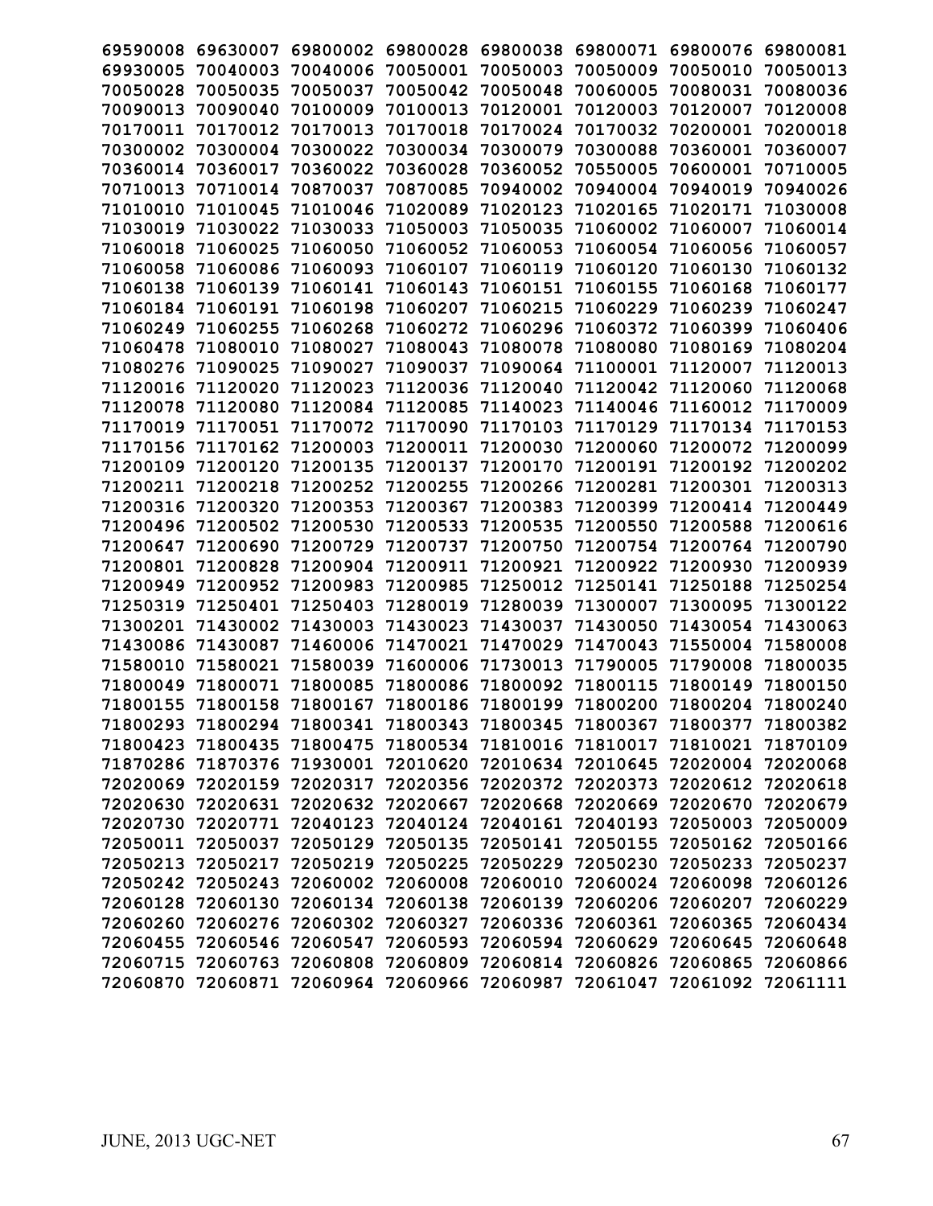69590008 69630007 69800002 69800028 69800038 69800071 69800076 69800081
69930005 70040003 70040006 70050001 70050003 70050009 70050010 70050013
70050028 70050035 70050037 70050042 70050048 70060005 70080031 70080036
70090013 70090040 70100009 70100013 70120001 70120003 70120007 70120008
70170011 70170012 70170013 70170018 70170024 70170032 70200001 70200018
70300002 70300004 70300022 70300034 70300079 70300088 70360001 70360007
70360014 70360017 70360022 70360028 70360052 70550005 70600001 70710005
70710013 70710014 70870037 70870085 70940002 70940004 70940019 70940026
71010010 71010045 71010046 71020089 71020123 71020165 71020171 71030008
71030019 71030022 71030033 71050003 71050035 71060002 71060007 71060014
71060018 71060025 71060050 71060052 71060053 71060054 71060056 71060057
71060058 71060086 71060093 71060107 71060119 71060120 71060130 71060132
71060138 71060139 71060141 71060143 71060151 71060155 71060168 71060177
71060184 71060191 71060198 71060207 71060215 71060229 71060239 71060247
71060249 71060255 71060268 71060272 71060296 71060372 71060399 71060406
71060478 71080010 71080027 71080043 71080078 71080080 71080169 71080204
71080276 71090025 71090027 71090037 71090064 71100001 71120007 71120013
71120016 71120020 71120023 71120036 71120040 71120042 71120060 71120068
71120078 71120080 71120084 71120085 71140023 71140046 71160012 71170009
71170019 71170051 71170072 71170090 71170103 71170129 71170134 71170153
71170156 71170162 71200003 71200011 71200030 71200060 71200072 71200099
71200109 71200120 71200135 71200137 71200170 71200191 71200192 71200202
71200211 71200218 71200252 71200255 71200266 71200281 71200301 71200313
71200316 71200320 71200353 71200367 71200383 71200399 71200414 71200449
71200496 71200502 71200530 71200533 71200535 71200550 71200588 71200616
71200647 71200690 71200729 71200737 71200750 71200754 71200764 71200790
71200801 71200828 71200904 71200911 71200921 71200922 71200930 71200939
71200949 71200952 71200983 71200985 71250012 71250141 71250188 71250254
71250319 71250401 71250403 71280019 71280039 71300007 71300095 71300122
71300201 71430002 71430003 71430023 71430037 71430050 71430054 71430063
71430086 71430087 71460006 71470021 71470029 71470043 71550004 71580008
71580010 71580021 71580039 71600006 71730013 71790005 71790008 71800035
71800049 71800071 71800085 71800086 71800092 71800115 71800149 71800150
71800155 71800158 71800167 71800186 71800199 71800200 71800204 71800240
71800293 71800294 71800341 71800343 71800345 71800367 71800377 71800382
71800423 71800435 71800475 71800534 71810016 71810017 71810021 71870109
71870286 71870376 71930001 72010620 72010634 72010645 72020004 72020068
72020069 72020159 72020317 72020356 72020372 72020373 72020612 72020618
72020630 72020631 72020632 72020667 72020668 72020669 72020670 72020679
72020730 72020771 72040123 72040124 72040161 72040193 72050003 72050009
72050011 72050037 72050129 72050135 72050141 72050155 72050162 72050166
72050213 72050217 72050219 72050225 72050229 72050230 72050233 72050237
72050242 72050243 72060002 72060008 72060010 72060024 72060098 72060126
72060128 72060130 72060134 72060138 72060139 72060206 72060207 72060229
72060260 72060276 72060302 72060327 72060336 72060361 72060365 72060434
72060455 72060546 72060547 72060593 72060594 72060629 72060645 72060648
72060715 72060763 72060808 72060809 72060814 72060826 72060865 72060866
72060870 72060871 72060964 72060966 72060987 72061047 72061092 72061111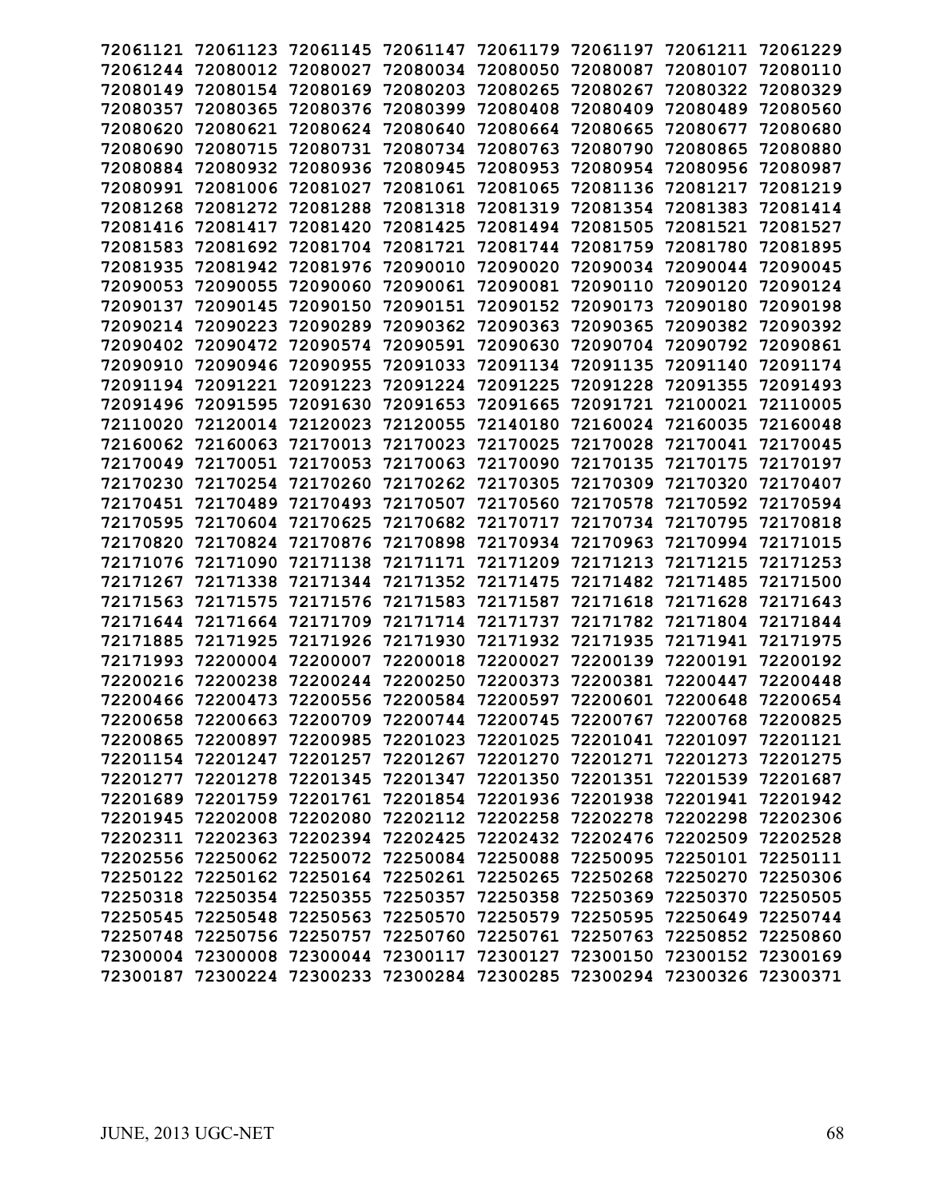**72061121 72061123 72061145 72061147 72061179 72061197 72061211 72061229**
**72061244 72080012 72080027 72080034 72080050 72080087 72080107 72080110**
**72080149 72080154 72080169 72080203 72080265 72080267 72080322 72080329**
**72080357 72080365 72080376 72080399 72080408 72080409 72080489 72080560**
**72080620 72080621 72080624 72080640 72080664 72080665 72080677 72080680**
**72080690 72080715 72080731 72080734 72080763 72080790 72080865 72080880**
**72080884 72080932 72080936 72080945 72080953 72080954 72080956 72080987**
**72080991 72081006 72081027 72081061 72081065 72081136 72081217 72081219**
**72081268 72081272 72081288 72081318 72081319 72081354 72081383 72081414**
**72081416 72081417 72081420 72081425 72081494 72081505 72081521 72081527**
**72081583 72081692 72081704 72081721 72081744 72081759 72081780 72081895**
**72081935 72081942 72081976 72090010 72090020 72090034 72090044 72090045**
**72090053 72090055 72090060 72090061 72090081 72090110 72090120 72090124**
**72090137 72090145 72090150 72090151 72090152 72090173 72090180 72090198**
**72090214 72090223 72090289 72090362 72090363 72090365 72090382 72090392**
**72090402 72090472 72090574 72090591 72090630 72090704 72090792 72090861**
**72090910 72090946 72090955 72091033 72091134 72091135 72091140 72091174**
**72091194 72091221 72091223 72091224 72091225 72091228 72091355 72091493**
**72091496 72091595 72091630 72091653 72091665 72091721 72100021 72110005**
**72110020 72120014 72120023 72120055 72140180 72160024 72160035 72160048**
**72160062 72160063 72170013 72170023 72170025 72170028 72170041 72170045**
**72170049 72170051 72170053 72170063 72170090 72170135 72170175 72170197**
**72170230 72170254 72170260 72170262 72170305 72170309 72170320 72170407**
**72170451 72170489 72170493 72170507 72170560 72170578 72170592 72170594**
**72170595 72170604 72170625 72170682 72170717 72170734 72170795 72170818**
**72170820 72170824 72170876 72170898 72170934 72170963 72170994 72171015**
**72171076 72171090 72171138 72171171 72171209 72171213 72171215 72171253**
**72171267 72171338 72171344 72171352 72171475 72171482 72171485 72171500**
**72171563 72171575 72171576 72171583 72171587 72171618 72171628 72171643**
**72171644 72171664 72171709 72171714 72171737 72171782 72171804 72171844**
**72171885 72171925 72171926 72171930 72171932 72171935 72171941 72171975**
**72171993 72200004 72200007 72200018 72200027 72200139 72200191 72200192**
**72200216 72200238 72200244 72200250 72200373 72200381 72200447 72200448**
**72200466 72200473 72200556 72200584 72200597 72200601 72200648 72200654**
**72200658 72200663 72200709 72200744 72200745 72200767 72200768 72200825**
**72200865 72200897 72200985 72201023 72201025 72201041 72201097 72201121**
**72201154 72201247 72201257 72201267 72201270 72201271 72201273 72201275**
**72201277 72201278 72201345 72201347 72201350 72201351 72201539 72201687**
**72201689 72201759 72201761 72201854 72201936 72201938 72201941 72201942**
**72201945 72202008 72202080 72202112 72202258 72202278 72202298 72202306**
**72202311 72202363 72202394 72202425 72202432 72202476 72202509 72202528**
**72202556 72250062 72250072 72250084 72250088 72250095 72250101 72250111**
**72250122 72250162 72250164 72250261 72250265 72250268 72250270 72250306**
**72250318 72250354 72250355 72250357 72250358 72250369 72250370 72250505**
**72250545 72250548 72250563 72250570 72250579 72250595 72250649 72250744**
**72250748 72250756 72250757 72250760 72250761 72250763 72250852 72250860**
**72300004 72300008 72300044 72300117 72300127 72300150 72300152 72300169**
**72300187 72300224 72300233 72300284 72300285 72300294 72300326 72300371**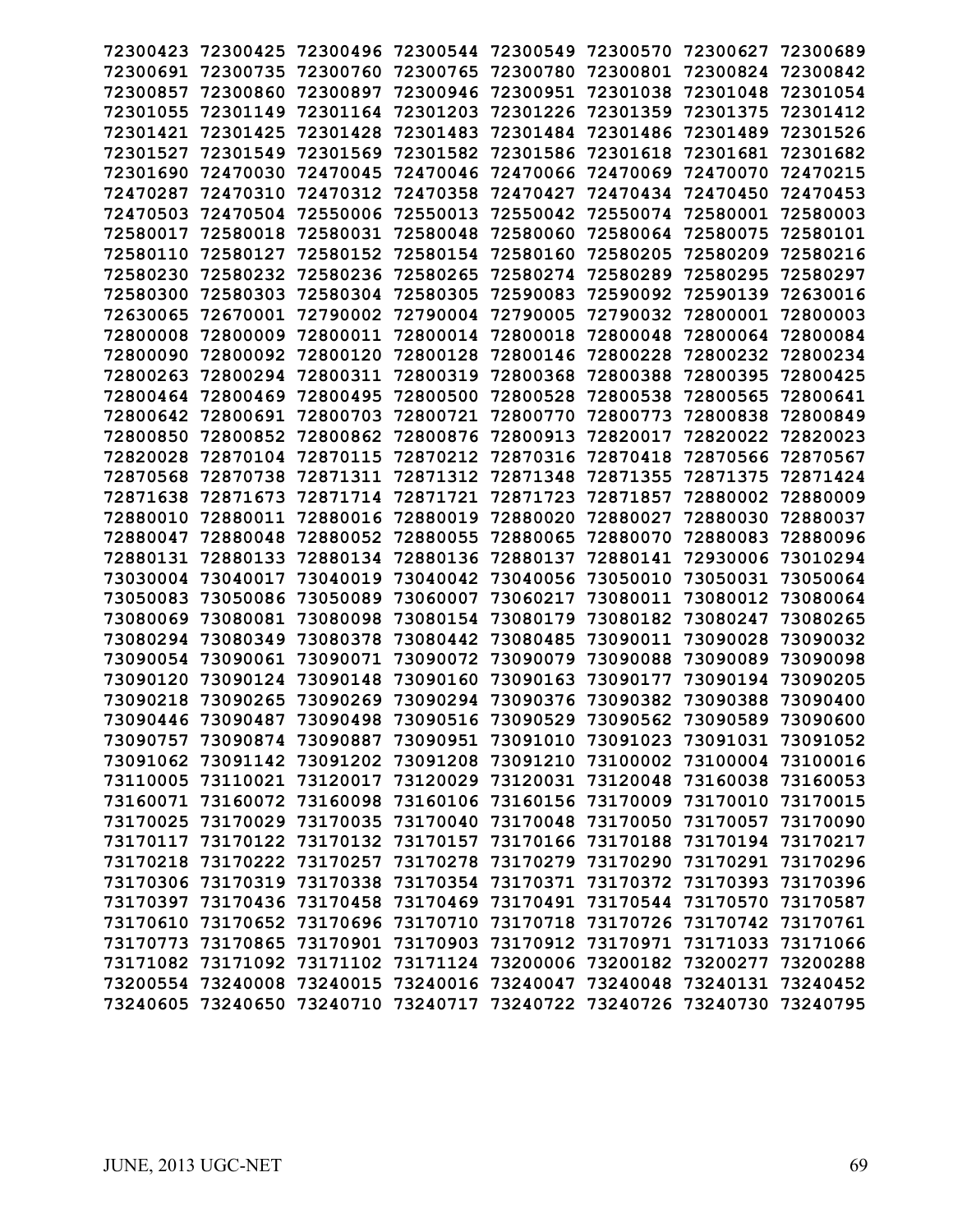72300423 72300425 72300496 72300544 72300549 72300570 72300627 72300689
72300691 72300735 72300760 72300765 72300780 72300801 72300824 72300842
72300857 72300860 72300897 72300946 72300951 72301038 72301048 72301054
72301055 72301149 72301164 72301203 72301226 72301359 72301375 72301412
72301421 72301425 72301428 72301483 72301484 72301486 72301489 72301526
72301527 72301549 72301569 72301582 72301586 72301618 72301681 72301682
72301690 72470030 72470045 72470046 72470066 72470069 72470070 72470215
72470287 72470310 72470312 72470358 72470427 72470434 72470450 72470453
72470503 72470504 72550006 72550013 72550042 72550074 72580001 72580003
72580017 72580018 72580031 72580048 72580060 72580064 72580075 72580101
72580110 72580127 72580152 72580154 72580160 72580205 72580209 72580216
72580230 72580232 72580236 72580265 72580274 72580289 72580295 72580297
72580300 72580303 72580304 72580305 72590083 72590092 72590139 72630016
72630065 72670001 72790002 72790004 72790005 72790032 72800001 72800003
72800008 72800009 72800011 72800014 72800018 72800048 72800064 72800084
72800090 72800092 72800120 72800128 72800146 72800228 72800232 72800234
72800263 72800294 72800311 72800319 72800368 72800388 72800395 72800425
72800464 72800469 72800495 72800500 72800528 72800538 72800565 72800641
72800642 72800691 72800703 72800721 72800770 72800773 72800838 72800849
72800850 72800852 72800862 72800876 72800913 72820017 72820022 72820023
72820028 72870104 72870115 72870212 72870316 72870418 72870566 72870567
72870568 72870738 72871311 72871312 72871348 72871355 72871375 72871424
72871638 72871673 72871714 72871721 72871723 72871857 72880002 72880009
72880010 72880011 72880016 72880019 72880020 72880027 72880030 72880037
72880047 72880048 72880052 72880055 72880065 72880070 72880083 72880096
72880131 72880133 72880134 72880136 72880137 72880141 72930006 73010294
73030004 73040017 73040019 73040042 73040056 73050010 73050031 73050064
73050083 73050086 73050089 73060007 73060217 73080011 73080012 73080064
73080069 73080081 73080098 73080154 73080179 73080182 73080247 73080265
73080294 73080349 73080378 73080442 73080485 73090011 73090028 73090032
73090054 73090061 73090071 73090072 73090079 73090088 73090089 73090098
73090120 73090124 73090148 73090160 73090163 73090177 73090194 73090205
73090218 73090265 73090269 73090294 73090376 73090382 73090388 73090400
73090446 73090487 73090498 73090516 73090529 73090562 73090589 73090600
73090757 73090874 73090887 73090951 73091010 73091023 73091031 73091052
73091062 73091142 73091202 73091208 73091210 73100002 73100004 73100016
73110005 73110021 73120017 73120029 73120031 73120048 73160038 73160053
73160071 73160072 73160098 73160106 73160156 73170009 73170010 73170015
73170025 73170029 73170035 73170040 73170048 73170050 73170057 73170090
73170117 73170122 73170132 73170157 73170166 73170188 73170194 73170217
73170218 73170222 73170257 73170278 73170279 73170290 73170291 73170296
73170306 73170319 73170338 73170354 73170371 73170372 73170393 73170396
73170397 73170436 73170458 73170469 73170491 73170544 73170570 73170587
73170610 73170652 73170696 73170710 73170718 73170726 73170742 73170761
73170773 73170865 73170901 73170903 73170912 73170971 73171033 73171066
73171082 73171092 73171102 73171124 73200006 73200182 73200277 73200288
73200554 73240008 73240015 73240016 73240047 73240048 73240131 73240452
73240605 73240650 73240710 73240717 73240722 73240726 73240730 73240795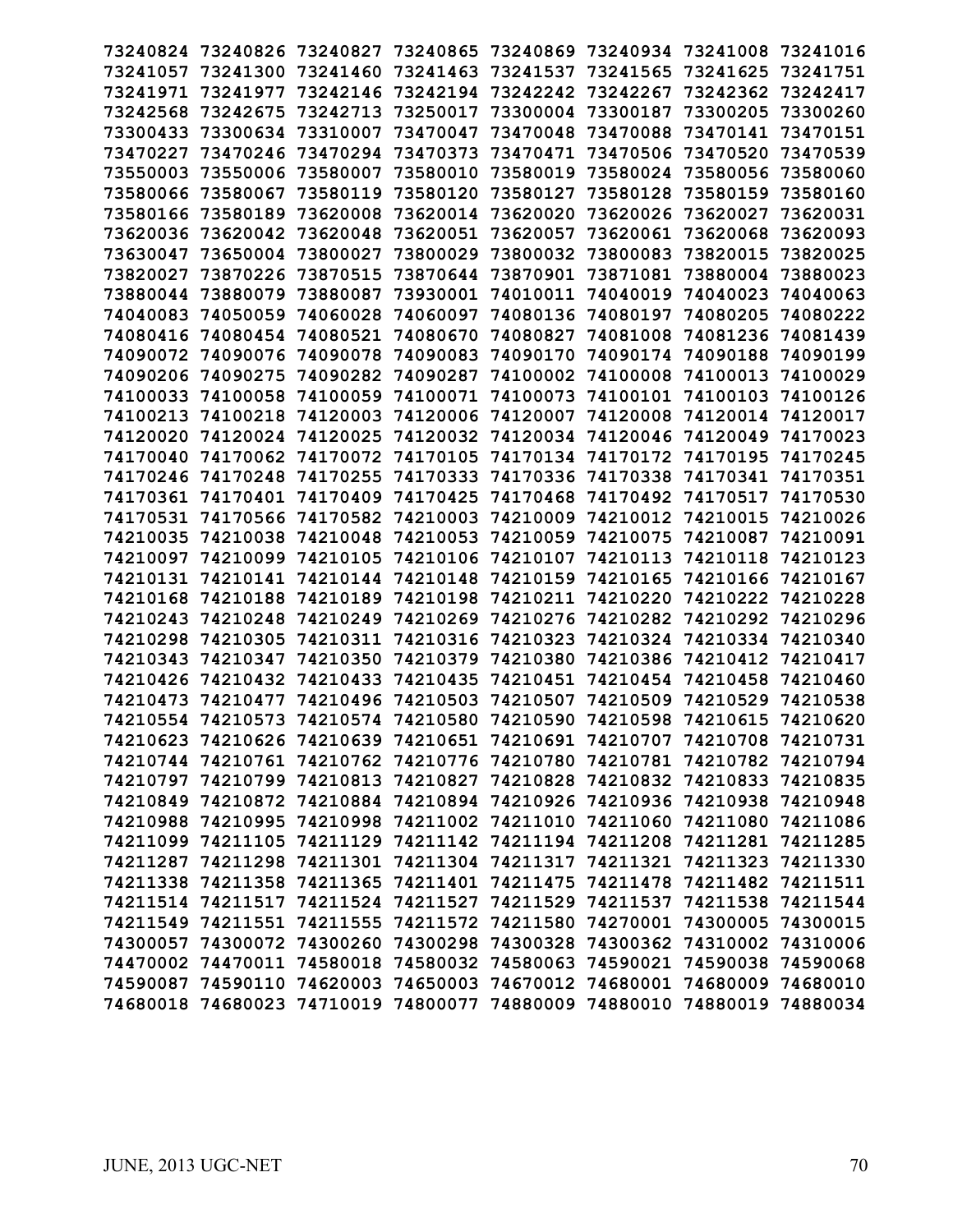73240824 73240826 73240827 73240865 73240869 73240934 73241008 73241016
73241057 73241300 73241460 73241463 73241537 73241565 73241625 73241751
73241971 73241977 73242146 73242194 73242242 73242267 73242362 73242417
73242568 73242675 73242713 73250017 73300004 73300187 73300205 73300260
73300433 73300634 73310007 73470047 73470048 73470088 73470141 73470151
73470227 73470246 73470294 73470373 73470471 73470506 73470520 73470539
73550003 73550006 73580007 73580010 73580019 73580024 73580056 73580060
73580066 73580067 73580119 73580120 73580127 73580128 73580159 73580160
73580166 73580189 73620008 73620014 73620020 73620026 73620027 73620031
73620036 73620042 73620048 73620051 73620057 73620061 73620068 73620093
73630047 73650004 73800027 73800029 73800032 73800083 73820015 73820025
73820027 73870226 73870515 73870644 73870901 73871081 73880004 73880023
73880044 73880079 73880087 73930001 74010011 74040019 74040023 74040063
74040083 74050059 74060028 74060097 74080136 74080197 74080205 74080222
74080416 74080454 74080521 74080670 74080827 74081008 74081236 74081439
74090072 74090076 74090078 74090083 74090170 74090174 74090188 74090199
74090206 74090275 74090282 74090287 74100002 74100008 74100013 74100029
74100033 74100058 74100059 74100071 74100073 74100101 74100103 74100126
74100213 74100218 74120003 74120006 74120007 74120008 74120014 74120017
74120020 74120024 74120025 74120032 74120034 74120046 74120049 74170023
74170040 74170062 74170072 74170105 74170134 74170172 74170195 74170245
74170246 74170248 74170255 74170333 74170336 74170338 74170341 74170351
74170361 74170401 74170409 74170425 74170468 74170492 74170517 74170530
74170531 74170566 74170582 74210003 74210009 74210012 74210015 74210026
74210035 74210038 74210048 74210053 74210059 74210075 74210087 74210091
74210097 74210099 74210105 74210106 74210107 74210113 74210118 74210123
74210131 74210141 74210144 74210148 74210159 74210165 74210166 74210167
74210168 74210188 74210189 74210198 74210211 74210220 74210222 74210228
74210243 74210248 74210249 74210269 74210276 74210282 74210292 74210296
74210298 74210305 74210311 74210316 74210323 74210324 74210334 74210340
74210343 74210347 74210350 74210379 74210380 74210386 74210412 74210417
74210426 74210432 74210433 74210435 74210451 74210454 74210458 74210460
74210473 74210477 74210496 74210503 74210507 74210509 74210529 74210538
74210554 74210573 74210574 74210580 74210590 74210598 74210615 74210620
74210623 74210626 74210639 74210651 74210691 74210707 74210708 74210731
74210744 74210761 74210762 74210776 74210780 74210781 74210782 74210794
74210797 74210799 74210813 74210827 74210828 74210832 74210833 74210835
74210849 74210872 74210884 74210894 74210926 74210936 74210938 74210948
74210988 74210995 74210998 74211002 74211010 74211060 74211080 74211086
74211099 74211105 74211129 74211142 74211194 74211208 74211281 74211285
74211287 74211298 74211301 74211304 74211317 74211321 74211323 74211330
74211338 74211358 74211365 74211401 74211475 74211478 74211482 74211511
74211514 74211517 74211524 74211527 74211529 74211537 74211538 74211544
74211549 74211551 74211555 74211572 74211580 74270001 74300005 74300015
74300057 74300072 74300260 74300298 74300328 74300362 74310002 74310006
74470002 74470011 74580018 74580032 74580063 74590021 74590038 74590068
74590087 74590110 74620003 74650003 74670012 74680001 74680009 74680010
74680018 74680023 74710019 74800077 74880009 74880010 74880019 74880034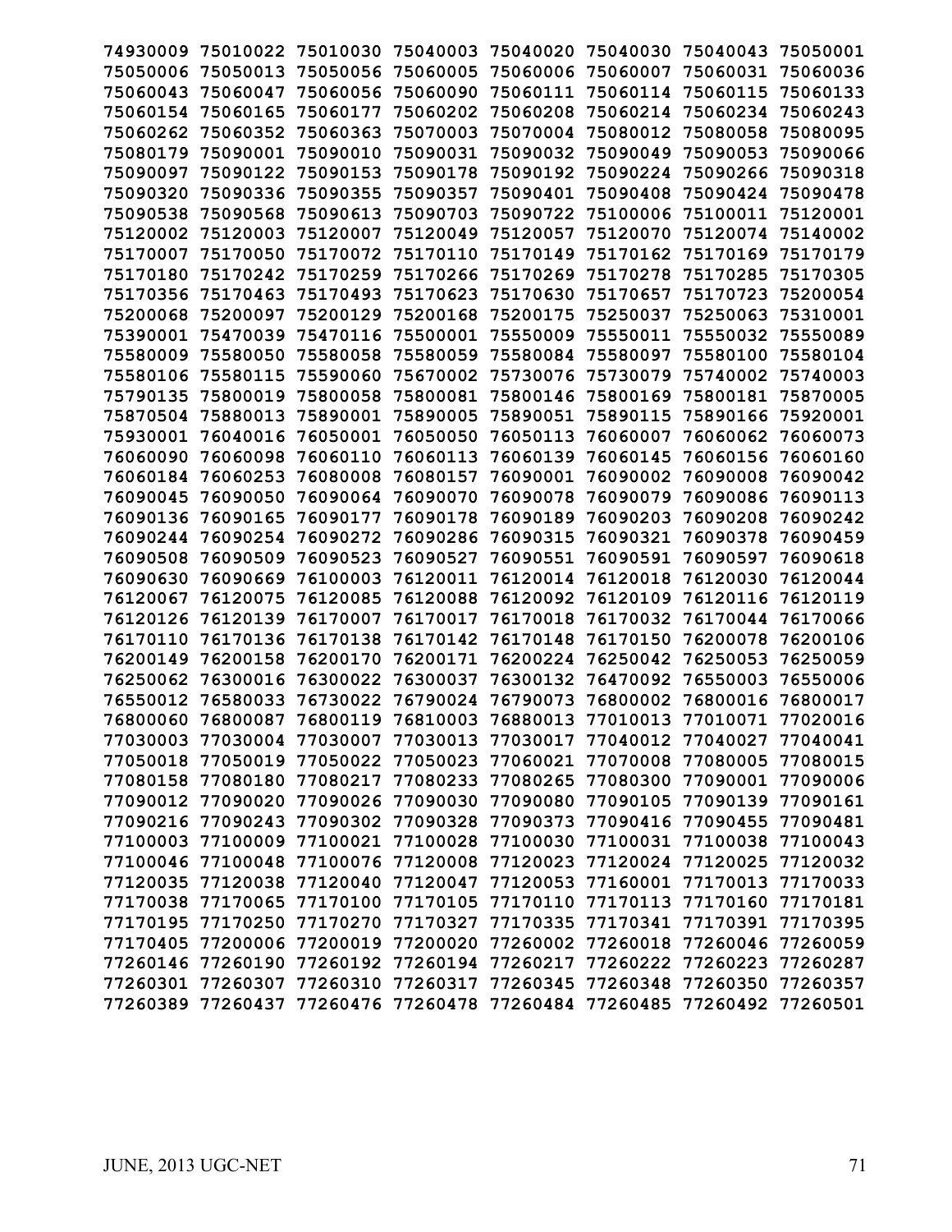74930009 75010022 75010030 75040003 75040020 75040030 75040043 75050001
75050006 75050013 75050056 75060005 75060006 75060007 75060031 75060036
75060043 75060047 75060056 75060090 75060111 75060114 75060115 75060133
75060154 75060165 75060177 75060202 75060208 75060214 75060234 75060243
75060262 75060352 75060363 75070003 75070004 75080012 75080058 75080095
75080179 75090001 75090010 75090031 75090032 75090049 75090053 75090066
75090097 75090122 75090153 75090178 75090192 75090224 75090266 75090318
75090320 75090336 75090355 75090357 75090401 75090408 75090424 75090478
75090538 75090568 75090613 75090703 75090722 75100006 75100011 75120001
75120002 75120003 75120007 75120049 75120057 75120070 75120074 75140002
75170007 75170050 75170072 75170110 75170149 75170162 75170169 75170179
75170180 75170242 75170259 75170266 75170269 75170278 75170285 75170305
75170356 75170463 75170493 75170623 75170630 75170657 75170723 75200054
75200068 75200097 75200129 75200168 75200175 75250037 75250063 75310001
75390001 75470039 75470116 75500001 75550009 75550011 75550032 75550089
75580009 75580050 75580058 75580059 75580084 75580097 75580100 75580104
75580106 75580115 75590060 75670002 75730076 75730079 75740002 75740003
75790135 75800019 75800058 75800081 75800146 75800169 75800181 75870005
75870504 75880013 75890001 75890005 75890051 75890115 75890166 75920001
75930001 76040016 76050001 76050050 76050113 76060007 76060062 76060073
76060090 76060098 76060110 76060113 76060139 76060145 76060156 76060160
76060184 76060253 76080008 76080157 76090001 76090002 76090008 76090042
76090045 76090050 76090064 76090070 76090078 76090079 76090086 76090113
76090136 76090165 76090177 76090178 76090189 76090203 76090208 76090242
76090244 76090254 76090272 76090286 76090315 76090321 76090378 76090459
76090508 76090509 76090523 76090527 76090551 76090591 76090597 76090618
76090630 76090669 76100003 76120011 76120014 76120018 76120030 76120044
76120067 76120075 76120085 76120088 76120092 76120109 76120116 76120119
76120126 76120139 76170007 76170017 76170018 76170032 76170044 76170066
76170110 76170136 76170138 76170142 76170148 76170150 76200078 76200106
76200149 76200158 76200170 76200171 76200224 76250042 76250053 76250059
76250062 76300016 76300022 76300037 76300132 76470092 76550003 76550006
76550012 76580033 76730022 76790024 76790073 76800002 76800016 76800017
76800060 76800087 76800119 76810003 76880013 77010013 77010071 77020016
77030003 77030004 77030007 77030013 77030017 77040012 77040027 77040041
77050018 77050019 77050022 77050023 77060021 77070008 77080005 77080015
77080158 77080180 77080217 77080233 77080265 77080300 77090001 77090006
77090012 77090020 77090026 77090030 77090080 77090105 77090139 77090161
77090216 77090243 77090302 77090328 77090373 77090416 77090455 77090481
77100003 77100009 77100021 77100028 77100030 77100031 77100038 77100043
77100046 77100048 77100076 77120008 77120023 77120024 77120025 77120032
77120035 77120038 77120040 77120047 77120053 77160001 77170013 77170033
77170038 77170065 77170100 77170105 77170110 77170113 77170160 77170181
77170195 77170250 77170270 77170327 77170335 77170341 77170391 77170395
77170405 77200006 77200019 77200020 77260002 77260018 77260046 77260059
77260146 77260190 77260192 77260194 77260217 77260222 77260223 77260287
77260301 77260307 77260310 77260317 77260345 77260348 77260350 77260357
77260389 77260437 77260476 77260478 77260484 77260485 77260492 77260501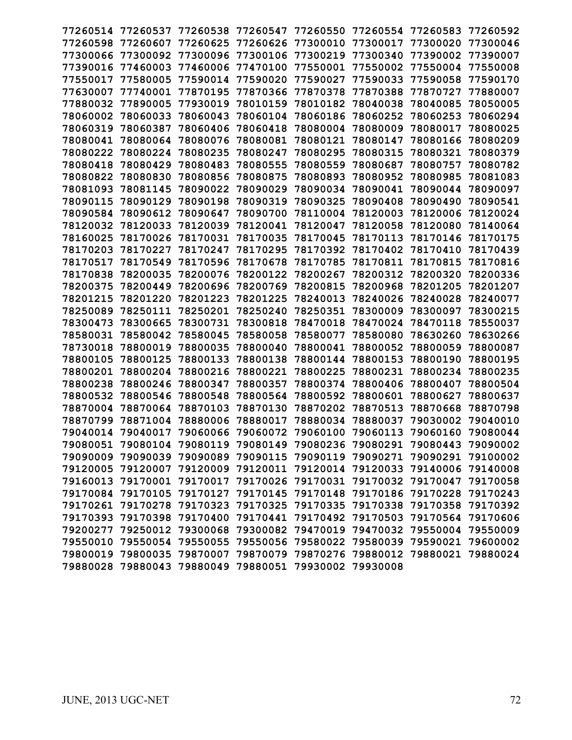77260514 77260537 77260538 77260547 77260550 77260554 77260583 77260592
77260598 77260607 77260625 77260626 77300010 77300017 77300020 77300046
77300066 77300092 77300096 77300106 77300219 77300340 77390002 77390007
77390016 77460003 77460006 77470100 77550001 77550002 77550004 77550008
77550017 77580005 77590014 77590020 77590027 77590033 77590058 77590170
77630007 77740001 77870195 77870366 77870378 77870388 77870727 77880007
77880032 77890005 77930019 78010159 78010182 78040038 78040085 78050005
78060002 78060033 78060043 78060104 78060186 78060252 78060253 78060294
78060319 78060387 78060406 78060418 78080004 78080009 78080017 78080025
78080041 78080064 78080076 78080081 78080121 78080147 78080166 78080209
78080222 78080224 78080235 78080247 78080295 78080315 78080321 78080379
78080418 78080429 78080483 78080555 78080559 78080687 78080757 78080782
78080822 78080830 78080856 78080875 78080893 78080952 78080985 78081083
78081093 78081145 78090022 78090029 78090034 78090041 78090044 78090097
78090115 78090129 78090198 78090319 78090325 78090408 78090490 78090541
78090584 78090612 78090647 78090700 78110004 78120003 78120006 78120024
78120032 78120033 78120039 78120041 78120047 78120058 78120080 78140064
78160025 78170026 78170031 78170035 78170045 78170113 78170146 78170175
78170203 78170227 78170247 78170295 78170392 78170402 78170410 78170439
78170517 78170549 78170596 78170678 78170785 78170811 78170815 78170816
78170838 78200035 78200076 78200122 78200267 78200312 78200320 78200336
78200375 78200449 78200696 78200769 78200815 78200968 78201205 78201207
78201215 78201220 78201223 78201225 78240013 78240026 78240028 78240077
78250089 78250111 78250201 78250240 78250351 78300009 78300097 78300215
78300473 78300665 78300731 78300818 78470018 78470024 78470118 78550037
78580031 78580042 78580045 78580058 78580077 78580080 78630260 78630266
78730018 78800019 78800035 78800040 78800041 78800052 78800059 78800087
78800105 78800125 78800133 78800138 78800144 78800153 78800190 78800195
78800201 78800204 78800216 78800221 78800225 78800231 78800234 78800235
78800238 78800246 78800347 78800357 78800374 78800406 78800407 78800504
78800532 78800546 78800548 78800564 78800592 78800601 78800627 78800637
78870004 78870064 78870103 78870130 78870202 78870513 78870668 78870798
78870799 78871004 78880006 78880017 78880034 78880037 79030002 79040010
79040014 79040017 79060066 79060072 79060100 79060113 79060160 79080044
79080051 79080104 79080119 79080149 79080236 79080291 79080443 79090002
79090009 79090039 79090089 79090115 79090119 79090271 79090291 79100002
79120005 79120007 79120009 79120011 79120014 79120033 79140006 79140008
79160013 79170001 79170017 79170026 79170031 79170032 79170047 79170058
79170084 79170105 79170127 79170145 79170148 79170186 79170228 79170243
79170261 79170278 79170323 79170325 79170335 79170338 79170358 79170392
79170393 79170398 79170400 79170441 79170492 79170503 79170564 79170606
79200277 79250012 79300068 79300082 79470019 79470032 79550004 79550009
79550010 79550054 79550055 79550056 79580022 79580039 79590021 79600002
79800019 79800035 79870007 79870079 79870276 79880012 79880021 79880024
79880028 79880043 79880049 79880051 79930002 79930008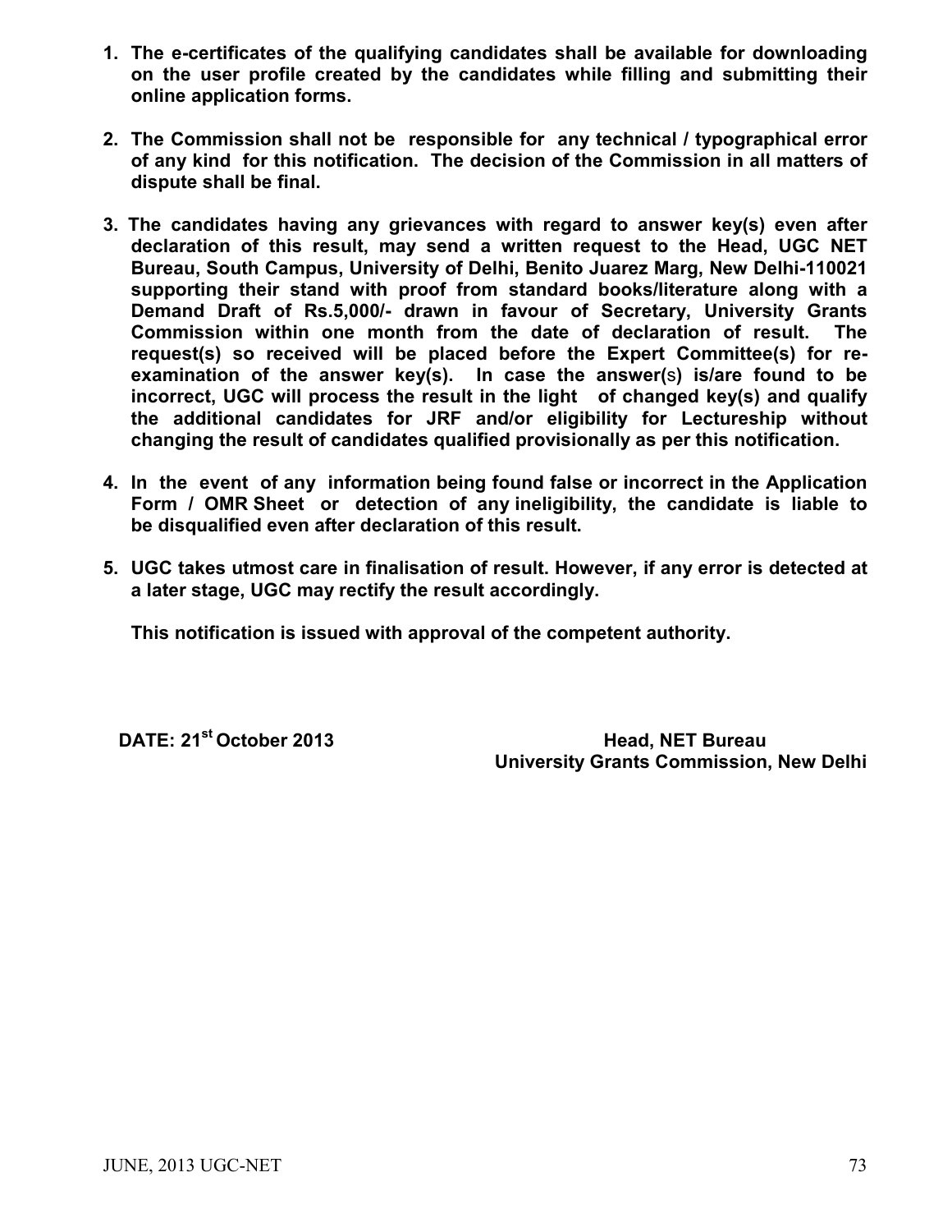1. **The e-certificates of the qualifying candidates shall be available for downloading on the user profile created by the candidates while filling and submitting their online application forms.**

2. **The Commission shall not be responsible for any technical / typographical error of any kind for this notification. The decision of the Commission in all matters of dispute shall be final.**

3. **The candidates having any grievances with regard to answer key(s) even after declaration of this result, may send a written request to the Head, UGC NET Bureau, South Campus, University of Delhi, Benito Juarez Marg, New Delhi-110021 supporting their stand with proof from standard books/literature along with a Demand Draft of Rs.5,000/- drawn in favour of Secretary, University Grants Commission within one month from the date of declaration of result. The request(s) so received will be placed before the Expert Committee(s) for re-examination of the answer key(s). In case the answer(s) is/are found to be incorrect, UGC will process the result in the light of changed key(s) and qualify the additional candidates for JRF and/or eligibility for Lectureship without changing the result of candidates qualified provisionally as per this notification.**

4. **In the event of any information being found false or incorrect in the Application Form / OMR Sheet or detection of any ineligibility, the candidate is liable to be disqualified even after declaration of this result.**

5. **UGC takes utmost care in finalisation of result. However, if any error is detected at a later stage, UGC may rectify the result accordingly.**

**This notification is issued with approval of the competent authority.**

**DATE: 21st October 2013**

**Head, NET Bureau**
**University Grants Commission, New Delhi**